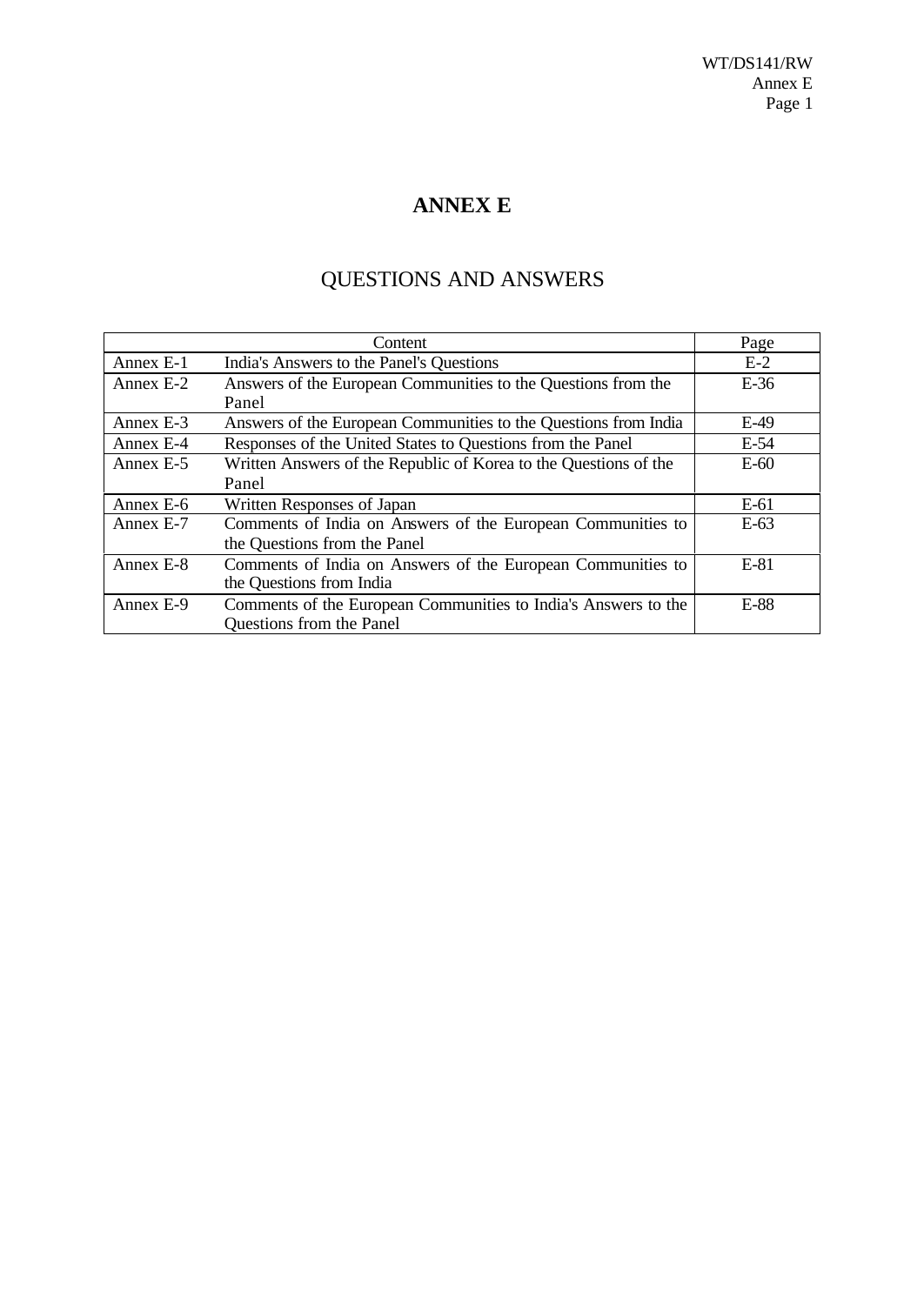# ANNEX E

## QUESTIONS AND ANSWERS

| Content | | Page |
|---|---|---|
| Annex E-1 | India's Answers to the Panel's Questions | E-2 |
| Annex E-2 | Answers of the European Communities to the Questions from the Panel | E-36 |
| Annex E-3 | Answers of the European Communities to the Questions from India | E-49 |
| Annex E-4 | Responses of the United States to Questions from the Panel | E-54 |
| Annex E-5 | Written Answers of the Republic of Korea to the Questions of the Panel | E-60 |
| Annex E-6 | Written Responses of Japan | E-61 |
| Annex E-7 | Comments of India on Answers of the European Communities to the Questions from the Panel | E-63 |
| Annex E-8 | Comments of India on Answers of the European Communities to the Questions from India | E-81 |
| Annex E-9 | Comments of the European Communities to India's Answers to the Questions from the Panel | E-88 |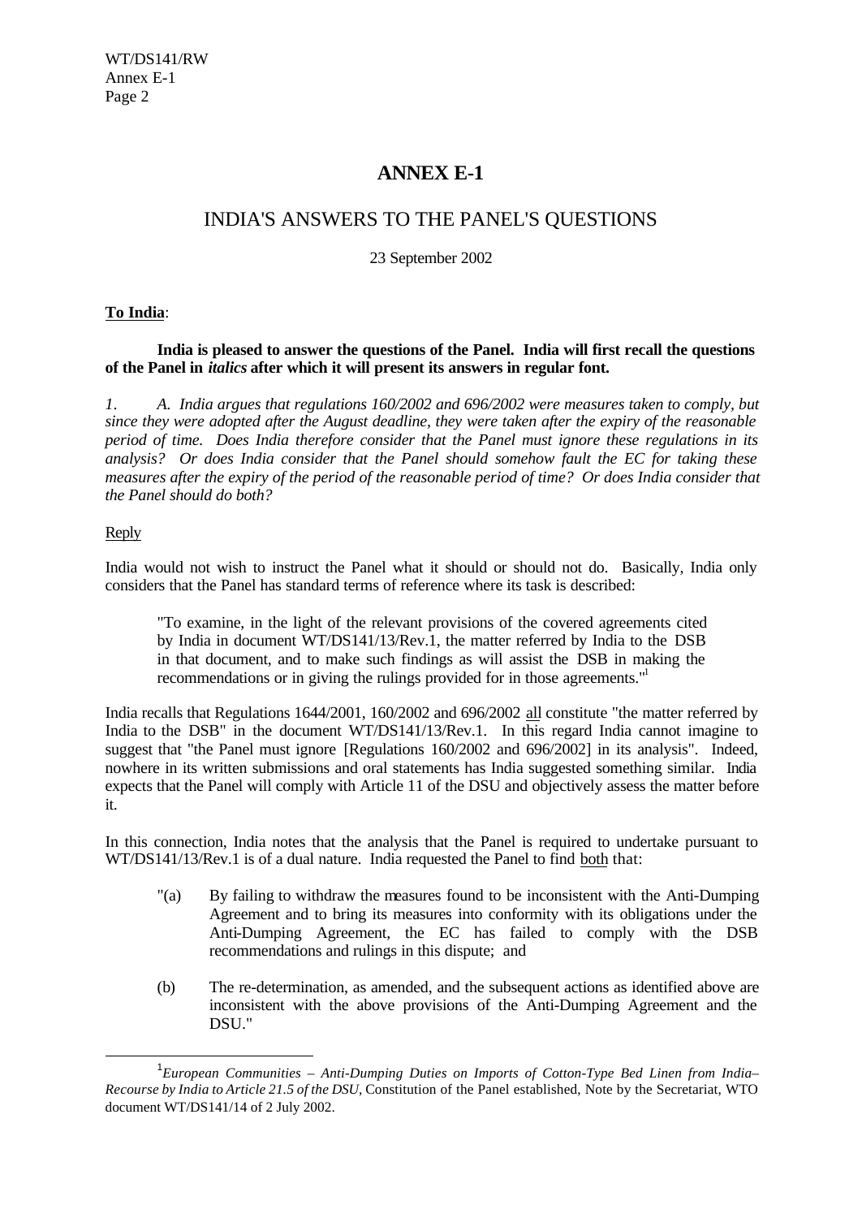# ANNEX E-1

## INDIA'S ANSWERS TO THE PANEL'S QUESTIONS

23 September 2002

**To India**:

**India is pleased to answer the questions of the Panel. India will first recall the questions of the Panel in *italics* after which it will present its answers in regular font.**

*1. A. India argues that regulations 160/2002 and 696/2002 were measures taken to comply, but since they were adopted after the August deadline, they were taken after the expiry of the reasonable period of time. Does India therefore consider that the Panel must ignore these regulations in its analysis? Or does India consider that the Panel should somehow fault the EC for taking these measures after the expiry of the period of the reasonable period of time? Or does India consider that the Panel should do both?*

Reply

India would not wish to instruct the Panel what it should or should not do. Basically, India only considers that the Panel has standard terms of reference where its task is described:

> "To examine, in the light of the relevant provisions of the covered agreements cited by India in document WT/DS141/13/Rev.1, the matter referred by India to the DSB in that document, and to make such findings as will assist the DSB in making the recommendations or in giving the rulings provided for in those agreements."[1]

India recalls that Regulations 1644/2001, 160/2002 and 696/2002 all constitute "the matter referred by India to the DSB" in the document WT/DS141/13/Rev.1. In this regard India cannot imagine to suggest that "the Panel must ignore [Regulations 160/2002 and 696/2002] in its analysis". Indeed, nowhere in its written submissions and oral statements has India suggested something similar. India expects that the Panel will comply with Article 11 of the DSU and objectively assess the matter before it.

In this connection, India notes that the analysis that the Panel is required to undertake pursuant to WT/DS141/13/Rev.1 is of a dual nature. India requested the Panel to find both that:

> "(a) By failing to withdraw the measures found to be inconsistent with the Anti-Dumping Agreement and to bring its measures into conformity with its obligations under the Anti-Dumping Agreement, the EC has failed to comply with the DSB recommendations and rulings in this dispute; and
>
> (b) The re-determination, as amended, and the subsequent actions as identified above are inconsistent with the above provisions of the Anti-Dumping Agreement and the DSU."

---

[1] *European Communities – Anti-Dumping Duties on Imports of Cotton-Type Bed Linen from India– Recourse by India to Article 21.5 of the DSU*, Constitution of the Panel established, Note by the Secretariat, WTO document WT/DS141/14 of 2 July 2002.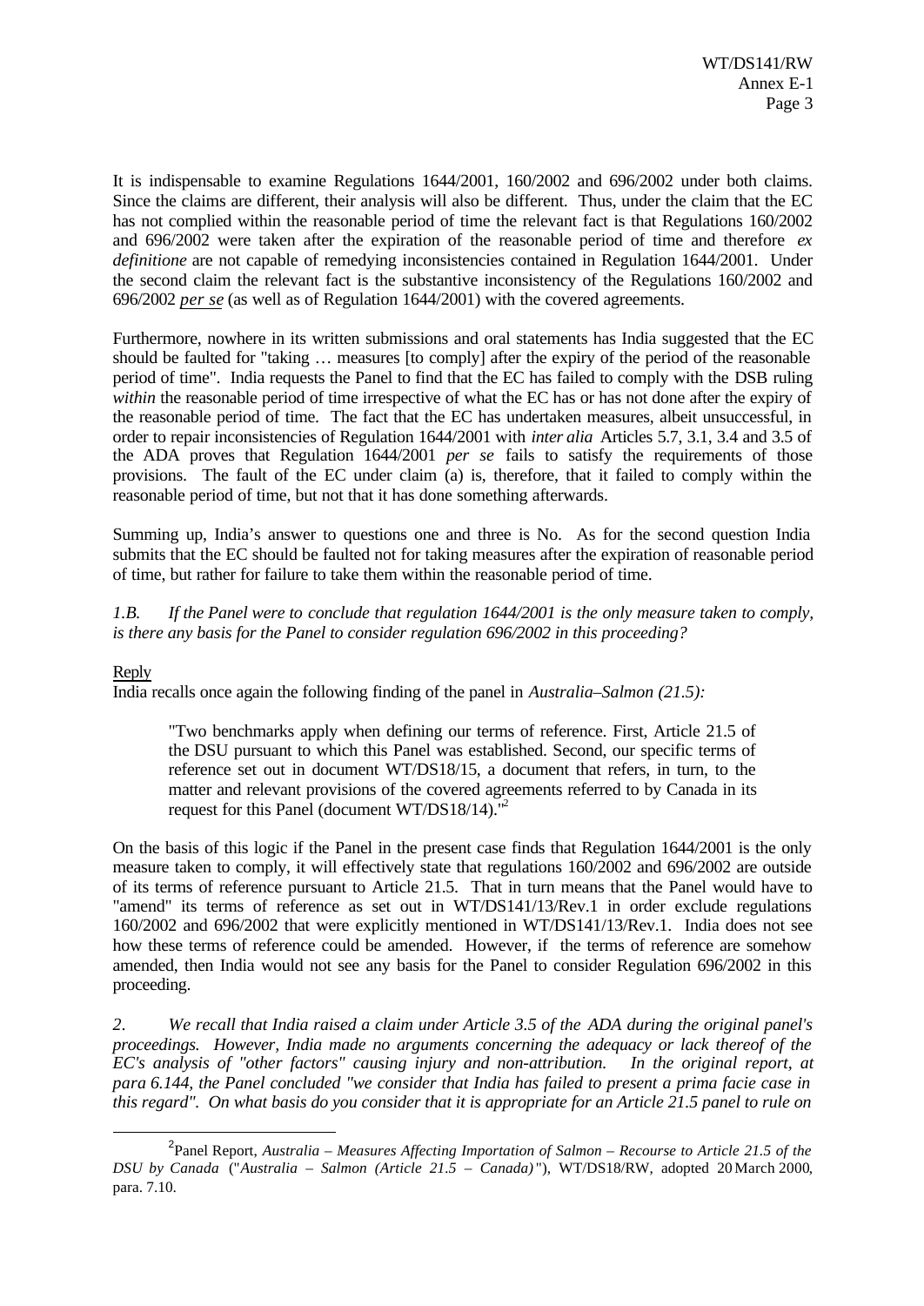It is indispensable to examine Regulations 1644/2001, 160/2002 and 696/2002 under both claims. Since the claims are different, their analysis will also be different. Thus, under the claim that the EC has not complied within the reasonable period of time the relevant fact is that Regulations 160/2002 and 696/2002 were taken after the expiration of the reasonable period of time and therefore *ex definitione* are not capable of remedying inconsistencies contained in Regulation 1644/2001. Under the second claim the relevant fact is the substantive inconsistency of the Regulations 160/2002 and 696/2002 ***per se*** (as well as of Regulation 1644/2001) with the covered agreements.

Furthermore, nowhere in its written submissions and oral statements has India suggested that the EC should be faulted for "taking … measures [to comply] after the expiry of the period of the reasonable period of time". India requests the Panel to find that the EC has failed to comply with the DSB ruling *within* the reasonable period of time irrespective of what the EC has or has not done after the expiry of the reasonable period of time. The fact that the EC has undertaken measures, albeit unsuccessful, in order to repair inconsistencies of Regulation 1644/2001 with *inter alia* Articles 5.7, 3.1, 3.4 and 3.5 of the ADA proves that Regulation 1644/2001 *per se* fails to satisfy the requirements of those provisions. The fault of the EC under claim (a) is, therefore, that it failed to comply within the reasonable period of time, but not that it has done something afterwards.

Summing up, India's answer to questions one and three is No. As for the second question India submits that the EC should be faulted not for taking measures after the expiration of reasonable period of time, but rather for failure to take them within the reasonable period of time.

*1.B. If the Panel were to conclude that regulation 1644/2001 is the only measure taken to comply, is there any basis for the Panel to consider regulation 696/2002 in this proceeding?*

Reply

India recalls once again the following finding of the panel in *Australia–Salmon (21.5)*:

> "Two benchmarks apply when defining our terms of reference. First, Article 21.5 of the DSU pursuant to which this Panel was established. Second, our specific terms of reference set out in document WT/DS18/15, a document that refers, in turn, to the matter and relevant provisions of the covered agreements referred to by Canada in its request for this Panel (document WT/DS18/14)."[2]

On the basis of this logic if the Panel in the present case finds that Regulation 1644/2001 is the only measure taken to comply, it will effectively state that regulations 160/2002 and 696/2002 are outside of its terms of reference pursuant to Article 21.5. That in turn means that the Panel would have to "amend" its terms of reference as set out in WT/DS141/13/Rev.1 in order exclude regulations 160/2002 and 696/2002 that were explicitly mentioned in WT/DS141/13/Rev.1. India does not see how these terms of reference could be amended. However, if the terms of reference are somehow amended, then India would not see any basis for the Panel to consider Regulation 696/2002 in this proceeding.

*2. We recall that India raised a claim under Article 3.5 of the ADA during the original panel's proceedings. However, India made no arguments concerning the adequacy or lack thereof of the EC's analysis of "other factors" causing injury and non-attribution. In the original report, at para 6.144, the Panel concluded "we consider that India has failed to present a prima facie case in this regard". On what basis do you consider that it is appropriate for an Article 21.5 panel to rule on*

---

[2] Panel Report, *Australia – Measures Affecting Importation of Salmon – Recourse to Article 21.5 of the DSU by Canada* ("*Australia – Salmon (Article 21.5 – Canada)*"), WT/DS18/RW, adopted 20 March 2000, para. 7.10.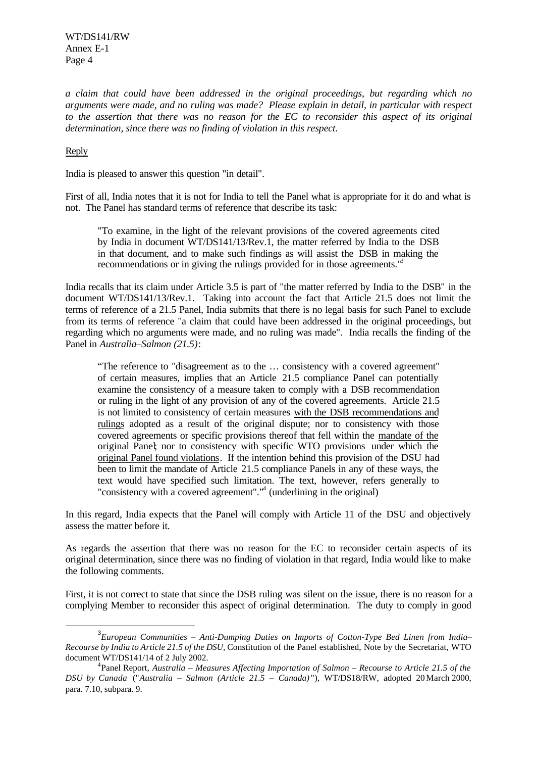*a claim that could have been addressed in the original proceedings, but regarding which no arguments were made, and no ruling was made? Please explain in detail, in particular with respect to the assertion that there was no reason for the EC to reconsider this aspect of its original determination, since there was no finding of violation in this respect.*

Reply

India is pleased to answer this question "in detail".

First of all, India notes that it is not for India to tell the Panel what is appropriate for it do and what is not. The Panel has standard terms of reference that describe its task:

> "To examine, in the light of the relevant provisions of the covered agreements cited by India in document WT/DS141/13/Rev.1, the matter referred by India to the DSB in that document, and to make such findings as will assist the DSB in making the recommendations or in giving the rulings provided for in those agreements."[3]

India recalls that its claim under Article 3.5 is part of "the matter referred by India to the DSB" in the document WT/DS141/13/Rev.1. Taking into account the fact that Article 21.5 does not limit the terms of reference of a 21.5 Panel, India submits that there is no legal basis for such Panel to exclude from its terms of reference "a claim that could have been addressed in the original proceedings, but regarding which no arguments were made, and no ruling was made". India recalls the finding of the Panel in *Australia–Salmon (21.5)*:

> "The reference to "disagreement as to the … consistency with a covered agreement" of certain measures, implies that an Article 21.5 compliance Panel can potentially examine the consistency of a measure taken to comply with a DSB recommendation or ruling in the light of any provision of any of the covered agreements. Article 21.5 is not limited to consistency of certain measures with the DSB recommendations and rulings adopted as a result of the original dispute; nor to consistency with those covered agreements or specific provisions thereof that fell within the mandate of the original Panel; nor to consistency with specific WTO provisions under which the original Panel found violations. If the intention behind this provision of the DSU had been to limit the mandate of Article 21.5 compliance Panels in any of these ways, the text would have specified such limitation. The text, however, refers generally to "consistency with a covered agreement"."[4] (underlining in the original)

In this regard, India expects that the Panel will comply with Article 11 of the DSU and objectively assess the matter before it.

As regards the assertion that there was no reason for the EC to reconsider certain aspects of its original determination, since there was no finding of violation in that regard, India would like to make the following comments.

First, it is not correct to state that since the DSB ruling was silent on the issue, there is no reason for a complying Member to reconsider this aspect of original determination. The duty to comply in good

---

[3] *European Communities – Anti-Dumping Duties on Imports of Cotton-Type Bed Linen from India– Recourse by India to Article 21.5 of the DSU*, Constitution of the Panel established, Note by the Secretariat, WTO document WT/DS141/14 of 2 July 2002.

[4] Panel Report, *Australia – Measures Affecting Importation of Salmon – Recourse to Article 21.5 of the DSU by Canada* ("*Australia – Salmon (Article 21.5 – Canada)*"), WT/DS18/RW, adopted 20 March 2000, para. 7.10, subpara. 9.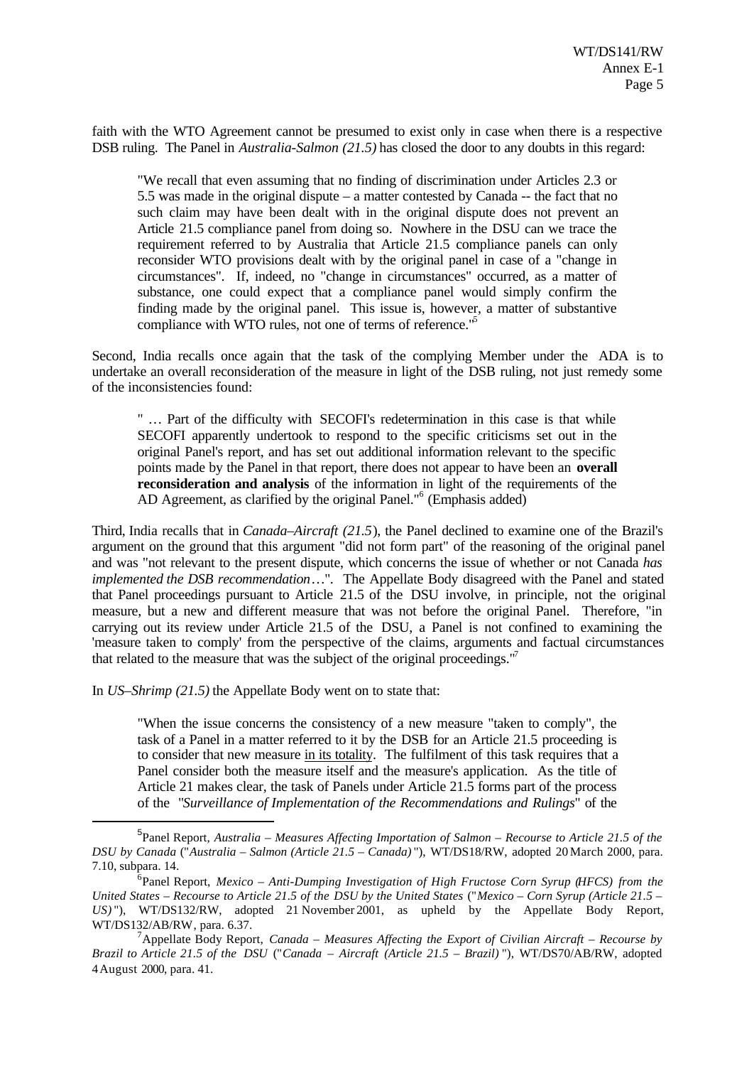faith with the WTO Agreement cannot be presumed to exist only in case when there is a respective DSB ruling. The Panel in *Australia-Salmon (21.5)* has closed the door to any doubts in this regard:

> "We recall that even assuming that no finding of discrimination under Articles 2.3 or 5.5 was made in the original dispute – a matter contested by Canada -- the fact that no such claim may have been dealt with in the original dispute does not prevent an Article 21.5 compliance panel from doing so. Nowhere in the DSU can we trace the requirement referred to by Australia that Article 21.5 compliance panels can only reconsider WTO provisions dealt with by the original panel in case of a "change in circumstances". If, indeed, no "change in circumstances" occurred, as a matter of substance, one could expect that a compliance panel would simply confirm the finding made by the original panel. This issue is, however, a matter of substantive compliance with WTO rules, not one of terms of reference."[5]

Second, India recalls once again that the task of the complying Member under the ADA is to undertake an overall reconsideration of the measure in light of the DSB ruling, not just remedy some of the inconsistencies found:

> " … Part of the difficulty with SECOFI's redetermination in this case is that while SECOFI apparently undertook to respond to the specific criticisms set out in the original Panel's report, and has set out additional information relevant to the specific points made by the Panel in that report, there does not appear to have been an **overall reconsideration and analysis** of the information in light of the requirements of the AD Agreement, as clarified by the original Panel."[6] (Emphasis added)

Third, India recalls that in *Canada–Aircraft (21.5*), the Panel declined to examine one of the Brazil's argument on the ground that this argument "did not form part" of the reasoning of the original panel and was "not relevant to the present dispute, which concerns the issue of whether or not Canada *has implemented the DSB recommendation*…". The Appellate Body disagreed with the Panel and stated that Panel proceedings pursuant to Article 21.5 of the DSU involve, in principle, not the original measure, but a new and different measure that was not before the original Panel. Therefore, "in carrying out its review under Article 21.5 of the DSU, a Panel is not confined to examining the 'measure taken to comply' from the perspective of the claims, arguments and factual circumstances that related to the measure that was the subject of the original proceedings."[7]

In *US–Shrimp (21.5)* the Appellate Body went on to state that:

> "When the issue concerns the consistency of a new measure "taken to comply", the task of a Panel in a matter referred to it by the DSB for an Article 21.5 proceeding is to consider that new measure <u>in its totality</u>. The fulfilment of this task requires that a Panel consider both the measure itself and the measure's application. As the title of Article 21 makes clear, the task of Panels under Article 21.5 forms part of the process of the "*Surveillance of Implementation of the Recommendations and Rulings*" of the

---

[5] Panel Report, *Australia – Measures Affecting Importation of Salmon – Recourse to Article 21.5 of the DSU by Canada* ("*Australia – Salmon (Article 21.5 – Canada)*"), WT/DS18/RW, adopted 20 March 2000, para. 7.10, subpara. 14.

[6] Panel Report, *Mexico – Anti-Dumping Investigation of High Fructose Corn Syrup (HFCS) from the United States – Recourse to Article 21.5 of the DSU by the United States* ("*Mexico – Corn Syrup (Article 21.5 – US)*"), WT/DS132/RW, adopted 21 November 2001, as upheld by the Appellate Body Report, WT/DS132/AB/RW, para. 6.37.

[7] Appellate Body Report, *Canada – Measures Affecting the Export of Civilian Aircraft – Recourse by Brazil to Article 21.5 of the DSU* ("*Canada – Aircraft (Article 21.5 – Brazil)*"), WT/DS70/AB/RW, adopted 4 August 2000, para. 41.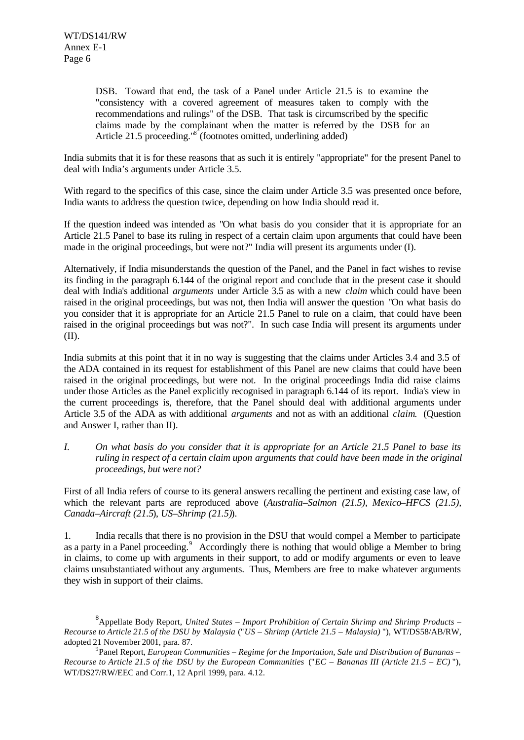> DSB. Toward that end, the task of a Panel under Article 21.5 is to examine the "consistency with a covered agreement of measures taken to comply with the recommendations and rulings" of the DSB. That task is circumscribed by the specific claims made by the complainant when the matter is referred by the DSB for an Article 21.5 proceeding."[8] (footnotes omitted, underlining added)

India submits that it is for these reasons that as such it is entirely "appropriate" for the present Panel to deal with India's arguments under Article 3.5.

With regard to the specifics of this case, since the claim under Article 3.5 was presented once before, India wants to address the question twice, depending on how India should read it.

If the question indeed was intended as "On what basis do you consider that it is appropriate for an Article 21.5 Panel to base its ruling in respect of a certain claim upon arguments that could have been made in the original proceedings, but were not?" India will present its arguments under (I).

Alternatively, if India misunderstands the question of the Panel, and the Panel in fact wishes to revise its finding in the paragraph 6.144 of the original report and conclude that in the present case it should deal with India's additional *arguments* under Article 3.5 as with a new *claim* which could have been raised in the original proceedings, but was not, then India will answer the question "On what basis do you consider that it is appropriate for an Article 21.5 Panel to rule on a claim, that could have been raised in the original proceedings but was not?". In such case India will present its arguments under (II).

India submits at this point that it in no way is suggesting that the claims under Articles 3.4 and 3.5 of the ADA contained in its request for establishment of this Panel are new claims that could have been raised in the original proceedings, but were not. In the original proceedings India did raise claims under those Articles as the Panel explicitly recognised in paragraph 6.144 of its report. India's view in the current proceedings is, therefore, that the Panel should deal with additional arguments under Article 3.5 of the ADA as with additional *arguments* and not as with an additional *claim*. (Question and Answer I, rather than II).

*I. On what basis do you consider that it is appropriate for an Article 21.5 Panel to base its ruling in respect of a certain claim upon arguments that could have been made in the original proceedings, but were not?*

First of all India refers of course to its general answers recalling the pertinent and existing case law, of which the relevant parts are reproduced above (*Australia–Salmon (21.5)*, *Mexico–HFCS (21.5)*, *Canada–Aircraft (21.5)*, *US–Shrimp (21.5)*).

1. India recalls that there is no provision in the DSU that would compel a Member to participate as a party in a Panel proceeding.[9] Accordingly there is nothing that would oblige a Member to bring in claims, to come up with arguments in their support, to add or modify arguments or even to leave claims unsubstantiated without any arguments. Thus, Members are free to make whatever arguments they wish in support of their claims.

---

[8] Appellate Body Report, *United States – Import Prohibition of Certain Shrimp and Shrimp Products – Recourse to Article 21.5 of the DSU by Malaysia* ("*US – Shrimp (Article 21.5 – Malaysia)*"), WT/DS58/AB/RW, adopted 21 November 2001, para. 87.

[9] Panel Report, *European Communities – Regime for the Importation, Sale and Distribution of Bananas – Recourse to Article 21.5 of the DSU by the European Communities* ("*EC – Bananas III (Article 21.5 – EC)*"), WT/DS27/RW/EEC and Corr.1, 12 April 1999, para. 4.12.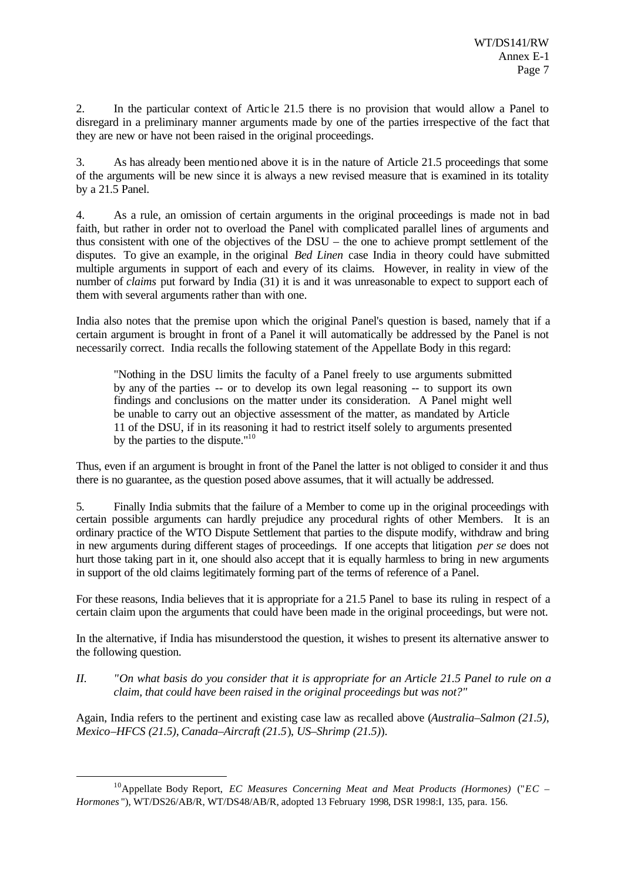2. In the particular context of Article 21.5 there is no provision that would allow a Panel to disregard in a preliminary manner arguments made by one of the parties irrespective of the fact that they are new or have not been raised in the original proceedings.

3. As has already been mentioned above it is in the nature of Article 21.5 proceedings that some of the arguments will be new since it is always a new revised measure that is examined in its totality by a 21.5 Panel.

4. As a rule, an omission of certain arguments in the original proceedings is made not in bad faith, but rather in order not to overload the Panel with complicated parallel lines of arguments and thus consistent with one of the objectives of the DSU – the one to achieve prompt settlement of the disputes. To give an example, in the original *Bed Linen* case India in theory could have submitted multiple arguments in support of each and every of its claims. However, in reality in view of the number of *claims* put forward by India (31) it is and it was unreasonable to expect to support each of them with several arguments rather than with one.

India also notes that the premise upon which the original Panel's question is based, namely that if a certain argument is brought in front of a Panel it will automatically be addressed by the Panel is not necessarily correct. India recalls the following statement of the Appellate Body in this regard:

> "Nothing in the DSU limits the faculty of a Panel freely to use arguments submitted by any of the parties -- or to develop its own legal reasoning -- to support its own findings and conclusions on the matter under its consideration. A Panel might well be unable to carry out an objective assessment of the matter, as mandated by Article 11 of the DSU, if in its reasoning it had to restrict itself solely to arguments presented by the parties to the dispute."[10]

Thus, even if an argument is brought in front of the Panel the latter is not obliged to consider it and thus there is no guarantee, as the question posed above assumes, that it will actually be addressed.

5. Finally India submits that the failure of a Member to come up in the original proceedings with certain possible arguments can hardly prejudice any procedural rights of other Members. It is an ordinary practice of the WTO Dispute Settlement that parties to the dispute modify, withdraw and bring in new arguments during different stages of proceedings. If one accepts that litigation *per se* does not hurt those taking part in it, one should also accept that it is equally harmless to bring in new arguments in support of the old claims legitimately forming part of the terms of reference of a Panel.

For these reasons, India believes that it is appropriate for a 21.5 Panel to base its ruling in respect of a certain claim upon the arguments that could have been made in the original proceedings, but were not.

In the alternative, if India has misunderstood the question, it wishes to present its alternative answer to the following question.

*II. "On what basis do you consider that it is appropriate for an Article 21.5 Panel to rule on a claim, that could have been raised in the original proceedings but was not?"*

Again, India refers to the pertinent and existing case law as recalled above (*Australia–Salmon (21.5)*, *Mexico–HFCS (21.5)*, *Canada–Aircraft (21.5)*, *US–Shrimp (21.5)*).

---

[10] Appellate Body Report, *EC Measures Concerning Meat and Meat Products (Hormones)* ("*EC – Hormones*"), WT/DS26/AB/R, WT/DS48/AB/R, adopted 13 February 1998, DSR 1998:I, 135, para. 156.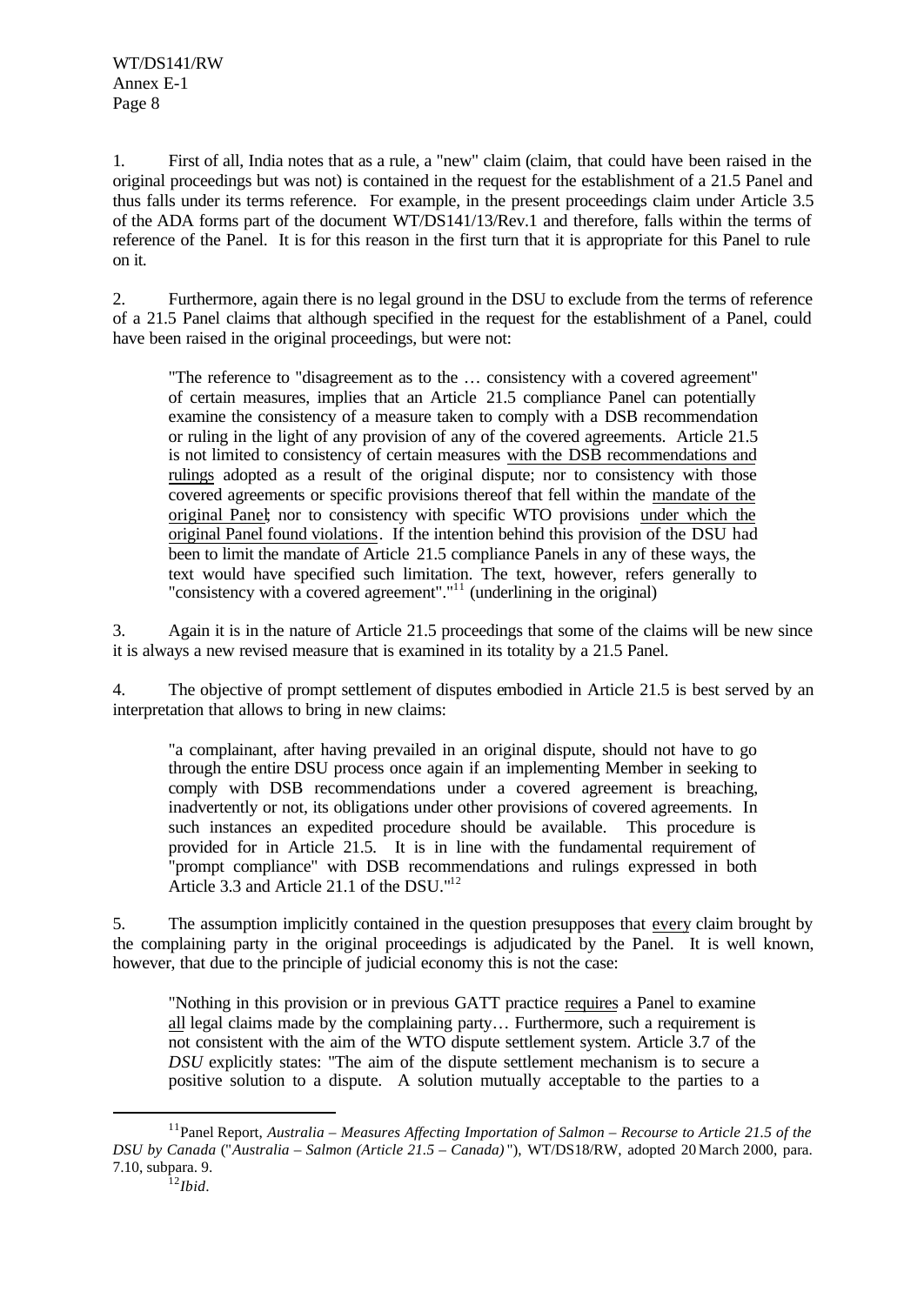1. First of all, India notes that as a rule, a "new" claim (claim, that could have been raised in the original proceedings but was not) is contained in the request for the establishment of a 21.5 Panel and thus falls under its terms reference. For example, in the present proceedings claim under Article 3.5 of the ADA forms part of the document WT/DS141/13/Rev.1 and therefore, falls within the terms of reference of the Panel. It is for this reason in the first turn that it is appropriate for this Panel to rule on it.

2. Furthermore, again there is no legal ground in the DSU to exclude from the terms of reference of a 21.5 Panel claims that although specified in the request for the establishment of a Panel, could have been raised in the original proceedings, but were not:

> "The reference to "disagreement as to the … consistency with a covered agreement" of certain measures, implies that an Article 21.5 compliance Panel can potentially examine the consistency of a measure taken to comply with a DSB recommendation or ruling in the light of any provision of any of the covered agreements. Article 21.5 is not limited to consistency of certain measures <u>with the DSB recommendations and rulings</u> adopted as a result of the original dispute; nor to consistency with those covered agreements or specific provisions thereof that fell within the <u>mandate of the original Panel</u>; nor to consistency with specific WTO provisions <u>under which the original Panel found violations</u>. If the intention behind this provision of the DSU had been to limit the mandate of Article 21.5 compliance Panels in any of these ways, the text would have specified such limitation. The text, however, refers generally to "consistency with a covered agreement"."[11] (underlining in the original)

3. Again it is in the nature of Article 21.5 proceedings that some of the claims will be new since it is always a new revised measure that is examined in its totality by a 21.5 Panel.

4. The objective of prompt settlement of disputes embodied in Article 21.5 is best served by an interpretation that allows to bring in new claims:

> "a complainant, after having prevailed in an original dispute, should not have to go through the entire DSU process once again if an implementing Member in seeking to comply with DSB recommendations under a covered agreement is breaching, inadvertently or not, its obligations under other provisions of covered agreements. In such instances an expedited procedure should be available. This procedure is provided for in Article 21.5. It is in line with the fundamental requirement of "prompt compliance" with DSB recommendations and rulings expressed in both Article 3.3 and Article 21.1 of the DSU."[12]

5. The assumption implicitly contained in the question presupposes that <u>every</u> claim brought by the complaining party in the original proceedings is adjudicated by the Panel. It is well known, however, that due to the principle of judicial economy this is not the case:

> "Nothing in this provision or in previous GATT practice <u>requires</u> a Panel to examine <u>all</u> legal claims made by the complaining party… Furthermore, such a requirement is not consistent with the aim of the WTO dispute settlement system. Article 3.7 of the *DSU* explicitly states: "The aim of the dispute settlement mechanism is to secure a positive solution to a dispute. A solution mutually acceptable to the parties to a

---

[11] Panel Report, *Australia – Measures Affecting Importation of Salmon – Recourse to Article 21.5 of the DSU by Canada* ("*Australia – Salmon (Article 21.5 – Canada)*"), WT/DS18/RW, adopted 20 March 2000, para. 7.10, subpara. 9.

[12] *Ibid*.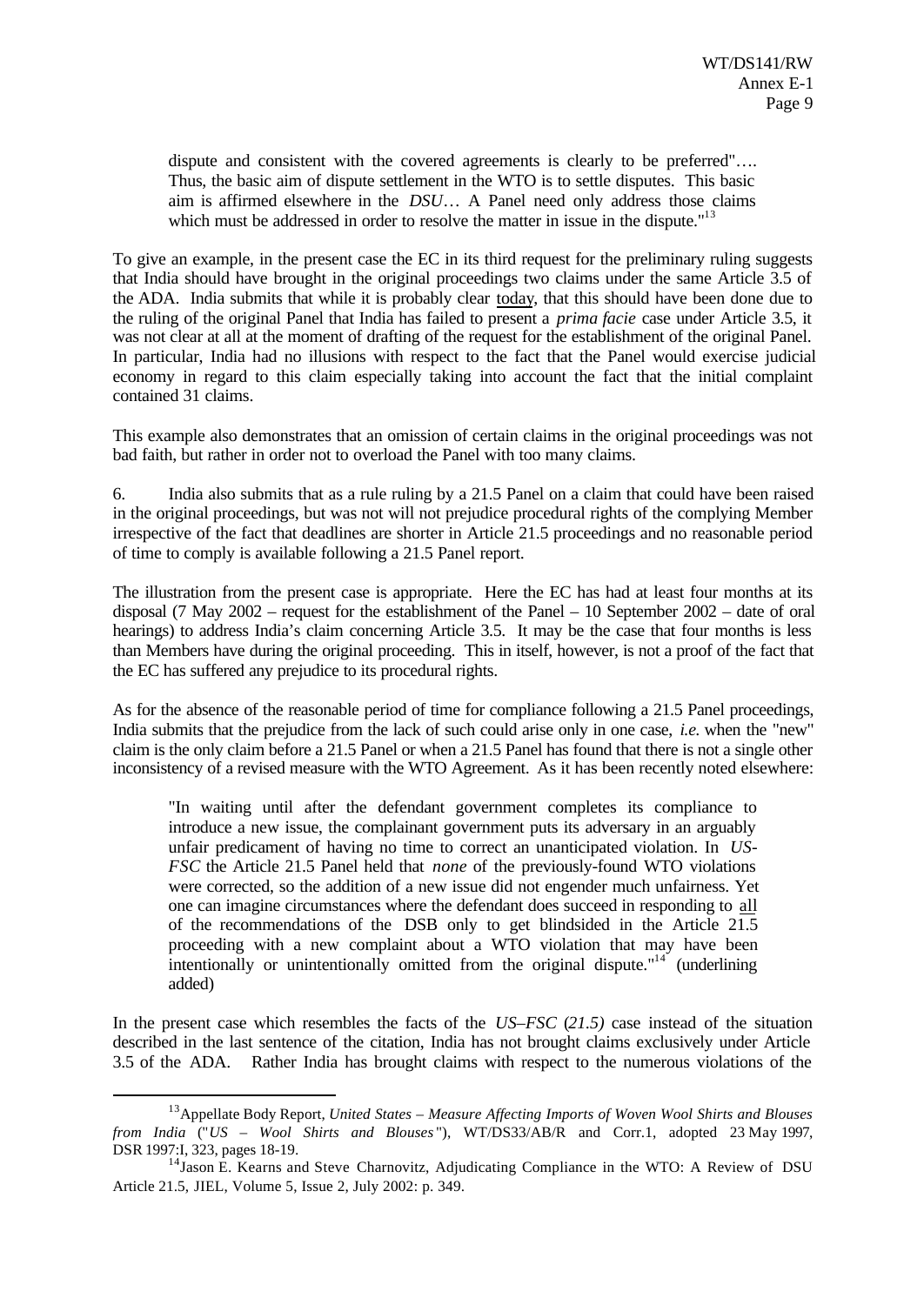> dispute and consistent with the covered agreements is clearly to be preferred"…. Thus, the basic aim of dispute settlement in the WTO is to settle disputes. This basic aim is affirmed elsewhere in the *DSU*… A Panel need only address those claims which must be addressed in order to resolve the matter in issue in the dispute."[13]

To give an example, in the present case the EC in its third request for the preliminary ruling suggests that India should have brought in the original proceedings two claims under the same Article 3.5 of the ADA. India submits that while it is probably clear today, that this should have been done due to the ruling of the original Panel that India has failed to present a *prima facie* case under Article 3.5, it was not clear at all at the moment of drafting of the request for the establishment of the original Panel. In particular, India had no illusions with respect to the fact that the Panel would exercise judicial economy in regard to this claim especially taking into account the fact that the initial complaint contained 31 claims.

This example also demonstrates that an omission of certain claims in the original proceedings was not bad faith, but rather in order not to overload the Panel with too many claims.

6. India also submits that as a rule ruling by a 21.5 Panel on a claim that could have been raised in the original proceedings, but was not will not prejudice procedural rights of the complying Member irrespective of the fact that deadlines are shorter in Article 21.5 proceedings and no reasonable period of time to comply is available following a 21.5 Panel report.

The illustration from the present case is appropriate. Here the EC has had at least four months at its disposal (7 May 2002 – request for the establishment of the Panel – 10 September 2002 – date of oral hearings) to address India's claim concerning Article 3.5. It may be the case that four months is less than Members have during the original proceeding. This in itself, however, is not a proof of the fact that the EC has suffered any prejudice to its procedural rights.

As for the absence of the reasonable period of time for compliance following a 21.5 Panel proceedings, India submits that the prejudice from the lack of such could arise only in one case, *i.e.* when the "new" claim is the only claim before a 21.5 Panel or when a 21.5 Panel has found that there is not a single other inconsistency of a revised measure with the WTO Agreement. As it has been recently noted elsewhere:

> "In waiting until after the defendant government completes its compliance to introduce a new issue, the complainant government puts its adversary in an arguably unfair predicament of having no time to correct an unanticipated violation. In *US-FSC* the Article 21.5 Panel held that *none* of the previously-found WTO violations were corrected, so the addition of a new issue did not engender much unfairness. Yet one can imagine circumstances where the defendant does succeed in responding to all of the recommendations of the DSB only to get blindsided in the Article 21.5 proceeding with a new complaint about a WTO violation that may have been intentionally or unintentionally omitted from the original dispute."[14] (underlining added)

In the present case which resembles the facts of the *US–FSC* (*21.5)* case instead of the situation described in the last sentence of the citation, India has not brought claims exclusively under Article 3.5 of the ADA. Rather India has brought claims with respect to the numerous violations of the

---

[13] Appellate Body Report, *United States – Measure Affecting Imports of Woven Wool Shirts and Blouses from India* ("*US – Wool Shirts and Blouses*"), WT/DS33/AB/R and Corr.1, adopted 23 May 1997, DSR 1997:I, 323, pages 18-19.

[14] Jason E. Kearns and Steve Charnovitz, Adjudicating Compliance in the WTO: A Review of DSU Article 21.5, JIEL, Volume 5, Issue 2, July 2002: p. 349.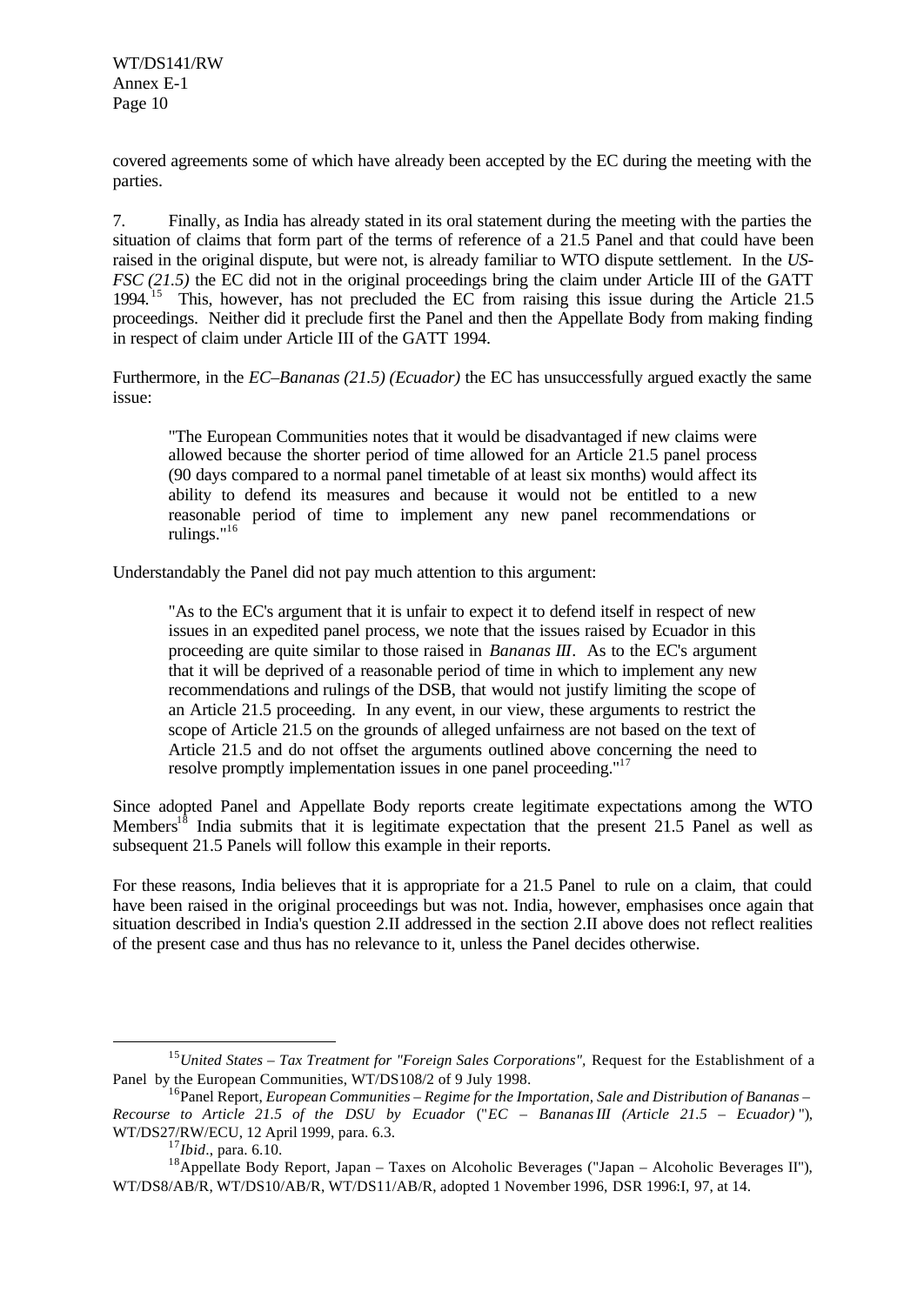covered agreements some of which have already been accepted by the EC during the meeting with the parties.

7. Finally, as India has already stated in its oral statement during the meeting with the parties the situation of claims that form part of the terms of reference of a 21.5 Panel and that could have been raised in the original dispute, but were not, is already familiar to WTO dispute settlement. In the *US-FSC (21.5)* the EC did not in the original proceedings bring the claim under Article III of the GATT 1994.[15] This, however, has not precluded the EC from raising this issue during the Article 21.5 proceedings. Neither did it preclude first the Panel and then the Appellate Body from making finding in respect of claim under Article III of the GATT 1994.

Furthermore, in the *EC–Bananas (21.5) (Ecuador)* the EC has unsuccessfully argued exactly the same issue:

> "The European Communities notes that it would be disadvantaged if new claims were allowed because the shorter period of time allowed for an Article 21.5 panel process (90 days compared to a normal panel timetable of at least six months) would affect its ability to defend its measures and because it would not be entitled to a new reasonable period of time to implement any new panel recommendations or rulings."[16]

Understandably the Panel did not pay much attention to this argument:

> "As to the EC's argument that it is unfair to expect it to defend itself in respect of new issues in an expedited panel process, we note that the issues raised by Ecuador in this proceeding are quite similar to those raised in *Bananas III*. As to the EC's argument that it will be deprived of a reasonable period of time in which to implement any new recommendations and rulings of the DSB, that would not justify limiting the scope of an Article 21.5 proceeding. In any event, in our view, these arguments to restrict the scope of Article 21.5 on the grounds of alleged unfairness are not based on the text of Article 21.5 and do not offset the arguments outlined above concerning the need to resolve promptly implementation issues in one panel proceeding."[17]

Since adopted Panel and Appellate Body reports create legitimate expectations among the WTO Members[18] India submits that it is legitimate expectation that the present 21.5 Panel as well as subsequent 21.5 Panels will follow this example in their reports.

For these reasons, India believes that it is appropriate for a 21.5 Panel to rule on a claim, that could have been raised in the original proceedings but was not. India, however, emphasises once again that situation described in India's question 2.II addressed in the section 2.II above does not reflect realities of the present case and thus has no relevance to it, unless the Panel decides otherwise.

---

[15] *United States – Tax Treatment for "Foreign Sales Corporations"*, Request for the Establishment of a Panel by the European Communities, WT/DS108/2 of 9 July 1998.

[16] Panel Report, *European Communities – Regime for the Importation, Sale and Distribution of Bananas – Recourse to Article 21.5 of the DSU by Ecuador* ("*EC – Bananas III (Article 21.5 – Ecuador)*"), WT/DS27/RW/ECU, 12 April 1999, para. 6.3.

[17] *Ibid*., para. 6.10.

[18] Appellate Body Report, Japan – Taxes on Alcoholic Beverages ("Japan – Alcoholic Beverages II"), WT/DS8/AB/R, WT/DS10/AB/R, WT/DS11/AB/R, adopted 1 November 1996, DSR 1996:I, 97, at 14.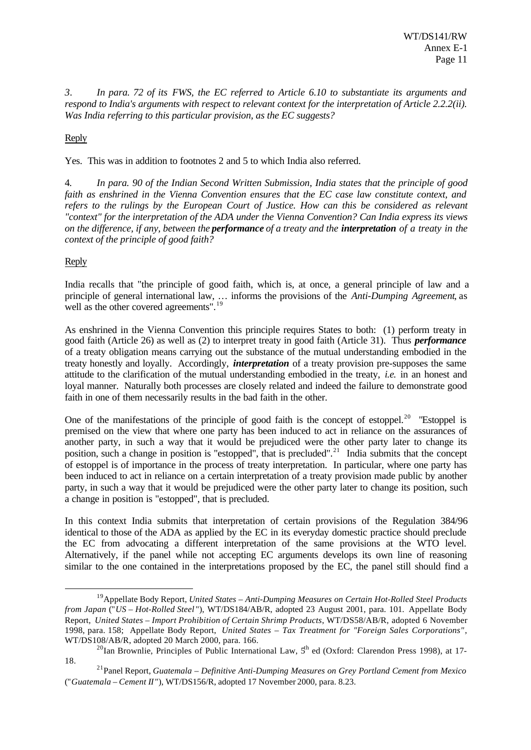*3. In para. 72 of its FWS, the EC referred to Article 6.10 to substantiate its arguments and respond to India's arguments with respect to relevant context for the interpretation of Article 2.2.2(ii). Was India referring to this particular provision, as the EC suggests?*

Reply

Yes. This was in addition to footnotes 2 and 5 to which India also referred.

4. *In para. 90 of the Indian Second Written Submission, India states that the principle of good faith as enshrined in the Vienna Convention ensures that the EC case law constitute context, and refers to the rulings by the European Court of Justice. How can this be considered as relevant "context" for the interpretation of the ADA under the Vienna Convention? Can India express its views on the difference, if any, between the* ***performance*** *of a treaty and the* ***interpretation*** *of a treaty in the context of the principle of good faith?*

Reply

India recalls that "the principle of good faith, which is, at once, a general principle of law and a principle of general international law, … informs the provisions of the *Anti-Dumping Agreement*, as well as the other covered agreements".[19]

As enshrined in the Vienna Convention this principle requires States to both: (1) perform treaty in good faith (Article 26) as well as (2) to interpret treaty in good faith (Article 31). Thus ***performance*** of a treaty obligation means carrying out the substance of the mutual understanding embodied in the treaty honestly and loyally. Accordingly, ***interpretation*** of a treaty provision pre-supposes the same attitude to the clarification of the mutual understanding embodied in the treaty, *i.e.* in an honest and loyal manner. Naturally both processes are closely related and indeed the failure to demonstrate good faith in one of them necessarily results in the bad faith in the other.

One of the manifestations of the principle of good faith is the concept of estoppel.[20] "Estoppel is premised on the view that where one party has been induced to act in reliance on the assurances of another party, in such a way that it would be prejudiced were the other party later to change its position, such a change in position is "estopped", that is precluded".[21] India submits that the concept of estoppel is of importance in the process of treaty interpretation. In particular, where one party has been induced to act in reliance on a certain interpretation of a treaty provision made public by another party, in such a way that it would be prejudiced were the other party later to change its position, such a change in position is "estopped", that is precluded.

In this context India submits that interpretation of certain provisions of the Regulation 384/96 identical to those of the ADA as applied by the EC in its everyday domestic practice should preclude the EC from advocating a different interpretation of the same provisions at the WTO level. Alternatively, if the panel while not accepting EC arguments develops its own line of reasoning similar to the one contained in the interpretations proposed by the EC, the panel still should find a

---

[19] Appellate Body Report, *United States – Anti-Dumping Measures on Certain Hot-Rolled Steel Products from Japan* ("*US – Hot-Rolled Steel*"), WT/DS184/AB/R, adopted 23 August 2001, para. 101. Appellate Body Report, *United States – Import Prohibition of Certain Shrimp Products*, WT/DS58/AB/R, adopted 6 November 1998, para. 158; Appellate Body Report, *United States – Tax Treatment for "Foreign Sales Corporations"*, WT/DS108/AB/R, adopted 20 March 2000, para. 166.

[20] Ian Brownlie, Principles of Public International Law, 5th ed (Oxford: Clarendon Press 1998), at 17-18.

[21] Panel Report, *Guatemala – Definitive Anti-Dumping Measures on Grey Portland Cement from Mexico* ("*Guatemala – Cement II*"), WT/DS156/R, adopted 17 November 2000, para. 8.23.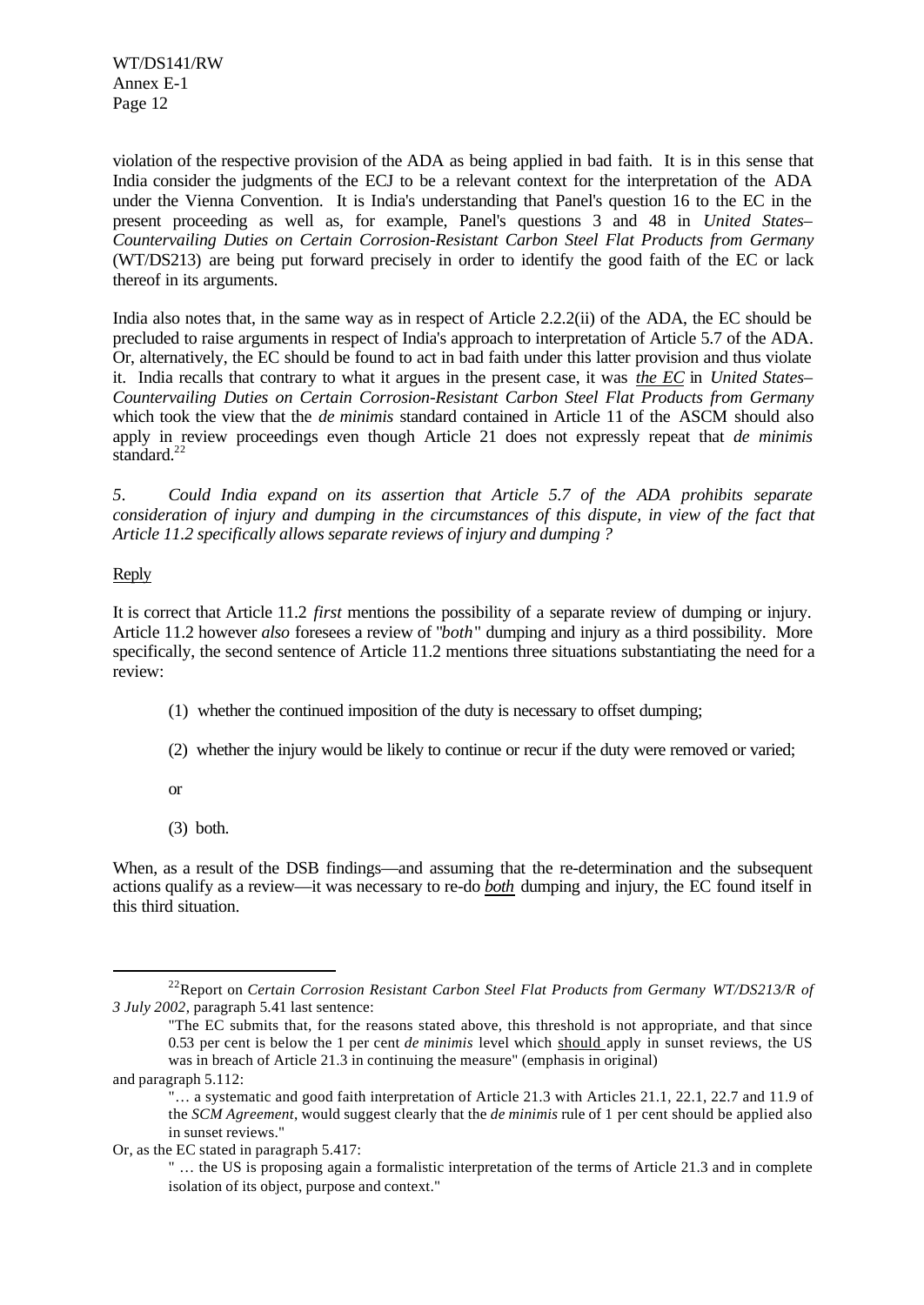violation of the respective provision of the ADA as being applied in bad faith. It is in this sense that India consider the judgments of the ECJ to be a relevant context for the interpretation of the ADA under the Vienna Convention. It is India's understanding that Panel's question 16 to the EC in the present proceeding as well as, for example, Panel's questions 3 and 48 in *United States–Countervailing Duties on Certain Corrosion-Resistant Carbon Steel Flat Products from Germany* (WT/DS213) are being put forward precisely in order to identify the good faith of the EC or lack thereof in its arguments.

India also notes that, in the same way as in respect of Article 2.2.2(ii) of the ADA, the EC should be precluded to raise arguments in respect of India's approach to interpretation of Article 5.7 of the ADA. Or, alternatively, the EC should be found to act in bad faith under this latter provision and thus violate it. India recalls that contrary to what it argues in the present case, it was ***the EC*** in *United States–Countervailing Duties on Certain Corrosion-Resistant Carbon Steel Flat Products from Germany* which took the view that the *de minimis* standard contained in Article 11 of the ASCM should also apply in review proceedings even though Article 21 does not expressly repeat that *de minimis* standard.[22]

*5. Could India expand on its assertion that Article 5.7 of the ADA prohibits separate consideration of injury and dumping in the circumstances of this dispute, in view of the fact that Article 11.2 specifically allows separate reviews of injury and dumping ?*

Reply

It is correct that Article 11.2 *first* mentions the possibility of a separate review of dumping or injury. Article 11.2 however *also* foresees a review of "*both*" dumping and injury as a third possibility. More specifically, the second sentence of Article 11.2 mentions three situations substantiating the need for a review:

(1) whether the continued imposition of the duty is necessary to offset dumping;

(2) whether the injury would be likely to continue or recur if the duty were removed or varied;

or

(3) both.

When, as a result of the DSB findings—and assuming that the re-determination and the subsequent actions qualify as a review—it was necessary to re-do ***both*** dumping and injury, the EC found itself in this third situation.

---

[22] Report on *Certain Corrosion Resistant Carbon Steel Flat Products from Germany WT/DS213/R of 3 July 2002*, paragraph 5.41 last sentence:

> "The EC submits that, for the reasons stated above, this threshold is not appropriate, and that since 0.53 per cent is below the 1 per cent *de minimis* level which should apply in sunset reviews, the US was in breach of Article 21.3 in continuing the measure" (emphasis in original)

and paragraph 5.112:

> "… a systematic and good faith interpretation of Article 21.3 with Articles 21.1, 22.1, 22.7 and 11.9 of the *SCM Agreement*, would suggest clearly that the *de minimis* rule of 1 per cent should be applied also in sunset reviews."

Or, as the EC stated in paragraph 5.417:

> " … the US is proposing again a formalistic interpretation of the terms of Article 21.3 and in complete isolation of its object, purpose and context."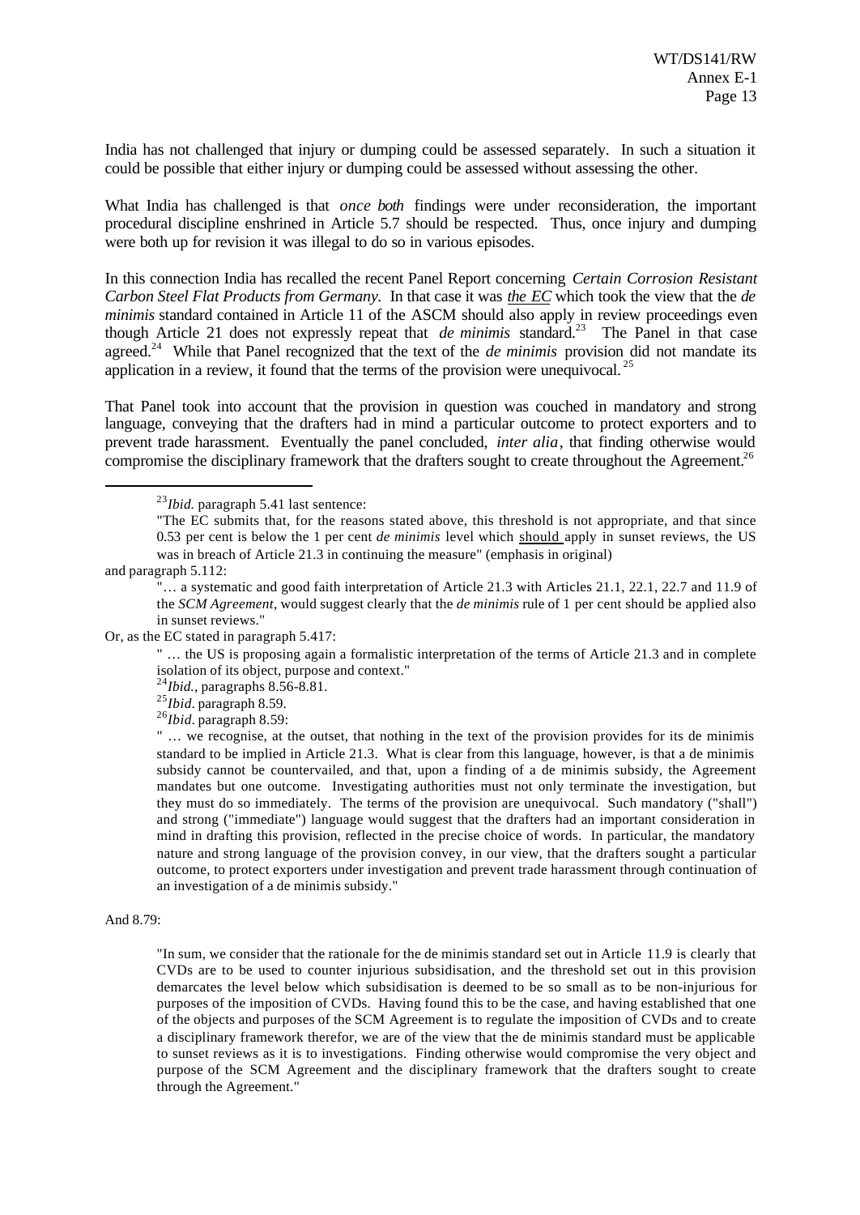India has not challenged that injury or dumping could be assessed separately. In such a situation it could be possible that either injury or dumping could be assessed without assessing the other.

What India has challenged is that *once both* findings were under reconsideration, the important procedural discipline enshrined in Article 5.7 should be respected. Thus, once injury and dumping were both up for revision it was illegal to do so in various episodes.

In this connection India has recalled the recent Panel Report concerning *Certain Corrosion Resistant Carbon Steel Flat Products from Germany*. In that case it was ***the EC*** which took the view that the *de minimis* standard contained in Article 11 of the ASCM should also apply in review proceedings even though Article 21 does not expressly repeat that *de minimis* standard.[23] The Panel in that case agreed.[24] While that Panel recognized that the text of the *de minimis* provision did not mandate its application in a review, it found that the terms of the provision were unequivocal.[25]

That Panel took into account that the provision in question was couched in mandatory and strong language, conveying that the drafters had in mind a particular outcome to protect exporters and to prevent trade harassment. Eventually the panel concluded, *inter alia*, that finding otherwise would compromise the disciplinary framework that the drafters sought to create throughout the Agreement.[26]

---

[23] *Ibid.* paragraph 5.41 last sentence:

> "The EC submits that, for the reasons stated above, this threshold is not appropriate, and that since 0.53 per cent is below the 1 per cent *de minimis* level which should apply in sunset reviews, the US was in breach of Article 21.3 in continuing the measure" (emphasis in original)

and paragraph 5.112:

> "… a systematic and good faith interpretation of Article 21.3 with Articles 21.1, 22.1, 22.7 and 11.9 of the *SCM Agreement*, would suggest clearly that the *de minimis* rule of 1 per cent should be applied also in sunset reviews."

Or, as the EC stated in paragraph 5.417:

> " … the US is proposing again a formalistic interpretation of the terms of Article 21.3 and in complete isolation of its object, purpose and context."

[24] *Ibid.*, paragraphs 8.56-8.81.

[25] *Ibid*. paragraph 8.59.

[26] *Ibid*. paragraph 8.59:

> " … we recognise, at the outset, that nothing in the text of the provision provides for its de minimis standard to be implied in Article 21.3. What is clear from this language, however, is that a de minimis subsidy cannot be countervailed, and that, upon a finding of a de minimis subsidy, the Agreement mandates but one outcome. Investigating authorities must not only terminate the investigation, but they must do so immediately. The terms of the provision are unequivocal. Such mandatory ("shall") and strong ("immediate") language would suggest that the drafters had an important consideration in mind in drafting this provision, reflected in the precise choice of words. In particular, the mandatory nature and strong language of the provision convey, in our view, that the drafters sought a particular outcome, to protect exporters under investigation and prevent trade harassment through continuation of an investigation of a de minimis subsidy."

And 8.79:

> "In sum, we consider that the rationale for the de minimis standard set out in Article 11.9 is clearly that CVDs are to be used to counter injurious subsidisation, and the threshold set out in this provision demarcates the level below which subsidisation is deemed to be so small as to be non-injurious for purposes of the imposition of CVDs. Having found this to be the case, and having established that one of the objects and purposes of the SCM Agreement is to regulate the imposition of CVDs and to create a disciplinary framework therefor, we are of the view that the de minimis standard must be applicable to sunset reviews as it is to investigations. Finding otherwise would compromise the very object and purpose of the SCM Agreement and the disciplinary framework that the drafters sought to create through the Agreement."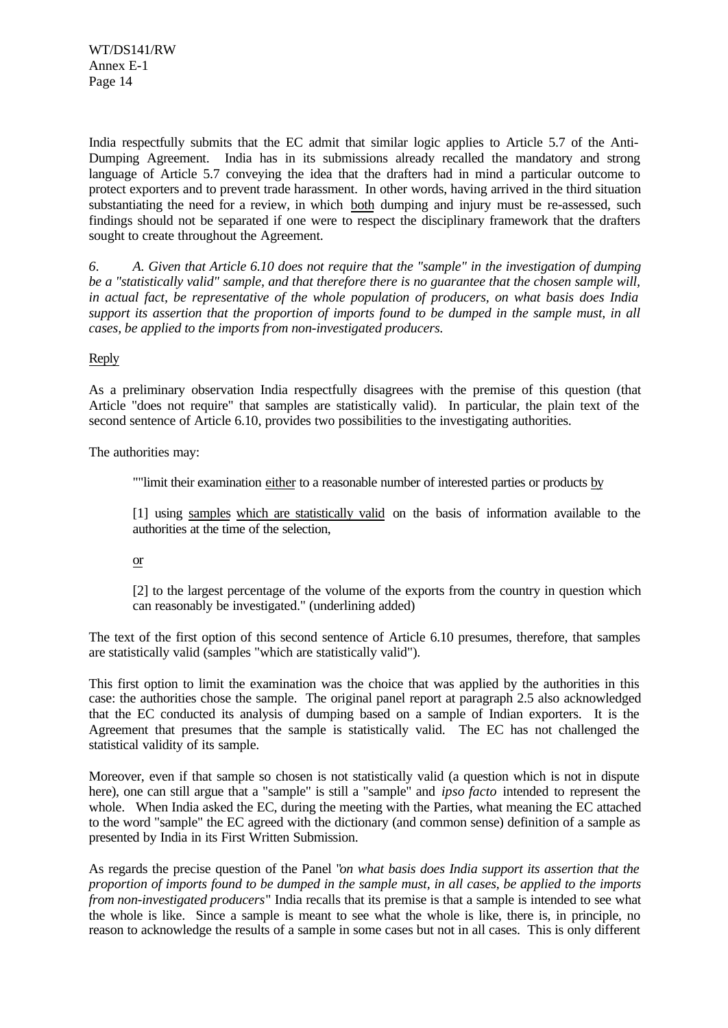India respectfully submits that the EC admit that similar logic applies to Article 5.7 of the Anti-Dumping Agreement. India has in its submissions already recalled the mandatory and strong language of Article 5.7 conveying the idea that the drafters had in mind a particular outcome to protect exporters and to prevent trade harassment. In other words, having arrived in the third situation substantiating the need for a review, in which both dumping and injury must be re-assessed, such findings should not be separated if one were to respect the disciplinary framework that the drafters sought to create throughout the Agreement.

*6. A. Given that Article 6.10 does not require that the "sample" in the investigation of dumping be a "statistically valid" sample, and that therefore there is no guarantee that the chosen sample will, in actual fact, be representative of the whole population of producers, on what basis does India support its assertion that the proportion of imports found to be dumped in the sample must, in all cases, be applied to the imports from non-investigated producers.*

Reply

As a preliminary observation India respectfully disagrees with the premise of this question (that Article "does not require" that samples are statistically valid). In particular, the plain text of the second sentence of Article 6.10, provides two possibilities to the investigating authorities.

The authorities may:

> ""limit their examination either to a reasonable number of interested parties or products by
>
> [1] using samples which are statistically valid on the basis of information available to the authorities at the time of the selection,
>
> or
>
> [2] to the largest percentage of the volume of the exports from the country in question which can reasonably be investigated." (underlining added)

The text of the first option of this second sentence of Article 6.10 presumes, therefore, that samples are statistically valid (samples "which are statistically valid").

This first option to limit the examination was the choice that was applied by the authorities in this case: the authorities chose the sample. The original panel report at paragraph 2.5 also acknowledged that the EC conducted its analysis of dumping based on a sample of Indian exporters. It is the Agreement that presumes that the sample is statistically valid. The EC has not challenged the statistical validity of its sample.

Moreover, even if that sample so chosen is not statistically valid (a question which is not in dispute here), one can still argue that a "sample" is still a "sample" and *ipso facto* intended to represent the whole. When India asked the EC, during the meeting with the Parties, what meaning the EC attached to the word "sample" the EC agreed with the dictionary (and common sense) definition of a sample as presented by India in its First Written Submission.

As regards the precise question of the Panel "*on what basis does India support its assertion that the proportion of imports found to be dumped in the sample must, in all cases, be applied to the imports from non-investigated producers*" India recalls that its premise is that a sample is intended to see what the whole is like. Since a sample is meant to see what the whole is like, there is, in principle, no reason to acknowledge the results of a sample in some cases but not in all cases. This is only different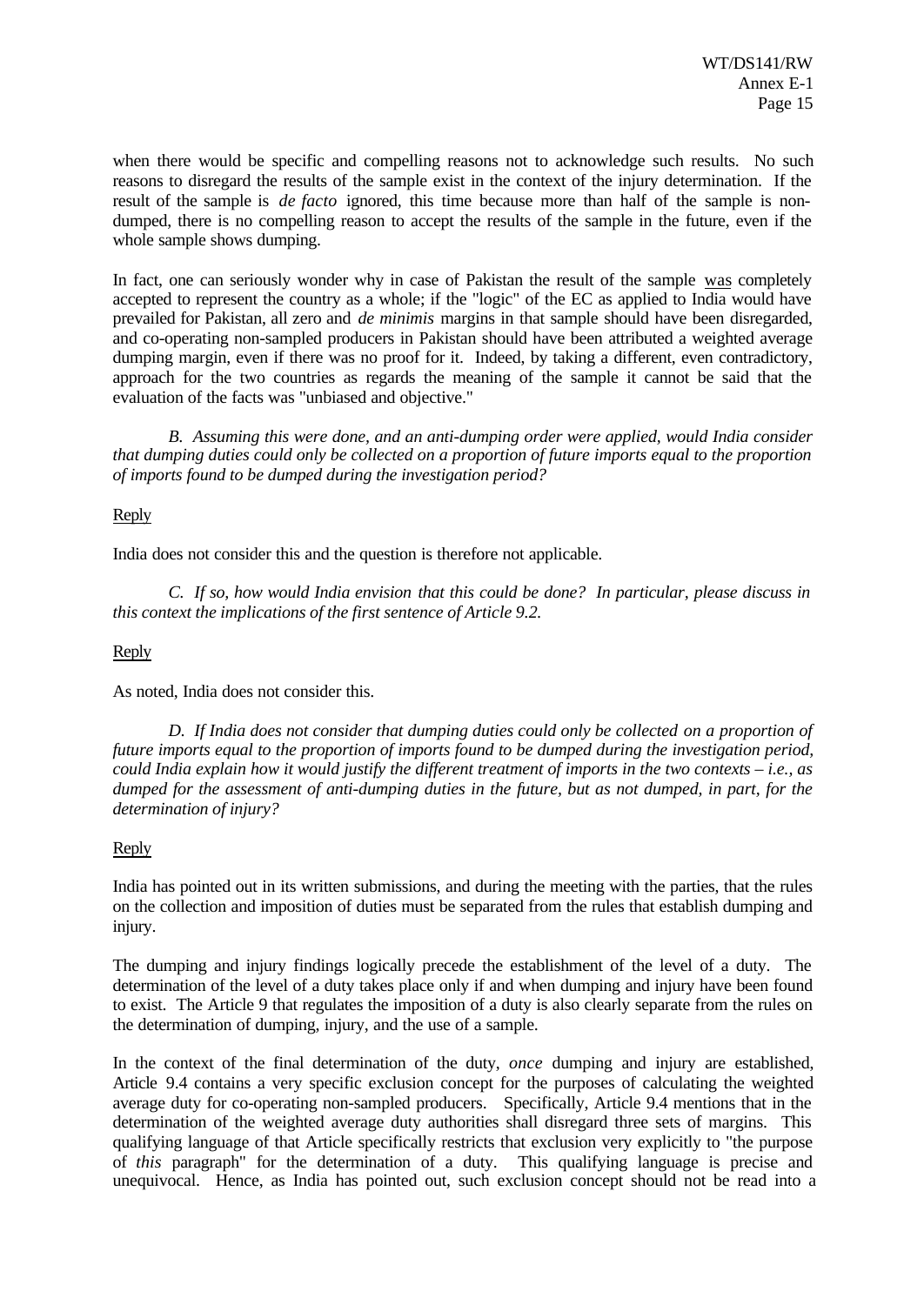when there would be specific and compelling reasons not to acknowledge such results. No such reasons to disregard the results of the sample exist in the context of the injury determination. If the result of the sample is *de facto* ignored, this time because more than half of the sample is non-dumped, there is no compelling reason to accept the results of the sample in the future, even if the whole sample shows dumping.

In fact, one can seriously wonder why in case of Pakistan the result of the sample was completely accepted to represent the country as a whole; if the "logic" of the EC as applied to India would have prevailed for Pakistan, all zero and *de minimis* margins in that sample should have been disregarded, and co-operating non-sampled producers in Pakistan should have been attributed a weighted average dumping margin, even if there was no proof for it. Indeed, by taking a different, even contradictory, approach for the two countries as regards the meaning of the sample it cannot be said that the evaluation of the facts was "unbiased and objective."

*B. Assuming this were done, and an anti-dumping order were applied, would India consider that dumping duties could only be collected on a proportion of future imports equal to the proportion of imports found to be dumped during the investigation period?*

Reply

India does not consider this and the question is therefore not applicable.

*C. If so, how would India envision that this could be done? In particular, please discuss in this context the implications of the first sentence of Article 9.2.*

Reply

As noted, India does not consider this.

*D. If India does not consider that dumping duties could only be collected on a proportion of future imports equal to the proportion of imports found to be dumped during the investigation period, could India explain how it would justify the different treatment of imports in the two contexts – i.e., as dumped for the assessment of anti-dumping duties in the future, but as not dumped, in part, for the determination of injury?*

Reply

India has pointed out in its written submissions, and during the meeting with the parties, that the rules on the collection and imposition of duties must be separated from the rules that establish dumping and injury.

The dumping and injury findings logically precede the establishment of the level of a duty. The determination of the level of a duty takes place only if and when dumping and injury have been found to exist. The Article 9 that regulates the imposition of a duty is also clearly separate from the rules on the determination of dumping, injury, and the use of a sample.

In the context of the final determination of the duty, *once* dumping and injury are established, Article 9.4 contains a very specific exclusion concept for the purposes of calculating the weighted average duty for co-operating non-sampled producers. Specifically, Article 9.4 mentions that in the determination of the weighted average duty authorities shall disregard three sets of margins. This qualifying language of that Article specifically restricts that exclusion very explicitly to "the purpose of *this* paragraph" for the determination of a duty. This qualifying language is precise and unequivocal. Hence, as India has pointed out, such exclusion concept should not be read into a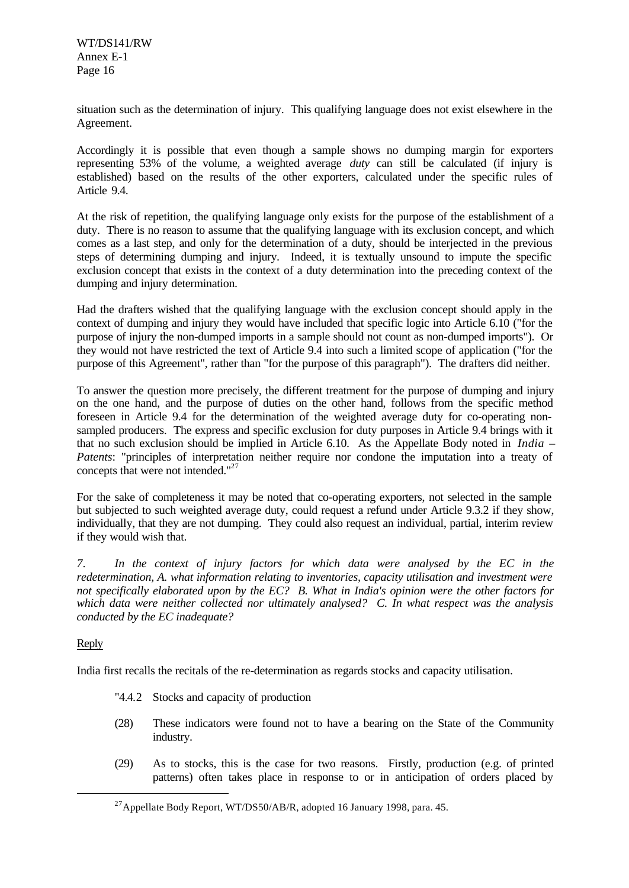situation such as the determination of injury. This qualifying language does not exist elsewhere in the Agreement.

Accordingly it is possible that even though a sample shows no dumping margin for exporters representing 53% of the volume, a weighted average *duty* can still be calculated (if injury is established) based on the results of the other exporters, calculated under the specific rules of Article 9.4.

At the risk of repetition, the qualifying language only exists for the purpose of the establishment of a duty. There is no reason to assume that the qualifying language with its exclusion concept, and which comes as a last step, and only for the determination of a duty, should be interjected in the previous steps of determining dumping and injury. Indeed, it is textually unsound to impute the specific exclusion concept that exists in the context of a duty determination into the preceding context of the dumping and injury determination.

Had the drafters wished that the qualifying language with the exclusion concept should apply in the context of dumping and injury they would have included that specific logic into Article 6.10 ("for the purpose of injury the non-dumped imports in a sample should not count as non-dumped imports"). Or they would not have restricted the text of Article 9.4 into such a limited scope of application ("for the purpose of this Agreement", rather than "for the purpose of this paragraph"). The drafters did neither.

To answer the question more precisely, the different treatment for the purpose of dumping and injury on the one hand, and the purpose of duties on the other hand, follows from the specific method foreseen in Article 9.4 for the determination of the weighted average duty for co-operating non-sampled producers. The express and specific exclusion for duty purposes in Article 9.4 brings with it that no such exclusion should be implied in Article 6.10. As the Appellate Body noted in *India – Patents*: "principles of interpretation neither require nor condone the imputation into a treaty of concepts that were not intended."[27]

For the sake of completeness it may be noted that co-operating exporters, not selected in the sample but subjected to such weighted average duty, could request a refund under Article 9.3.2 if they show, individually, that they are not dumping. They could also request an individual, partial, interim review if they would wish that.

*7. In the context of injury factors for which data were analysed by the EC in the redetermination, A. what information relating to inventories, capacity utilisation and investment were not specifically elaborated upon by the EC? B. What in India's opinion were the other factors for which data were neither collected nor ultimately analysed? C. In what respect was the analysis conducted by the EC inadequate?*

Reply

India first recalls the recitals of the re-determination as regards stocks and capacity utilisation.

> "4.4.2 Stocks and capacity of production
>
> (28) These indicators were found not to have a bearing on the State of the Community industry.
>
> (29) As to stocks, this is the case for two reasons. Firstly, production (e.g. of printed patterns) often takes place in response to or in anticipation of orders placed by

[27] Appellate Body Report, WT/DS50/AB/R, adopted 16 January 1998, para. 45.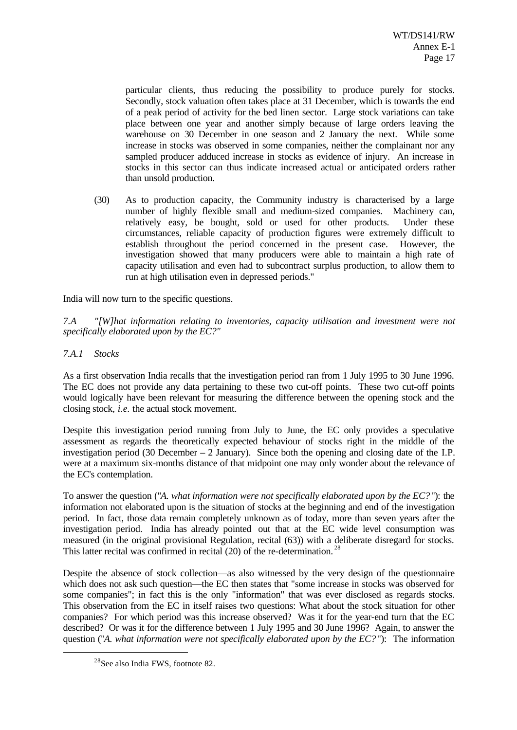particular clients, thus reducing the possibility to produce purely for stocks. Secondly, stock valuation often takes place at 31 December, which is towards the end of a peak period of activity for the bed linen sector. Large stock variations can take place between one year and another simply because of large orders leaving the warehouse on 30 December in one season and 2 January the next. While some increase in stocks was observed in some companies, neither the complainant nor any sampled producer adduced increase in stocks as evidence of injury. An increase in stocks in this sector can thus indicate increased actual or anticipated orders rather than unsold production.

> (30) As to production capacity, the Community industry is characterised by a large number of highly flexible small and medium-sized companies. Machinery can, relatively easy, be bought, sold or used for other products. Under these circumstances, reliable capacity of production figures were extremely difficult to establish throughout the period concerned in the present case. However, the investigation showed that many producers were able to maintain a high rate of capacity utilisation and even had to subcontract surplus production, to allow them to run at high utilisation even in depressed periods."

India will now turn to the specific questions.

*7.A "[W]hat information relating to inventories, capacity utilisation and investment were not specifically elaborated upon by the EC?"*

*7.A.1 Stocks*

As a first observation India recalls that the investigation period ran from 1 July 1995 to 30 June 1996. The EC does not provide any data pertaining to these two cut-off points. These two cut-off points would logically have been relevant for measuring the difference between the opening stock and the closing stock, *i.e.* the actual stock movement.

Despite this investigation period running from July to June, the EC only provides a speculative assessment as regards the theoretically expected behaviour of stocks right in the middle of the investigation period (30 December – 2 January). Since both the opening and closing date of the I.P. were at a maximum six-months distance of that midpoint one may only wonder about the relevance of the EC's contemplation.

To answer the question ("*A. what information were not specifically elaborated upon by the EC?*"): the information not elaborated upon is the situation of stocks at the beginning and end of the investigation period. In fact, those data remain completely unknown as of today, more than seven years after the investigation period. India has already pointed out that at the EC wide level consumption was measured (in the original provisional Regulation, recital (63)) with a deliberate disregard for stocks. This latter recital was confirmed in recital (20) of the re-determination.[28]

Despite the absence of stock collection—as also witnessed by the very design of the questionnaire which does not ask such question—the EC then states that "some increase in stocks was observed for some companies"; in fact this is the only "information" that was ever disclosed as regards stocks. This observation from the EC in itself raises two questions: What about the stock situation for other companies? For which period was this increase observed? Was it for the year-end turn that the EC described? Or was it for the difference between 1 July 1995 and 30 June 1996? Again, to answer the question ("*A. what information were not specifically elaborated upon by the EC?*"): The information

[28] See also India FWS, footnote 82.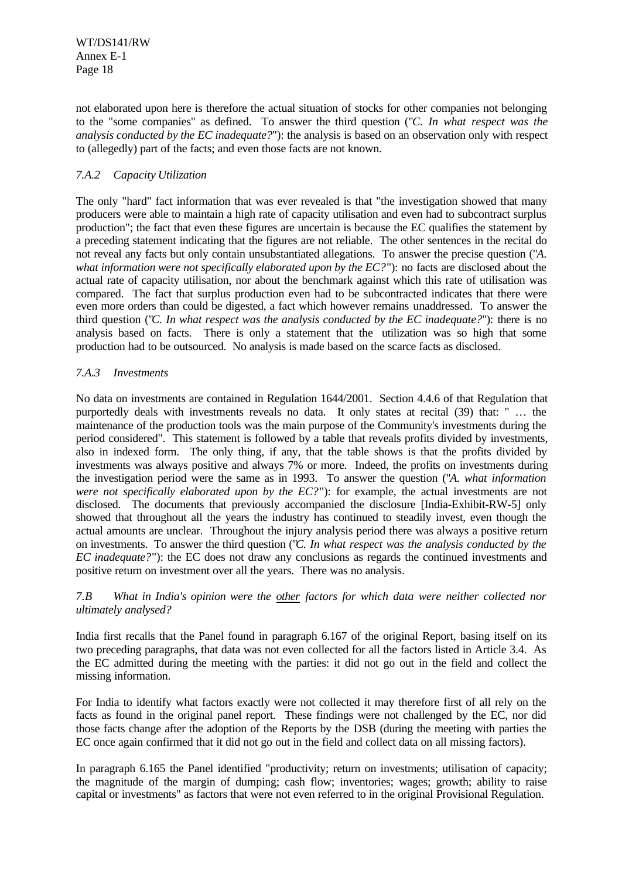not elaborated upon here is therefore the actual situation of stocks for other companies not belonging to the "some companies" as defined. To answer the third question ("*C. In what respect was the analysis conducted by the EC inadequate?*"): the analysis is based on an observation only with respect to (allegedly) part of the facts; and even those facts are not known.

### *7.A.2 Capacity Utilization*

The only "hard" fact information that was ever revealed is that "the investigation showed that many producers were able to maintain a high rate of capacity utilisation and even had to subcontract surplus production"; the fact that even these figures are uncertain is because the EC qualifies the statement by a preceding statement indicating that the figures are not reliable. The other sentences in the recital do not reveal any facts but only contain unsubstantiated allegations. To answer the precise question ("*A. what information were not specifically elaborated upon by the EC?*"): no facts are disclosed about the actual rate of capacity utilisation, nor about the benchmark against which this rate of utilisation was compared. The fact that surplus production even had to be subcontracted indicates that there were even more orders than could be digested, a fact which however remains unaddressed. To answer the third question ("*C. In what respect was the analysis conducted by the EC inadequate?*"): there is no analysis based on facts. There is only a statement that the utilization was so high that some production had to be outsourced. No analysis is made based on the scarce facts as disclosed.

### *7.A.3 Investments*

No data on investments are contained in Regulation 1644/2001. Section 4.4.6 of that Regulation that purportedly deals with investments reveals no data. It only states at recital (39) that: " … the maintenance of the production tools was the main purpose of the Community's investments during the period considered". This statement is followed by a table that reveals profits divided by investments, also in indexed form. The only thing, if any, that the table shows is that the profits divided by investments was always positive and always 7% or more. Indeed, the profits on investments during the investigation period were the same as in 1993. To answer the question ("*A. what information were not specifically elaborated upon by the EC?*"): for example, the actual investments are not disclosed. The documents that previously accompanied the disclosure [India-Exhibit-RW-5] only showed that throughout all the years the industry has continued to steadily invest, even though the actual amounts are unclear. Throughout the injury analysis period there was always a positive return on investments. To answer the third question ("*C. In what respect was the analysis conducted by the EC inadequate?*"): the EC does not draw any conclusions as regards the continued investments and positive return on investment over all the years. There was no analysis.

### *7.B What in India's opinion were the other factors for which data were neither collected nor ultimately analysed?*

India first recalls that the Panel found in paragraph 6.167 of the original Report, basing itself on its two preceding paragraphs, that data was not even collected for all the factors listed in Article 3.4. As the EC admitted during the meeting with the parties: it did not go out in the field and collect the missing information.

For India to identify what factors exactly were not collected it may therefore first of all rely on the facts as found in the original panel report. These findings were not challenged by the EC, nor did those facts change after the adoption of the Reports by the DSB (during the meeting with parties the EC once again confirmed that it did not go out in the field and collect data on all missing factors).

In paragraph 6.165 the Panel identified "productivity; return on investments; utilisation of capacity; the magnitude of the margin of dumping; cash flow; inventories; wages; growth; ability to raise capital or investments" as factors that were not even referred to in the original Provisional Regulation.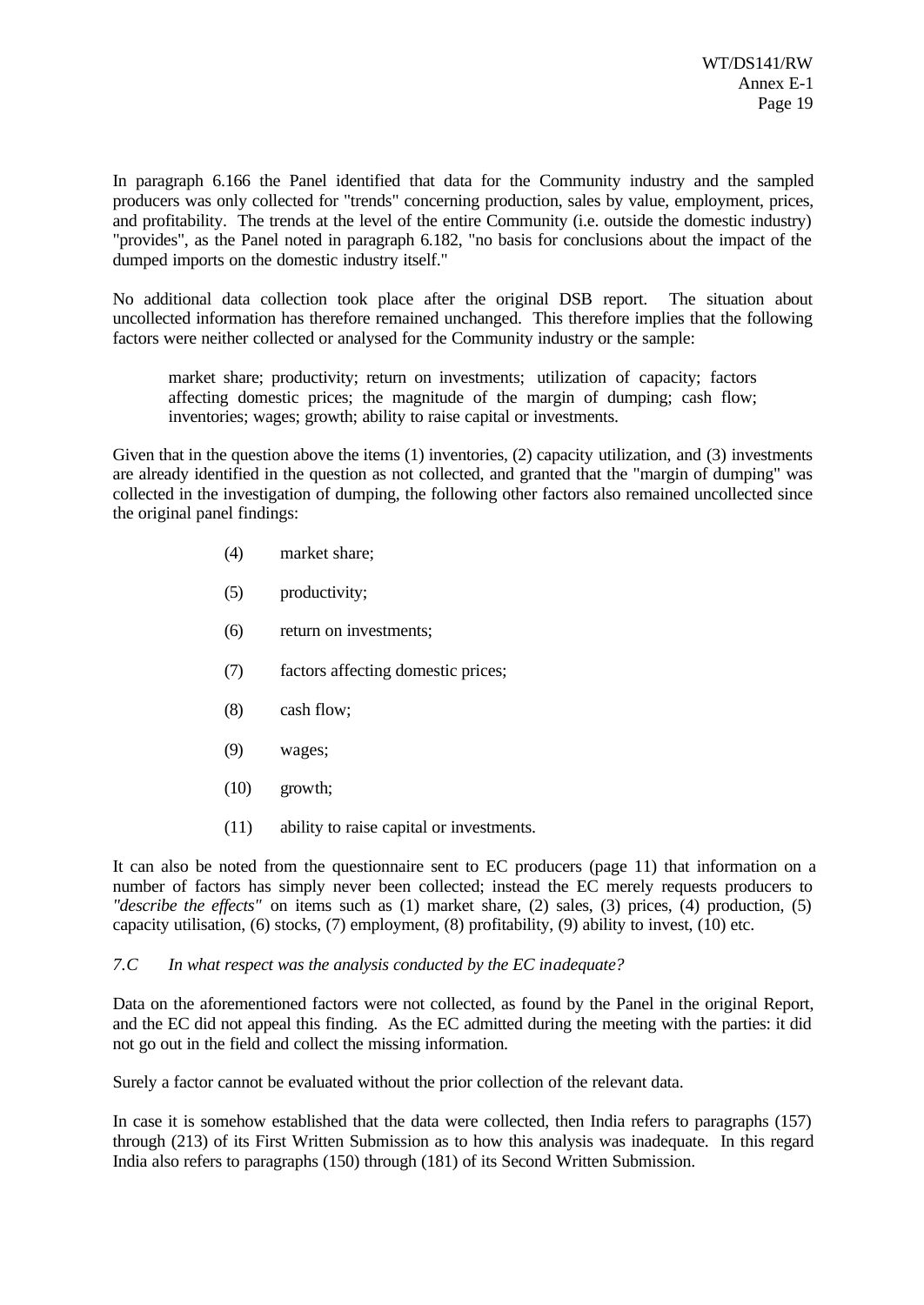In paragraph 6.166 the Panel identified that data for the Community industry and the sampled producers was only collected for "trends" concerning production, sales by value, employment, prices, and profitability. The trends at the level of the entire Community (i.e. outside the domestic industry) "provides", as the Panel noted in paragraph 6.182, "no basis for conclusions about the impact of the dumped imports on the domestic industry itself."

No additional data collection took place after the original DSB report. The situation about uncollected information has therefore remained unchanged. This therefore implies that the following factors were neither collected or analysed for the Community industry or the sample:

> market share; productivity; return on investments; utilization of capacity; factors affecting domestic prices; the magnitude of the margin of dumping; cash flow; inventories; wages; growth; ability to raise capital or investments.

Given that in the question above the items (1) inventories, (2) capacity utilization, and (3) investments are already identified in the question as not collected, and granted that the "margin of dumping" was collected in the investigation of dumping, the following other factors also remained uncollected since the original panel findings:

(4) market share;

(5) productivity;

(6) return on investments;

(7) factors affecting domestic prices;

(8) cash flow;

(9) wages;

(10) growth;

(11) ability to raise capital or investments.

It can also be noted from the questionnaire sent to EC producers (page 11) that information on a number of factors has simply never been collected; instead the EC merely requests producers to *"describe the effects"* on items such as (1) market share, (2) sales, (3) prices, (4) production, (5) capacity utilisation, (6) stocks, (7) employment, (8) profitability, (9) ability to invest, (10) etc.

*7.C In what respect was the analysis conducted by the EC inadequate?*

Data on the aforementioned factors were not collected, as found by the Panel in the original Report, and the EC did not appeal this finding. As the EC admitted during the meeting with the parties: it did not go out in the field and collect the missing information.

Surely a factor cannot be evaluated without the prior collection of the relevant data.

In case it is somehow established that the data were collected, then India refers to paragraphs (157) through (213) of its First Written Submission as to how this analysis was inadequate. In this regard India also refers to paragraphs (150) through (181) of its Second Written Submission.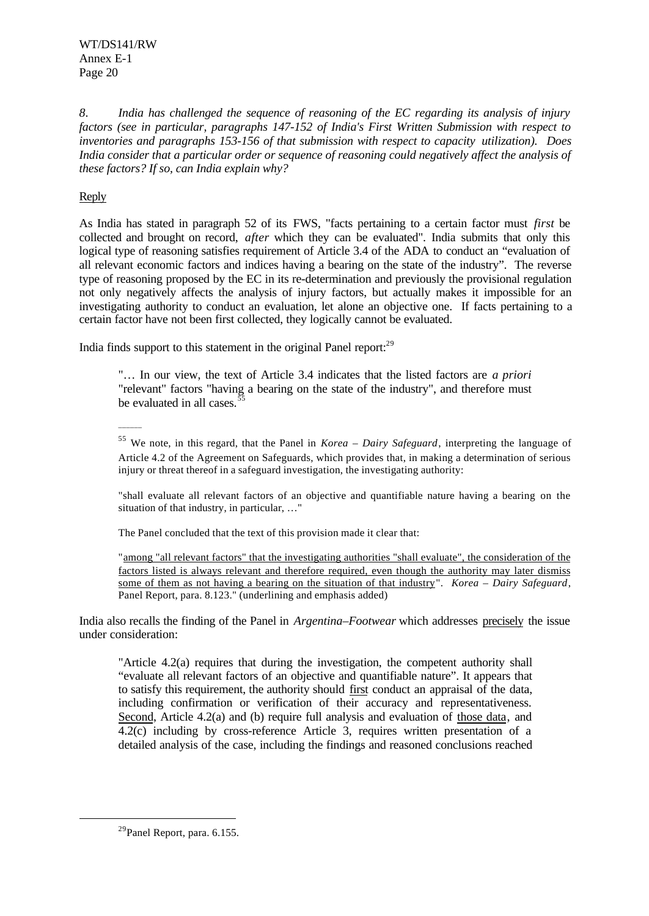*8. India has challenged the sequence of reasoning of the EC regarding its analysis of injury factors (see in particular, paragraphs 147-152 of India's First Written Submission with respect to inventories and paragraphs 153-156 of that submission with respect to capacity utilization). Does India consider that a particular order or sequence of reasoning could negatively affect the analysis of these factors? If so, can India explain why?*

Reply

As India has stated in paragraph 52 of its FWS, "facts pertaining to a certain factor must *first* be collected and brought on record, *after* which they can be evaluated". India submits that only this logical type of reasoning satisfies requirement of Article 3.4 of the ADA to conduct an "evaluation of all relevant economic factors and indices having a bearing on the state of the industry". The reverse type of reasoning proposed by the EC in its re-determination and previously the provisional regulation not only negatively affects the analysis of injury factors, but actually makes it impossible for an investigating authority to conduct an evaluation, let alone an objective one. If facts pertaining to a certain factor have not been first collected, they logically cannot be evaluated.

India finds support to this statement in the original Panel report:[29]

> "… In our view, the text of Article 3.4 indicates that the listed factors are *a priori* "relevant" factors "having a bearing on the state of the industry", and therefore must be evaluated in all cases.[55]
>
> ---
>
> [55] We note, in this regard, that the Panel in *Korea – Dairy Safeguard*, interpreting the language of Article 4.2 of the Agreement on Safeguards, which provides that, in making a determination of serious injury or threat thereof in a safeguard investigation, the investigating authority:
>
> "shall evaluate all relevant factors of an objective and quantifiable nature having a bearing on the situation of that industry, in particular, …"
>
> The Panel concluded that the text of this provision made it clear that:
>
> "among "all relevant factors" that the investigating authorities "shall evaluate", the consideration of the factors listed is always relevant and therefore required, even though the authority may later dismiss some of them as not having a bearing on the situation of that industry". *Korea – Dairy Safeguard*, Panel Report, para. 8.123." (underlining and emphasis added)

India also recalls the finding of the Panel in *Argentina–Footwear* which addresses precisely the issue under consideration:

> "Article 4.2(a) requires that during the investigation, the competent authority shall "evaluate all relevant factors of an objective and quantifiable nature". It appears that to satisfy this requirement, the authority should first conduct an appraisal of the data, including confirmation or verification of their accuracy and representativeness. Second, Article 4.2(a) and (b) require full analysis and evaluation of those data, and 4.2(c) including by cross-reference Article 3, requires written presentation of a detailed analysis of the case, including the findings and reasoned conclusions reached

---

[29] Panel Report, para. 6.155.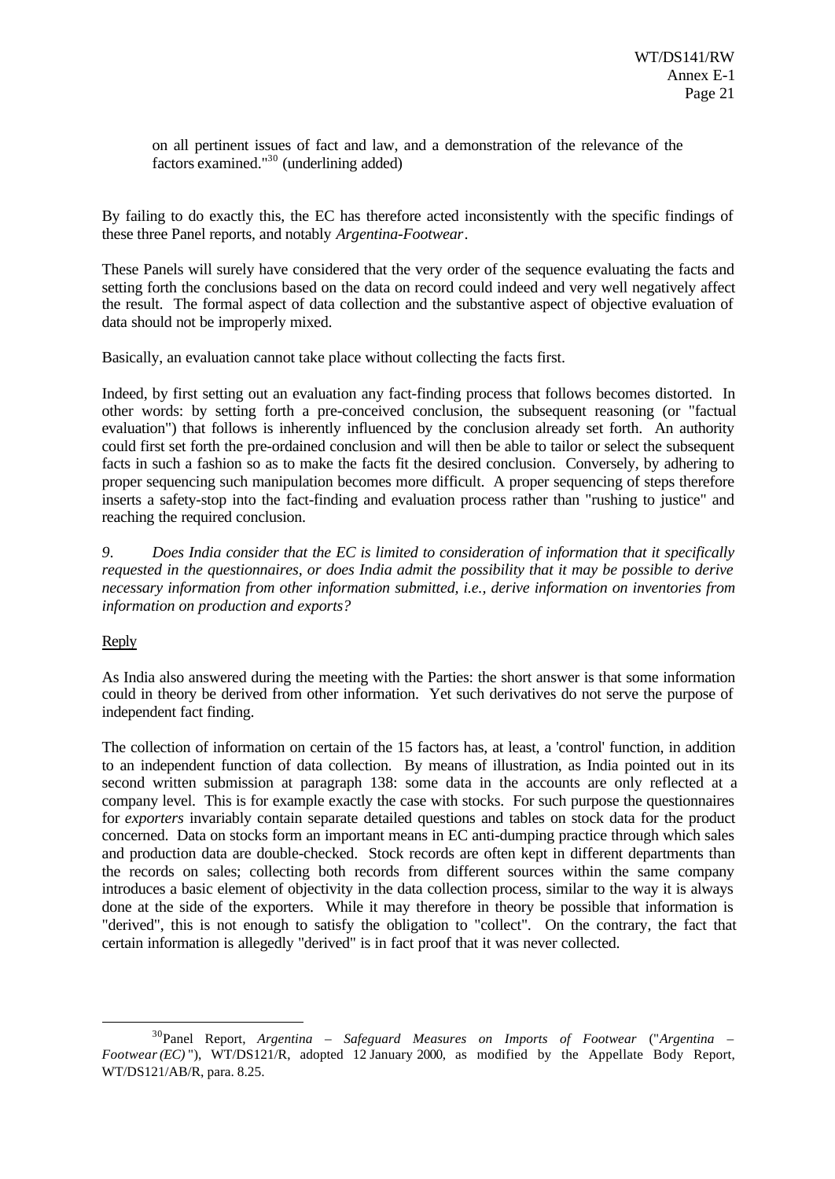on all pertinent issues of fact and law, and a demonstration of the relevance of the factors examined."[30] (underlining added)

By failing to do exactly this, the EC has therefore acted inconsistently with the specific findings of these three Panel reports, and notably *Argentina-Footwear*.

These Panels will surely have considered that the very order of the sequence evaluating the facts and setting forth the conclusions based on the data on record could indeed and very well negatively affect the result. The formal aspect of data collection and the substantive aspect of objective evaluation of data should not be improperly mixed.

Basically, an evaluation cannot take place without collecting the facts first.

Indeed, by first setting out an evaluation any fact-finding process that follows becomes distorted. In other words: by setting forth a pre-conceived conclusion, the subsequent reasoning (or "factual evaluation") that follows is inherently influenced by the conclusion already set forth. An authority could first set forth the pre-ordained conclusion and will then be able to tailor or select the subsequent facts in such a fashion so as to make the facts fit the desired conclusion. Conversely, by adhering to proper sequencing such manipulation becomes more difficult. A proper sequencing of steps therefore inserts a safety-stop into the fact-finding and evaluation process rather than "rushing to justice" and reaching the required conclusion.

*9. Does India consider that the EC is limited to consideration of information that it specifically requested in the questionnaires, or does India admit the possibility that it may be possible to derive necessary information from other information submitted, i.e., derive information on inventories from information on production and exports?*

Reply

As India also answered during the meeting with the Parties: the short answer is that some information could in theory be derived from other information. Yet such derivatives do not serve the purpose of independent fact finding.

The collection of information on certain of the 15 factors has, at least, a 'control' function, in addition to an independent function of data collection. By means of illustration, as India pointed out in its second written submission at paragraph 138: some data in the accounts are only reflected at a company level. This is for example exactly the case with stocks. For such purpose the questionnaires for *exporters* invariably contain separate detailed questions and tables on stock data for the product concerned. Data on stocks form an important means in EC anti-dumping practice through which sales and production data are double-checked. Stock records are often kept in different departments than the records on sales; collecting both records from different sources within the same company introduces a basic element of objectivity in the data collection process, similar to the way it is always done at the side of the exporters. While it may therefore in theory be possible that information is "derived", this is not enough to satisfy the obligation to "collect". On the contrary, the fact that certain information is allegedly "derived" is in fact proof that it was never collected.

---

[30] Panel Report, *Argentina – Safeguard Measures on Imports of Footwear* ("*Argentina – Footwear (EC)*"), WT/DS121/R, adopted 12 January 2000, as modified by the Appellate Body Report, WT/DS121/AB/R, para. 8.25.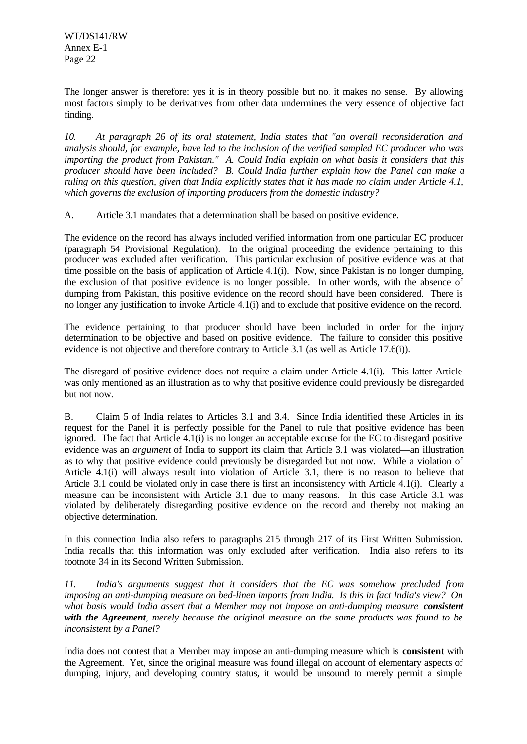The longer answer is therefore: yes it is in theory possible but no, it makes no sense. By allowing most factors simply to be derivatives from other data undermines the very essence of objective fact finding.

*10. At paragraph 26 of its oral statement, India states that "an overall reconsideration and analysis should, for example, have led to the inclusion of the verified sampled EC producer who was importing the product from Pakistan." A. Could India explain on what basis it considers that this producer should have been included? B. Could India further explain how the Panel can make a ruling on this question, given that India explicitly states that it has made no claim under Article 4.1, which governs the exclusion of importing producers from the domestic industry?*

A. Article 3.1 mandates that a determination shall be based on positive evidence.

The evidence on the record has always included verified information from one particular EC producer (paragraph 54 Provisional Regulation). In the original proceeding the evidence pertaining to this producer was excluded after verification. This particular exclusion of positive evidence was at that time possible on the basis of application of Article 4.1(i). Now, since Pakistan is no longer dumping, the exclusion of that positive evidence is no longer possible. In other words, with the absence of dumping from Pakistan, this positive evidence on the record should have been considered. There is no longer any justification to invoke Article 4.1(i) and to exclude that positive evidence on the record.

The evidence pertaining to that producer should have been included in order for the injury determination to be objective and based on positive evidence. The failure to consider this positive evidence is not objective and therefore contrary to Article 3.1 (as well as Article 17.6(i)).

The disregard of positive evidence does not require a claim under Article 4.1(i). This latter Article was only mentioned as an illustration as to why that positive evidence could previously be disregarded but not now.

B. Claim 5 of India relates to Articles 3.1 and 3.4. Since India identified these Articles in its request for the Panel it is perfectly possible for the Panel to rule that positive evidence has been ignored. The fact that Article 4.1(i) is no longer an acceptable excuse for the EC to disregard positive evidence was an *argument* of India to support its claim that Article 3.1 was violated—an illustration as to why that positive evidence could previously be disregarded but not now. While a violation of Article 4.1(i) will always result into violation of Article 3.1, there is no reason to believe that Article 3.1 could be violated only in case there is first an inconsistency with Article 4.1(i). Clearly a measure can be inconsistent with Article 3.1 due to many reasons. In this case Article 3.1 was violated by deliberately disregarding positive evidence on the record and thereby not making an objective determination.

In this connection India also refers to paragraphs 215 through 217 of its First Written Submission. India recalls that this information was only excluded after verification. India also refers to its footnote 34 in its Second Written Submission.

*11. India's arguments suggest that it considers that the EC was somehow precluded from imposing an anti-dumping measure on bed-linen imports from India. Is this in fact India's view? On what basis would India assert that a Member may not impose an anti-dumping measure* ***consistent with the Agreement****, merely because the original measure on the same products was found to be inconsistent by a Panel?*

India does not contest that a Member may impose an anti-dumping measure which is **consistent** with the Agreement. Yet, since the original measure was found illegal on account of elementary aspects of dumping, injury, and developing country status, it would be unsound to merely permit a simple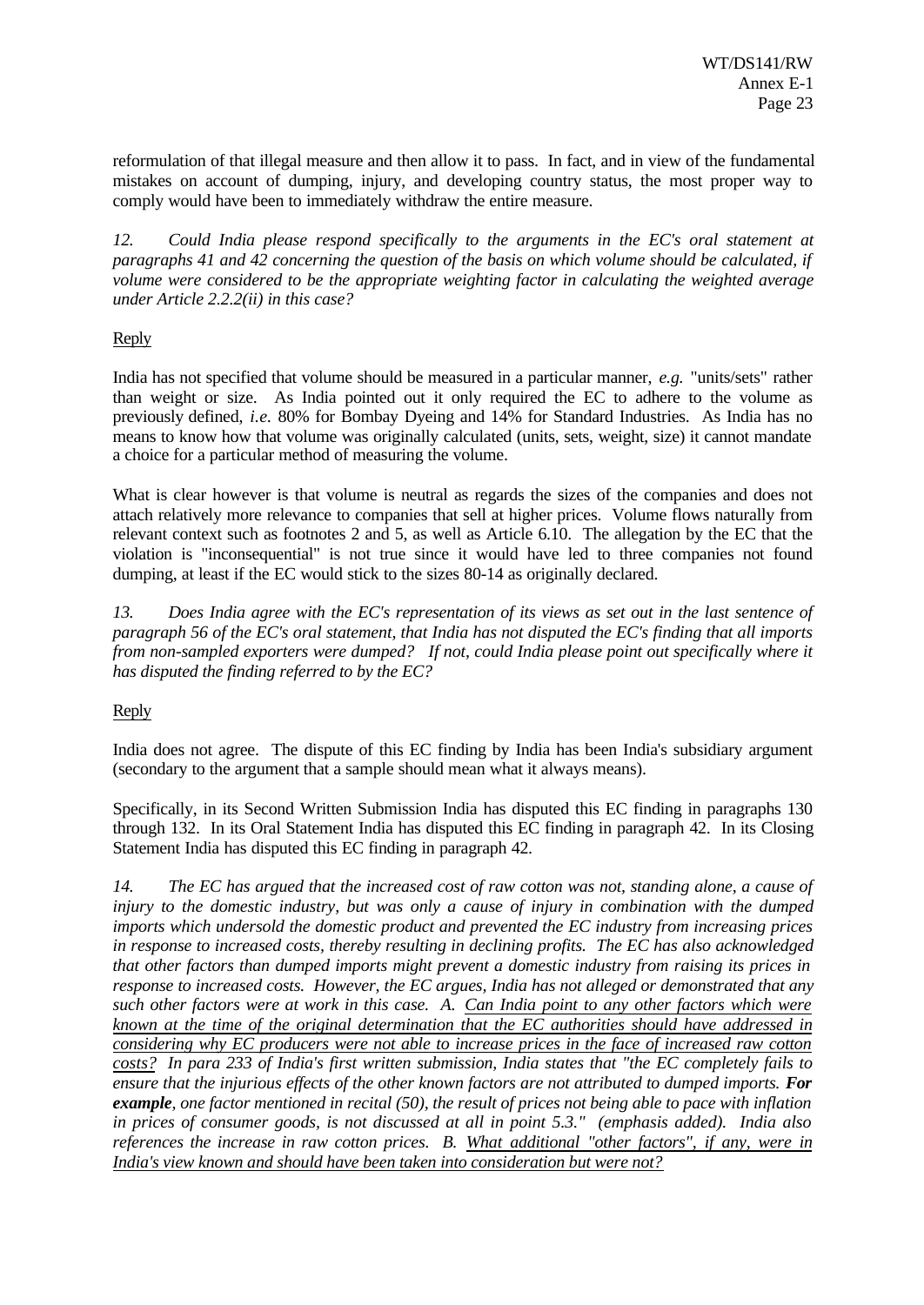reformulation of that illegal measure and then allow it to pass. In fact, and in view of the fundamental mistakes on account of dumping, injury, and developing country status, the most proper way to comply would have been to immediately withdraw the entire measure.

*12. Could India please respond specifically to the arguments in the EC's oral statement at paragraphs 41 and 42 concerning the question of the basis on which volume should be calculated, if volume were considered to be the appropriate weighting factor in calculating the weighted average under Article 2.2.2(ii) in this case?*

Reply

India has not specified that volume should be measured in a particular manner, *e.g.* "units/sets" rather than weight or size. As India pointed out it only required the EC to adhere to the volume as previously defined, *i.e.* 80% for Bombay Dyeing and 14% for Standard Industries. As India has no means to know how that volume was originally calculated (units, sets, weight, size) it cannot mandate a choice for a particular method of measuring the volume.

What is clear however is that volume is neutral as regards the sizes of the companies and does not attach relatively more relevance to companies that sell at higher prices. Volume flows naturally from relevant context such as footnotes 2 and 5, as well as Article 6.10. The allegation by the EC that the violation is "inconsequential" is not true since it would have led to three companies not found dumping, at least if the EC would stick to the sizes 80-14 as originally declared.

*13. Does India agree with the EC's representation of its views as set out in the last sentence of paragraph 56 of the EC's oral statement, that India has not disputed the EC's finding that all imports from non-sampled exporters were dumped? If not, could India please point out specifically where it has disputed the finding referred to by the EC?*

Reply

India does not agree. The dispute of this EC finding by India has been India's subsidiary argument (secondary to the argument that a sample should mean what it always means).

Specifically, in its Second Written Submission India has disputed this EC finding in paragraphs 130 through 132. In its Oral Statement India has disputed this EC finding in paragraph 42. In its Closing Statement India has disputed this EC finding in paragraph 42.

*14. The EC has argued that the increased cost of raw cotton was not, standing alone, a cause of injury to the domestic industry, but was only a cause of injury in combination with the dumped imports which undersold the domestic product and prevented the EC industry from increasing prices in response to increased costs, thereby resulting in declining profits. The EC has also acknowledged that other factors than dumped imports might prevent a domestic industry from raising its prices in response to increased costs. However, the EC argues, India has not alleged or demonstrated that any such other factors were at work in this case. A. <u>Can India point to any other factors which were known at the time of the original determination that the EC authorities should have addressed in considering why EC producers were not able to increase prices in the face of increased raw cotton costs?</u> In para 233 of India's first written submission, India states that "the EC completely fails to ensure that the injurious effects of the other known factors are not attributed to dumped imports. **For example**, one factor mentioned in recital (50), the result of prices not being able to pace with inflation in prices of consumer goods, is not discussed at all in point 5.3." (emphasis added). India also references the increase in raw cotton prices. B. <u>What additional "other factors", if any, were in India's view known and should have been taken into consideration but were not?</u>*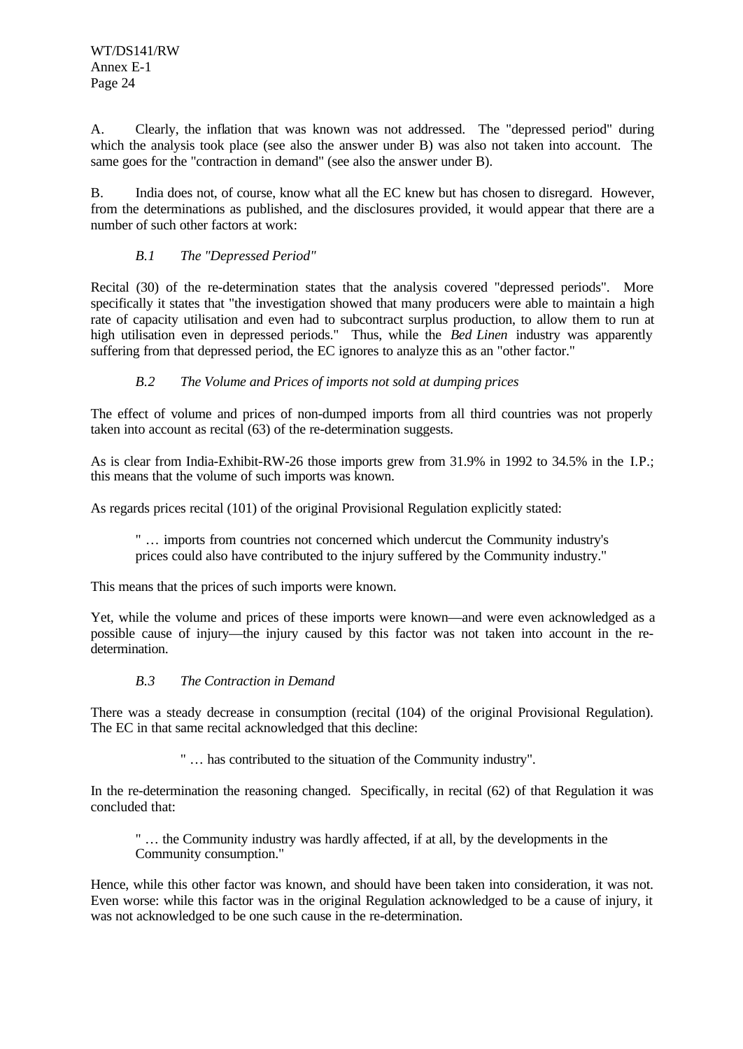A. Clearly, the inflation that was known was not addressed. The "depressed period" during which the analysis took place (see also the answer under B) was also not taken into account. The same goes for the "contraction in demand" (see also the answer under B).

B. India does not, of course, know what all the EC knew but has chosen to disregard. However, from the determinations as published, and the disclosures provided, it would appear that there are a number of such other factors at work:

*B.1 The "Depressed Period"*

Recital (30) of the re-determination states that the analysis covered "depressed periods". More specifically it states that "the investigation showed that many producers were able to maintain a high rate of capacity utilisation and even had to subcontract surplus production, to allow them to run at high utilisation even in depressed periods." Thus, while the *Bed Linen* industry was apparently suffering from that depressed period, the EC ignores to analyze this as an "other factor."

*B.2 The Volume and Prices of imports not sold at dumping prices*

The effect of volume and prices of non-dumped imports from all third countries was not properly taken into account as recital (63) of the re-determination suggests.

As is clear from India-Exhibit-RW-26 those imports grew from 31.9% in 1992 to 34.5% in the I.P.; this means that the volume of such imports was known.

As regards prices recital (101) of the original Provisional Regulation explicitly stated:

> " … imports from countries not concerned which undercut the Community industry's prices could also have contributed to the injury suffered by the Community industry."

This means that the prices of such imports were known.

Yet, while the volume and prices of these imports were known—and were even acknowledged as a possible cause of injury—the injury caused by this factor was not taken into account in the re-determination.

*B.3 The Contraction in Demand*

There was a steady decrease in consumption (recital (104) of the original Provisional Regulation). The EC in that same recital acknowledged that this decline:

> " … has contributed to the situation of the Community industry".

In the re-determination the reasoning changed. Specifically, in recital (62) of that Regulation it was concluded that:

> " … the Community industry was hardly affected, if at all, by the developments in the Community consumption."

Hence, while this other factor was known, and should have been taken into consideration, it was not. Even worse: while this factor was in the original Regulation acknowledged to be a cause of injury, it was not acknowledged to be one such cause in the re-determination.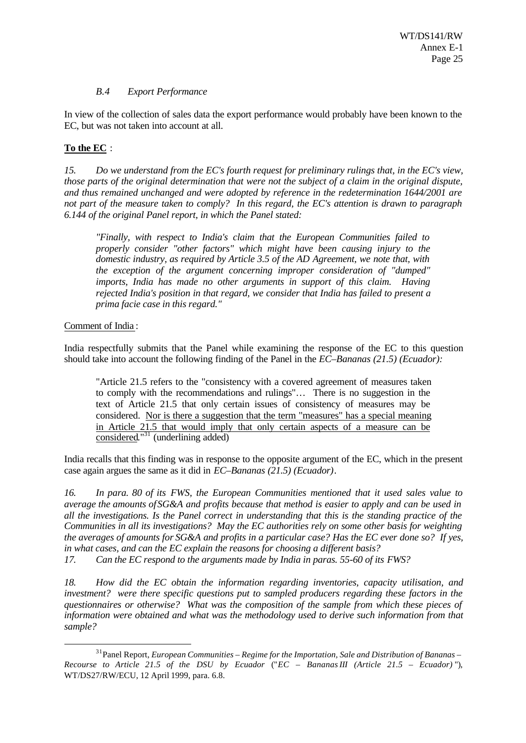### *B.4 Export Performance*

In view of the collection of sales data the export performance would probably have been known to the EC, but was not taken into account at all.

**To the EC** :

*15. Do we understand from the EC's fourth request for preliminary rulings that, in the EC's view, those parts of the original determination that were not the subject of a claim in the original dispute, and thus remained unchanged and were adopted by reference in the redetermination 1644/2001 are not part of the measure taken to comply? In this regard, the EC's attention is drawn to paragraph 6.144 of the original Panel report, in which the Panel stated:*

> *"Finally, with respect to India's claim that the European Communities failed to properly consider "other factors" which might have been causing injury to the domestic industry, as required by Article 3.5 of the AD Agreement, we note that, with the exception of the argument concerning improper consideration of "dumped" imports, India has made no other arguments in support of this claim. Having rejected India's position in that regard, we consider that India has failed to present a prima facie case in this regard."*

Comment of India :

India respectfully submits that the Panel while examining the response of the EC to this question should take into account the following finding of the Panel in the *EC–Bananas (21.5) (Ecuador):*

> "Article 21.5 refers to the "consistency with a covered agreement of measures taken to comply with the recommendations and rulings"… There is no suggestion in the text of Article 21.5 that only certain issues of consistency of measures may be considered. Nor is there a suggestion that the term "measures" has a special meaning in Article 21.5 that would imply that only certain aspects of a measure can be considered."[31] (underlining added)

India recalls that this finding was in response to the opposite argument of the EC, which in the present case again argues the same as it did in *EC–Bananas (21.5) (Ecuador)*.

*16. In para. 80 of its FWS, the European Communities mentioned that it used sales value to average the amounts of SG&A and profits because that method is easier to apply and can be used in all the investigations. Is the Panel correct in understanding that this is the standing practice of the Communities in all its investigations? May the EC authorities rely on some other basis for weighting the averages of amounts for SG&A and profits in a particular case? Has the EC ever done so? If yes, in what cases, and can the EC explain the reasons for choosing a different basis?*

*17. Can the EC respond to the arguments made by India in paras. 55-60 of its FWS?*

*18. How did the EC obtain the information regarding inventories, capacity utilisation, and investment? were there specific questions put to sampled producers regarding these factors in the questionnaires or otherwise? What was the composition of the sample from which these pieces of information were obtained and what was the methodology used to derive such information from that sample?*

---

[31] Panel Report, *European Communities – Regime for the Importation, Sale and Distribution of Bananas – Recourse to Article 21.5 of the DSU by Ecuador* ("*EC – Bananas III (Article 21.5 – Ecuador)* "), WT/DS27/RW/ECU, 12 April 1999, para. 6.8.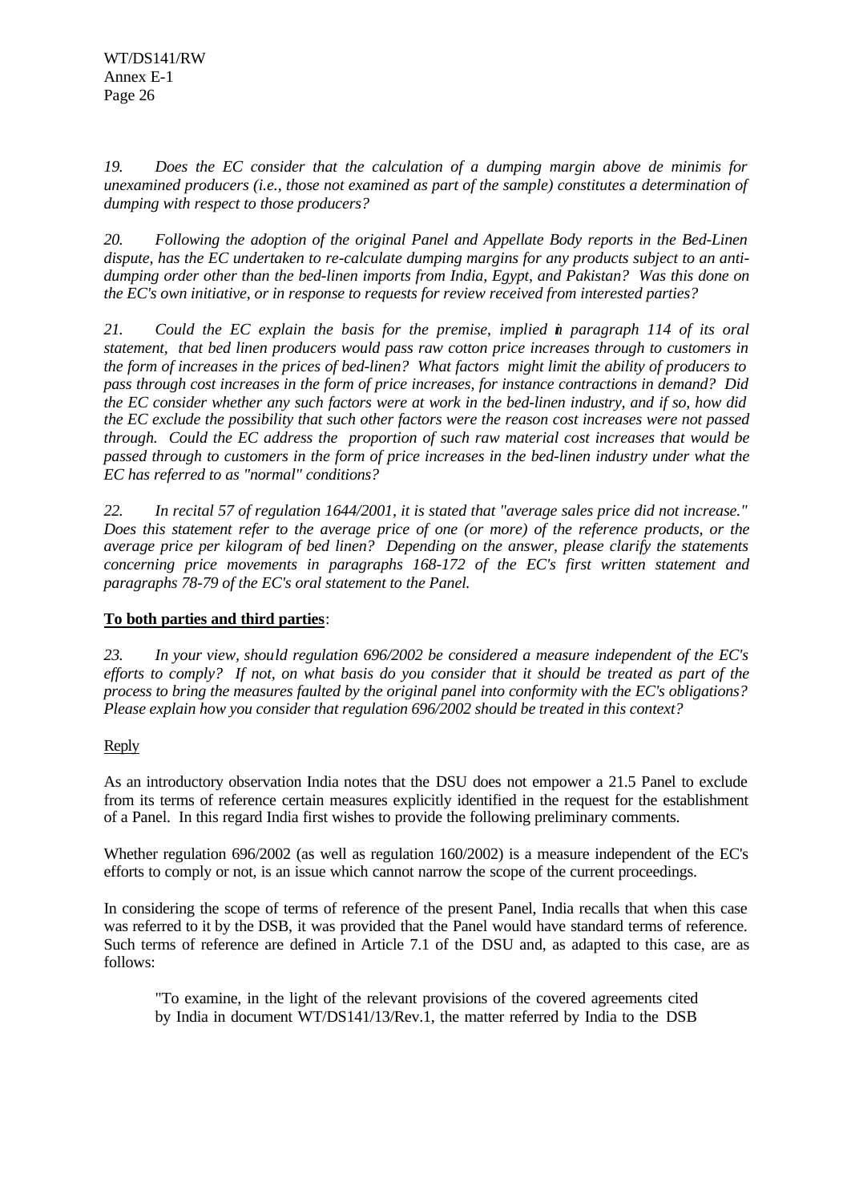*19. Does the EC consider that the calculation of a dumping margin above de minimis for unexamined producers (i.e., those not examined as part of the sample) constitutes a determination of dumping with respect to those producers?*

*20. Following the adoption of the original Panel and Appellate Body reports in the Bed-Linen dispute, has the EC undertaken to re-calculate dumping margins for any products subject to an anti-dumping order other than the bed-linen imports from India, Egypt, and Pakistan? Was this done on the EC's own initiative, or in response to requests for review received from interested parties?*

*21. Could the EC explain the basis for the premise, implied in paragraph 114 of its oral statement, that bed linen producers would pass raw cotton price increases through to customers in the form of increases in the prices of bed-linen? What factors might limit the ability of producers to pass through cost increases in the form of price increases, for instance contractions in demand? Did the EC consider whether any such factors were at work in the bed-linen industry, and if so, how did the EC exclude the possibility that such other factors were the reason cost increases were not passed through. Could the EC address the proportion of such raw material cost increases that would be passed through to customers in the form of price increases in the bed-linen industry under what the EC has referred to as "normal" conditions?*

*22. In recital 57 of regulation 1644/2001, it is stated that "average sales price did not increase." Does this statement refer to the average price of one (or more) of the reference products, or the average price per kilogram of bed linen? Depending on the answer, please clarify the statements concerning price movements in paragraphs 168-172 of the EC's first written statement and paragraphs 78-79 of the EC's oral statement to the Panel.*

**To both parties and third parties**:

*23. In your view, should regulation 696/2002 be considered a measure independent of the EC's efforts to comply? If not, on what basis do you consider that it should be treated as part of the process to bring the measures faulted by the original panel into conformity with the EC's obligations? Please explain how you consider that regulation 696/2002 should be treated in this context?*

Reply

As an introductory observation India notes that the DSU does not empower a 21.5 Panel to exclude from its terms of reference certain measures explicitly identified in the request for the establishment of a Panel. In this regard India first wishes to provide the following preliminary comments.

Whether regulation 696/2002 (as well as regulation 160/2002) is a measure independent of the EC's efforts to comply or not, is an issue which cannot narrow the scope of the current proceedings.

In considering the scope of terms of reference of the present Panel, India recalls that when this case was referred to it by the DSB, it was provided that the Panel would have standard terms of reference. Such terms of reference are defined in Article 7.1 of the DSU and, as adapted to this case, are as follows:

> "To examine, in the light of the relevant provisions of the covered agreements cited by India in document WT/DS141/13/Rev.1, the matter referred by India to the DSB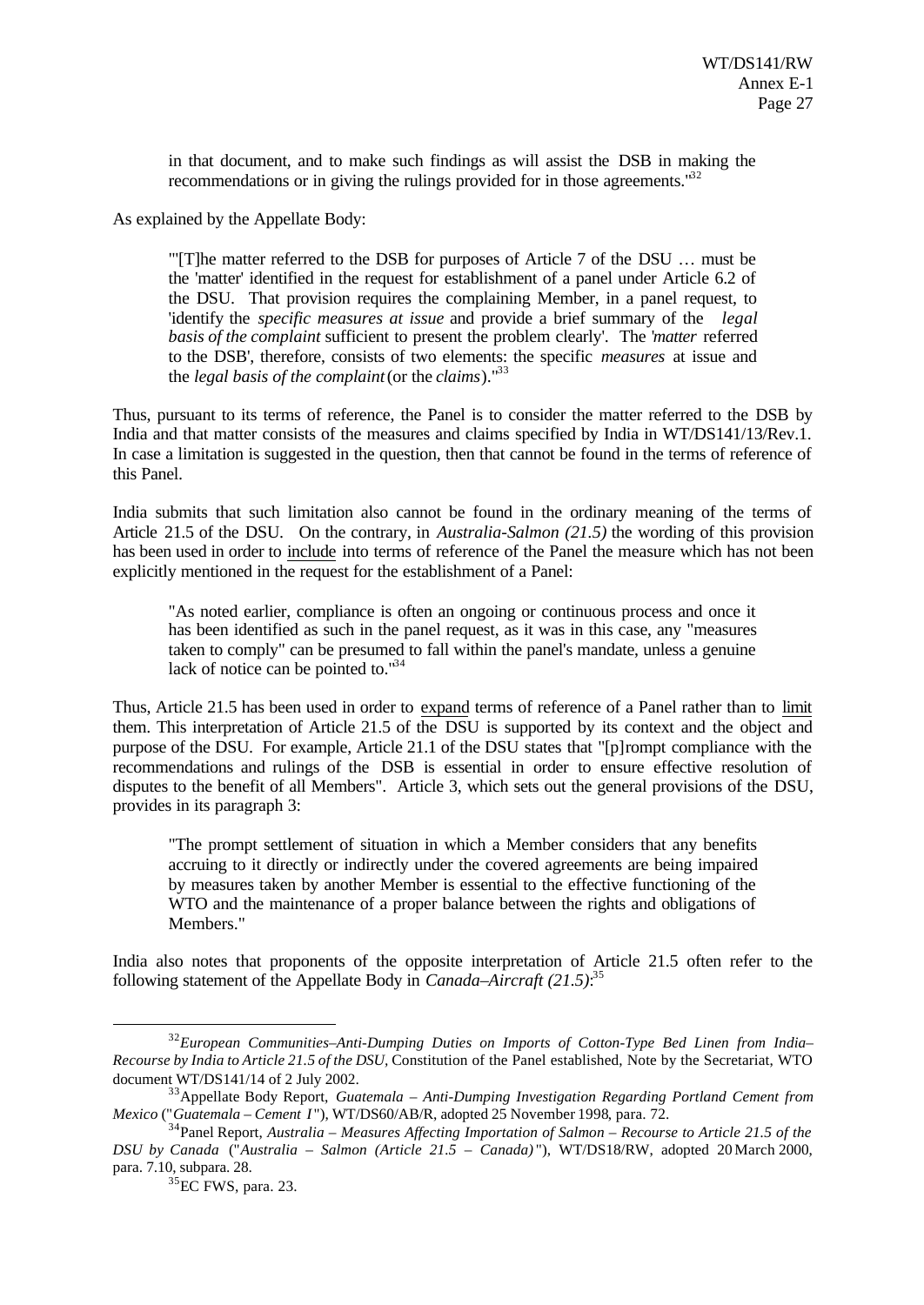in that document, and to make such findings as will assist the DSB in making the recommendations or in giving the rulings provided for in those agreements."[32]

As explained by the Appellate Body:

> "'[T]he matter referred to the DSB for purposes of Article 7 of the DSU … must be the 'matter' identified in the request for establishment of a panel under Article 6.2 of the DSU. That provision requires the complaining Member, in a panel request, to 'identify the *specific measures at issue* and provide a brief summary of the *legal basis of the complaint* sufficient to present the problem clearly'. The '*matter* referred to the DSB', therefore, consists of two elements: the specific *measures* at issue and the *legal basis of the complaint* (or the *claims*)."[33]

Thus, pursuant to its terms of reference, the Panel is to consider the matter referred to the DSB by India and that matter consists of the measures and claims specified by India in WT/DS141/13/Rev.1. In case a limitation is suggested in the question, then that cannot be found in the terms of reference of this Panel.

India submits that such limitation also cannot be found in the ordinary meaning of the terms of Article 21.5 of the DSU. On the contrary, in *Australia-Salmon (21.5)* the wording of this provision has been used in order to include into terms of reference of the Panel the measure which has not been explicitly mentioned in the request for the establishment of a Panel:

> "As noted earlier, compliance is often an ongoing or continuous process and once it has been identified as such in the panel request, as it was in this case, any "measures taken to comply" can be presumed to fall within the panel's mandate, unless a genuine lack of notice can be pointed to."[34]

Thus, Article 21.5 has been used in order to expand terms of reference of a Panel rather than to limit them. This interpretation of Article 21.5 of the DSU is supported by its context and the object and purpose of the DSU. For example, Article 21.1 of the DSU states that "[p]rompt compliance with the recommendations and rulings of the DSB is essential in order to ensure effective resolution of disputes to the benefit of all Members". Article 3, which sets out the general provisions of the DSU, provides in its paragraph 3:

> "The prompt settlement of situation in which a Member considers that any benefits accruing to it directly or indirectly under the covered agreements are being impaired by measures taken by another Member is essential to the effective functioning of the WTO and the maintenance of a proper balance between the rights and obligations of Members."

India also notes that proponents of the opposite interpretation of Article 21.5 often refer to the following statement of the Appellate Body in *Canada–Aircraft (21.5)*:[35]

---

[32] *European Communities–Anti-Dumping Duties on Imports of Cotton-Type Bed Linen from India–Recourse by India to Article 21.5 of the DSU,* Constitution of the Panel established, Note by the Secretariat, WTO document WT/DS141/14 of 2 July 2002.

[33] Appellate Body Report, *Guatemala – Anti-Dumping Investigation Regarding Portland Cement from Mexico* ("*Guatemala – Cement I*"), WT/DS60/AB/R, adopted 25 November 1998, para. 72.

[34] Panel Report, *Australia – Measures Affecting Importation of Salmon – Recourse to Article 21.5 of the DSU by Canada* ("*Australia – Salmon (Article 21.5 – Canada)*"), WT/DS18/RW, adopted 20 March 2000, para. 7.10, subpara. 28.

[35] EC FWS, para. 23.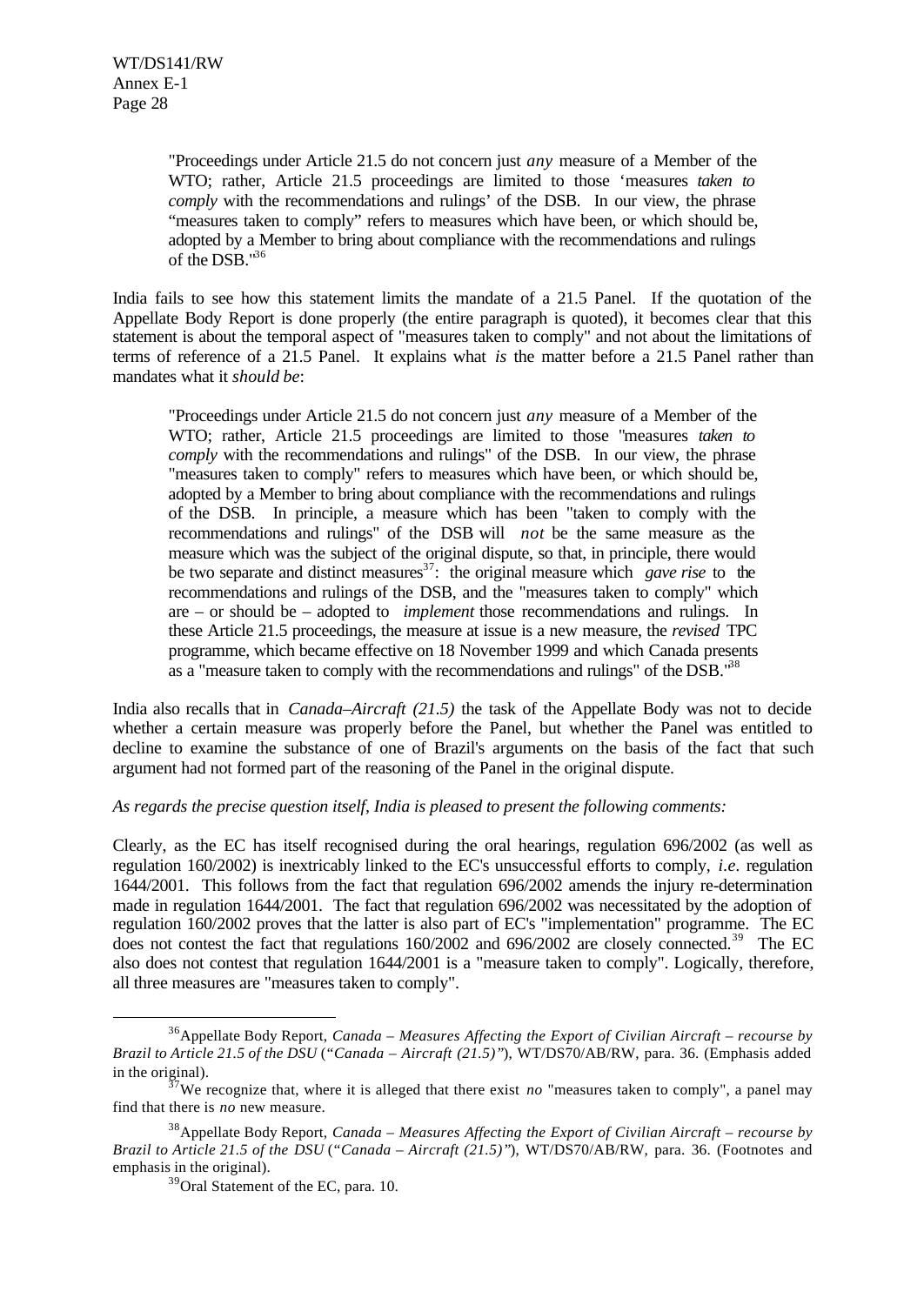> "Proceedings under Article 21.5 do not concern just *any* measure of a Member of the WTO; rather, Article 21.5 proceedings are limited to those 'measures *taken to comply* with the recommendations and rulings' of the DSB. In our view, the phrase "measures taken to comply" refers to measures which have been, or which should be, adopted by a Member to bring about compliance with the recommendations and rulings of the DSB."[36]

India fails to see how this statement limits the mandate of a 21.5 Panel. If the quotation of the Appellate Body Report is done properly (the entire paragraph is quoted), it becomes clear that this statement is about the temporal aspect of "measures taken to comply" and not about the limitations of terms of reference of a 21.5 Panel. It explains what *is* the matter before a 21.5 Panel rather than mandates what it *should be*:

> "Proceedings under Article 21.5 do not concern just *any* measure of a Member of the WTO; rather, Article 21.5 proceedings are limited to those "measures *taken to comply* with the recommendations and rulings" of the DSB. In our view, the phrase "measures taken to comply" refers to measures which have been, or which should be, adopted by a Member to bring about compliance with the recommendations and rulings of the DSB. In principle, a measure which has been "taken to comply with the recommendations and rulings" of the DSB will *not* be the same measure as the measure which was the subject of the original dispute, so that, in principle, there would be two separate and distinct measures[37]: the original measure which *gave rise* to the recommendations and rulings of the DSB, and the "measures taken to comply" which are – or should be – adopted to *implement* those recommendations and rulings. In these Article 21.5 proceedings, the measure at issue is a new measure, the *revised* TPC programme, which became effective on 18 November 1999 and which Canada presents as a "measure taken to comply with the recommendations and rulings" of the DSB."[38]

India also recalls that in *Canada–Aircraft (21.5)* the task of the Appellate Body was not to decide whether a certain measure was properly before the Panel, but whether the Panel was entitled to decline to examine the substance of one of Brazil's arguments on the basis of the fact that such argument had not formed part of the reasoning of the Panel in the original dispute.

*As regards the precise question itself, India is pleased to present the following comments:*

Clearly, as the EC has itself recognised during the oral hearings, regulation 696/2002 (as well as regulation 160/2002) is inextricably linked to the EC's unsuccessful efforts to comply, *i.e*. regulation 1644/2001. This follows from the fact that regulation 696/2002 amends the injury re-determination made in regulation 1644/2001. The fact that regulation 696/2002 was necessitated by the adoption of regulation 160/2002 proves that the latter is also part of EC's "implementation" programme. The EC does not contest the fact that regulations 160/2002 and 696/2002 are closely connected.[39] The EC also does not contest that regulation 1644/2001 is a "measure taken to comply". Logically, therefore, all three measures are "measures taken to comply".

---

[36] Appellate Body Report, *Canada – Measures Affecting the Export of Civilian Aircraft – recourse by Brazil to Article 21.5 of the DSU* (*"Canada – Aircraft (21.5)"*), WT/DS70/AB/RW, para. 36. (Emphasis added in the original).

[37] We recognize that, where it is alleged that there exist *no* "measures taken to comply", a panel may find that there is *no* new measure.

[38] Appellate Body Report, *Canada – Measures Affecting the Export of Civilian Aircraft – recourse by Brazil to Article 21.5 of the DSU* (*"Canada – Aircraft (21.5)"*), WT/DS70/AB/RW, para. 36. (Footnotes and emphasis in the original).

[39] Oral Statement of the EC, para. 10.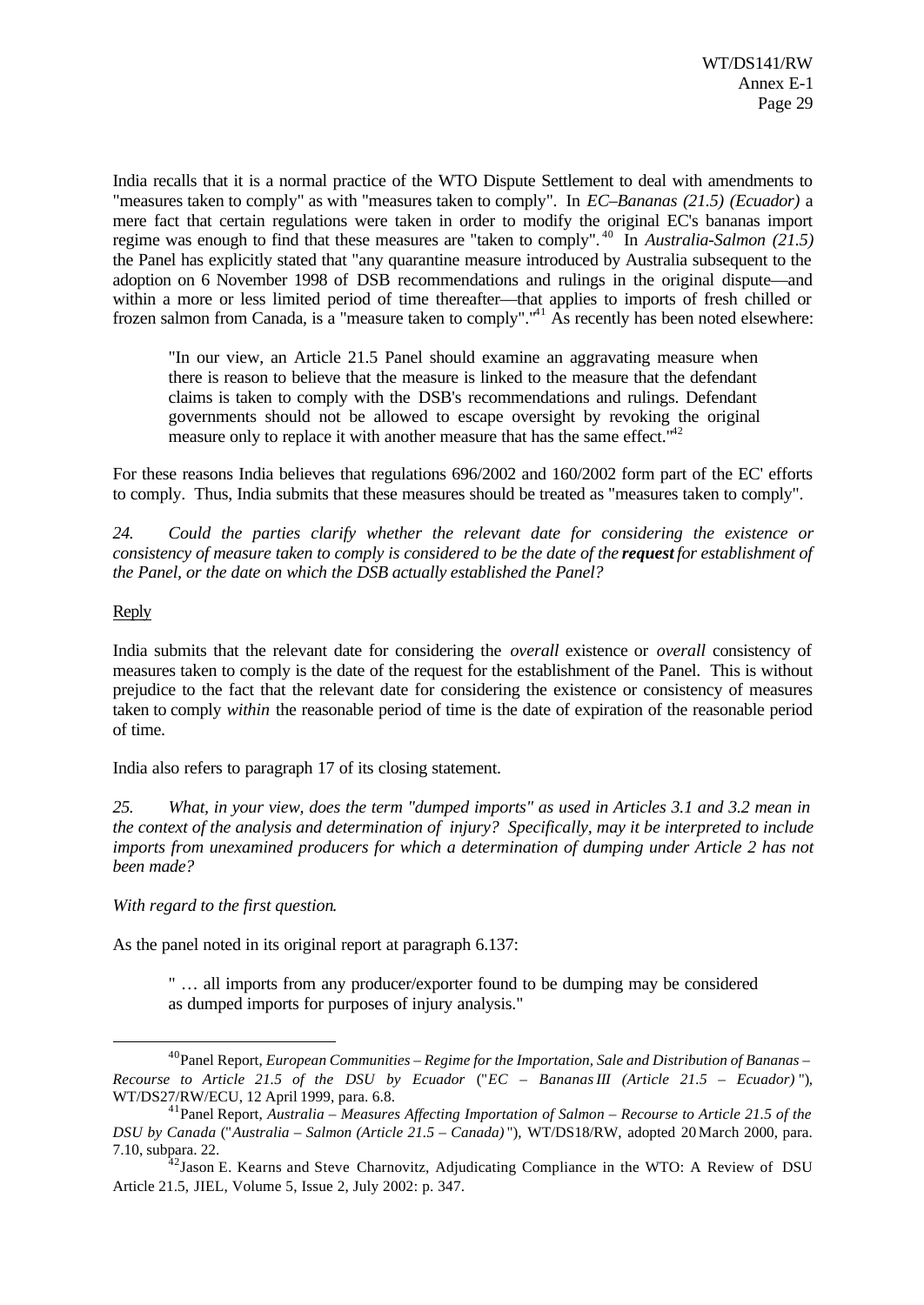India recalls that it is a normal practice of the WTO Dispute Settlement to deal with amendments to "measures taken to comply" as with "measures taken to comply". In *EC–Bananas (21.5) (Ecuador)* a mere fact that certain regulations were taken in order to modify the original EC's bananas import regime was enough to find that these measures are "taken to comply".[40] In *Australia-Salmon (21.5)* the Panel has explicitly stated that "any quarantine measure introduced by Australia subsequent to the adoption on 6 November 1998 of DSB recommendations and rulings in the original dispute—and within a more or less limited period of time thereafter—that applies to imports of fresh chilled or frozen salmon from Canada, is a "measure taken to comply"."[41] As recently has been noted elsewhere:

> "In our view, an Article 21.5 Panel should examine an aggravating measure when there is reason to believe that the measure is linked to the measure that the defendant claims is taken to comply with the DSB's recommendations and rulings. Defendant governments should not be allowed to escape oversight by revoking the original measure only to replace it with another measure that has the same effect."[42]

For these reasons India believes that regulations 696/2002 and 160/2002 form part of the EC' efforts to comply. Thus, India submits that these measures should be treated as "measures taken to comply".

*24. Could the parties clarify whether the relevant date for considering the existence or consistency of measure taken to comply is considered to be the date of the* ***request*** *for establishment of the Panel, or the date on which the DSB actually established the Panel?*

Reply

India submits that the relevant date for considering the *overall* existence or *overall* consistency of measures taken to comply is the date of the request for the establishment of the Panel. This is without prejudice to the fact that the relevant date for considering the existence or consistency of measures taken to comply *within* the reasonable period of time is the date of expiration of the reasonable period of time.

India also refers to paragraph 17 of its closing statement.

*25. What, in your view, does the term "dumped imports" as used in Articles 3.1 and 3.2 mean in the context of the analysis and determination of injury? Specifically, may it be interpreted to include imports from unexamined producers for which a determination of dumping under Article 2 has not been made?*

*With regard to the first question.*

As the panel noted in its original report at paragraph 6.137:

> " … all imports from any producer/exporter found to be dumping may be considered as dumped imports for purposes of injury analysis."

---

[40] Panel Report, *European Communities – Regime for the Importation, Sale and Distribution of Bananas – Recourse to Article 21.5 of the DSU by Ecuador* ("*EC – Bananas III (Article 21.5 – Ecuador)* "), WT/DS27/RW/ECU, 12 April 1999, para. 6.8.

[41] Panel Report, *Australia – Measures Affecting Importation of Salmon – Recourse to Article 21.5 of the DSU by Canada* ("*Australia – Salmon (Article 21.5 – Canada)* "), WT/DS18/RW, adopted 20 March 2000, para. 7.10, subpara. 22.

[42] Jason E. Kearns and Steve Charnovitz, Adjudicating Compliance in the WTO: A Review of DSU Article 21.5, JIEL, Volume 5, Issue 2, July 2002: p. 347.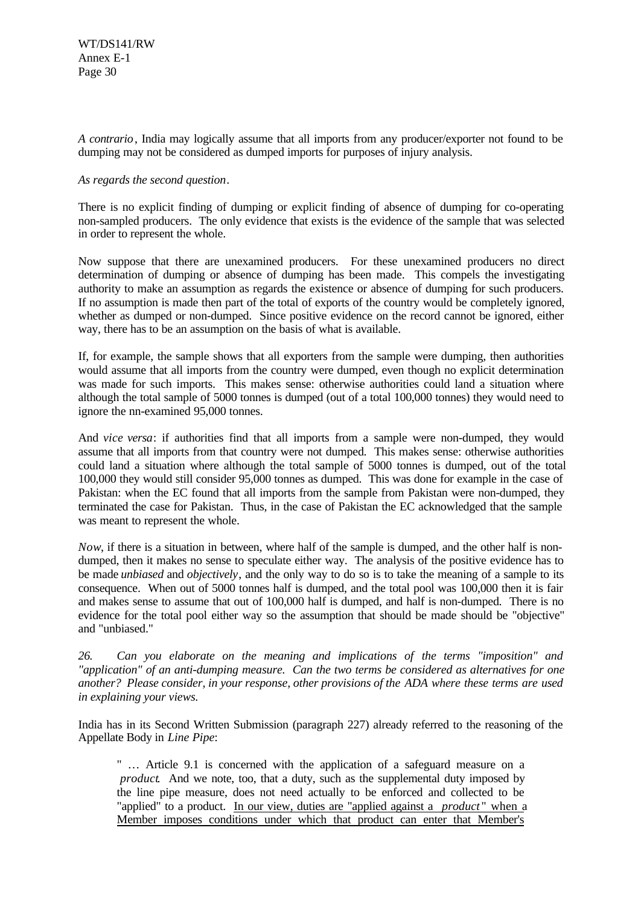*A contrario*, India may logically assume that all imports from any producer/exporter not found to be dumping may not be considered as dumped imports for purposes of injury analysis.

*As regards the second question*.

There is no explicit finding of dumping or explicit finding of absence of dumping for co-operating non-sampled producers. The only evidence that exists is the evidence of the sample that was selected in order to represent the whole.

Now suppose that there are unexamined producers. For these unexamined producers no direct determination of dumping or absence of dumping has been made. This compels the investigating authority to make an assumption as regards the existence or absence of dumping for such producers. If no assumption is made then part of the total of exports of the country would be completely ignored, whether as dumped or non-dumped. Since positive evidence on the record cannot be ignored, either way, there has to be an assumption on the basis of what is available.

If, for example, the sample shows that all exporters from the sample were dumping, then authorities would assume that all imports from the country were dumped, even though no explicit determination was made for such imports. This makes sense: otherwise authorities could land a situation where although the total sample of 5000 tonnes is dumped (out of a total 100,000 tonnes) they would need to ignore the nn-examined 95,000 tonnes.

And *vice versa*: if authorities find that all imports from a sample were non-dumped, they would assume that all imports from that country were not dumped. This makes sense: otherwise authorities could land a situation where although the total sample of 5000 tonnes is dumped, out of the total 100,000 they would still consider 95,000 tonnes as dumped. This was done for example in the case of Pakistan: when the EC found that all imports from the sample from Pakistan were non-dumped, they terminated the case for Pakistan. Thus, in the case of Pakistan the EC acknowledged that the sample was meant to represent the whole.

*Now*, if there is a situation in between, where half of the sample is dumped, and the other half is non-dumped, then it makes no sense to speculate either way. The analysis of the positive evidence has to be made *unbiased* and *objectively*, and the only way to do so is to take the meaning of a sample to its consequence. When out of 5000 tonnes half is dumped, and the total pool was 100,000 then it is fair and makes sense to assume that out of 100,000 half is dumped, and half is non-dumped. There is no evidence for the total pool either way so the assumption that should be made should be "objective" and "unbiased."

*26. Can you elaborate on the meaning and implications of the terms "imposition" and "application" of an anti-dumping measure. Can the two terms be considered as alternatives for one another? Please consider, in your response, other provisions of the ADA where these terms are used in explaining your views.*

India has in its Second Written Submission (paragraph 227) already referred to the reasoning of the Appellate Body in *Line Pipe*:

> " … Article 9.1 is concerned with the application of a safeguard measure on a *product*. And we note, too, that a duty, such as the supplemental duty imposed by the line pipe measure, does not need actually to be enforced and collected to be "applied" to a product. <u>In our view, duties are "applied against a *product*" when a Member imposes conditions under which that product can enter that Member's</u>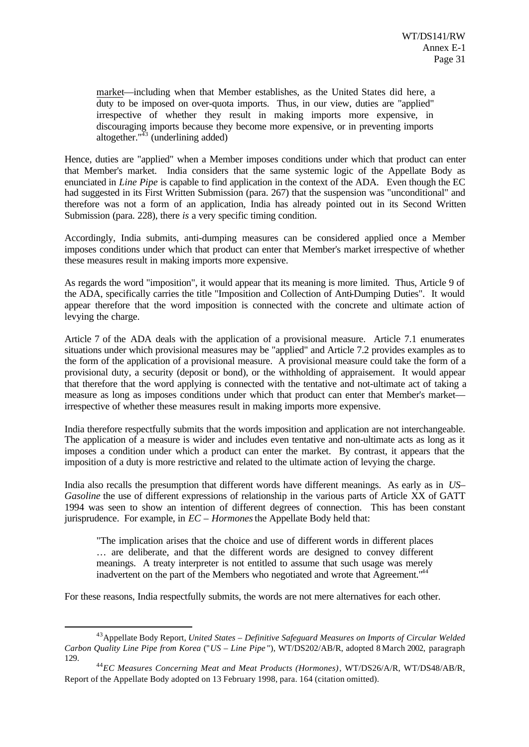market—including when that Member establishes, as the United States did here, a duty to be imposed on over-quota imports. Thus, in our view, duties are "applied" irrespective of whether they result in making imports more expensive, in discouraging imports because they become more expensive, or in preventing imports altogether."[43] (underlining added)

Hence, duties are "applied" when a Member imposes conditions under which that product can enter that Member's market. India considers that the same systemic logic of the Appellate Body as enunciated in *Line Pipe* is capable to find application in the context of the ADA. Even though the EC had suggested in its First Written Submission (para. 267) that the suspension was "unconditional" and therefore was not a form of an application, India has already pointed out in its Second Written Submission (para. 228), there *is* a very specific timing condition.

Accordingly, India submits, anti-dumping measures can be considered applied once a Member imposes conditions under which that product can enter that Member's market irrespective of whether these measures result in making imports more expensive.

As regards the word "imposition", it would appear that its meaning is more limited. Thus, Article 9 of the ADA, specifically carries the title "Imposition and Collection of Anti-Dumping Duties". It would appear therefore that the word imposition is connected with the concrete and ultimate action of levying the charge.

Article 7 of the ADA deals with the application of a provisional measure. Article 7.1 enumerates situations under which provisional measures may be "applied" and Article 7.2 provides examples as to the form of the application of a provisional measure. A provisional measure could take the form of a provisional duty, a security (deposit or bond), or the withholding of appraisement. It would appear that therefore that the word applying is connected with the tentative and not-ultimate act of taking a measure as long as imposes conditions under which that product can enter that Member's market—irrespective of whether these measures result in making imports more expensive.

India therefore respectfully submits that the words imposition and application are not interchangeable. The application of a measure is wider and includes even tentative and non-ultimate acts as long as it imposes a condition under which a product can enter the market. By contrast, it appears that the imposition of a duty is more restrictive and related to the ultimate action of levying the charge.

India also recalls the presumption that different words have different meanings. As early as in *US–Gasoline* the use of different expressions of relationship in the various parts of Article XX of GATT 1994 was seen to show an intention of different degrees of connection. This has been constant jurisprudence. For example, in *EC – Hormones* the Appellate Body held that:

> "The implication arises that the choice and use of different words in different places … are deliberate, and that the different words are designed to convey different meanings. A treaty interpreter is not entitled to assume that such usage was merely inadvertent on the part of the Members who negotiated and wrote that Agreement."[44]

For these reasons, India respectfully submits, the words are not mere alternatives for each other.

---

[43] Appellate Body Report, *United States – Definitive Safeguard Measures on Imports of Circular Welded Carbon Quality Line Pipe from Korea* ("*US – Line Pipe*"), WT/DS202/AB/R, adopted 8 March 2002, paragraph 129.

[44] *EC Measures Concerning Meat and Meat Products (Hormones)*, WT/DS26/A/R, WT/DS48/AB/R, Report of the Appellate Body adopted on 13 February 1998, para. 164 (citation omitted).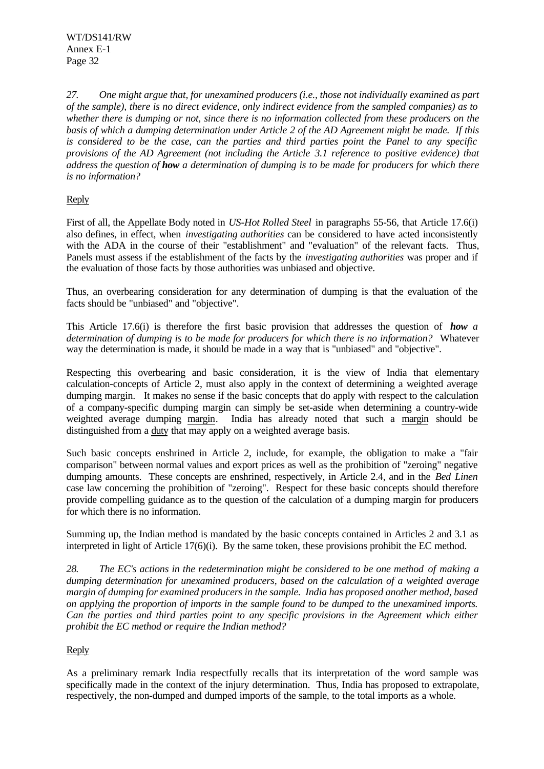*27. One might argue that, for unexamined producers (i.e., those not individually examined as part of the sample), there is no direct evidence, only indirect evidence from the sampled companies) as to whether there is dumping or not, since there is no information collected from these producers on the basis of which a dumping determination under Article 2 of the AD Agreement might be made. If this is considered to be the case, can the parties and third parties point the Panel to any specific provisions of the AD Agreement (not including the Article 3.1 reference to positive evidence) that address the question of **how** a determination of dumping is to be made for producers for which there is no information?*

Reply

First of all, the Appellate Body noted in *US-Hot Rolled Steel* in paragraphs 55-56, that Article 17.6(i) also defines, in effect, when *investigating authorities* can be considered to have acted inconsistently with the ADA in the course of their "establishment" and "evaluation" of the relevant facts. Thus, Panels must assess if the establishment of the facts by the *investigating authorities* was proper and if the evaluation of those facts by those authorities was unbiased and objective.

Thus, an overbearing consideration for any determination of dumping is that the evaluation of the facts should be "unbiased" and "objective".

This Article 17.6(i) is therefore the first basic provision that addresses the question of ***how*** *a determination of dumping is to be made for producers for which there is no information?* Whatever way the determination is made, it should be made in a way that is "unbiased" and "objective".

Respecting this overbearing and basic consideration, it is the view of India that elementary calculation-concepts of Article 2, must also apply in the context of determining a weighted average dumping margin. It makes no sense if the basic concepts that do apply with respect to the calculation of a company-specific dumping margin can simply be set-aside when determining a country-wide weighted average dumping <u>margin</u>. India has already noted that such a <u>margin</u> should be distinguished from a <u>duty</u> that may apply on a weighted average basis.

Such basic concepts enshrined in Article 2, include, for example, the obligation to make a "fair comparison" between normal values and export prices as well as the prohibition of "zeroing" negative dumping amounts. These concepts are enshrined, respectively, in Article 2.4, and in the *Bed Linen* case law concerning the prohibition of "zeroing". Respect for these basic concepts should therefore provide compelling guidance as to the question of the calculation of a dumping margin for producers for which there is no information.

Summing up, the Indian method is mandated by the basic concepts contained in Articles 2 and 3.1 as interpreted in light of Article 17(6)(i). By the same token, these provisions prohibit the EC method.

*28. The EC's actions in the redetermination might be considered to be one method of making a dumping determination for unexamined producers, based on the calculation of a weighted average margin of dumping for examined producers in the sample. India has proposed another method, based on applying the proportion of imports in the sample found to be dumped to the unexamined imports. Can the parties and third parties point to any specific provisions in the Agreement which either prohibit the EC method or require the Indian method?*

Reply

As a preliminary remark India respectfully recalls that its interpretation of the word sample was specifically made in the context of the injury determination. Thus, India has proposed to extrapolate, respectively, the non-dumped and dumped imports of the sample, to the total imports as a whole.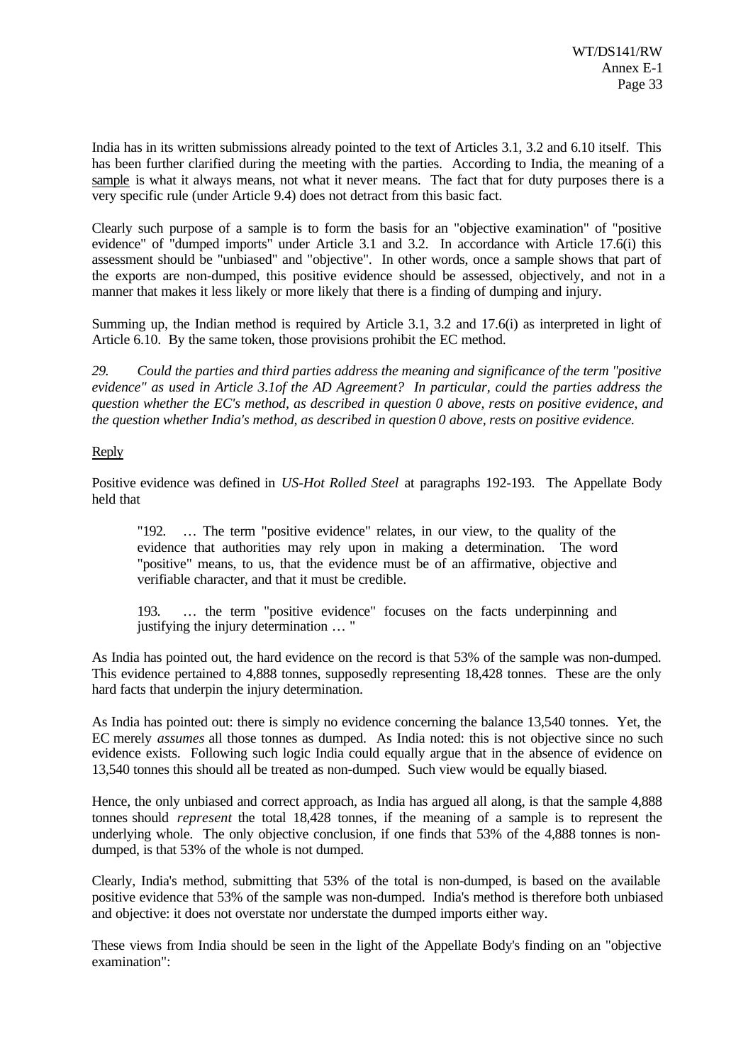India has in its written submissions already pointed to the text of Articles 3.1, 3.2 and 6.10 itself. This has been further clarified during the meeting with the parties. According to India, the meaning of a sample is what it always means, not what it never means. The fact that for duty purposes there is a very specific rule (under Article 9.4) does not detract from this basic fact.

Clearly such purpose of a sample is to form the basis for an "objective examination" of "positive evidence" of "dumped imports" under Article 3.1 and 3.2. In accordance with Article 17.6(i) this assessment should be "unbiased" and "objective". In other words, once a sample shows that part of the exports are non-dumped, this positive evidence should be assessed, objectively, and not in a manner that makes it less likely or more likely that there is a finding of dumping and injury.

Summing up, the Indian method is required by Article 3.1, 3.2 and 17.6(i) as interpreted in light of Article 6.10. By the same token, those provisions prohibit the EC method.

*29. Could the parties and third parties address the meaning and significance of the term "positive evidence" as used in Article 3.1of the AD Agreement? In particular, could the parties address the question whether the EC's method, as described in question 0 above, rests on positive evidence, and the question whether India's method, as described in question 0 above, rests on positive evidence.*

Reply

Positive evidence was defined in *US-Hot Rolled Steel* at paragraphs 192-193. The Appellate Body held that

> "192. … The term "positive evidence" relates, in our view, to the quality of the evidence that authorities may rely upon in making a determination. The word "positive" means, to us, that the evidence must be of an affirmative, objective and verifiable character, and that it must be credible.
>
> 193. … the term "positive evidence" focuses on the facts underpinning and justifying the injury determination … "

As India has pointed out, the hard evidence on the record is that 53% of the sample was non-dumped. This evidence pertained to 4,888 tonnes, supposedly representing 18,428 tonnes. These are the only hard facts that underpin the injury determination.

As India has pointed out: there is simply no evidence concerning the balance 13,540 tonnes. Yet, the EC merely *assumes* all those tonnes as dumped. As India noted: this is not objective since no such evidence exists. Following such logic India could equally argue that in the absence of evidence on 13,540 tonnes this should all be treated as non-dumped. Such view would be equally biased.

Hence, the only unbiased and correct approach, as India has argued all along, is that the sample 4,888 tonnes should *represent* the total 18,428 tonnes, if the meaning of a sample is to represent the underlying whole. The only objective conclusion, if one finds that 53% of the 4,888 tonnes is non-dumped, is that 53% of the whole is not dumped.

Clearly, India's method, submitting that 53% of the total is non-dumped, is based on the available positive evidence that 53% of the sample was non-dumped. India's method is therefore both unbiased and objective: it does not overstate nor understate the dumped imports either way.

These views from India should be seen in the light of the Appellate Body's finding on an "objective examination":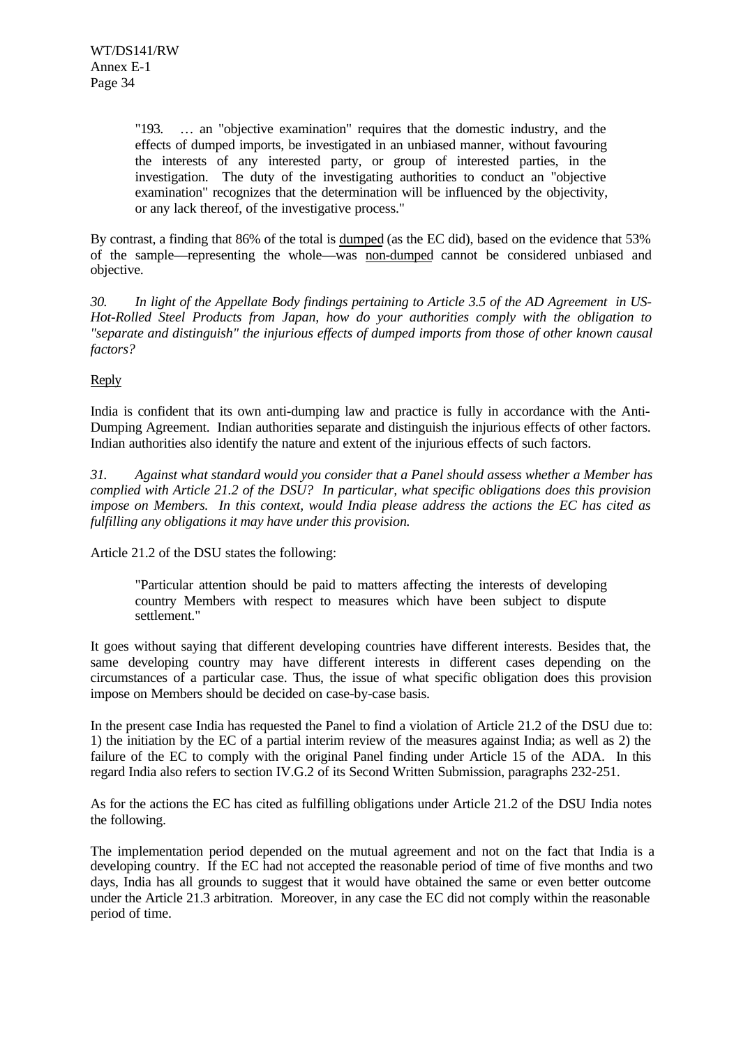> "193. … an "objective examination" requires that the domestic industry, and the effects of dumped imports, be investigated in an unbiased manner, without favouring the interests of any interested party, or group of interested parties, in the investigation. The duty of the investigating authorities to conduct an "objective examination" recognizes that the determination will be influenced by the objectivity, or any lack thereof, of the investigative process."

By contrast, a finding that 86% of the total is <u>dumped</u> (as the EC did), based on the evidence that 53% of the sample—representing the whole—was <u>non-dumped</u> cannot be considered unbiased and objective.

*30. In light of the Appellate Body findings pertaining to Article 3.5 of the AD Agreement in US-Hot-Rolled Steel Products from Japan, how do your authorities comply with the obligation to "separate and distinguish" the injurious effects of dumped imports from those of other known causal factors?*

<u>Reply</u>

India is confident that its own anti-dumping law and practice is fully in accordance with the Anti-Dumping Agreement. Indian authorities separate and distinguish the injurious effects of other factors. Indian authorities also identify the nature and extent of the injurious effects of such factors.

*31. Against what standard would you consider that a Panel should assess whether a Member has complied with Article 21.2 of the DSU? In particular, what specific obligations does this provision impose on Members. In this context, would India please address the actions the EC has cited as fulfilling any obligations it may have under this provision.*

Article 21.2 of the DSU states the following:

> "Particular attention should be paid to matters affecting the interests of developing country Members with respect to measures which have been subject to dispute settlement."

It goes without saying that different developing countries have different interests. Besides that, the same developing country may have different interests in different cases depending on the circumstances of a particular case. Thus, the issue of what specific obligation does this provision impose on Members should be decided on case-by-case basis.

In the present case India has requested the Panel to find a violation of Article 21.2 of the DSU due to: 1) the initiation by the EC of a partial interim review of the measures against India; as well as 2) the failure of the EC to comply with the original Panel finding under Article 15 of the ADA. In this regard India also refers to section IV.G.2 of its Second Written Submission, paragraphs 232-251.

As for the actions the EC has cited as fulfilling obligations under Article 21.2 of the DSU India notes the following.

The implementation period depended on the mutual agreement and not on the fact that India is a developing country. If the EC had not accepted the reasonable period of time of five months and two days, India has all grounds to suggest that it would have obtained the same or even better outcome under the Article 21.3 arbitration. Moreover, in any case the EC did not comply within the reasonable period of time.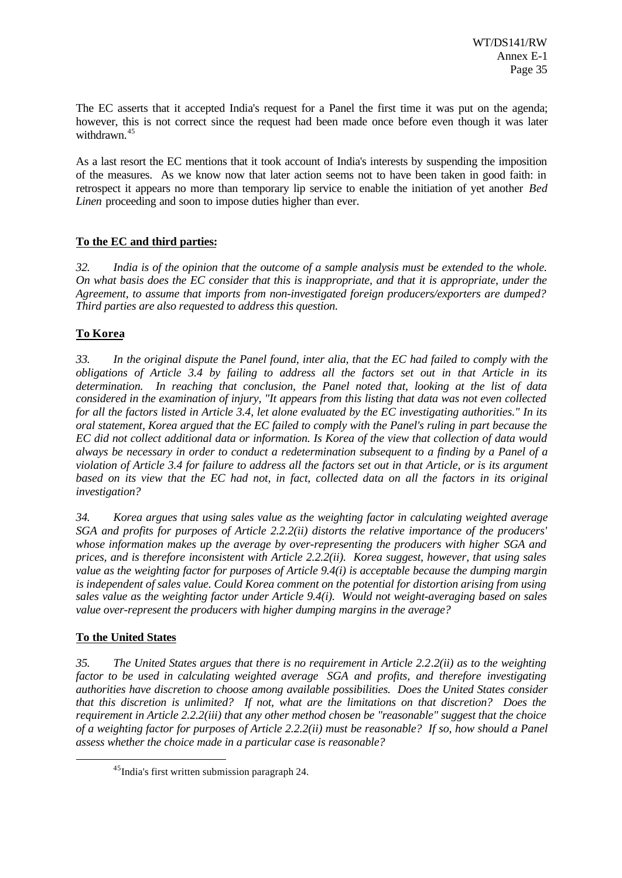The EC asserts that it accepted India's request for a Panel the first time it was put on the agenda; however, this is not correct since the request had been made once before even though it was later withdrawn.[45]

As a last resort the EC mentions that it took account of India's interests by suspending the imposition of the measures. As we know now that later action seems not to have been taken in good faith: in retrospect it appears no more than temporary lip service to enable the initiation of yet another *Bed Linen* proceeding and soon to impose duties higher than ever.

**To the EC and third parties:**

*32. India is of the opinion that the outcome of a sample analysis must be extended to the whole. On what basis does the EC consider that this is inappropriate, and that it is appropriate, under the Agreement, to assume that imports from non-investigated foreign producers/exporters are dumped? Third parties are also requested to address this question.*

**To Korea**

*33. In the original dispute the Panel found, inter alia, that the EC had failed to comply with the obligations of Article 3.4 by failing to address all the factors set out in that Article in its determination. In reaching that conclusion, the Panel noted that, looking at the list of data considered in the examination of injury, "It appears from this listing that data was not even collected for all the factors listed in Article 3.4, let alone evaluated by the EC investigating authorities." In its oral statement, Korea argued that the EC failed to comply with the Panel's ruling in part because the EC did not collect additional data or information. Is Korea of the view that collection of data would always be necessary in order to conduct a redetermination subsequent to a finding by a Panel of a violation of Article 3.4 for failure to address all the factors set out in that Article, or is its argument based on its view that the EC had not, in fact, collected data on all the factors in its original investigation?*

*34. Korea argues that using sales value as the weighting factor in calculating weighted average SGA and profits for purposes of Article 2.2.2(ii) distorts the relative importance of the producers' whose information makes up the average by over-representing the producers with higher SGA and prices, and is therefore inconsistent with Article 2.2.2(ii). Korea suggest, however, that using sales value as the weighting factor for purposes of Article 9.4(i) is acceptable because the dumping margin is independent of sales value. Could Korea comment on the potential for distortion arising from using sales value as the weighting factor under Article 9.4(i). Would not weight-averaging based on sales value over-represent the producers with higher dumping margins in the average?*

**To the United States**

*35. The United States argues that there is no requirement in Article 2.2.2(ii) as to the weighting factor to be used in calculating weighted average SGA and profits, and therefore investigating authorities have discretion to choose among available possibilities. Does the United States consider that this discretion is unlimited? If not, what are the limitations on that discretion? Does the requirement in Article 2.2.2(iii) that any other method chosen be "reasonable" suggest that the choice of a weighting factor for purposes of Article 2.2.2(ii) must be reasonable? If so, how should a Panel assess whether the choice made in a particular case is reasonable?*

[45] India's first written submission paragraph 24.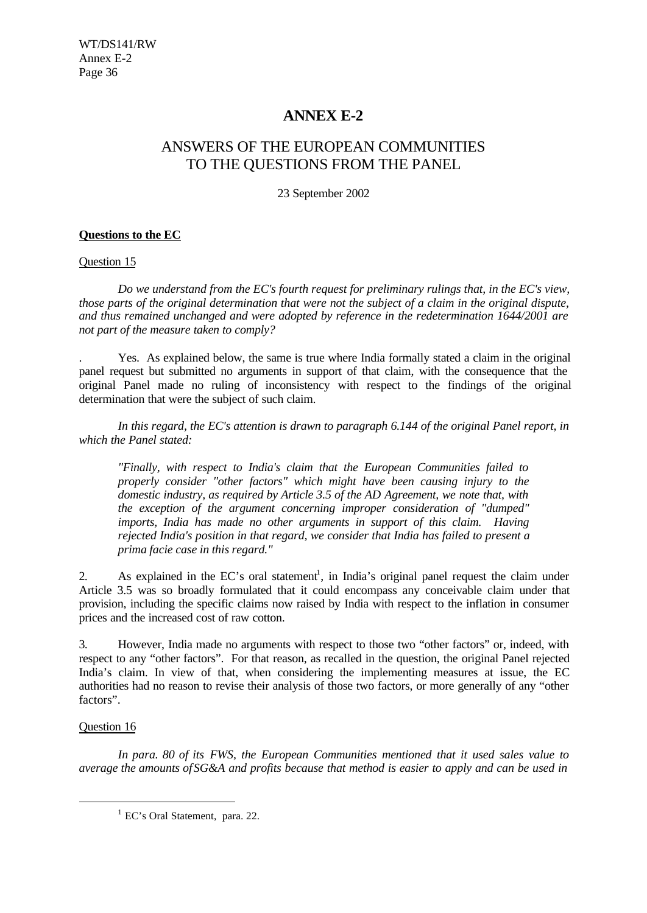# ANNEX E-2

## ANSWERS OF THE EUROPEAN COMMUNITIES TO THE QUESTIONS FROM THE PANEL

23 September 2002

**Questions to the EC**

Question 15

*Do we understand from the EC's fourth request for preliminary rulings that, in the EC's view, those parts of the original determination that were not the subject of a claim in the original dispute, and thus remained unchanged and were adopted by reference in the redetermination 1644/2001 are not part of the measure taken to comply?*

. Yes. As explained below, the same is true where India formally stated a claim in the original panel request but submitted no arguments in support of that claim, with the consequence that the original Panel made no ruling of inconsistency with respect to the findings of the original determination that were the subject of such claim.

*In this regard, the EC's attention is drawn to paragraph 6.144 of the original Panel report, in which the Panel stated:*

> *"Finally, with respect to India's claim that the European Communities failed to properly consider "other factors" which might have been causing injury to the domestic industry, as required by Article 3.5 of the AD Agreement, we note that, with the exception of the argument concerning improper consideration of "dumped" imports, India has made no other arguments in support of this claim. Having rejected India's position in that regard, we consider that India has failed to present a prima facie case in this regard."*

2. As explained in the EC's oral statement[1], in India's original panel request the claim under Article 3.5 was so broadly formulated that it could encompass any conceivable claim under that provision, including the specific claims now raised by India with respect to the inflation in consumer prices and the increased cost of raw cotton.

3. However, India made no arguments with respect to those two "other factors" or, indeed, with respect to any "other factors". For that reason, as recalled in the question, the original Panel rejected India's claim. In view of that, when considering the implementing measures at issue, the EC authorities had no reason to revise their analysis of those two factors, or more generally of any "other factors".

Question 16

*In para. 80 of its FWS, the European Communities mentioned that it used sales value to average the amounts of SG&A and profits because that method is easier to apply and can be used in*

---

[1] EC's Oral Statement, para. 22.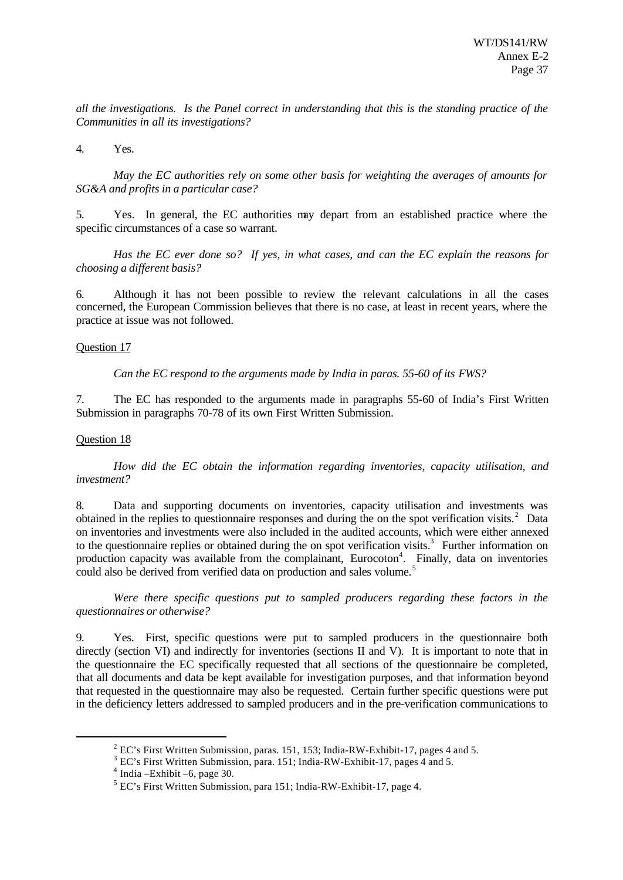*all the investigations. Is the Panel correct in understanding that this is the standing practice of the Communities in all its investigations?*

4. Yes.

*May the EC authorities rely on some other basis for weighting the averages of amounts for SG&A and profits in a particular case?*

5. Yes. In general, the EC authorities may depart from an established practice where the specific circumstances of a case so warrant.

*Has the EC ever done so? If yes, in what cases, and can the EC explain the reasons for choosing a different basis?*

6. Although it has not been possible to review the relevant calculations in all the cases concerned, the European Commission believes that there is no case, at least in recent years, where the practice at issue was not followed.

Question 17

*Can the EC respond to the arguments made by India in paras. 55-60 of its FWS?*

7. The EC has responded to the arguments made in paragraphs 55-60 of India's First Written Submission in paragraphs 70-78 of its own First Written Submission.

Question 18

*How did the EC obtain the information regarding inventories, capacity utilisation, and investment?*

8. Data and supporting documents on inventories, capacity utilisation and investments was obtained in the replies to questionnaire responses and during the on the spot verification visits.[2] Data on inventories and investments were also included in the audited accounts, which were either annexed to the questionnaire replies or obtained during the on spot verification visits.[3] Further information on production capacity was available from the complainant, Eurocoton[4]. Finally, data on inventories could also be derived from verified data on production and sales volume.[5]

*Were there specific questions put to sampled producers regarding these factors in the questionnaires or otherwise?*

9. Yes. First, specific questions were put to sampled producers in the questionnaire both directly (section VI) and indirectly for inventories (sections II and V). It is important to note that in the questionnaire the EC specifically requested that all sections of the questionnaire be completed, that all documents and data be kept available for investigation purposes, and that information beyond that requested in the questionnaire may also be requested. Certain further specific questions were put in the deficiency letters addressed to sampled producers and in the pre-verification communications to

---

[2] EC's First Written Submission, paras. 151, 153; India-RW-Exhibit-17, pages 4 and 5.

[3] EC's First Written Submission, para. 151; India-RW-Exhibit-17, pages 4 and 5.

[4] India –Exhibit –6, page 30.

[5] EC's First Written Submission, para 151; India-RW-Exhibit-17, page 4.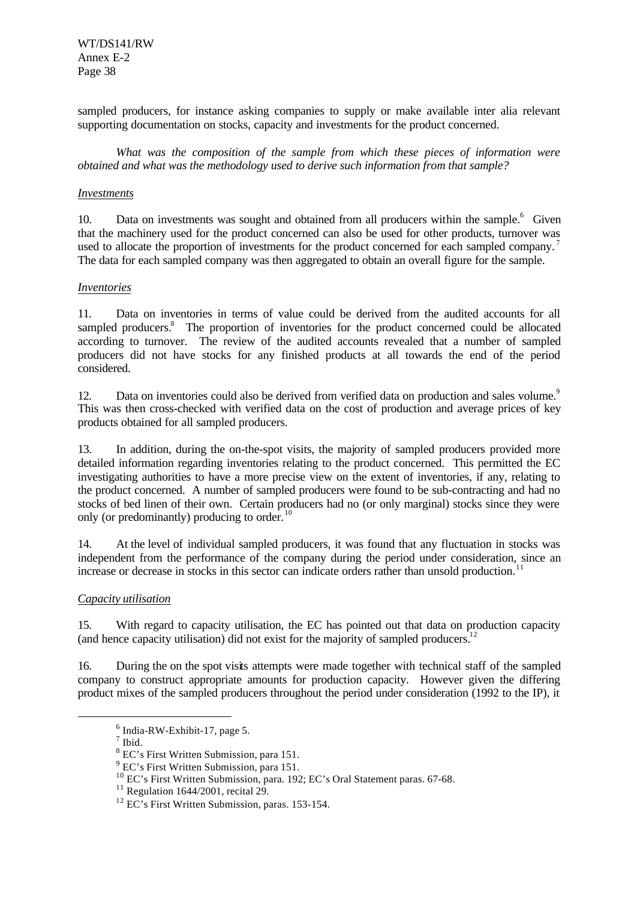sampled producers, for instance asking companies to supply or make available inter alia relevant supporting documentation on stocks, capacity and investments for the product concerned.

*What was the composition of the sample from which these pieces of information were obtained and what was the methodology used to derive such information from that sample?*

*Investments*

10. Data on investments was sought and obtained from all producers within the sample.[6] Given that the machinery used for the product concerned can also be used for other products, turnover was used to allocate the proportion of investments for the product concerned for each sampled company.[7] The data for each sampled company was then aggregated to obtain an overall figure for the sample.

*Inventories*

11. Data on inventories in terms of value could be derived from the audited accounts for all sampled producers.[8] The proportion of inventories for the product concerned could be allocated according to turnover. The review of the audited accounts revealed that a number of sampled producers did not have stocks for any finished products at all towards the end of the period considered.

12. Data on inventories could also be derived from verified data on production and sales volume.[9] This was then cross-checked with verified data on the cost of production and average prices of key products obtained for all sampled producers.

13. In addition, during the on-the-spot visits, the majority of sampled producers provided more detailed information regarding inventories relating to the product concerned. This permitted the EC investigating authorities to have a more precise view on the extent of inventories, if any, relating to the product concerned. A number of sampled producers were found to be sub-contracting and had no stocks of bed linen of their own. Certain producers had no (or only marginal) stocks since they were only (or predominantly) producing to order.[10]

14. At the level of individual sampled producers, it was found that any fluctuation in stocks was independent from the performance of the company during the period under consideration, since an increase or decrease in stocks in this sector can indicate orders rather than unsold production.[11]

*Capacity utilisation*

15. With regard to capacity utilisation, the EC has pointed out that data on production capacity (and hence capacity utilisation) did not exist for the majority of sampled producers.[12]

16. During the on the spot visits attempts were made together with technical staff of the sampled company to construct appropriate amounts for production capacity. However given the differing product mixes of the sampled producers throughout the period under consideration (1992 to the IP), it

---

[6] India-RW-Exhibit-17, page 5.

[7] Ibid.

[8] EC's First Written Submission, para 151.

[9] EC's First Written Submission, para 151.

[10] EC's First Written Submission, para. 192; EC's Oral Statement paras. 67-68.

[11] Regulation 1644/2001, recital 29.

[12] EC's First Written Submission, paras. 153-154.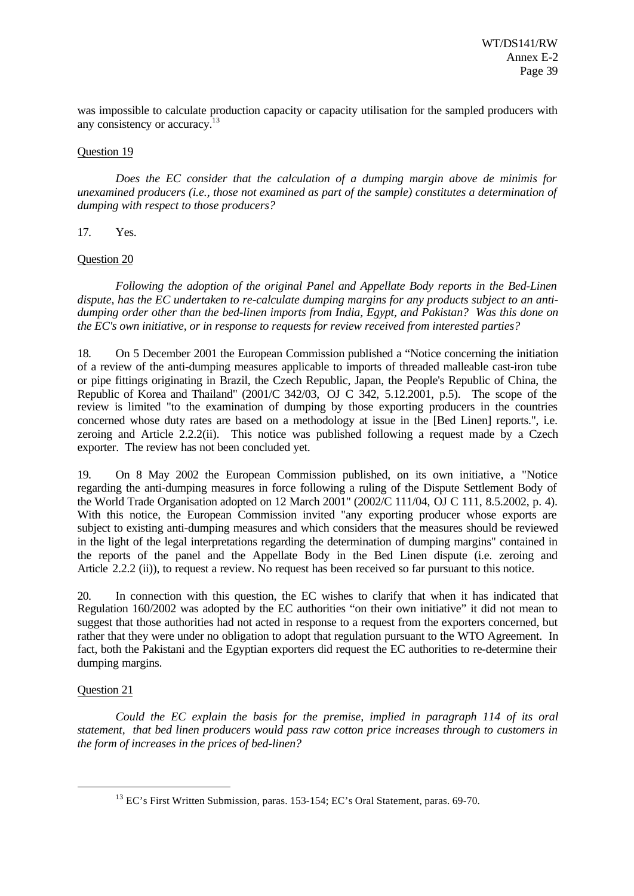was impossible to calculate production capacity or capacity utilisation for the sampled producers with any consistency or accuracy.[13]

Question 19

*Does the EC consider that the calculation of a dumping margin above de minimis for unexamined producers (i.e., those not examined as part of the sample) constitutes a determination of dumping with respect to those producers?*

17. Yes.

Question 20

*Following the adoption of the original Panel and Appellate Body reports in the Bed-Linen dispute, has the EC undertaken to re-calculate dumping margins for any products subject to an anti-dumping order other than the bed-linen imports from India, Egypt, and Pakistan? Was this done on the EC's own initiative, or in response to requests for review received from interested parties?*

18. On 5 December 2001 the European Commission published a "Notice concerning the initiation of a review of the anti-dumping measures applicable to imports of threaded malleable cast-iron tube or pipe fittings originating in Brazil, the Czech Republic, Japan, the People's Republic of China, the Republic of Korea and Thailand" (2001/C 342/03, OJ C 342, 5.12.2001, p.5). The scope of the review is limited "to the examination of dumping by those exporting producers in the countries concerned whose duty rates are based on a methodology at issue in the [Bed Linen] reports.", i.e. zeroing and Article 2.2.2(ii). This notice was published following a request made by a Czech exporter. The review has not been concluded yet.

19. On 8 May 2002 the European Commission published, on its own initiative, a "Notice regarding the anti-dumping measures in force following a ruling of the Dispute Settlement Body of the World Trade Organisation adopted on 12 March 2001" (2002/C 111/04, OJ C 111, 8.5.2002, p. 4). With this notice, the European Commission invited "any exporting producer whose exports are subject to existing anti-dumping measures and which considers that the measures should be reviewed in the light of the legal interpretations regarding the determination of dumping margins" contained in the reports of the panel and the Appellate Body in the Bed Linen dispute (i.e. zeroing and Article 2.2.2 (ii)), to request a review. No request has been received so far pursuant to this notice.

20. In connection with this question, the EC wishes to clarify that when it has indicated that Regulation 160/2002 was adopted by the EC authorities "on their own initiative" it did not mean to suggest that those authorities had not acted in response to a request from the exporters concerned, but rather that they were under no obligation to adopt that regulation pursuant to the WTO Agreement. In fact, both the Pakistani and the Egyptian exporters did request the EC authorities to re-determine their dumping margins.

Question 21

*Could the EC explain the basis for the premise, implied in paragraph 114 of its oral statement, that bed linen producers would pass raw cotton price increases through to customers in the form of increases in the prices of bed-linen?*

[13] EC's First Written Submission, paras. 153-154; EC's Oral Statement, paras. 69-70.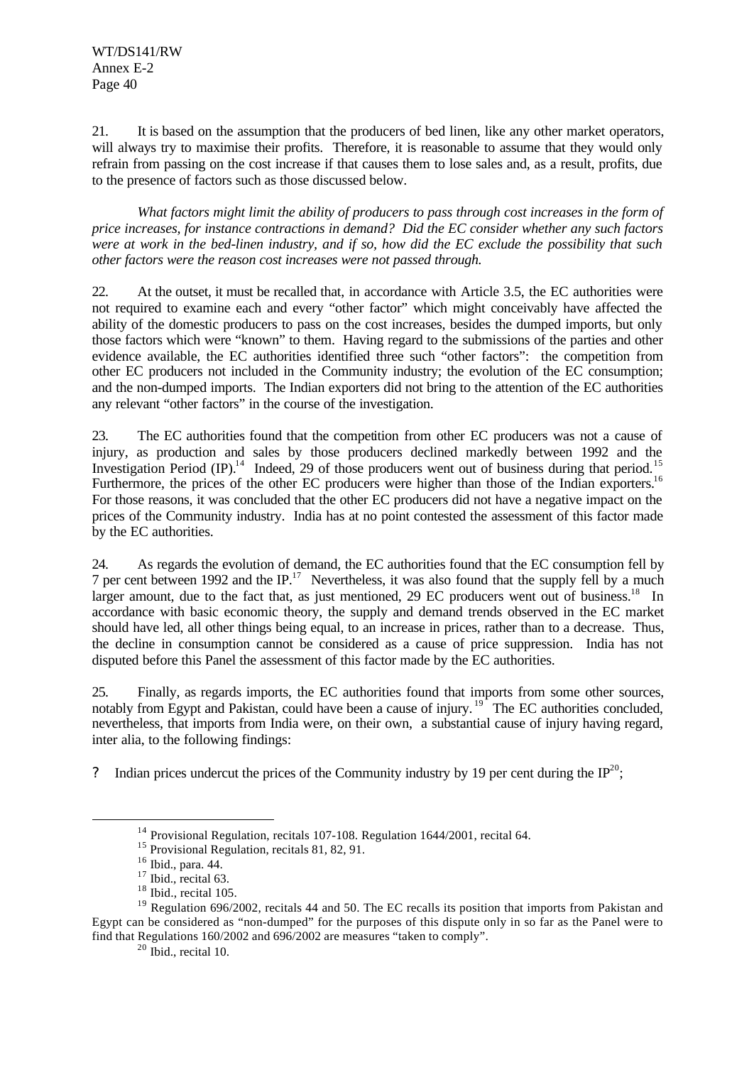21. It is based on the assumption that the producers of bed linen, like any other market operators, will always try to maximise their profits. Therefore, it is reasonable to assume that they would only refrain from passing on the cost increase if that causes them to lose sales and, as a result, profits, due to the presence of factors such as those discussed below.

*What factors might limit the ability of producers to pass through cost increases in the form of price increases, for instance contractions in demand? Did the EC consider whether any such factors were at work in the bed-linen industry, and if so, how did the EC exclude the possibility that such other factors were the reason cost increases were not passed through.*

22. At the outset, it must be recalled that, in accordance with Article 3.5, the EC authorities were not required to examine each and every "other factor" which might conceivably have affected the ability of the domestic producers to pass on the cost increases, besides the dumped imports, but only those factors which were "known" to them. Having regard to the submissions of the parties and other evidence available, the EC authorities identified three such "other factors": the competition from other EC producers not included in the Community industry; the evolution of the EC consumption; and the non-dumped imports. The Indian exporters did not bring to the attention of the EC authorities any relevant "other factors" in the course of the investigation.

23. The EC authorities found that the competition from other EC producers was not a cause of injury, as production and sales by those producers declined markedly between 1992 and the Investigation Period (IP).[14] Indeed, 29 of those producers went out of business during that period.[15] Furthermore, the prices of the other EC producers were higher than those of the Indian exporters.[16] For those reasons, it was concluded that the other EC producers did not have a negative impact on the prices of the Community industry. India has at no point contested the assessment of this factor made by the EC authorities.

24. As regards the evolution of demand, the EC authorities found that the EC consumption fell by 7 per cent between 1992 and the IP.[17] Nevertheless, it was also found that the supply fell by a much larger amount, due to the fact that, as just mentioned, 29 EC producers went out of business.[18] In accordance with basic economic theory, the supply and demand trends observed in the EC market should have led, all other things being equal, to an increase in prices, rather than to a decrease. Thus, the decline in consumption cannot be considered as a cause of price suppression. India has not disputed before this Panel the assessment of this factor made by the EC authorities.

25. Finally, as regards imports, the EC authorities found that imports from some other sources, notably from Egypt and Pakistan, could have been a cause of injury.[19] The EC authorities concluded, nevertheless, that imports from India were, on their own, a substantial cause of injury having regard, inter alia, to the following findings:

- Indian prices undercut the prices of the Community industry by 19 per cent during the IP[20];

---

[14] Provisional Regulation, recitals 107-108. Regulation 1644/2001, recital 64.

[15] Provisional Regulation, recitals 81, 82, 91.

[16] Ibid., para. 44.

[17] Ibid., recital 63.

[18] Ibid., recital 105.

[19] Regulation 696/2002, recitals 44 and 50. The EC recalls its position that imports from Pakistan and Egypt can be considered as "non-dumped" for the purposes of this dispute only in so far as the Panel were to find that Regulations 160/2002 and 696/2002 are measures "taken to comply".

[20] Ibid., recital 10.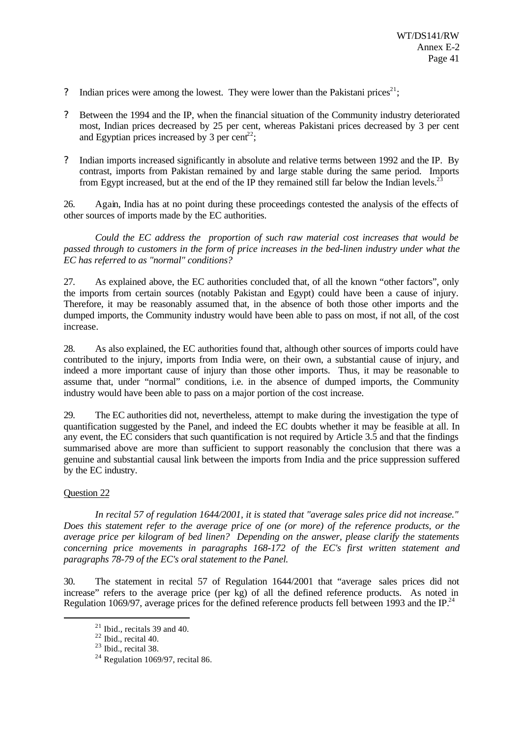- Indian prices were among the lowest. They were lower than the Pakistani prices[21];
- Between the 1994 and the IP, when the financial situation of the Community industry deteriorated most, Indian prices decreased by 25 per cent, whereas Pakistani prices decreased by 3 per cent and Egyptian prices increased by 3 per cent[22];
- Indian imports increased significantly in absolute and relative terms between 1992 and the IP. By contrast, imports from Pakistan remained by and large stable during the same period. Imports from Egypt increased, but at the end of the IP they remained still far below the Indian levels.[23]

26. Again, India has at no point during these proceedings contested the analysis of the effects of other sources of imports made by the EC authorities.

*Could the EC address the proportion of such raw material cost increases that would be passed through to customers in the form of price increases in the bed-linen industry under what the EC has referred to as "normal" conditions?*

27. As explained above, the EC authorities concluded that, of all the known "other factors", only the imports from certain sources (notably Pakistan and Egypt) could have been a cause of injury. Therefore, it may be reasonably assumed that, in the absence of both those other imports and the dumped imports, the Community industry would have been able to pass on most, if not all, of the cost increase.

28. As also explained, the EC authorities found that, although other sources of imports could have contributed to the injury, imports from India were, on their own, a substantial cause of injury, and indeed a more important cause of injury than those other imports. Thus, it may be reasonable to assume that, under "normal" conditions, i.e. in the absence of dumped imports, the Community industry would have been able to pass on a major portion of the cost increase.

29. The EC authorities did not, nevertheless, attempt to make during the investigation the type of quantification suggested by the Panel, and indeed the EC doubts whether it may be feasible at all. In any event, the EC considers that such quantification is not required by Article 3.5 and that the findings summarised above are more than sufficient to support reasonably the conclusion that there was a genuine and substantial causal link between the imports from India and the price suppression suffered by the EC industry.

Question 22

*In recital 57 of regulation 1644/2001, it is stated that "average sales price did not increase." Does this statement refer to the average price of one (or more) of the reference products, or the average price per kilogram of bed linen? Depending on the answer, please clarify the statements concerning price movements in paragraphs 168-172 of the EC's first written statement and paragraphs 78-79 of the EC's oral statement to the Panel.*

30. The statement in recital 57 of Regulation 1644/2001 that "average sales prices did not increase" refers to the average price (per kg) of all the defined reference products. As noted in Regulation 1069/97, average prices for the defined reference products fell between 1993 and the IP.[24]

[21] Ibid., recitals 39 and 40.

[22] Ibid., recital 40.

[23] Ibid., recital 38.

[24] Regulation 1069/97, recital 86.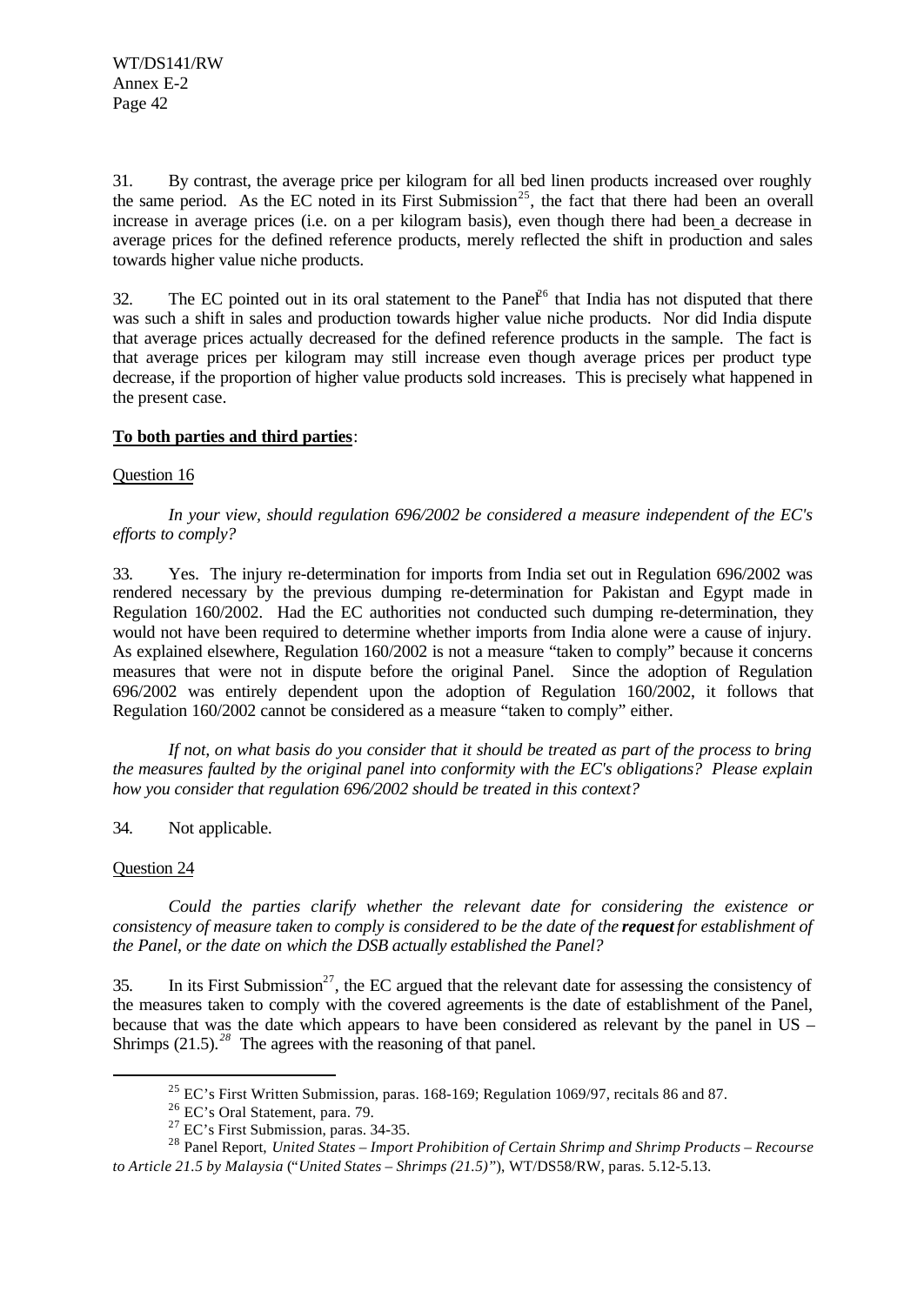31. By contrast, the average price per kilogram for all bed linen products increased over roughly the same period. As the EC noted in its First Submission[25], the fact that there had been an overall increase in average prices (i.e. on a per kilogram basis), even though there had been a decrease in average prices for the defined reference products, merely reflected the shift in production and sales towards higher value niche products.

32. The EC pointed out in its oral statement to the Panel[26] that India has not disputed that there was such a shift in sales and production towards higher value niche products. Nor did India dispute that average prices actually decreased for the defined reference products in the sample. The fact is that average prices per kilogram may still increase even though average prices per product type decrease, if the proportion of higher value products sold increases. This is precisely what happened in the present case.

**To both parties and third parties**:

Question 16

*In your view, should regulation 696/2002 be considered a measure independent of the EC's efforts to comply?*

33. Yes. The injury re-determination for imports from India set out in Regulation 696/2002 was rendered necessary by the previous dumping re-determination for Pakistan and Egypt made in Regulation 160/2002. Had the EC authorities not conducted such dumping re-determination, they would not have been required to determine whether imports from India alone were a cause of injury. As explained elsewhere, Regulation 160/2002 is not a measure "taken to comply" because it concerns measures that were not in dispute before the original Panel. Since the adoption of Regulation 696/2002 was entirely dependent upon the adoption of Regulation 160/2002, it follows that Regulation 160/2002 cannot be considered as a measure "taken to comply" either.

*If not, on what basis do you consider that it should be treated as part of the process to bring the measures faulted by the original panel into conformity with the EC's obligations? Please explain how you consider that regulation 696/2002 should be treated in this context?*

34. Not applicable.

Question 24

*Could the parties clarify whether the relevant date for considering the existence or consistency of measure taken to comply is considered to be the date of the **request** for establishment of the Panel, or the date on which the DSB actually established the Panel?*

35. In its First Submission[27], the EC argued that the relevant date for assessing the consistency of the measures taken to comply with the covered agreements is the date of establishment of the Panel, because that was the date which appears to have been considered as relevant by the panel in US – Shrimps (21.5).[28] The agrees with the reasoning of that panel.

---

[25] EC's First Written Submission, paras. 168-169; Regulation 1069/97, recitals 86 and 87.

[26] EC's Oral Statement, para. 79.

[27] EC's First Submission, paras. 34-35.

[28] Panel Report, *United States – Import Prohibition of Certain Shrimp and Shrimp Products – Recourse to Article 21.5 by Malaysia* ("*United States – Shrimps (21.5)*"), WT/DS58/RW, paras. 5.12-5.13.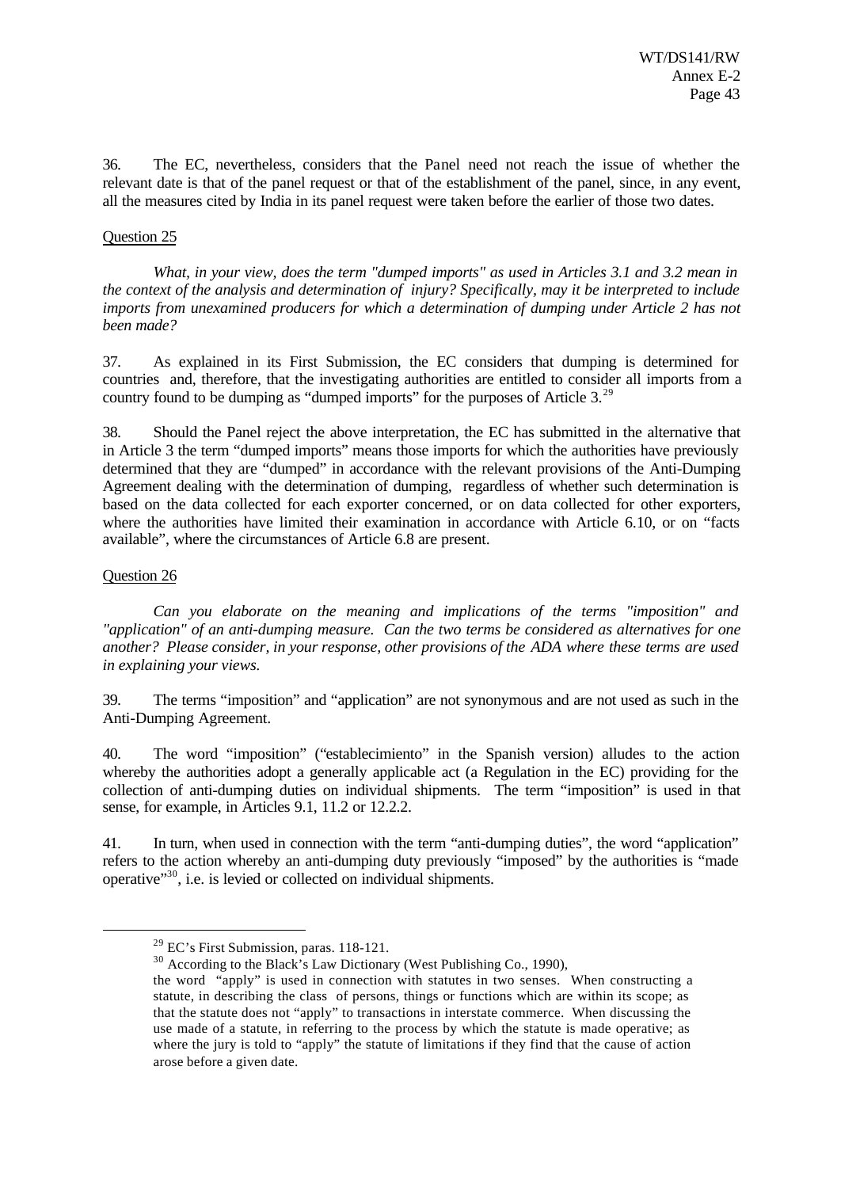36. The EC, nevertheless, considers that the Panel need not reach the issue of whether the relevant date is that of the panel request or that of the establishment of the panel, since, in any event, all the measures cited by India in its panel request were taken before the earlier of those two dates.

Question 25

*What, in your view, does the term "dumped imports" as used in Articles 3.1 and 3.2 mean in the context of the analysis and determination of injury? Specifically, may it be interpreted to include imports from unexamined producers for which a determination of dumping under Article 2 has not been made?*

37. As explained in its First Submission, the EC considers that dumping is determined for countries and, therefore, that the investigating authorities are entitled to consider all imports from a country found to be dumping as "dumped imports" for the purposes of Article 3.[29]

38. Should the Panel reject the above interpretation, the EC has submitted in the alternative that in Article 3 the term "dumped imports" means those imports for which the authorities have previously determined that they are "dumped" in accordance with the relevant provisions of the Anti-Dumping Agreement dealing with the determination of dumping, regardless of whether such determination is based on the data collected for each exporter concerned, or on data collected for other exporters, where the authorities have limited their examination in accordance with Article 6.10, or on "facts available", where the circumstances of Article 6.8 are present.

Question 26

*Can you elaborate on the meaning and implications of the terms "imposition" and "application" of an anti-dumping measure. Can the two terms be considered as alternatives for one another? Please consider, in your response, other provisions of the ADA where these terms are used in explaining your views.*

39. The terms "imposition" and "application" are not synonymous and are not used as such in the Anti-Dumping Agreement.

40. The word "imposition" ("establecimiento" in the Spanish version) alludes to the action whereby the authorities adopt a generally applicable act (a Regulation in the EC) providing for the collection of anti-dumping duties on individual shipments. The term "imposition" is used in that sense, for example, in Articles 9.1, 11.2 or 12.2.2.

41. In turn, when used in connection with the term "anti-dumping duties", the word "application" refers to the action whereby an anti-dumping duty previously "imposed" by the authorities is "made operative"[30], i.e. is levied or collected on individual shipments.

---

[29] EC's First Submission, paras. 118-121.

[30] According to the Black's Law Dictionary (West Publishing Co., 1990),

the word "apply" is used in connection with statutes in two senses. When constructing a statute, in describing the class of persons, things or functions which are within its scope; as that the statute does not "apply" to transactions in interstate commerce. When discussing the use made of a statute, in referring to the process by which the statute is made operative; as where the jury is told to "apply" the statute of limitations if they find that the cause of action arose before a given date.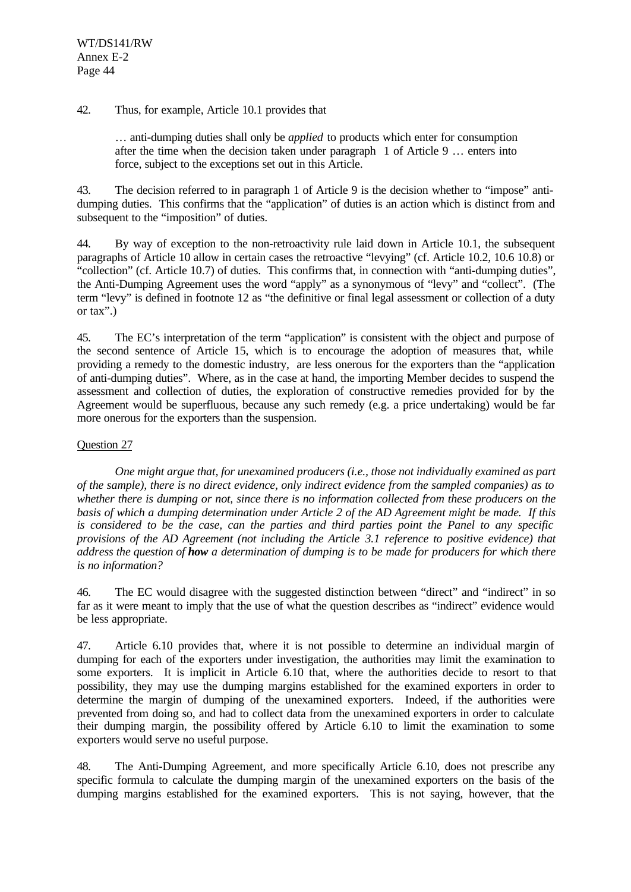42. Thus, for example, Article 10.1 provides that

> … anti-dumping duties shall only be *applied* to products which enter for consumption after the time when the decision taken under paragraph 1 of Article 9 … enters into force, subject to the exceptions set out in this Article.

43. The decision referred to in paragraph 1 of Article 9 is the decision whether to "impose" anti-dumping duties. This confirms that the "application" of duties is an action which is distinct from and subsequent to the "imposition" of duties.

44. By way of exception to the non-retroactivity rule laid down in Article 10.1, the subsequent paragraphs of Article 10 allow in certain cases the retroactive "levying" (cf. Article 10.2, 10.6 10.8) or "collection" (cf. Article 10.7) of duties. This confirms that, in connection with "anti-dumping duties", the Anti-Dumping Agreement uses the word "apply" as a synonymous of "levy" and "collect". (The term "levy" is defined in footnote 12 as "the definitive or final legal assessment or collection of a duty or tax".)

45. The EC's interpretation of the term "application" is consistent with the object and purpose of the second sentence of Article 15, which is to encourage the adoption of measures that, while providing a remedy to the domestic industry, are less onerous for the exporters than the "application of anti-dumping duties". Where, as in the case at hand, the importing Member decides to suspend the assessment and collection of duties, the exploration of constructive remedies provided for by the Agreement would be superfluous, because any such remedy (e.g. a price undertaking) would be far more onerous for the exporters than the suspension.

<u>Question 27</u>

*One might argue that, for unexamined producers (i.e., those not individually examined as part of the sample), there is no direct evidence, only indirect evidence from the sampled companies) as to whether there is dumping or not, since there is no information collected from these producers on the basis of which a dumping determination under Article 2 of the AD Agreement might be made. If this is considered to be the case, can the parties and third parties point the Panel to any specific provisions of the AD Agreement (not including the Article 3.1 reference to positive evidence) that address the question of **how** a determination of dumping is to be made for producers for which there is no information?*

46. The EC would disagree with the suggested distinction between "direct" and "indirect" in so far as it were meant to imply that the use of what the question describes as "indirect" evidence would be less appropriate.

47. Article 6.10 provides that, where it is not possible to determine an individual margin of dumping for each of the exporters under investigation, the authorities may limit the examination to some exporters. It is implicit in Article 6.10 that, where the authorities decide to resort to that possibility, they may use the dumping margins established for the examined exporters in order to determine the margin of dumping of the unexamined exporters. Indeed, if the authorities were prevented from doing so, and had to collect data from the unexamined exporters in order to calculate their dumping margin, the possibility offered by Article 6.10 to limit the examination to some exporters would serve no useful purpose.

48. The Anti-Dumping Agreement, and more specifically Article 6.10, does not prescribe any specific formula to calculate the dumping margin of the unexamined exporters on the basis of the dumping margins established for the examined exporters. This is not saying, however, that the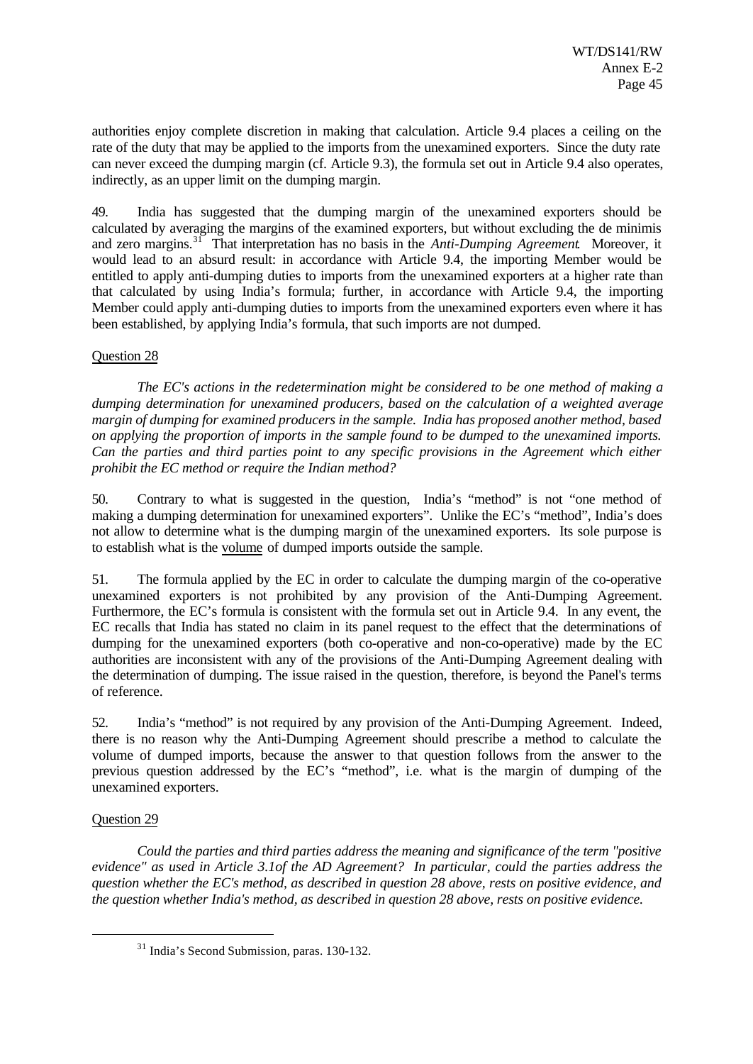authorities enjoy complete discretion in making that calculation. Article 9.4 places a ceiling on the rate of the duty that may be applied to the imports from the unexamined exporters. Since the duty rate can never exceed the dumping margin (cf. Article 9.3), the formula set out in Article 9.4 also operates, indirectly, as an upper limit on the dumping margin.

49. India has suggested that the dumping margin of the unexamined exporters should be calculated by averaging the margins of the examined exporters, but without excluding the de minimis and zero margins.[31] That interpretation has no basis in the *Anti-Dumping Agreement*. Moreover, it would lead to an absurd result: in accordance with Article 9.4, the importing Member would be entitled to apply anti-dumping duties to imports from the unexamined exporters at a higher rate than that calculated by using India's formula; further, in accordance with Article 9.4, the importing Member could apply anti-dumping duties to imports from the unexamined exporters even where it has been established, by applying India's formula, that such imports are not dumped.

Question 28

*The EC's actions in the redetermination might be considered to be one method of making a dumping determination for unexamined producers, based on the calculation of a weighted average margin of dumping for examined producers in the sample. India has proposed another method, based on applying the proportion of imports in the sample found to be dumped to the unexamined imports. Can the parties and third parties point to any specific provisions in the Agreement which either prohibit the EC method or require the Indian method?*

50. Contrary to what is suggested in the question, India's "method" is not "one method of making a dumping determination for unexamined exporters". Unlike the EC's "method", India's does not allow to determine what is the dumping margin of the unexamined exporters. Its sole purpose is to establish what is the volume of dumped imports outside the sample.

51. The formula applied by the EC in order to calculate the dumping margin of the co-operative unexamined exporters is not prohibited by any provision of the Anti-Dumping Agreement. Furthermore, the EC's formula is consistent with the formula set out in Article 9.4. In any event, the EC recalls that India has stated no claim in its panel request to the effect that the determinations of dumping for the unexamined exporters (both co-operative and non-co-operative) made by the EC authorities are inconsistent with any of the provisions of the Anti-Dumping Agreement dealing with the determination of dumping. The issue raised in the question, therefore, is beyond the Panel's terms of reference.

52. India's "method" is not required by any provision of the Anti-Dumping Agreement. Indeed, there is no reason why the Anti-Dumping Agreement should prescribe a method to calculate the volume of dumped imports, because the answer to that question follows from the answer to the previous question addressed by the EC's "method", i.e. what is the margin of dumping of the unexamined exporters.

Question 29

*Could the parties and third parties address the meaning and significance of the term "positive evidence" as used in Article 3.1of the AD Agreement? In particular, could the parties address the question whether the EC's method, as described in question 28 above, rests on positive evidence, and the question whether India's method, as described in question 28 above, rests on positive evidence.*

---

[31] India's Second Submission, paras. 130-132.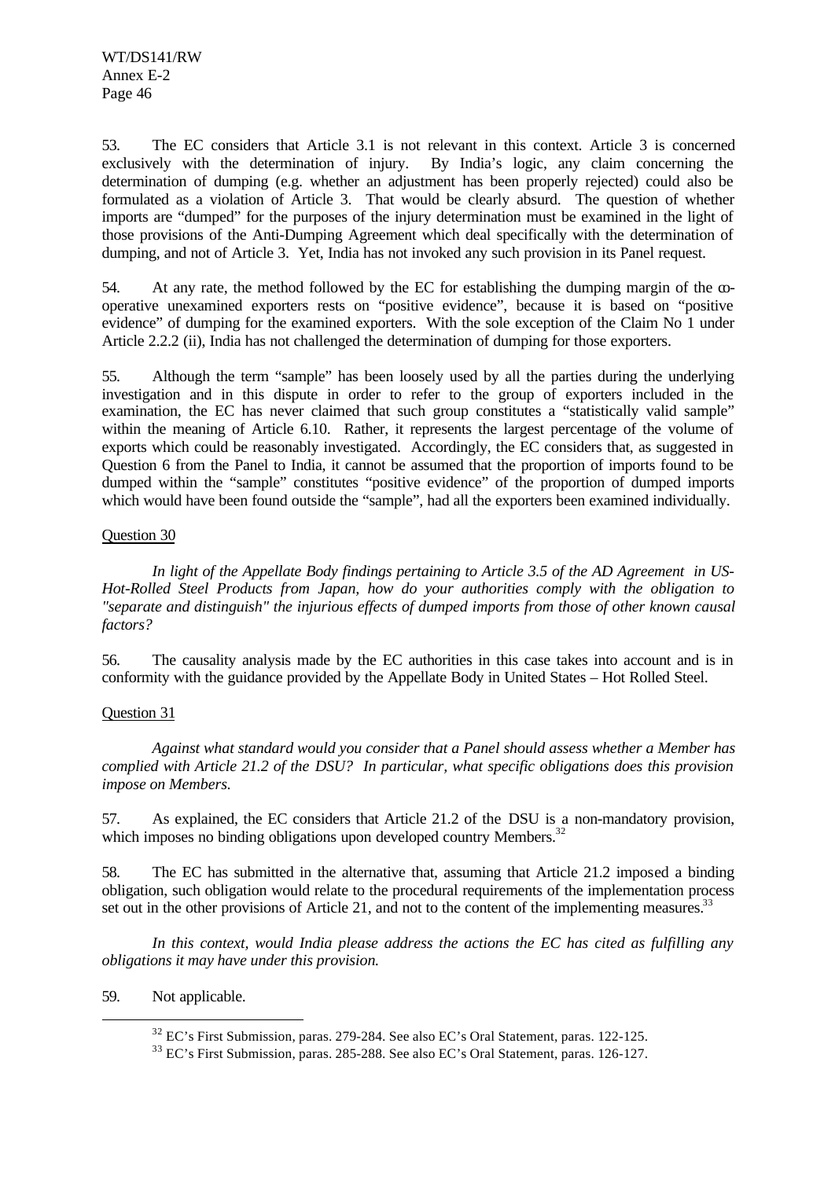53. The EC considers that Article 3.1 is not relevant in this context. Article 3 is concerned exclusively with the determination of injury. By India's logic, any claim concerning the determination of dumping (e.g. whether an adjustment has been properly rejected) could also be formulated as a violation of Article 3. That would be clearly absurd. The question of whether imports are "dumped" for the purposes of the injury determination must be examined in the light of those provisions of the Anti-Dumping Agreement which deal specifically with the determination of dumping, and not of Article 3. Yet, India has not invoked any such provision in its Panel request.

54. At any rate, the method followed by the EC for establishing the dumping margin of the co-operative unexamined exporters rests on "positive evidence", because it is based on "positive evidence" of dumping for the examined exporters. With the sole exception of the Claim No 1 under Article 2.2.2 (ii), India has not challenged the determination of dumping for those exporters.

55. Although the term "sample" has been loosely used by all the parties during the underlying investigation and in this dispute in order to refer to the group of exporters included in the examination, the EC has never claimed that such group constitutes a "statistically valid sample" within the meaning of Article 6.10. Rather, it represents the largest percentage of the volume of exports which could be reasonably investigated. Accordingly, the EC considers that, as suggested in Question 6 from the Panel to India, it cannot be assumed that the proportion of imports found to be dumped within the "sample" constitutes "positive evidence" of the proportion of dumped imports which would have been found outside the "sample", had all the exporters been examined individually.

Question 30

*In light of the Appellate Body findings pertaining to Article 3.5 of the AD Agreement in US-Hot-Rolled Steel Products from Japan, how do your authorities comply with the obligation to "separate and distinguish" the injurious effects of dumped imports from those of other known causal factors?*

56. The causality analysis made by the EC authorities in this case takes into account and is in conformity with the guidance provided by the Appellate Body in United States – Hot Rolled Steel.

Question 31

*Against what standard would you consider that a Panel should assess whether a Member has complied with Article 21.2 of the DSU? In particular, what specific obligations does this provision impose on Members.*

57. As explained, the EC considers that Article 21.2 of the DSU is a non-mandatory provision, which imposes no binding obligations upon developed country Members.[32]

58. The EC has submitted in the alternative that, assuming that Article 21.2 imposed a binding obligation, such obligation would relate to the procedural requirements of the implementation process set out in the other provisions of Article 21, and not to the content of the implementing measures.[33]

*In this context, would India please address the actions the EC has cited as fulfilling any obligations it may have under this provision.*

59. Not applicable.

---

[32] EC's First Submission, paras. 279-284. See also EC's Oral Statement, paras. 122-125.

[33] EC's First Submission, paras. 285-288. See also EC's Oral Statement, paras. 126-127.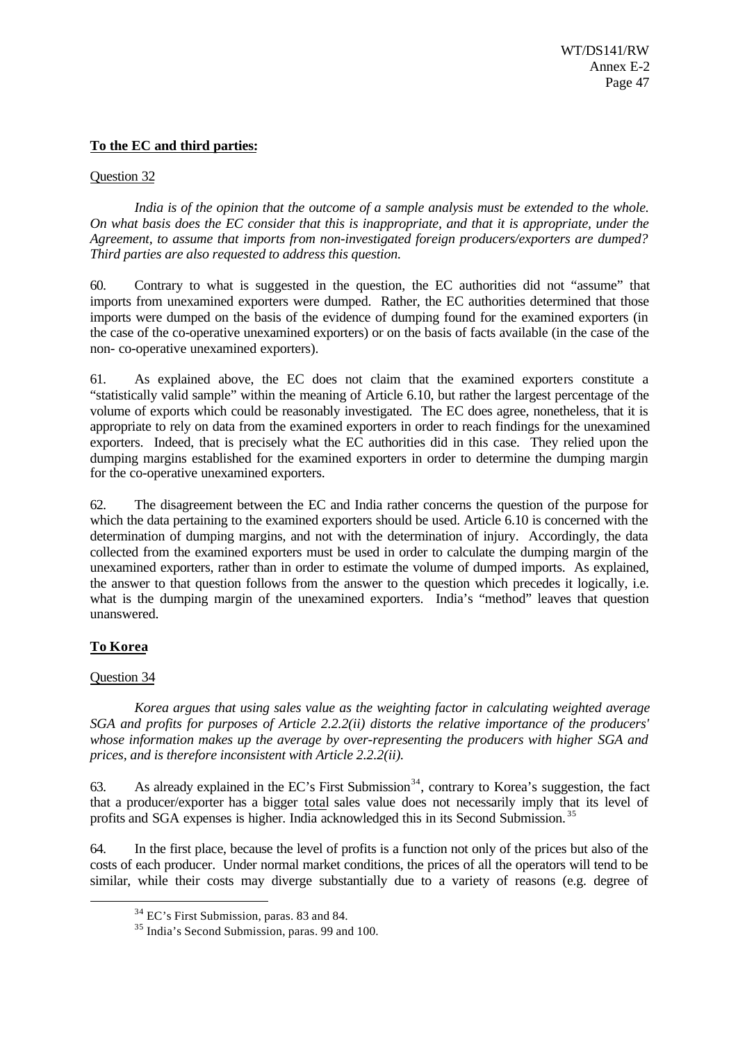**To the EC and third parties:**

Question 32

*India is of the opinion that the outcome of a sample analysis must be extended to the whole. On what basis does the EC consider that this is inappropriate, and that it is appropriate, under the Agreement, to assume that imports from non-investigated foreign producers/exporters are dumped? Third parties are also requested to address this question.*

60. Contrary to what is suggested in the question, the EC authorities did not "assume" that imports from unexamined exporters were dumped. Rather, the EC authorities determined that those imports were dumped on the basis of the evidence of dumping found for the examined exporters (in the case of the co-operative unexamined exporters) or on the basis of facts available (in the case of the non- co-operative unexamined exporters).

61. As explained above, the EC does not claim that the examined exporters constitute a "statistically valid sample" within the meaning of Article 6.10, but rather the largest percentage of the volume of exports which could be reasonably investigated. The EC does agree, nonetheless, that it is appropriate to rely on data from the examined exporters in order to reach findings for the unexamined exporters. Indeed, that is precisely what the EC authorities did in this case. They relied upon the dumping margins established for the examined exporters in order to determine the dumping margin for the co-operative unexamined exporters.

62. The disagreement between the EC and India rather concerns the question of the purpose for which the data pertaining to the examined exporters should be used. Article 6.10 is concerned with the determination of dumping margins, and not with the determination of injury. Accordingly, the data collected from the examined exporters must be used in order to calculate the dumping margin of the unexamined exporters, rather than in order to estimate the volume of dumped imports. As explained, the answer to that question follows from the answer to the question which precedes it logically, i.e. what is the dumping margin of the unexamined exporters. India's "method" leaves that question unanswered.

**To Korea**

Question 34

*Korea argues that using sales value as the weighting factor in calculating weighted average SGA and profits for purposes of Article 2.2.2(ii) distorts the relative importance of the producers' whose information makes up the average by over-representing the producers with higher SGA and prices, and is therefore inconsistent with Article 2.2.2(ii).*

63. As already explained in the EC's First Submission[34], contrary to Korea's suggestion, the fact that a producer/exporter has a bigger total sales value does not necessarily imply that its level of profits and SGA expenses is higher. India acknowledged this in its Second Submission.[35]

64. In the first place, because the level of profits is a function not only of the prices but also of the costs of each producer. Under normal market conditions, the prices of all the operators will tend to be similar, while their costs may diverge substantially due to a variety of reasons (e.g. degree of

[34] EC's First Submission, paras. 83 and 84.

[35] India's Second Submission, paras. 99 and 100.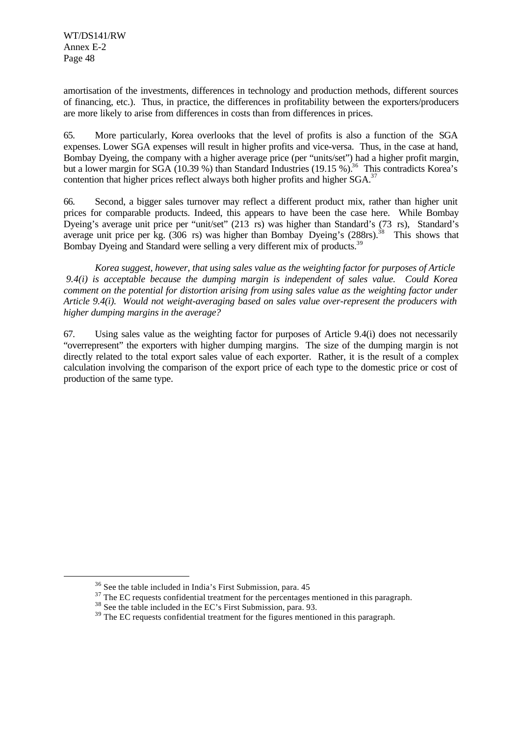amortisation of the investments, differences in technology and production methods, different sources of financing, etc.). Thus, in practice, the differences in profitability between the exporters/producers are more likely to arise from differences in costs than from differences in prices.

65. More particularly, Korea overlooks that the level of profits is also a function of the SGA expenses. Lower SGA expenses will result in higher profits and vice-versa. Thus, in the case at hand, Bombay Dyeing, the company with a higher average price (per "units/set") had a higher profit margin, but a lower margin for SGA (10.39 %) than Standard Industries (19.15 %).[36] This contradicts Korea's contention that higher prices reflect always both higher profits and higher SGA.[37]

66. Second, a bigger sales turnover may reflect a different product mix, rather than higher unit prices for comparable products. Indeed, this appears to have been the case here. While Bombay Dyeing's average unit price per "unit/set" (213 rs) was higher than Standard's (73 rs), Standard's average unit price per kg. (306 rs) was higher than Bombay Dyeing's (288rs).[38] This shows that Bombay Dyeing and Standard were selling a very different mix of products.[39]

*Korea suggest, however, that using sales value as the weighting factor for purposes of Article 9.4(i) is acceptable because the dumping margin is independent of sales value. Could Korea comment on the potential for distortion arising from using sales value as the weighting factor under Article 9.4(i). Would not weight-averaging based on sales value over-represent the producers with higher dumping margins in the average?*

67. Using sales value as the weighting factor for purposes of Article 9.4(i) does not necessarily "overrepresent" the exporters with higher dumping margins. The size of the dumping margin is not directly related to the total export sales value of each exporter. Rather, it is the result of a complex calculation involving the comparison of the export price of each type to the domestic price or cost of production of the same type.

---

[36] See the table included in India's First Submission, para. 45

[37] The EC requests confidential treatment for the percentages mentioned in this paragraph.

[38] See the table included in the EC's First Submission, para. 93.

[39] The EC requests confidential treatment for the figures mentioned in this paragraph.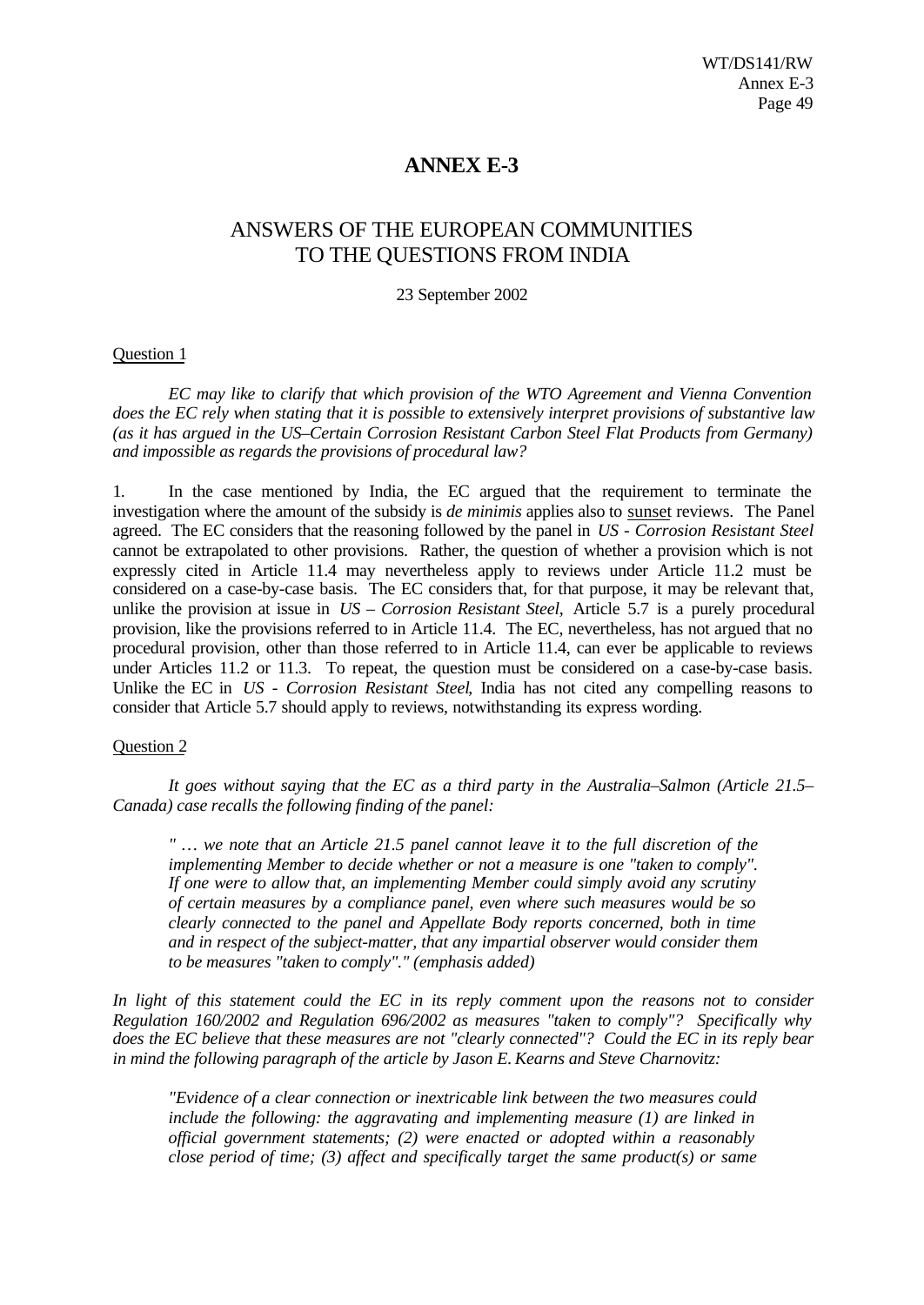# ANNEX E-3

## ANSWERS OF THE EUROPEAN COMMUNITIES TO THE QUESTIONS FROM INDIA

23 September 2002

Question 1

*EC may like to clarify that which provision of the WTO Agreement and Vienna Convention does the EC rely when stating that it is possible to extensively interpret provisions of substantive law (as it has argued in the US–Certain Corrosion Resistant Carbon Steel Flat Products from Germany) and impossible as regards the provisions of procedural law?*

1. In the case mentioned by India, the EC argued that the requirement to terminate the investigation where the amount of the subsidy is *de minimis* applies also to sunset reviews. The Panel agreed. The EC considers that the reasoning followed by the panel in *US - Corrosion Resistant Steel* cannot be extrapolated to other provisions. Rather, the question of whether a provision which is not expressly cited in Article 11.4 may nevertheless apply to reviews under Article 11.2 must be considered on a case-by-case basis. The EC considers that, for that purpose, it may be relevant that, unlike the provision at issue in *US – Corrosion Resistant Steel*, Article 5.7 is a purely procedural provision, like the provisions referred to in Article 11.4. The EC, nevertheless, has not argued that no procedural provision, other than those referred to in Article 11.4, can ever be applicable to reviews under Articles 11.2 or 11.3. To repeat, the question must be considered on a case-by-case basis. Unlike the EC in *US - Corrosion Resistant Steel*, India has not cited any compelling reasons to consider that Article 5.7 should apply to reviews, notwithstanding its express wording.

Question 2

*It goes without saying that the EC as a third party in the Australia–Salmon (Article 21.5–Canada) case recalls the following finding of the panel:*

> *" … we note that an Article 21.5 panel cannot leave it to the full discretion of the implementing Member to decide whether or not a measure is one "taken to comply". If one were to allow that, an implementing Member could simply avoid any scrutiny of certain measures by a compliance panel, even where such measures would be so clearly connected to the panel and Appellate Body reports concerned, both in time and in respect of the subject-matter, that any impartial observer would consider them to be measures "taken to comply"." (emphasis added)*

*In light of this statement could the EC in its reply comment upon the reasons not to consider Regulation 160/2002 and Regulation 696/2002 as measures "taken to comply"? Specifically why does the EC believe that these measures are not "clearly connected"? Could the EC in its reply bear in mind the following paragraph of the article by Jason E. Kearns and Steve Charnovitz:*

> *"Evidence of a clear connection or inextricable link between the two measures could include the following: the aggravating and implementing measure (1) are linked in official government statements; (2) were enacted or adopted within a reasonably close period of time; (3) affect and specifically target the same product(s) or same*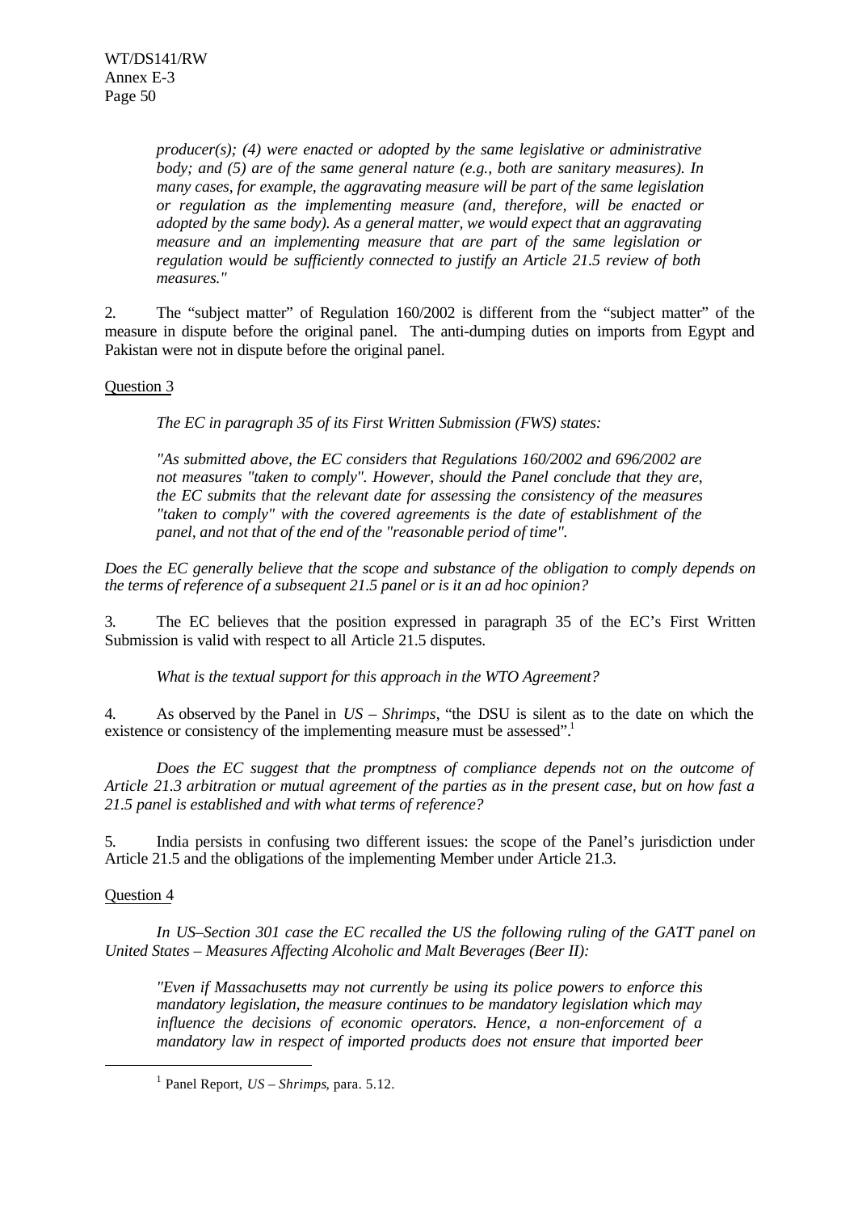> *producer(s); (4) were enacted or adopted by the same legislative or administrative body; and (5) are of the same general nature (e.g., both are sanitary measures). In many cases, for example, the aggravating measure will be part of the same legislation or regulation as the implementing measure (and, therefore, will be enacted or adopted by the same body). As a general matter, we would expect that an aggravating measure and an implementing measure that are part of the same legislation or regulation would be sufficiently connected to justify an Article 21.5 review of both measures."*

2. The "subject matter" of Regulation 160/2002 is different from the "subject matter" of the measure in dispute before the original panel. The anti-dumping duties on imports from Egypt and Pakistan were not in dispute before the original panel.

Question 3

> *The EC in paragraph 35 of its First Written Submission (FWS) states:*
>
> *"As submitted above, the EC considers that Regulations 160/2002 and 696/2002 are not measures "taken to comply". However, should the Panel conclude that they are, the EC submits that the relevant date for assessing the consistency of the measures "taken to comply" with the covered agreements is the date of establishment of the panel, and not that of the end of the "reasonable period of time".*

*Does the EC generally believe that the scope and substance of the obligation to comply depends on the terms of reference of a subsequent 21.5 panel or is it an ad hoc opinion?*

3. The EC believes that the position expressed in paragraph 35 of the EC's First Written Submission is valid with respect to all Article 21.5 disputes.

> *What is the textual support for this approach in the WTO Agreement?*

4. As observed by the Panel in *US – Shrimps*, "the DSU is silent as to the date on which the existence or consistency of the implementing measure must be assessed".[1]

> *Does the EC suggest that the promptness of compliance depends not on the outcome of Article 21.3 arbitration or mutual agreement of the parties as in the present case, but on how fast a 21.5 panel is established and with what terms of reference?*

5. India persists in confusing two different issues: the scope of the Panel's jurisdiction under Article 21.5 and the obligations of the implementing Member under Article 21.3.

Question 4

> *In US–Section 301 case the EC recalled the US the following ruling of the GATT panel on United States – Measures Affecting Alcoholic and Malt Beverages (Beer II):*
>
> *"Even if Massachusetts may not currently be using its police powers to enforce this mandatory legislation, the measure continues to be mandatory legislation which may influence the decisions of economic operators. Hence, a non-enforcement of a mandatory law in respect of imported products does not ensure that imported beer*

---

[1] Panel Report, *US – Shrimps*, para. 5.12.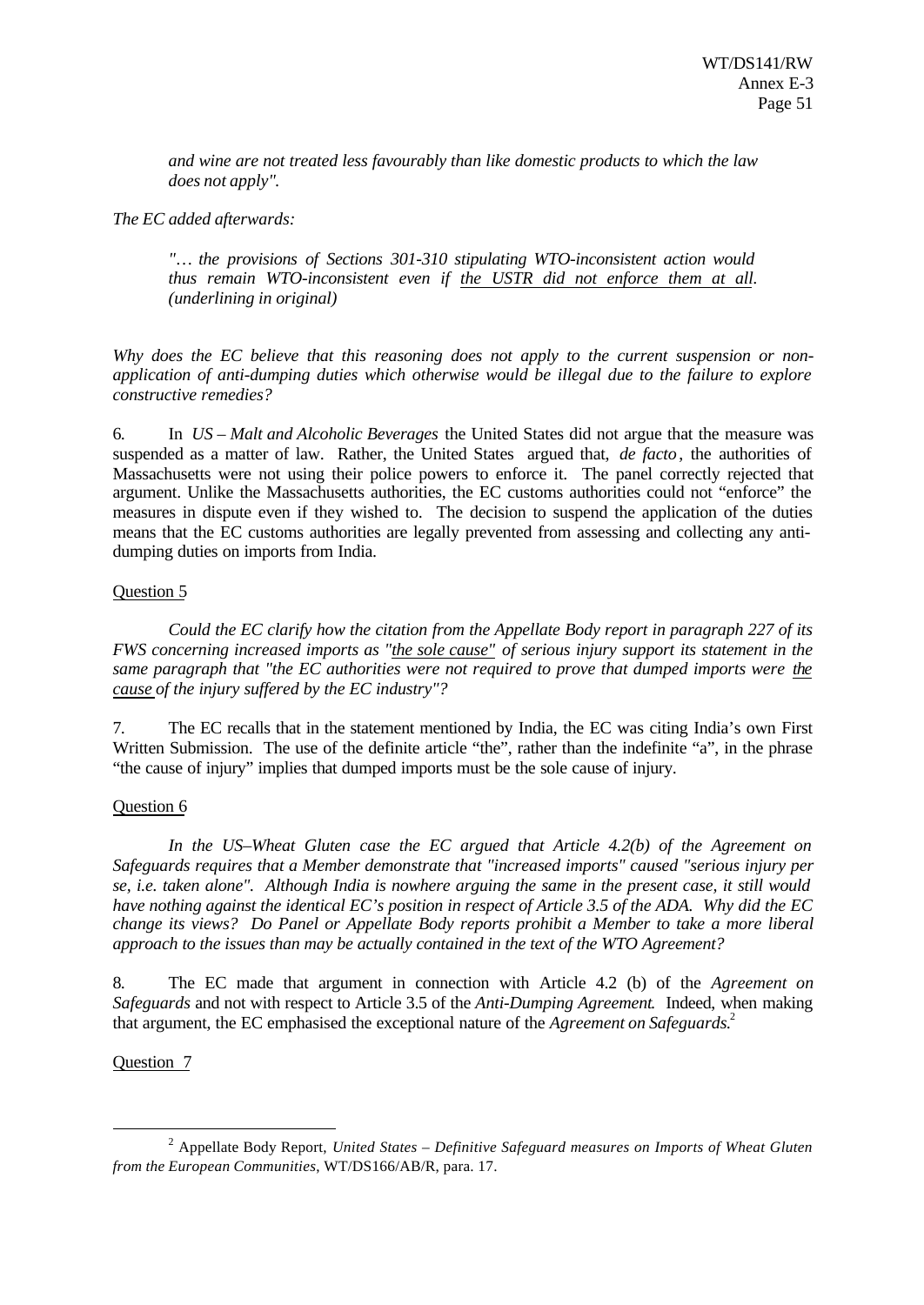*and wine are not treated less favourably than like domestic products to which the law does not apply".*

*The EC added afterwards:*

*"… the provisions of Sections 301-310 stipulating WTO-inconsistent action would thus remain WTO-inconsistent even if* <u>*the USTR did not enforce them at all*</u>*. (underlining in original)*

*Why does the EC believe that this reasoning does not apply to the current suspension or non-application of anti-dumping duties which otherwise would be illegal due to the failure to explore constructive remedies?*

6. In *US – Malt and Alcoholic Beverages* the United States did not argue that the measure was suspended as a matter of law. Rather, the United States argued that, *de facto*, the authorities of Massachusetts were not using their police powers to enforce it. The panel correctly rejected that argument. Unlike the Massachusetts authorities, the EC customs authorities could not "enforce" the measures in dispute even if they wished to. The decision to suspend the application of the duties means that the EC customs authorities are legally prevented from assessing and collecting any anti-dumping duties on imports from India.

<u>Question 5</u>

*Could the EC clarify how the citation from the Appellate Body report in paragraph 227 of its FWS concerning increased imports as "*<u>*the sole cause*</u>*" of serious injury support its statement in the same paragraph that "the EC authorities were not required to prove that dumped imports were* <u>*the cause*</u> *of the injury suffered by the EC industry"?*

7. The EC recalls that in the statement mentioned by India, the EC was citing India's own First Written Submission. The use of the definite article "the", rather than the indefinite "a", in the phrase "the cause of injury" implies that dumped imports must be the sole cause of injury.

<u>Question 6</u>

*In the US–Wheat Gluten case the EC argued that Article 4.2(b) of the Agreement on Safeguards requires that a Member demonstrate that "increased imports" caused "serious injury per se, i.e. taken alone". Although India is nowhere arguing the same in the present case, it still would have nothing against the identical EC's position in respect of Article 3.5 of the ADA. Why did the EC change its views? Do Panel or Appellate Body reports prohibit a Member to take a more liberal approach to the issues than may be actually contained in the text of the WTO Agreement?*

8. The EC made that argument in connection with Article 4.2 (b) of the *Agreement on Safeguards* and not with respect to Article 3.5 of the *Anti-Dumping Agreement*. Indeed, when making that argument, the EC emphasised the exceptional nature of the *Agreement on Safeguards*.[2]

<u>Question 7</u>

---

[2] Appellate Body Report, *United States – Definitive Safeguard measures on Imports of Wheat Gluten from the European Communities*, WT/DS166/AB/R, para. 17.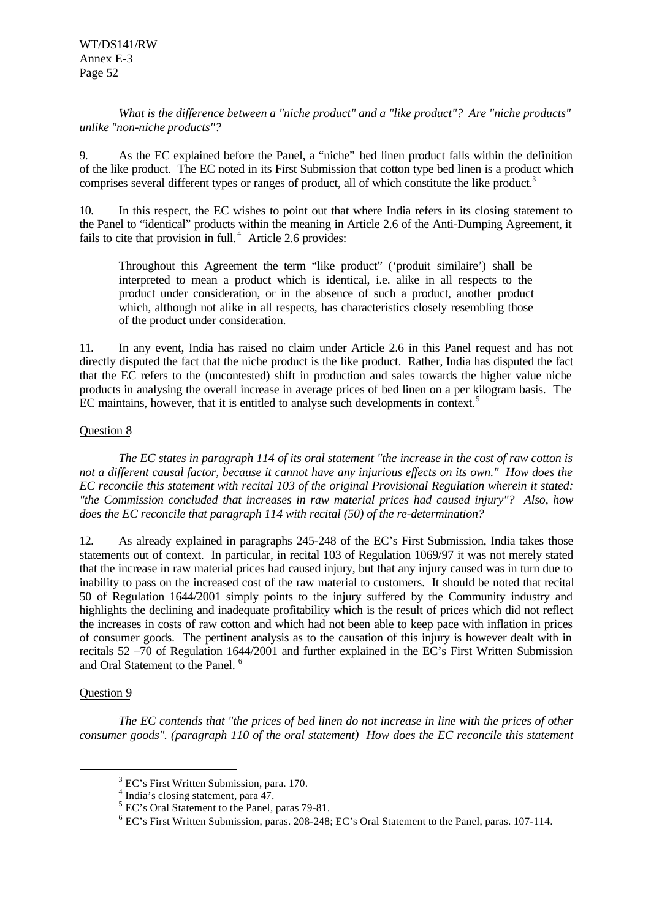*What is the difference between a "niche product" and a "like product"? Are "niche products" unlike "non-niche products"?*

9. As the EC explained before the Panel, a "niche" bed linen product falls within the definition of the like product. The EC noted in its First Submission that cotton type bed linen is a product which comprises several different types or ranges of product, all of which constitute the like product.[3]

10. In this respect, the EC wishes to point out that where India refers in its closing statement to the Panel to "identical" products within the meaning in Article 2.6 of the Anti-Dumping Agreement, it fails to cite that provision in full.[4] Article 2.6 provides:

> Throughout this Agreement the term "like product" ('produit similaire') shall be interpreted to mean a product which is identical, i.e. alike in all respects to the product under consideration, or in the absence of such a product, another product which, although not alike in all respects, has characteristics closely resembling those of the product under consideration.

11. In any event, India has raised no claim under Article 2.6 in this Panel request and has not directly disputed the fact that the niche product is the like product. Rather, India has disputed the fact that the EC refers to the (uncontested) shift in production and sales towards the higher value niche products in analysing the overall increase in average prices of bed linen on a per kilogram basis. The EC maintains, however, that it is entitled to analyse such developments in context.[5]

Question 8

*The EC states in paragraph 114 of its oral statement "the increase in the cost of raw cotton is not a different causal factor, because it cannot have any injurious effects on its own." How does the EC reconcile this statement with recital 103 of the original Provisional Regulation wherein it stated: "the Commission concluded that increases in raw material prices had caused injury"? Also, how does the EC reconcile that paragraph 114 with recital (50) of the re-determination?*

12. As already explained in paragraphs 245-248 of the EC's First Submission, India takes those statements out of context. In particular, in recital 103 of Regulation 1069/97 it was not merely stated that the increase in raw material prices had caused injury, but that any injury caused was in turn due to inability to pass on the increased cost of the raw material to customers. It should be noted that recital 50 of Regulation 1644/2001 simply points to the injury suffered by the Community industry and highlights the declining and inadequate profitability which is the result of prices which did not reflect the increases in costs of raw cotton and which had not been able to keep pace with inflation in prices of consumer goods. The pertinent analysis as to the causation of this injury is however dealt with in recitals 52 –70 of Regulation 1644/2001 and further explained in the EC's First Written Submission and Oral Statement to the Panel.[6]

Question 9

*The EC contends that "the prices of bed linen do not increase in line with the prices of other consumer goods". (paragraph 110 of the oral statement) How does the EC reconcile this statement*

---

[3] EC's First Written Submission, para. 170.

[4] India's closing statement, para 47.

[5] EC's Oral Statement to the Panel, paras 79-81.

[6] EC's First Written Submission, paras. 208-248; EC's Oral Statement to the Panel, paras. 107-114.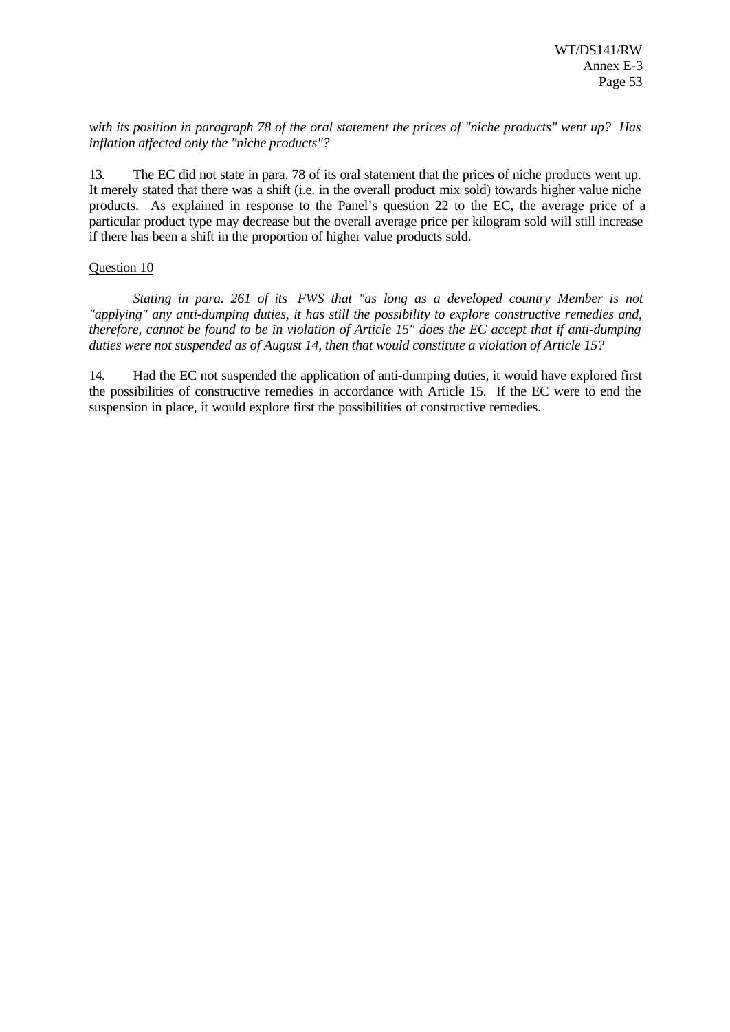*with its position in paragraph 78 of the oral statement the prices of "niche products" went up? Has inflation affected only the "niche products"?*

13. The EC did not state in para. 78 of its oral statement that the prices of niche products went up. It merely stated that there was a shift (i.e. in the overall product mix sold) towards higher value niche products. As explained in response to the Panel's question 22 to the EC, the average price of a particular product type may decrease but the overall average price per kilogram sold will still increase if there has been a shift in the proportion of higher value products sold.

<u>Question 10</u>

*Stating in para. 261 of its FWS that "as long as a developed country Member is not "applying" any anti-dumping duties, it has still the possibility to explore constructive remedies and, therefore, cannot be found to be in violation of Article 15" does the EC accept that if anti-dumping duties were not suspended as of August 14, then that would constitute a violation of Article 15?*

14. Had the EC not suspended the application of anti-dumping duties, it would have explored first the possibilities of constructive remedies in accordance with Article 15. If the EC were to end the suspension in place, it would explore first the possibilities of constructive remedies.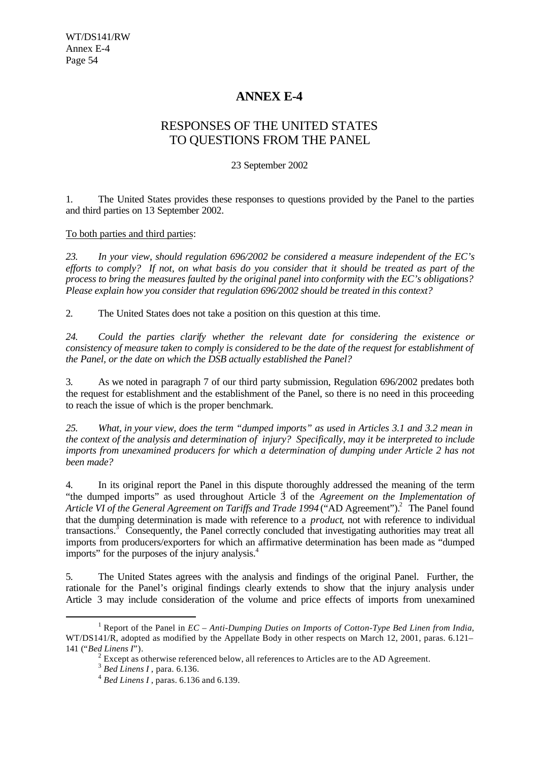# ANNEX E-4

## RESPONSES OF THE UNITED STATES TO QUESTIONS FROM THE PANEL

23 September 2002

1. The United States provides these responses to questions provided by the Panel to the parties and third parties on 13 September 2002.

To both parties and third parties:

*23. In your view, should regulation 696/2002 be considered a measure independent of the EC's efforts to comply? If not, on what basis do you consider that it should be treated as part of the process to bring the measures faulted by the original panel into conformity with the EC's obligations? Please explain how you consider that regulation 696/2002 should be treated in this context?*

2. The United States does not take a position on this question at this time.

*24. Could the parties clarify whether the relevant date for considering the existence or consistency of measure taken to comply is considered to be the date of the request for establishment of the Panel, or the date on which the DSB actually established the Panel?*

3. As we noted in paragraph 7 of our third party submission, Regulation 696/2002 predates both the request for establishment and the establishment of the Panel, so there is no need in this proceeding to reach the issue of which is the proper benchmark.

*25. What, in your view, does the term "dumped imports" as used in Articles 3.1 and 3.2 mean in the context of the analysis and determination of injury? Specifically, may it be interpreted to include imports from unexamined producers for which a determination of dumping under Article 2 has not been made?*

4. In its original report the Panel in this dispute thoroughly addressed the meaning of the term "the dumped imports" as used throughout Article 3[1] of the *Agreement on the Implementation of Article VI of the General Agreement on Tariffs and Trade 1994* ("AD Agreement").[2] The Panel found that the dumping determination is made with reference to a *product*, not with reference to individual transactions.[3] Consequently, the Panel correctly concluded that investigating authorities may treat all imports from producers/exporters for which an affirmative determination has been made as "dumped imports" for the purposes of the injury analysis.[4]

5. The United States agrees with the analysis and findings of the original Panel. Further, the rationale for the Panel's original findings clearly extends to show that the injury analysis under Article 3 may include consideration of the volume and price effects of imports from unexamined

---

[1] Report of the Panel in *EC – Anti-Dumping Duties on Imports of Cotton-Type Bed Linen from India*, WT/DS141/R, adopted as modified by the Appellate Body in other respects on March 12, 2001, paras. 6.121–141 ("*Bed Linens I*").

[2] Except as otherwise referenced below, all references to Articles are to the AD Agreement.

[3] *Bed Linens I*, para. 6.136.

[4] *Bed Linens I*, paras. 6.136 and 6.139.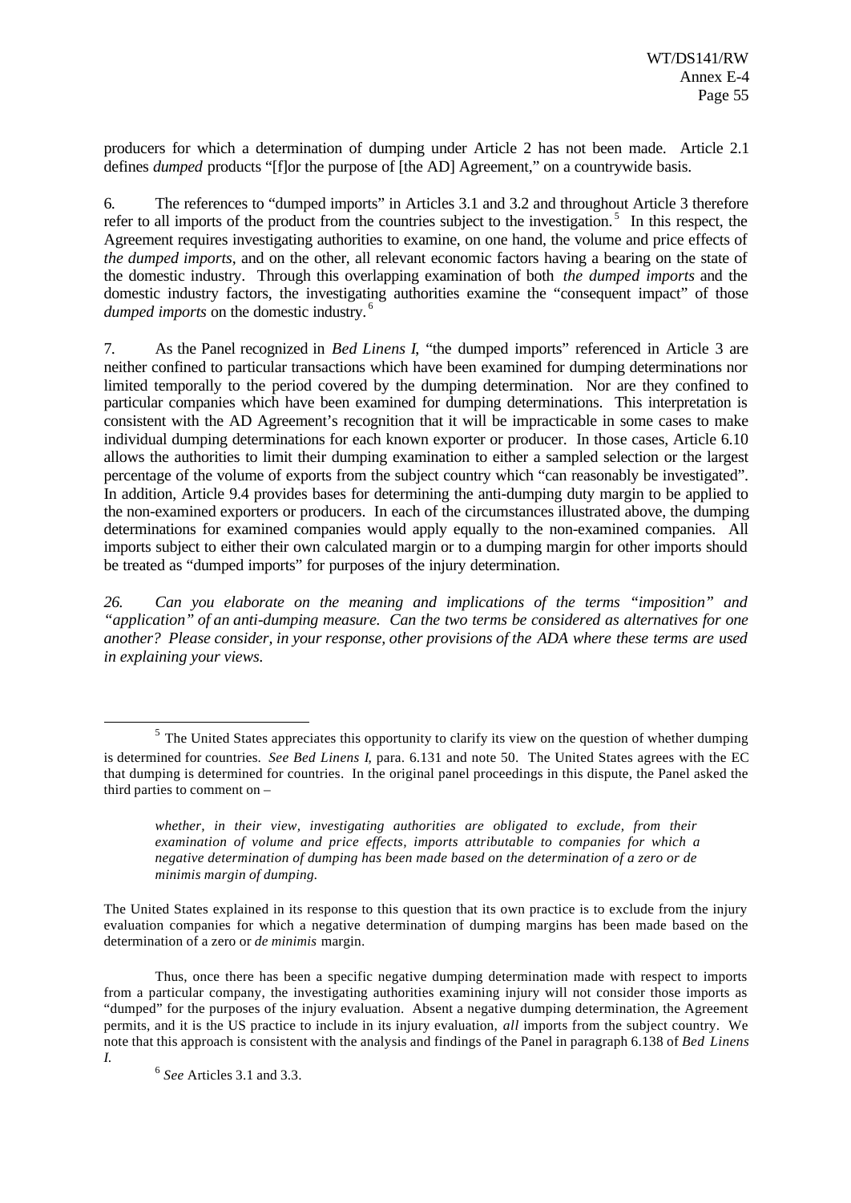producers for which a determination of dumping under Article 2 has not been made. Article 2.1 defines *dumped* products "[f]or the purpose of [the AD] Agreement," on a countrywide basis.

6. The references to "dumped imports" in Articles 3.1 and 3.2 and throughout Article 3 therefore refer to all imports of the product from the countries subject to the investigation.[5] In this respect, the Agreement requires investigating authorities to examine, on one hand, the volume and price effects of *the dumped imports*, and on the other, all relevant economic factors having a bearing on the state of the domestic industry. Through this overlapping examination of both *the dumped imports* and the domestic industry factors, the investigating authorities examine the "consequent impact" of those *dumped imports* on the domestic industry.[6]

7. As the Panel recognized in *Bed Linens I*, "the dumped imports" referenced in Article 3 are neither confined to particular transactions which have been examined for dumping determinations nor limited temporally to the period covered by the dumping determination. Nor are they confined to particular companies which have been examined for dumping determinations. This interpretation is consistent with the AD Agreement's recognition that it will be impracticable in some cases to make individual dumping determinations for each known exporter or producer. In those cases, Article 6.10 allows the authorities to limit their dumping examination to either a sampled selection or the largest percentage of the volume of exports from the subject country which "can reasonably be investigated". In addition, Article 9.4 provides bases for determining the anti-dumping duty margin to be applied to the non-examined exporters or producers. In each of the circumstances illustrated above, the dumping determinations for examined companies would apply equally to the non-examined companies. All imports subject to either their own calculated margin or to a dumping margin for other imports should be treated as "dumped imports" for purposes of the injury determination.

*26. Can you elaborate on the meaning and implications of the terms "imposition" and "application" of an anti-dumping measure. Can the two terms be considered as alternatives for one another? Please consider, in your response, other provisions of the ADA where these terms are used in explaining your views.*

---

[5] The United States appreciates this opportunity to clarify its view on the question of whether dumping is determined for countries. *See Bed Linens I*, para. 6.131 and note 50. The United States agrees with the EC that dumping is determined for countries. In the original panel proceedings in this dispute, the Panel asked the third parties to comment on –

> *whether, in their view, investigating authorities are obligated to exclude, from their examination of volume and price effects, imports attributable to companies for which a negative determination of dumping has been made based on the determination of a zero or de minimis margin of dumping.*

The United States explained in its response to this question that its own practice is to exclude from the injury evaluation companies for which a negative determination of dumping margins has been made based on the determination of a zero or *de minimis* margin.

Thus, once there has been a specific negative dumping determination made with respect to imports from a particular company, the investigating authorities examining injury will not consider those imports as "dumped" for the purposes of the injury evaluation. Absent a negative dumping determination, the Agreement permits, and it is the US practice to include in its injury evaluation, *all* imports from the subject country. We note that this approach is consistent with the analysis and findings of the Panel in paragraph 6.138 of *Bed Linens I*.

[6] *See* Articles 3.1 and 3.3.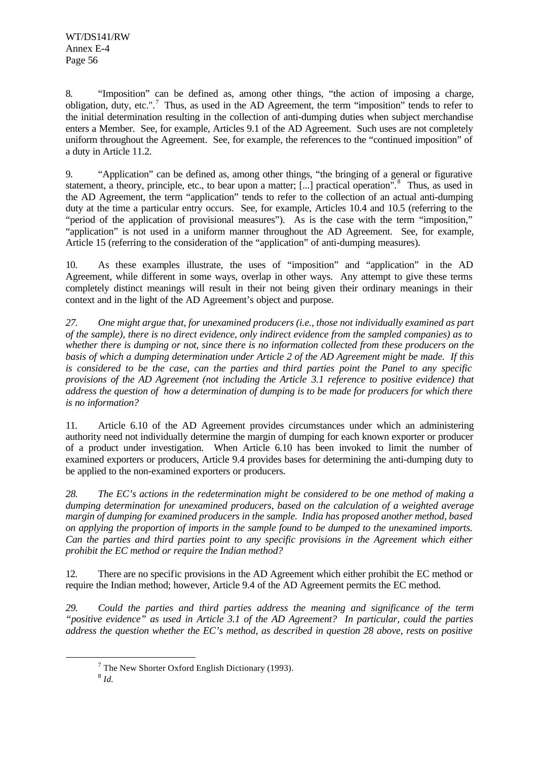8. "Imposition" can be defined as, among other things, "the action of imposing a charge, obligation, duty, etc.".[7] Thus, as used in the AD Agreement, the term "imposition" tends to refer to the initial determination resulting in the collection of anti-dumping duties when subject merchandise enters a Member. See, for example, Articles 9.1 of the AD Agreement. Such uses are not completely uniform throughout the Agreement. See, for example, the references to the "continued imposition" of a duty in Article 11.2.

9. "Application" can be defined as, among other things, "the bringing of a general or figurative statement, a theory, principle, etc., to bear upon a matter; [...] practical operation".[8] Thus, as used in the AD Agreement, the term "application" tends to refer to the collection of an actual anti-dumping duty at the time a particular entry occurs. See, for example, Articles 10.4 and 10.5 (referring to the "period of the application of provisional measures"). As is the case with the term "imposition," "application" is not used in a uniform manner throughout the AD Agreement. See, for example, Article 15 (referring to the consideration of the "application" of anti-dumping measures).

10. As these examples illustrate, the uses of "imposition" and "application" in the AD Agreement, while different in some ways, overlap in other ways. Any attempt to give these terms completely distinct meanings will result in their not being given their ordinary meanings in their context and in the light of the AD Agreement's object and purpose.

*27. One might argue that, for unexamined producers (i.e., those not individually examined as part of the sample), there is no direct evidence, only indirect evidence from the sampled companies) as to whether there is dumping or not, since there is no information collected from these producers on the basis of which a dumping determination under Article 2 of the AD Agreement might be made. If this is considered to be the case, can the parties and third parties point the Panel to any specific provisions of the AD Agreement (not including the Article 3.1 reference to positive evidence) that address the question of how a determination of dumping is to be made for producers for which there is no information?*

11. Article 6.10 of the AD Agreement provides circumstances under which an administering authority need not individually determine the margin of dumping for each known exporter or producer of a product under investigation. When Article 6.10 has been invoked to limit the number of examined exporters or producers, Article 9.4 provides bases for determining the anti-dumping duty to be applied to the non-examined exporters or producers.

*28. The EC's actions in the redetermination might be considered to be one method of making a dumping determination for unexamined producers, based on the calculation of a weighted average margin of dumping for examined producers in the sample. India has proposed another method, based on applying the proportion of imports in the sample found to be dumped to the unexamined imports. Can the parties and third parties point to any specific provisions in the Agreement which either prohibit the EC method or require the Indian method?*

12. There are no specific provisions in the AD Agreement which either prohibit the EC method or require the Indian method; however, Article 9.4 of the AD Agreement permits the EC method.

*29. Could the parties and third parties address the meaning and significance of the term "positive evidence" as used in Article 3.1 of the AD Agreement? In particular, could the parties address the question whether the EC's method, as described in question 28 above, rests on positive*

---

[7] The New Shorter Oxford English Dictionary (1993).

[8] *Id.*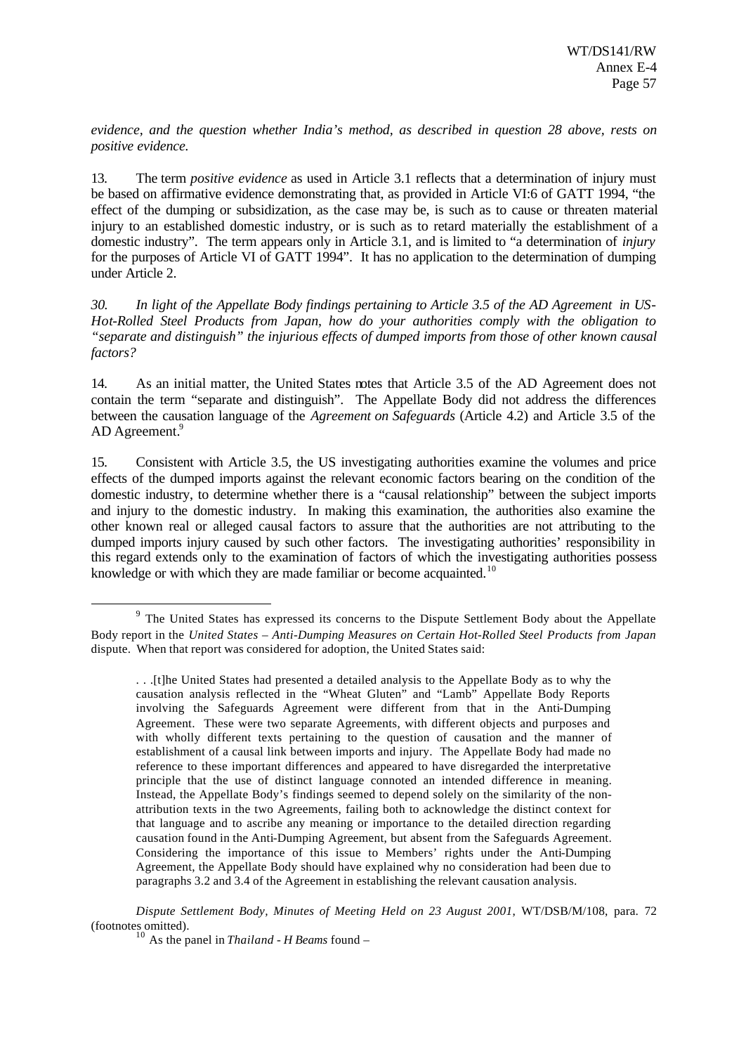*evidence, and the question whether India's method, as described in question 28 above, rests on positive evidence.*

13. The term *positive evidence* as used in Article 3.1 reflects that a determination of injury must be based on affirmative evidence demonstrating that, as provided in Article VI:6 of GATT 1994, "the effect of the dumping or subsidization, as the case may be, is such as to cause or threaten material injury to an established domestic industry, or is such as to retard materially the establishment of a domestic industry". The term appears only in Article 3.1, and is limited to "a determination of *injury* for the purposes of Article VI of GATT 1994". It has no application to the determination of dumping under Article 2.

*30. In light of the Appellate Body findings pertaining to Article 3.5 of the AD Agreement in US-Hot-Rolled Steel Products from Japan, how do your authorities comply with the obligation to "separate and distinguish" the injurious effects of dumped imports from those of other known causal factors?*

14. As an initial matter, the United States notes that Article 3.5 of the AD Agreement does not contain the term "separate and distinguish". The Appellate Body did not address the differences between the causation language of the *Agreement on Safeguards* (Article 4.2) and Article 3.5 of the AD Agreement.[9]

15. Consistent with Article 3.5, the US investigating authorities examine the volumes and price effects of the dumped imports against the relevant economic factors bearing on the condition of the domestic industry, to determine whether there is a "causal relationship" between the subject imports and injury to the domestic industry. In making this examination, the authorities also examine the other known real or alleged causal factors to assure that the authorities are not attributing to the dumped imports injury caused by such other factors. The investigating authorities' responsibility in this regard extends only to the examination of factors of which the investigating authorities possess knowledge or with which they are made familiar or become acquainted.[10]

---

[9] The United States has expressed its concerns to the Dispute Settlement Body about the Appellate Body report in the *United States – Anti-Dumping Measures on Certain Hot-Rolled Steel Products from Japan* dispute. When that report was considered for adoption, the United States said:

> . . .[t]he United States had presented a detailed analysis to the Appellate Body as to why the causation analysis reflected in the "Wheat Gluten" and "Lamb" Appellate Body Reports involving the Safeguards Agreement were different from that in the Anti-Dumping Agreement. These were two separate Agreements, with different objects and purposes and with wholly different texts pertaining to the question of causation and the manner of establishment of a causal link between imports and injury. The Appellate Body had made no reference to these important differences and appeared to have disregarded the interpretative principle that the use of distinct language connoted an intended difference in meaning. Instead, the Appellate Body's findings seemed to depend solely on the similarity of the non-attribution texts in the two Agreements, failing both to acknowledge the distinct context for that language and to ascribe any meaning or importance to the detailed direction regarding causation found in the Anti-Dumping Agreement, but absent from the Safeguards Agreement. Considering the importance of this issue to Members' rights under the Anti-Dumping Agreement, the Appellate Body should have explained why no consideration had been due to paragraphs 3.2 and 3.4 of the Agreement in establishing the relevant causation analysis.

*Dispute Settlement Body, Minutes of Meeting Held on 23 August 2001*, WT/DSB/M/108, para. 72 (footnotes omitted).

[10] As the panel in *Thailand - H Beams* found –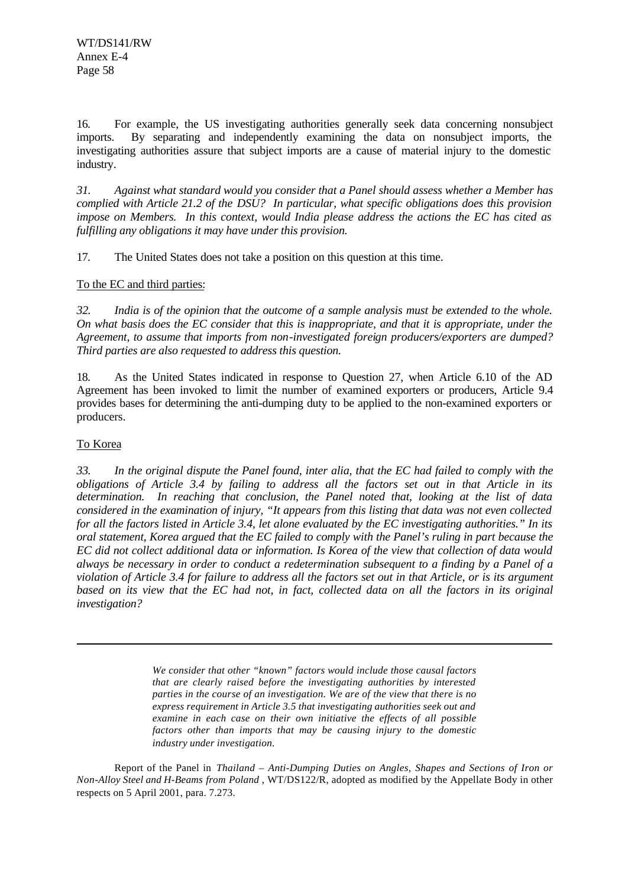16. For example, the US investigating authorities generally seek data concerning nonsubject imports. By separating and independently examining the data on nonsubject imports, the investigating authorities assure that subject imports are a cause of material injury to the domestic industry.

*31. Against what standard would you consider that a Panel should assess whether a Member has complied with Article 21.2 of the DSU? In particular, what specific obligations does this provision impose on Members. In this context, would India please address the actions the EC has cited as fulfilling any obligations it may have under this provision.*

17. The United States does not take a position on this question at this time.

To the EC and third parties:

*32. India is of the opinion that the outcome of a sample analysis must be extended to the whole. On what basis does the EC consider that this is inappropriate, and that it is appropriate, under the Agreement, to assume that imports from non-investigated foreign producers/exporters are dumped? Third parties are also requested to address this question.*

18. As the United States indicated in response to Question 27, when Article 6.10 of the AD Agreement has been invoked to limit the number of examined exporters or producers, Article 9.4 provides bases for determining the anti-dumping duty to be applied to the non-examined exporters or producers.

To Korea

*33. In the original dispute the Panel found, inter alia, that the EC had failed to comply with the obligations of Article 3.4 by failing to address all the factors set out in that Article in its determination. In reaching that conclusion, the Panel noted that, looking at the list of data considered in the examination of injury, "It appears from this listing that data was not even collected for all the factors listed in Article 3.4, let alone evaluated by the EC investigating authorities." In its oral statement, Korea argued that the EC failed to comply with the Panel's ruling in part because the EC did not collect additional data or information. Is Korea of the view that collection of data would always be necessary in order to conduct a redetermination subsequent to a finding by a Panel of a violation of Article 3.4 for failure to address all the factors set out in that Article, or is its argument based on its view that the EC had not, in fact, collected data on all the factors in its original investigation?*

---

> *We consider that other "known" factors would include those causal factors that are clearly raised before the investigating authorities by interested parties in the course of an investigation. We are of the view that there is no express requirement in Article 3.5 that investigating authorities seek out and examine in each case on their own initiative the effects of all possible factors other than imports that may be causing injury to the domestic industry under investigation.*

Report of the Panel in *Thailand – Anti-Dumping Duties on Angles, Shapes and Sections of Iron or Non-Alloy Steel and H-Beams from Poland* , WT/DS122/R, adopted as modified by the Appellate Body in other respects on 5 April 2001, para. 7.273.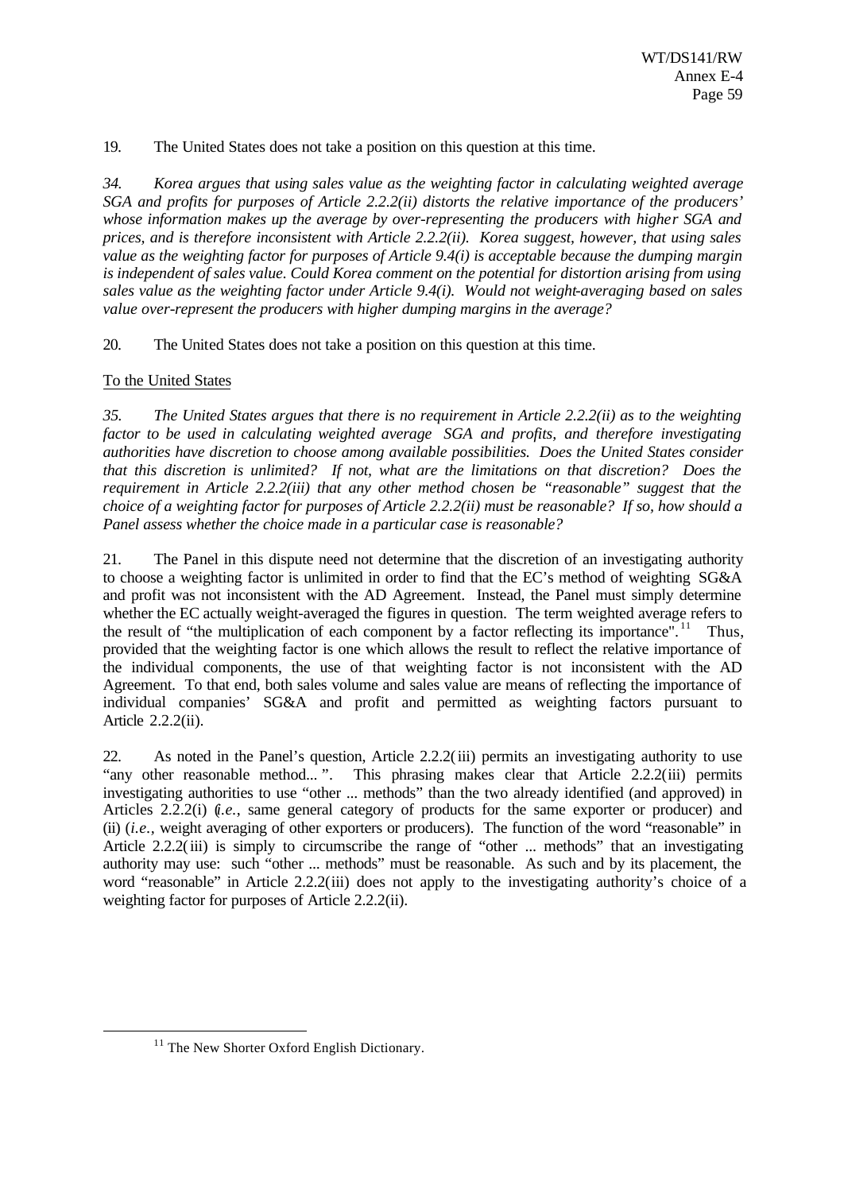19. The United States does not take a position on this question at this time.

*34. Korea argues that using sales value as the weighting factor in calculating weighted average SGA and profits for purposes of Article 2.2.2(ii) distorts the relative importance of the producers' whose information makes up the average by over-representing the producers with higher SGA and prices, and is therefore inconsistent with Article 2.2.2(ii). Korea suggest, however, that using sales value as the weighting factor for purposes of Article 9.4(i) is acceptable because the dumping margin is independent of sales value. Could Korea comment on the potential for distortion arising from using sales value as the weighting factor under Article 9.4(i). Would not weight-averaging based on sales value over-represent the producers with higher dumping margins in the average?*

20. The United States does not take a position on this question at this time.

To the United States

*35. The United States argues that there is no requirement in Article 2.2.2(ii) as to the weighting factor to be used in calculating weighted average SGA and profits, and therefore investigating authorities have discretion to choose among available possibilities. Does the United States consider that this discretion is unlimited? If not, what are the limitations on that discretion? Does the requirement in Article 2.2.2(iii) that any other method chosen be "reasonable" suggest that the choice of a weighting factor for purposes of Article 2.2.2(ii) must be reasonable? If so, how should a Panel assess whether the choice made in a particular case is reasonable?*

21. The Panel in this dispute need not determine that the discretion of an investigating authority to choose a weighting factor is unlimited in order to find that the EC's method of weighting SG&A and profit was not inconsistent with the AD Agreement. Instead, the Panel must simply determine whether the EC actually weight-averaged the figures in question. The term weighted average refers to the result of "the multiplication of each component by a factor reflecting its importance".[11] Thus, provided that the weighting factor is one which allows the result to reflect the relative importance of the individual components, the use of that weighting factor is not inconsistent with the AD Agreement. To that end, both sales volume and sales value are means of reflecting the importance of individual companies' SG&A and profit and permitted as weighting factors pursuant to Article 2.2.2(ii).

22. As noted in the Panel's question, Article 2.2.2(iii) permits an investigating authority to use "any other reasonable method... ". This phrasing makes clear that Article 2.2.2(iii) permits investigating authorities to use "other ... methods" than the two already identified (and approved) in Articles 2.2.2(i) (*i.e.*, same general category of products for the same exporter or producer) and (ii) (*i.e.*, weight averaging of other exporters or producers). The function of the word "reasonable" in Article 2.2.2(iii) is simply to circumscribe the range of "other ... methods" that an investigating authority may use: such "other ... methods" must be reasonable. As such and by its placement, the word "reasonable" in Article 2.2.2(iii) does not apply to the investigating authority's choice of a weighting factor for purposes of Article 2.2.2(ii).

[11] The New Shorter Oxford English Dictionary.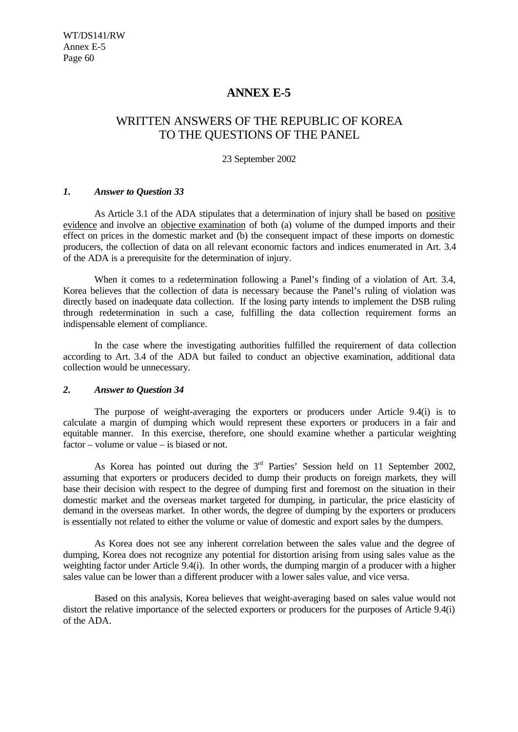# ANNEX E-5

## WRITTEN ANSWERS OF THE REPUBLIC OF KOREA TO THE QUESTIONS OF THE PANEL

23 September 2002

### *1. Answer to Question 33*

As Article 3.1 of the ADA stipulates that a determination of injury shall be based on positive evidence and involve an objective examination of both (a) volume of the dumped imports and their effect on prices in the domestic market and (b) the consequent impact of these imports on domestic producers, the collection of data on all relevant economic factors and indices enumerated in Art. 3.4 of the ADA is a prerequisite for the determination of injury.

When it comes to a redetermination following a Panel's finding of a violation of Art. 3.4, Korea believes that the collection of data is necessary because the Panel's ruling of violation was directly based on inadequate data collection. If the losing party intends to implement the DSB ruling through redetermination in such a case, fulfilling the data collection requirement forms an indispensable element of compliance.

In the case where the investigating authorities fulfilled the requirement of data collection according to Art. 3.4 of the ADA but failed to conduct an objective examination, additional data collection would be unnecessary.

### *2. Answer to Question 34*

The purpose of weight-averaging the exporters or producers under Article 9.4(i) is to calculate a margin of dumping which would represent these exporters or producers in a fair and equitable manner. In this exercise, therefore, one should examine whether a particular weighting factor – volume or value – is biased or not.

As Korea has pointed out during the 3rd Parties' Session held on 11 September 2002, assuming that exporters or producers decided to dump their products on foreign markets, they will base their decision with respect to the degree of dumping first and foremost on the situation in their domestic market and the overseas market targeted for dumping, in particular, the price elasticity of demand in the overseas market. In other words, the degree of dumping by the exporters or producers is essentially not related to either the volume or value of domestic and export sales by the dumpers.

As Korea does not see any inherent correlation between the sales value and the degree of dumping, Korea does not recognize any potential for distortion arising from using sales value as the weighting factor under Article 9.4(i). In other words, the dumping margin of a producer with a higher sales value can be lower than a different producer with a lower sales value, and vice versa.

Based on this analysis, Korea believes that weight-averaging based on sales value would not distort the relative importance of the selected exporters or producers for the purposes of Article 9.4(i) of the ADA.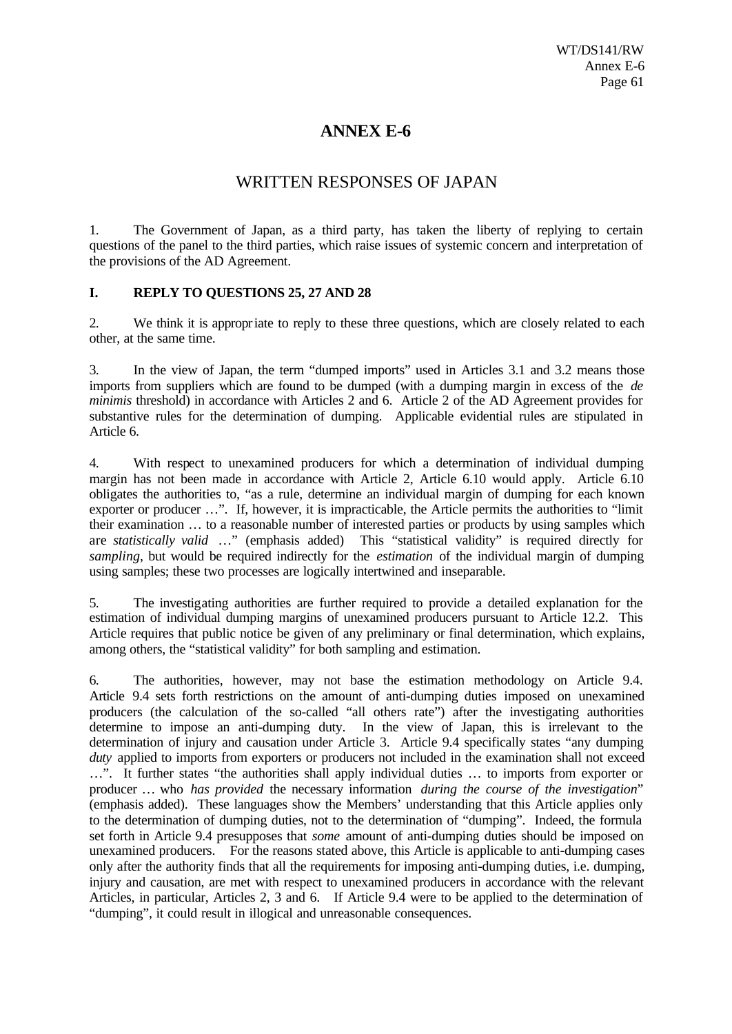# ANNEX E-6

## WRITTEN RESPONSES OF JAPAN

1. The Government of Japan, as a third party, has taken the liberty of replying to certain questions of the panel to the third parties, which raise issues of systemic concern and interpretation of the provisions of the AD Agreement.

### I. REPLY TO QUESTIONS 25, 27 AND 28

2. We think it is appropriate to reply to these three questions, which are closely related to each other, at the same time.

3. In the view of Japan, the term "dumped imports" used in Articles 3.1 and 3.2 means those imports from suppliers which are found to be dumped (with a dumping margin in excess of the *de minimis* threshold) in accordance with Articles 2 and 6. Article 2 of the AD Agreement provides for substantive rules for the determination of dumping. Applicable evidential rules are stipulated in Article 6.

4. With respect to unexamined producers for which a determination of individual dumping margin has not been made in accordance with Article 2, Article 6.10 would apply. Article 6.10 obligates the authorities to, "as a rule, determine an individual margin of dumping for each known exporter or producer …". If, however, it is impracticable, the Article permits the authorities to "limit their examination … to a reasonable number of interested parties or products by using samples which are *statistically valid* …" (emphasis added) This "statistical validity" is required directly for *sampling*, but would be required indirectly for the *estimation* of the individual margin of dumping using samples; these two processes are logically intertwined and inseparable.

5. The investigating authorities are further required to provide a detailed explanation for the estimation of individual dumping margins of unexamined producers pursuant to Article 12.2. This Article requires that public notice be given of any preliminary or final determination, which explains, among others, the "statistical validity" for both sampling and estimation.

6. The authorities, however, may not base the estimation methodology on Article 9.4. Article 9.4 sets forth restrictions on the amount of anti-dumping duties imposed on unexamined producers (the calculation of the so-called "all others rate") after the investigating authorities determine to impose an anti-dumping duty. In the view of Japan, this is irrelevant to the determination of injury and causation under Article 3. Article 9.4 specifically states "any dumping *duty* applied to imports from exporters or producers not included in the examination shall not exceed …". It further states "the authorities shall apply individual duties … to imports from exporter or producer … who *has provided* the necessary information *during the course of the investigation*" (emphasis added). These languages show the Members' understanding that this Article applies only to the determination of dumping duties, not to the determination of "dumping". Indeed, the formula set forth in Article 9.4 presupposes that *some* amount of anti-dumping duties should be imposed on unexamined producers. For the reasons stated above, this Article is applicable to anti-dumping cases only after the authority finds that all the requirements for imposing anti-dumping duties, i.e. dumping, injury and causation, are met with respect to unexamined producers in accordance with the relevant Articles, in particular, Articles 2, 3 and 6. If Article 9.4 were to be applied to the determination of "dumping", it could result in illogical and unreasonable consequences.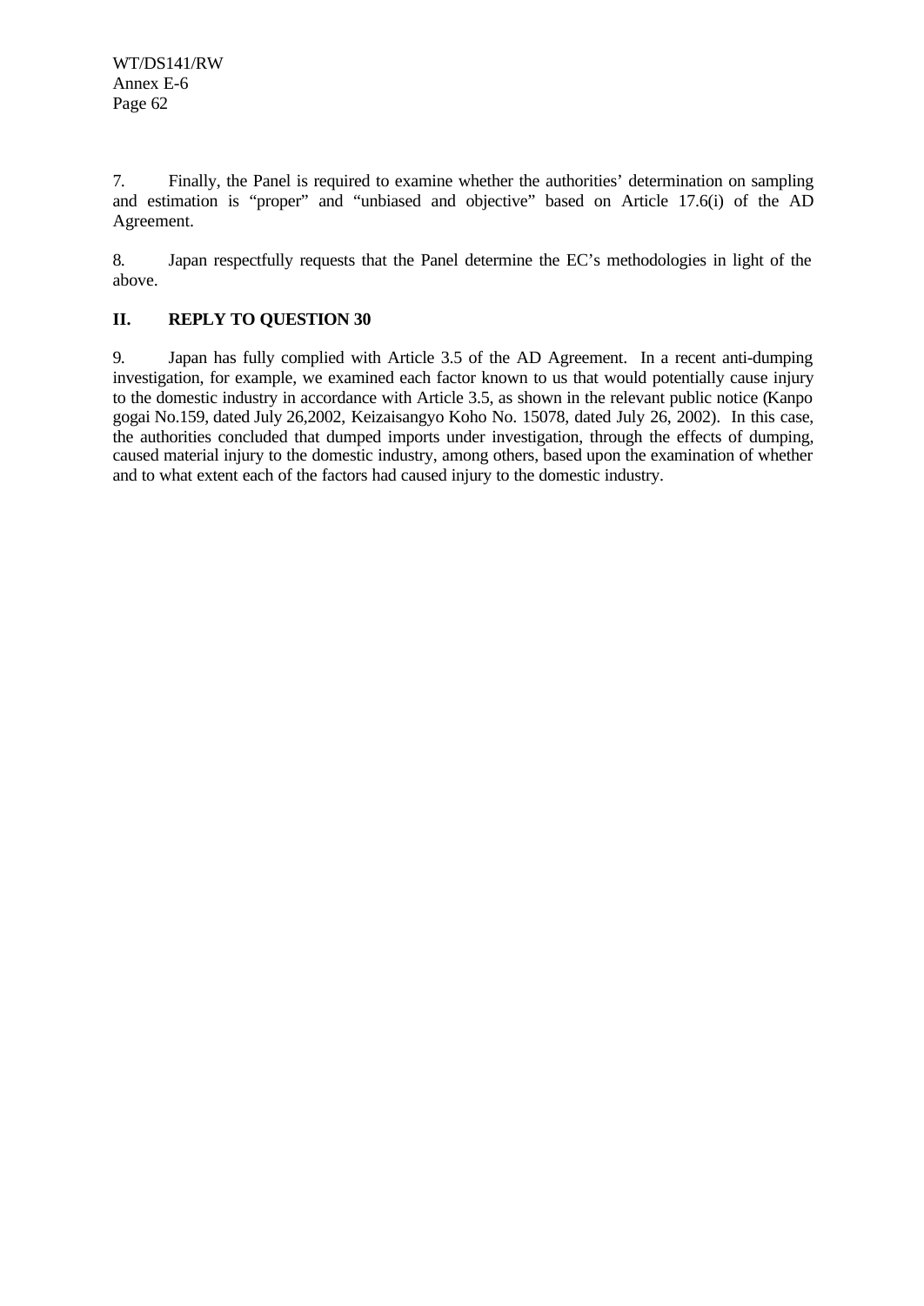7. Finally, the Panel is required to examine whether the authorities' determination on sampling and estimation is "proper" and "unbiased and objective" based on Article 17.6(i) of the AD Agreement.

8. Japan respectfully requests that the Panel determine the EC's methodologies in light of the above.

## II. REPLY TO QUESTION 30

9. Japan has fully complied with Article 3.5 of the AD Agreement. In a recent anti-dumping investigation, for example, we examined each factor known to us that would potentially cause injury to the domestic industry in accordance with Article 3.5, as shown in the relevant public notice (Kanpo gogai No.159, dated July 26,2002, Keizaisangyo Koho No. 15078, dated July 26, 2002). In this case, the authorities concluded that dumped imports under investigation, through the effects of dumping, caused material injury to the domestic industry, among others, based upon the examination of whether and to what extent each of the factors had caused injury to the domestic industry.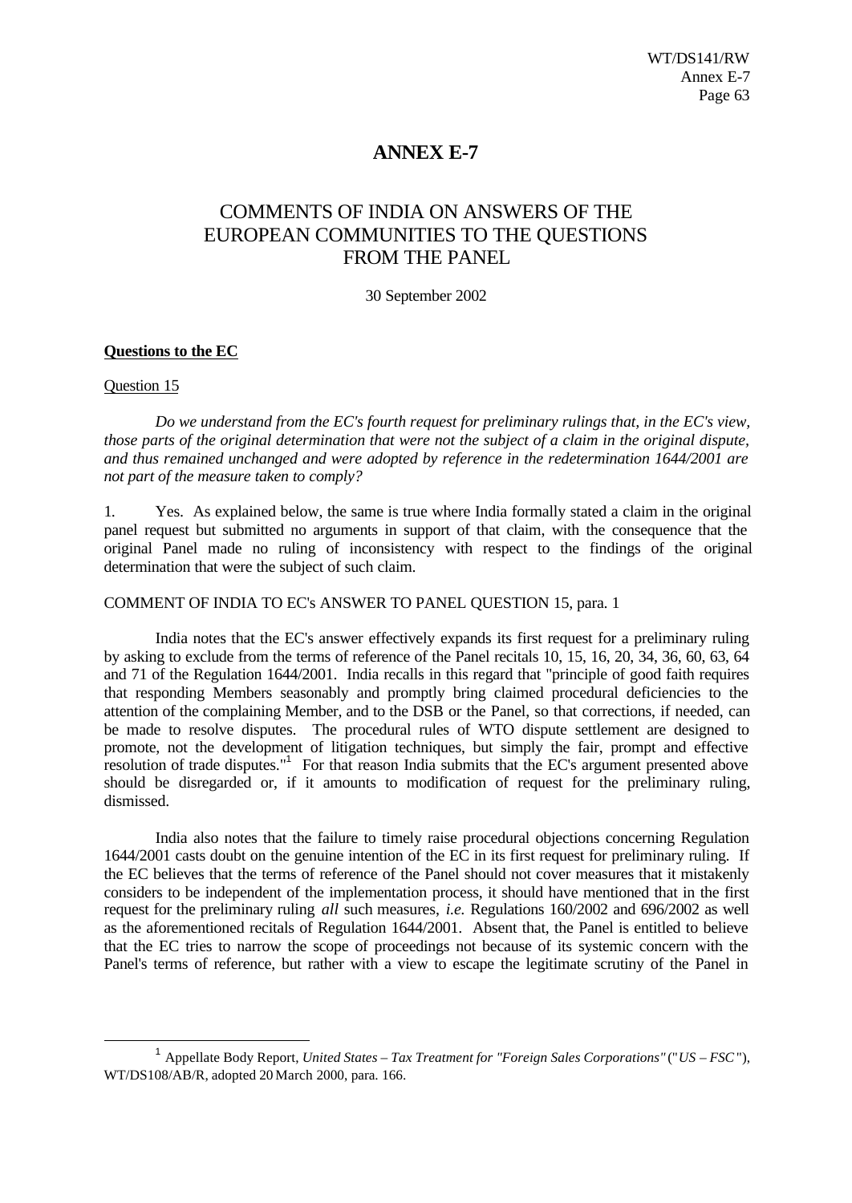# ANNEX E-7

## COMMENTS OF INDIA ON ANSWERS OF THE EUROPEAN COMMUNITIES TO THE QUESTIONS FROM THE PANEL

30 September 2002

**Questions to the EC**

Question 15

*Do we understand from the EC's fourth request for preliminary rulings that, in the EC's view, those parts of the original determination that were not the subject of a claim in the original dispute, and thus remained unchanged and were adopted by reference in the redetermination 1644/2001 are not part of the measure taken to comply?*

1. Yes. As explained below, the same is true where India formally stated a claim in the original panel request but submitted no arguments in support of that claim, with the consequence that the original Panel made no ruling of inconsistency with respect to the findings of the original determination that were the subject of such claim.

COMMENT OF INDIA TO EC's ANSWER TO PANEL QUESTION 15, para. 1

India notes that the EC's answer effectively expands its first request for a preliminary ruling by asking to exclude from the terms of reference of the Panel recitals 10, 15, 16, 20, 34, 36, 60, 63, 64 and 71 of the Regulation 1644/2001. India recalls in this regard that "principle of good faith requires that responding Members seasonably and promptly bring claimed procedural deficiencies to the attention of the complaining Member, and to the DSB or the Panel, so that corrections, if needed, can be made to resolve disputes. The procedural rules of WTO dispute settlement are designed to promote, not the development of litigation techniques, but simply the fair, prompt and effective resolution of trade disputes."[1] For that reason India submits that the EC's argument presented above should be disregarded or, if it amounts to modification of request for the preliminary ruling, dismissed.

India also notes that the failure to timely raise procedural objections concerning Regulation 1644/2001 casts doubt on the genuine intention of the EC in its first request for preliminary ruling. If the EC believes that the terms of reference of the Panel should not cover measures that it mistakenly considers to be independent of the implementation process, it should have mentioned that in the first request for the preliminary ruling *all* such measures, *i.e.* Regulations 160/2002 and 696/2002 as well as the aforementioned recitals of Regulation 1644/2001. Absent that, the Panel is entitled to believe that the EC tries to narrow the scope of proceedings not because of its systemic concern with the Panel's terms of reference, but rather with a view to escape the legitimate scrutiny of the Panel in

---

[1] Appellate Body Report, *United States – Tax Treatment for "Foreign Sales Corporations"* ("*US – FSC*"), WT/DS108/AB/R, adopted 20 March 2000, para. 166.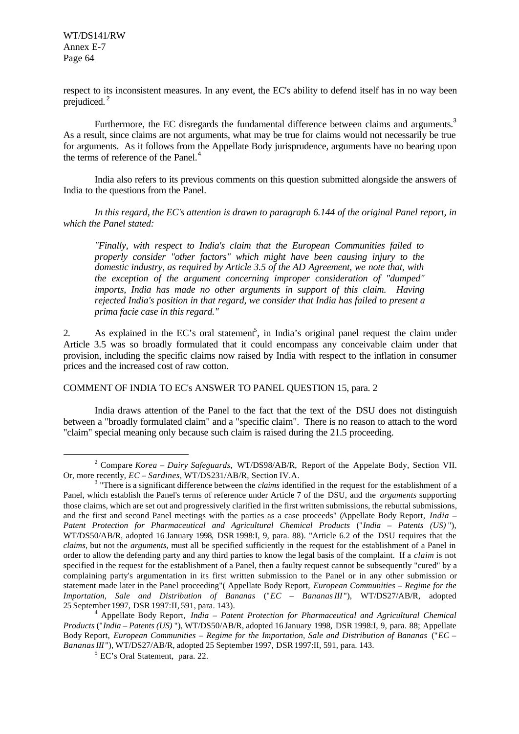respect to its inconsistent measures. In any event, the EC's ability to defend itself has in no way been prejudiced.[2]

Furthermore, the EC disregards the fundamental difference between claims and arguments.[3] As a result, since claims are not arguments, what may be true for claims would not necessarily be true for arguments. As it follows from the Appellate Body jurisprudence, arguments have no bearing upon the terms of reference of the Panel.[4]

India also refers to its previous comments on this question submitted alongside the answers of India to the questions from the Panel.

*In this regard, the EC's attention is drawn to paragraph 6.144 of the original Panel report, in which the Panel stated:*

> *"Finally, with respect to India's claim that the European Communities failed to properly consider "other factors" which might have been causing injury to the domestic industry, as required by Article 3.5 of the AD Agreement, we note that, with the exception of the argument concerning improper consideration of "dumped" imports, India has made no other arguments in support of this claim. Having rejected India's position in that regard, we consider that India has failed to present a prima facie case in this regard."*

2. As explained in the EC's oral statement[5], in India's original panel request the claim under Article 3.5 was so broadly formulated that it could encompass any conceivable claim under that provision, including the specific claims now raised by India with respect to the inflation in consumer prices and the increased cost of raw cotton.

COMMENT OF INDIA TO EC's ANSWER TO PANEL QUESTION 15, para. 2

India draws attention of the Panel to the fact that the text of the DSU does not distinguish between a "broadly formulated claim" and a "specific claim". There is no reason to attach to the word "claim" special meaning only because such claim is raised during the 21.5 proceeding.

---

[2] Compare *Korea – Dairy Safeguards,* WT/DS98/AB/R, Report of the Appelate Body, Section VII. Or, more recently, *EC – Sardines,* WT/DS231/AB/R, Section IV.A.

[3] "There is a significant difference between the *claims* identified in the request for the establishment of a Panel, which establish the Panel's terms of reference under Article 7 of the DSU, and the *arguments* supporting those claims, which are set out and progressively clarified in the first written submissions, the rebuttal submissions, and the first and second Panel meetings with the parties as a case proceeds" (Appellate Body Report, *India – Patent Protection for Pharmaceutical and Agricultural Chemical Products* ("*India – Patents (US)* "), WT/DS50/AB/R, adopted 16 January 1998, DSR 1998:I, 9, para. 88). "Article 6.2 of the DSU requires that the *claims*, but not the *arguments*, must all be specified sufficiently in the request for the establishment of a Panel in order to allow the defending party and any third parties to know the legal basis of the complaint. If a *claim* is not specified in the request for the establishment of a Panel, then a faulty request cannot be subsequently "cured" by a complaining party's argumentation in its first written submission to the Panel or in any other submission or statement made later in the Panel proceeding"( Appellate Body Report, *European Communities – Regime for the Importation, Sale and Distribution of Bananas* ("*EC – Bananas III* "), WT/DS27/AB/R, adopted 25 September 1997, DSR 1997:II, 591, para. 143).

[4] Appellate Body Report, *India – Patent Protection for Pharmaceutical and Agricultural Chemical Products* ("*India – Patents (US)* "), WT/DS50/AB/R, adopted 16 January 1998, DSR 1998:I, 9, para. 88; Appellate Body Report, *European Communities – Regime for the Importation, Sale and Distribution of Bananas* ("*EC – Bananas III* "), WT/DS27/AB/R, adopted 25 September 1997, DSR 1997:II, 591, para. 143.

[5] EC's Oral Statement, para. 22.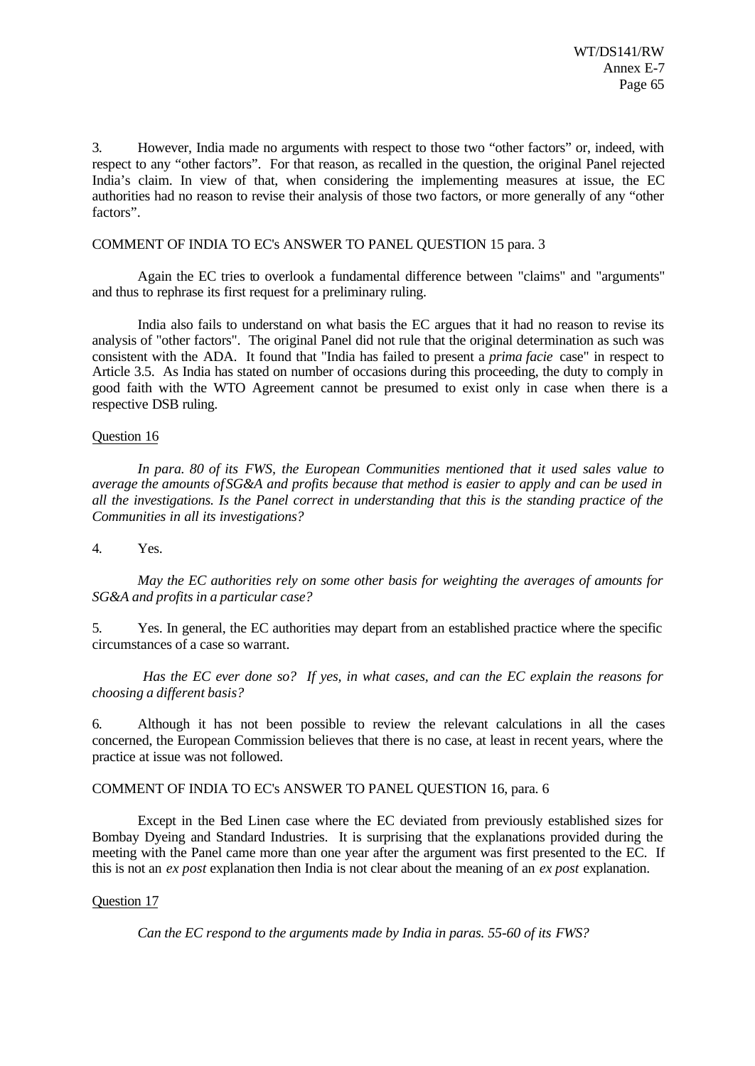3. However, India made no arguments with respect to those two "other factors" or, indeed, with respect to any "other factors". For that reason, as recalled in the question, the original Panel rejected India's claim. In view of that, when considering the implementing measures at issue, the EC authorities had no reason to revise their analysis of those two factors, or more generally of any "other factors".

COMMENT OF INDIA TO EC's ANSWER TO PANEL QUESTION 15 para. 3

Again the EC tries to overlook a fundamental difference between "claims" and "arguments" and thus to rephrase its first request for a preliminary ruling.

India also fails to understand on what basis the EC argues that it had no reason to revise its analysis of "other factors". The original Panel did not rule that the original determination as such was consistent with the ADA. It found that "India has failed to present a *prima facie* case" in respect to Article 3.5. As India has stated on number of occasions during this proceeding, the duty to comply in good faith with the WTO Agreement cannot be presumed to exist only in case when there is a respective DSB ruling.

Question 16

*In para. 80 of its FWS, the European Communities mentioned that it used sales value to average the amounts of SG&A and profits because that method is easier to apply and can be used in all the investigations. Is the Panel correct in understanding that this is the standing practice of the Communities in all its investigations?*

4. Yes.

*May the EC authorities rely on some other basis for weighting the averages of amounts for SG&A and profits in a particular case?*

5. Yes. In general, the EC authorities may depart from an established practice where the specific circumstances of a case so warrant.

*Has the EC ever done so? If yes, in what cases, and can the EC explain the reasons for choosing a different basis?*

6. Although it has not been possible to review the relevant calculations in all the cases concerned, the European Commission believes that there is no case, at least in recent years, where the practice at issue was not followed.

COMMENT OF INDIA TO EC's ANSWER TO PANEL QUESTION 16, para. 6

Except in the Bed Linen case where the EC deviated from previously established sizes for Bombay Dyeing and Standard Industries. It is surprising that the explanations provided during the meeting with the Panel came more than one year after the argument was first presented to the EC. If this is not an *ex post* explanation then India is not clear about the meaning of an *ex post* explanation.

Question 17

*Can the EC respond to the arguments made by India in paras. 55-60 of its FWS?*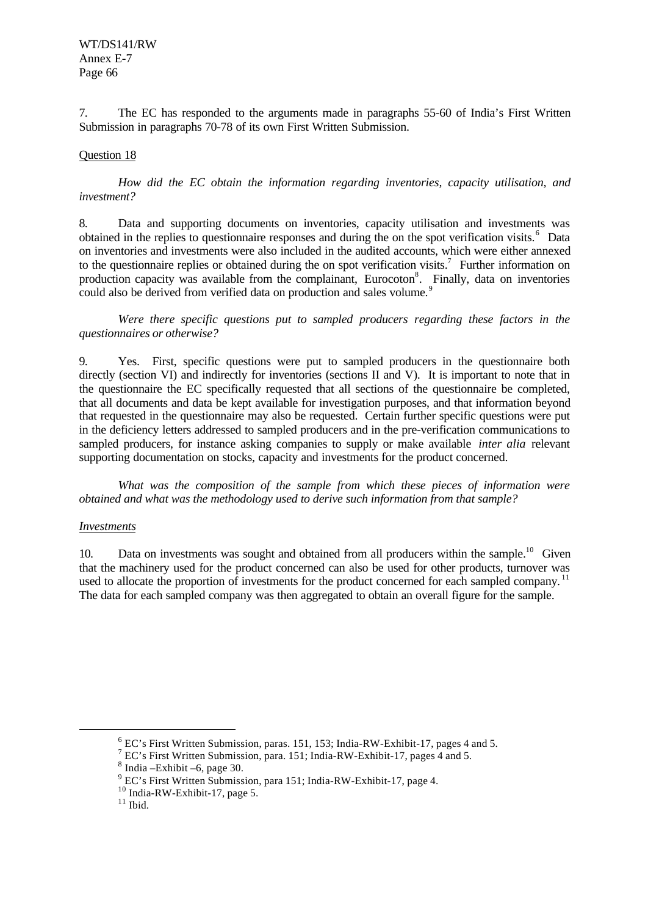7. The EC has responded to the arguments made in paragraphs 55-60 of India's First Written Submission in paragraphs 70-78 of its own First Written Submission.

Question 18

*How did the EC obtain the information regarding inventories, capacity utilisation, and investment?*

8. Data and supporting documents on inventories, capacity utilisation and investments was obtained in the replies to questionnaire responses and during the on the spot verification visits.[6] Data on inventories and investments were also included in the audited accounts, which were either annexed to the questionnaire replies or obtained during the on spot verification visits.[7] Further information on production capacity was available from the complainant, Eurocoton[8]. Finally, data on inventories could also be derived from verified data on production and sales volume.[9]

*Were there specific questions put to sampled producers regarding these factors in the questionnaires or otherwise?*

9. Yes. First, specific questions were put to sampled producers in the questionnaire both directly (section VI) and indirectly for inventories (sections II and V). It is important to note that in the questionnaire the EC specifically requested that all sections of the questionnaire be completed, that all documents and data be kept available for investigation purposes, and that information beyond that requested in the questionnaire may also be requested. Certain further specific questions were put in the deficiency letters addressed to sampled producers and in the pre-verification communications to sampled producers, for instance asking companies to supply or make available *inter alia* relevant supporting documentation on stocks, capacity and investments for the product concerned.

*What was the composition of the sample from which these pieces of information were obtained and what was the methodology used to derive such information from that sample?*

*Investments*

10. Data on investments was sought and obtained from all producers within the sample.[10] Given that the machinery used for the product concerned can also be used for other products, turnover was used to allocate the proportion of investments for the product concerned for each sampled company.[11] The data for each sampled company was then aggregated to obtain an overall figure for the sample.

---

[6] EC's First Written Submission, paras. 151, 153; India-RW-Exhibit-17, pages 4 and 5.
[7] EC's First Written Submission, para. 151; India-RW-Exhibit-17, pages 4 and 5.
[8] India –Exhibit –6, page 30.
[9] EC's First Written Submission, para 151; India-RW-Exhibit-17, page 4.
[10] India-RW-Exhibit-17, page 5.
[11] Ibid.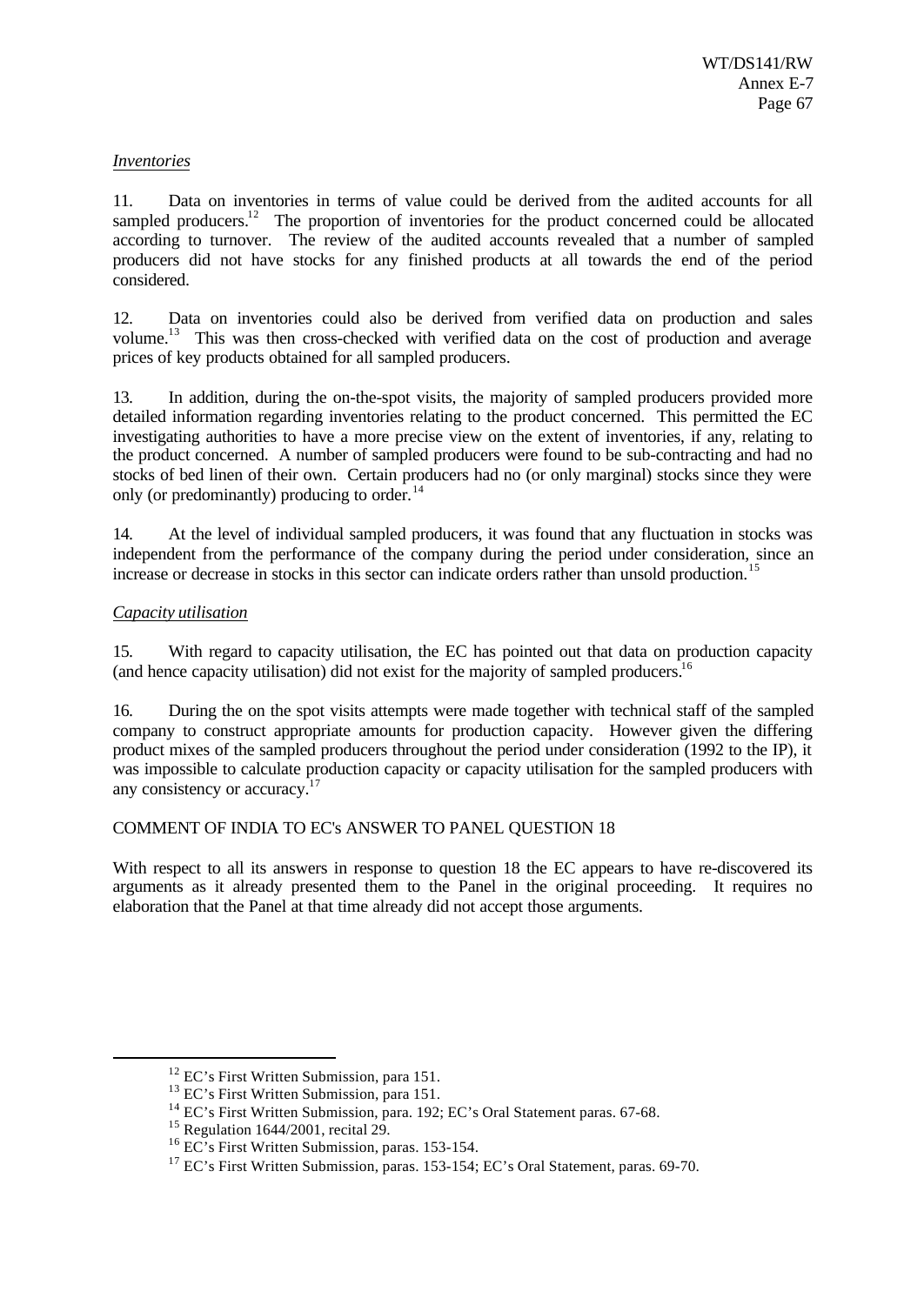*Inventories*

11. Data on inventories in terms of value could be derived from the audited accounts for all sampled producers.[12] The proportion of inventories for the product concerned could be allocated according to turnover. The review of the audited accounts revealed that a number of sampled producers did not have stocks for any finished products at all towards the end of the period considered.

12. Data on inventories could also be derived from verified data on production and sales volume.[13] This was then cross-checked with verified data on the cost of production and average prices of key products obtained for all sampled producers.

13. In addition, during the on-the-spot visits, the majority of sampled producers provided more detailed information regarding inventories relating to the product concerned. This permitted the EC investigating authorities to have a more precise view on the extent of inventories, if any, relating to the product concerned. A number of sampled producers were found to be sub-contracting and had no stocks of bed linen of their own. Certain producers had no (or only marginal) stocks since they were only (or predominantly) producing to order.[14]

14. At the level of individual sampled producers, it was found that any fluctuation in stocks was independent from the performance of the company during the period under consideration, since an increase or decrease in stocks in this sector can indicate orders rather than unsold production.[15]

*Capacity utilisation*

15. With regard to capacity utilisation, the EC has pointed out that data on production capacity (and hence capacity utilisation) did not exist for the majority of sampled producers.[16]

16. During the on the spot visits attempts were made together with technical staff of the sampled company to construct appropriate amounts for production capacity. However given the differing product mixes of the sampled producers throughout the period under consideration (1992 to the IP), it was impossible to calculate production capacity or capacity utilisation for the sampled producers with any consistency or accuracy.[17]

COMMENT OF INDIA TO EC's ANSWER TO PANEL QUESTION 18

With respect to all its answers in response to question 18 the EC appears to have re-discovered its arguments as it already presented them to the Panel in the original proceeding. It requires no elaboration that the Panel at that time already did not accept those arguments.

---

[12] EC's First Written Submission, para 151.

[13] EC's First Written Submission, para 151.

[14] EC's First Written Submission, para. 192; EC's Oral Statement paras. 67-68.

[15] Regulation 1644/2001, recital 29.

[16] EC's First Written Submission, paras. 153-154.

[17] EC's First Written Submission, paras. 153-154; EC's Oral Statement, paras. 69-70.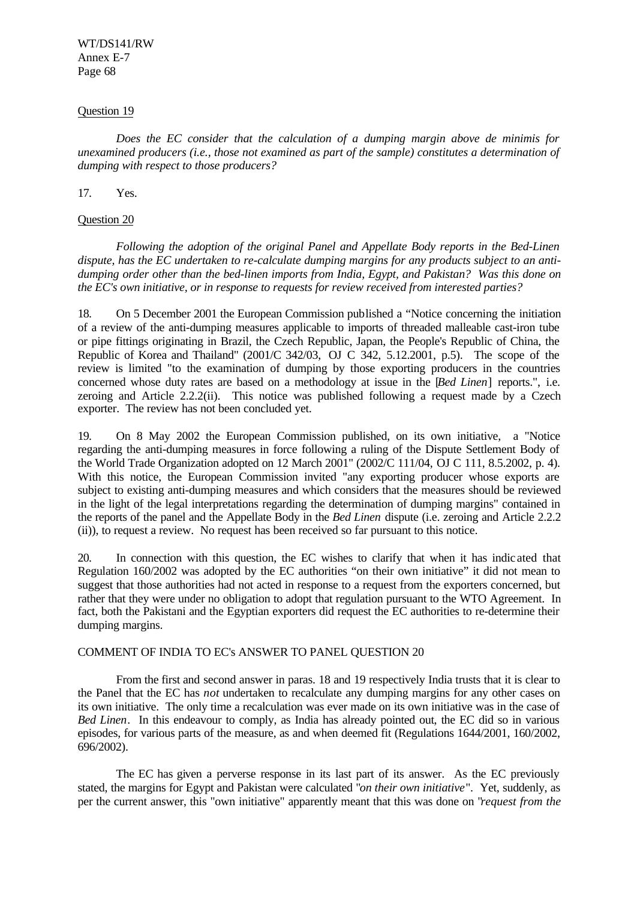Question 19

*Does the EC consider that the calculation of a dumping margin above de minimis for unexamined producers (i.e., those not examined as part of the sample) constitutes a determination of dumping with respect to those producers?*

17. Yes.

Question 20

*Following the adoption of the original Panel and Appellate Body reports in the Bed-Linen dispute, has the EC undertaken to re-calculate dumping margins for any products subject to an anti-dumping order other than the bed-linen imports from India, Egypt, and Pakistan? Was this done on the EC's own initiative, or in response to requests for review received from interested parties?*

18. On 5 December 2001 the European Commission published a "Notice concerning the initiation of a review of the anti-dumping measures applicable to imports of threaded malleable cast-iron tube or pipe fittings originating in Brazil, the Czech Republic, Japan, the People's Republic of China, the Republic of Korea and Thailand" (2001/C 342/03, OJ C 342, 5.12.2001, p.5). The scope of the review is limited "to the examination of dumping by those exporting producers in the countries concerned whose duty rates are based on a methodology at issue in the [*Bed Linen*] reports.", i.e. zeroing and Article 2.2.2(ii). This notice was published following a request made by a Czech exporter. The review has not been concluded yet.

19. On 8 May 2002 the European Commission published, on its own initiative, a "Notice regarding the anti-dumping measures in force following a ruling of the Dispute Settlement Body of the World Trade Organization adopted on 12 March 2001" (2002/C 111/04, OJ C 111, 8.5.2002, p. 4). With this notice, the European Commission invited "any exporting producer whose exports are subject to existing anti-dumping measures and which considers that the measures should be reviewed in the light of the legal interpretations regarding the determination of dumping margins" contained in the reports of the panel and the Appellate Body in the *Bed Linen* dispute (i.e. zeroing and Article 2.2.2 (ii)), to request a review. No request has been received so far pursuant to this notice.

20. In connection with this question, the EC wishes to clarify that when it has indicated that Regulation 160/2002 was adopted by the EC authorities "on their own initiative" it did not mean to suggest that those authorities had not acted in response to a request from the exporters concerned, but rather that they were under no obligation to adopt that regulation pursuant to the WTO Agreement. In fact, both the Pakistani and the Egyptian exporters did request the EC authorities to re-determine their dumping margins.

COMMENT OF INDIA TO EC's ANSWER TO PANEL QUESTION 20

From the first and second answer in paras. 18 and 19 respectively India trusts that it is clear to the Panel that the EC has *not* undertaken to recalculate any dumping margins for any other cases on its own initiative. The only time a recalculation was ever made on its own initiative was in the case of *Bed Linen*. In this endeavour to comply, as India has already pointed out, the EC did so in various episodes, for various parts of the measure, as and when deemed fit (Regulations 1644/2001, 160/2002, 696/2002).

The EC has given a perverse response in its last part of its answer. As the EC previously stated, the margins for Egypt and Pakistan were calculated "*on their own initiative*". Yet, suddenly, as per the current answer, this "own initiative" apparently meant that this was done on "*request from the*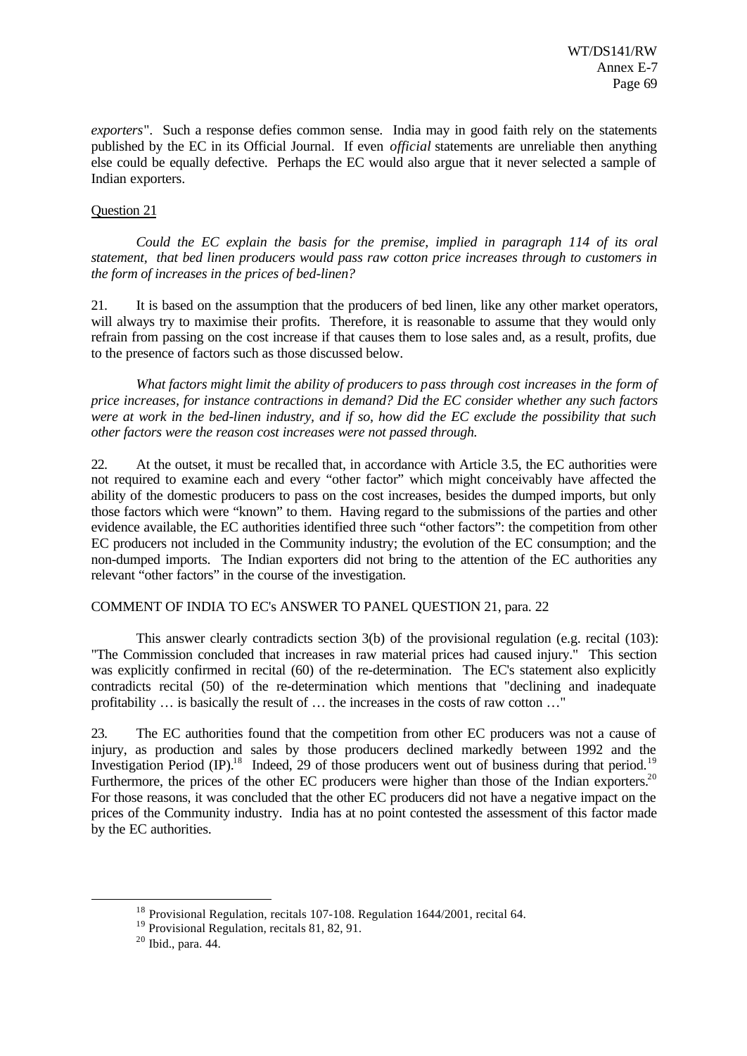*exporters*". Such a response defies common sense. India may in good faith rely on the statements published by the EC in its Official Journal. If even *official* statements are unreliable then anything else could be equally defective. Perhaps the EC would also argue that it never selected a sample of Indian exporters.

Question 21

*Could the EC explain the basis for the premise, implied in paragraph 114 of its oral statement, that bed linen producers would pass raw cotton price increases through to customers in the form of increases in the prices of bed-linen?*

21. It is based on the assumption that the producers of bed linen, like any other market operators, will always try to maximise their profits. Therefore, it is reasonable to assume that they would only refrain from passing on the cost increase if that causes them to lose sales and, as a result, profits, due to the presence of factors such as those discussed below.

*What factors might limit the ability of producers to pass through cost increases in the form of price increases, for instance contractions in demand? Did the EC consider whether any such factors were at work in the bed-linen industry, and if so, how did the EC exclude the possibility that such other factors were the reason cost increases were not passed through.*

22. At the outset, it must be recalled that, in accordance with Article 3.5, the EC authorities were not required to examine each and every "other factor" which might conceivably have affected the ability of the domestic producers to pass on the cost increases, besides the dumped imports, but only those factors which were "known" to them. Having regard to the submissions of the parties and other evidence available, the EC authorities identified three such "other factors": the competition from other EC producers not included in the Community industry; the evolution of the EC consumption; and the non-dumped imports. The Indian exporters did not bring to the attention of the EC authorities any relevant "other factors" in the course of the investigation.

COMMENT OF INDIA TO EC's ANSWER TO PANEL QUESTION 21, para. 22

This answer clearly contradicts section 3(b) of the provisional regulation (e.g. recital (103): "The Commission concluded that increases in raw material prices had caused injury." This section was explicitly confirmed in recital (60) of the re-determination. The EC's statement also explicitly contradicts recital (50) of the re-determination which mentions that "declining and inadequate profitability … is basically the result of … the increases in the costs of raw cotton …"

23. The EC authorities found that the competition from other EC producers was not a cause of injury, as production and sales by those producers declined markedly between 1992 and the Investigation Period (IP).[18] Indeed, 29 of those producers went out of business during that period.[19] Furthermore, the prices of the other EC producers were higher than those of the Indian exporters.[20] For those reasons, it was concluded that the other EC producers did not have a negative impact on the prices of the Community industry. India has at no point contested the assessment of this factor made by the EC authorities.

---

[18] Provisional Regulation, recitals 107-108. Regulation 1644/2001, recital 64.

[19] Provisional Regulation, recitals 81, 82, 91.

[20] Ibid., para. 44.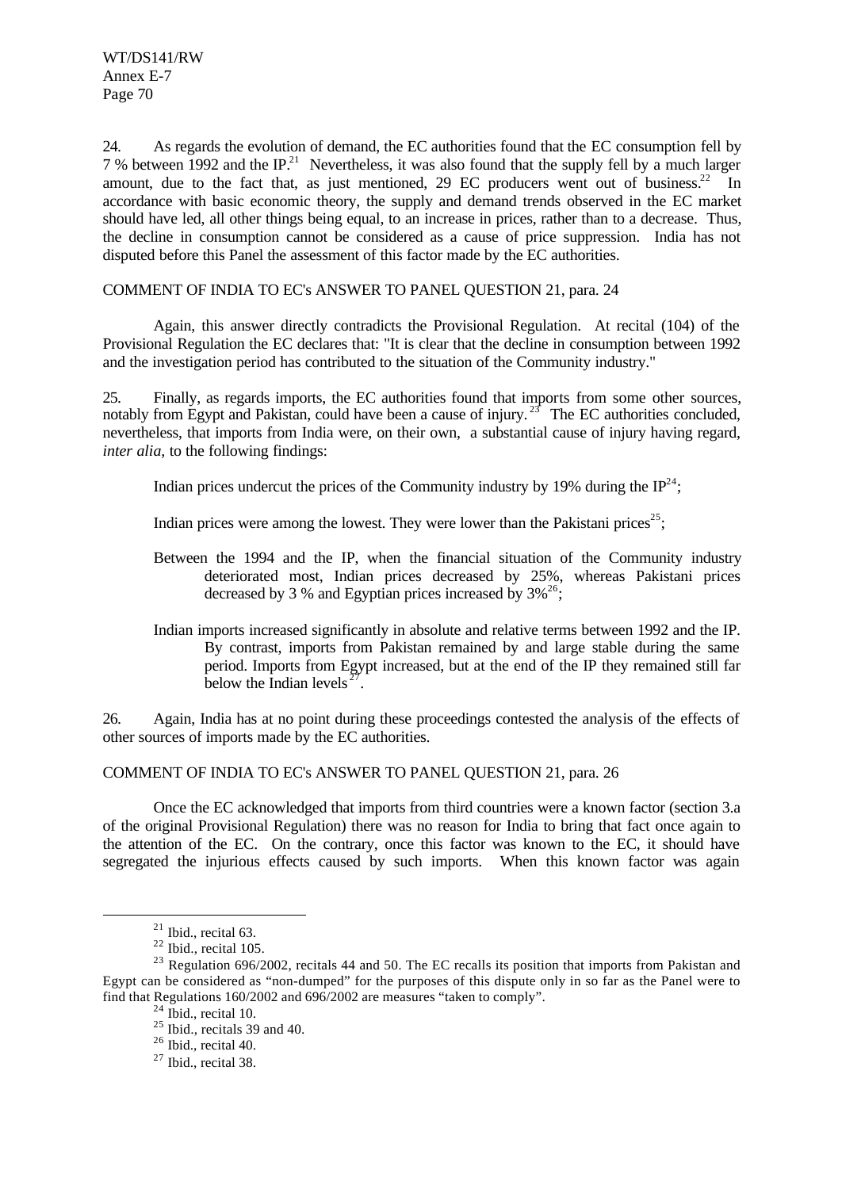24. As regards the evolution of demand, the EC authorities found that the EC consumption fell by 7 % between 1992 and the IP.[21] Nevertheless, it was also found that the supply fell by a much larger amount, due to the fact that, as just mentioned, 29 EC producers went out of business.[22] In accordance with basic economic theory, the supply and demand trends observed in the EC market should have led, all other things being equal, to an increase in prices, rather than to a decrease. Thus, the decline in consumption cannot be considered as a cause of price suppression. India has not disputed before this Panel the assessment of this factor made by the EC authorities.

COMMENT OF INDIA TO EC's ANSWER TO PANEL QUESTION 21, para. 24

Again, this answer directly contradicts the Provisional Regulation. At recital (104) of the Provisional Regulation the EC declares that: "It is clear that the decline in consumption between 1992 and the investigation period has contributed to the situation of the Community industry."

25. Finally, as regards imports, the EC authorities found that imports from some other sources, notably from Egypt and Pakistan, could have been a cause of injury.[23] The EC authorities concluded, nevertheless, that imports from India were, on their own, a substantial cause of injury having regard, *inter alia,* to the following findings:

Indian prices undercut the prices of the Community industry by 19% during the IP[24];

Indian prices were among the lowest. They were lower than the Pakistani prices[25];

Between the 1994 and the IP, when the financial situation of the Community industry deteriorated most, Indian prices decreased by 25%, whereas Pakistani prices decreased by 3 % and Egyptian prices increased by 3%[26];

Indian imports increased significantly in absolute and relative terms between 1992 and the IP. By contrast, imports from Pakistan remained by and large stable during the same period. Imports from Egypt increased, but at the end of the IP they remained still far below the Indian levels[27].

26. Again, India has at no point during these proceedings contested the analysis of the effects of other sources of imports made by the EC authorities.

COMMENT OF INDIA TO EC's ANSWER TO PANEL QUESTION 21, para. 26

Once the EC acknowledged that imports from third countries were a known factor (section 3.a of the original Provisional Regulation) there was no reason for India to bring that fact once again to the attention of the EC. On the contrary, once this factor was known to the EC, it should have segregated the injurious effects caused by such imports. When this known factor was again

---

[21] Ibid., recital 63.

[22] Ibid., recital 105.

[23] Regulation 696/2002, recitals 44 and 50. The EC recalls its position that imports from Pakistan and Egypt can be considered as "non-dumped" for the purposes of this dispute only in so far as the Panel were to find that Regulations 160/2002 and 696/2002 are measures "taken to comply".

[24] Ibid., recital 10.

[25] Ibid., recitals 39 and 40.

[26] Ibid., recital 40.

[27] Ibid., recital 38.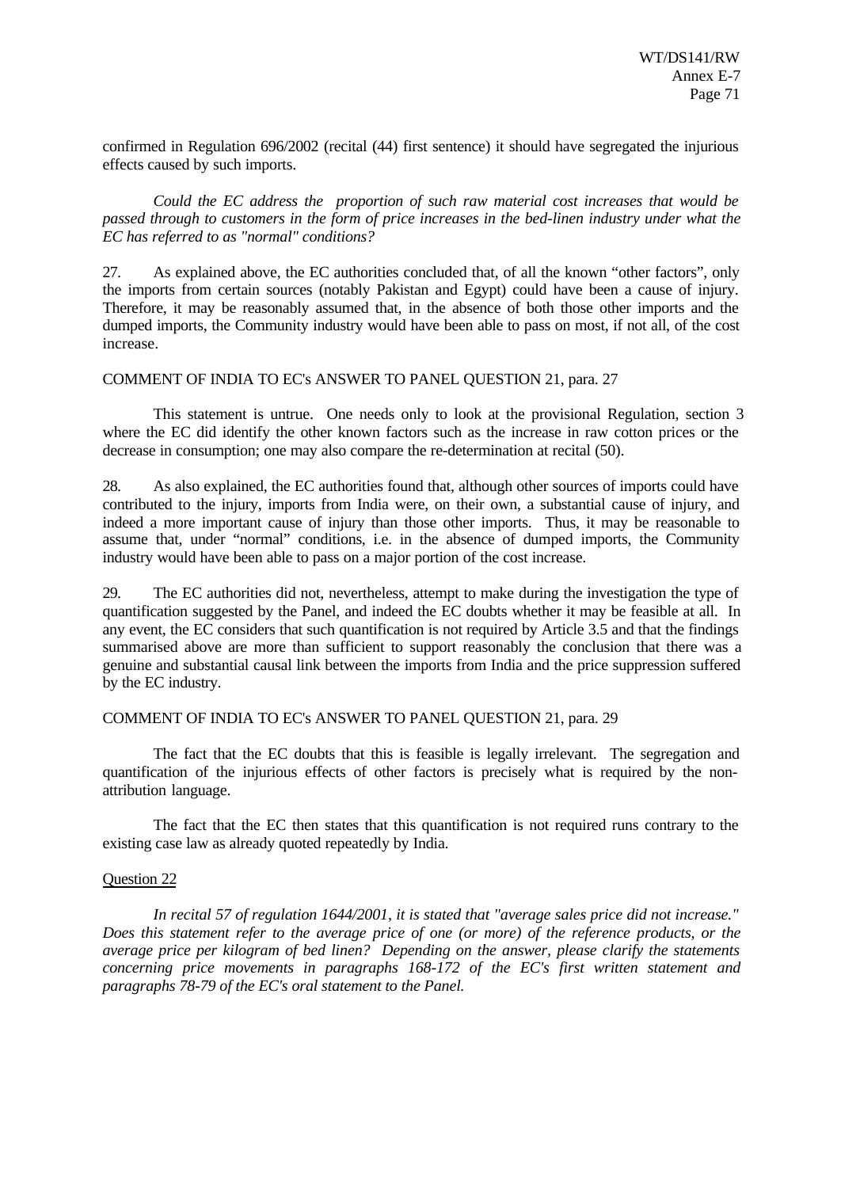confirmed in Regulation 696/2002 (recital (44) first sentence) it should have segregated the injurious effects caused by such imports.

*Could the EC address the proportion of such raw material cost increases that would be passed through to customers in the form of price increases in the bed-linen industry under what the EC has referred to as "normal" conditions?*

27. As explained above, the EC authorities concluded that, of all the known "other factors", only the imports from certain sources (notably Pakistan and Egypt) could have been a cause of injury. Therefore, it may be reasonably assumed that, in the absence of both those other imports and the dumped imports, the Community industry would have been able to pass on most, if not all, of the cost increase.

COMMENT OF INDIA TO EC's ANSWER TO PANEL QUESTION 21, para. 27

This statement is untrue. One needs only to look at the provisional Regulation, section 3 where the EC did identify the other known factors such as the increase in raw cotton prices or the decrease in consumption; one may also compare the re-determination at recital (50).

28. As also explained, the EC authorities found that, although other sources of imports could have contributed to the injury, imports from India were, on their own, a substantial cause of injury, and indeed a more important cause of injury than those other imports. Thus, it may be reasonable to assume that, under "normal" conditions, i.e. in the absence of dumped imports, the Community industry would have been able to pass on a major portion of the cost increase.

29. The EC authorities did not, nevertheless, attempt to make during the investigation the type of quantification suggested by the Panel, and indeed the EC doubts whether it may be feasible at all. In any event, the EC considers that such quantification is not required by Article 3.5 and that the findings summarised above are more than sufficient to support reasonably the conclusion that there was a genuine and substantial causal link between the imports from India and the price suppression suffered by the EC industry.

COMMENT OF INDIA TO EC's ANSWER TO PANEL QUESTION 21, para. 29

The fact that the EC doubts that this is feasible is legally irrelevant. The segregation and quantification of the injurious effects of other factors is precisely what is required by the non-attribution language.

The fact that the EC then states that this quantification is not required runs contrary to the existing case law as already quoted repeatedly by India.

Question 22

*In recital 57 of regulation 1644/2001, it is stated that "average sales price did not increase." Does this statement refer to the average price of one (or more) of the reference products, or the average price per kilogram of bed linen? Depending on the answer, please clarify the statements concerning price movements in paragraphs 168-172 of the EC's first written statement and paragraphs 78-79 of the EC's oral statement to the Panel.*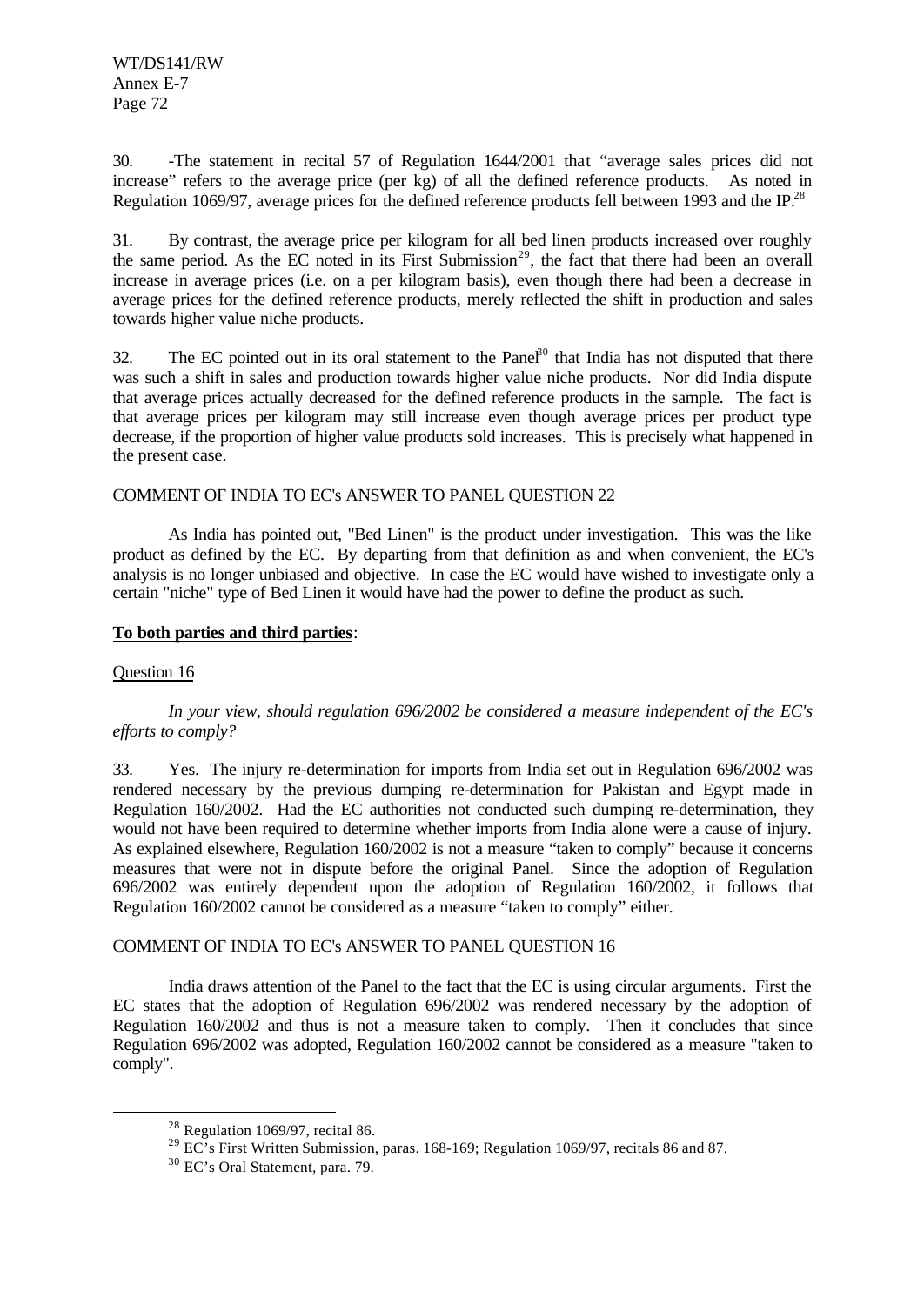30. -The statement in recital 57 of Regulation 1644/2001 that "average sales prices did not increase" refers to the average price (per kg) of all the defined reference products. As noted in Regulation 1069/97, average prices for the defined reference products fell between 1993 and the IP.[28]

31. By contrast, the average price per kilogram for all bed linen products increased over roughly the same period. As the EC noted in its First Submission[29], the fact that there had been an overall increase in average prices (i.e. on a per kilogram basis), even though there had been a decrease in average prices for the defined reference products, merely reflected the shift in production and sales towards higher value niche products.

32. The EC pointed out in its oral statement to the Panel[30] that India has not disputed that there was such a shift in sales and production towards higher value niche products. Nor did India dispute that average prices actually decreased for the defined reference products in the sample. The fact is that average prices per kilogram may still increase even though average prices per product type decrease, if the proportion of higher value products sold increases. This is precisely what happened in the present case.

COMMENT OF INDIA TO EC's ANSWER TO PANEL QUESTION 22

As India has pointed out, "Bed Linen" is the product under investigation. This was the like product as defined by the EC. By departing from that definition as and when convenient, the EC's analysis is no longer unbiased and objective. In case the EC would have wished to investigate only a certain "niche" type of Bed Linen it would have had the power to define the product as such.

**To both parties and third parties**:

Question 16

*In your view, should regulation 696/2002 be considered a measure independent of the EC's efforts to comply?*

33. Yes. The injury re-determination for imports from India set out in Regulation 696/2002 was rendered necessary by the previous dumping re-determination for Pakistan and Egypt made in Regulation 160/2002. Had the EC authorities not conducted such dumping re-determination, they would not have been required to determine whether imports from India alone were a cause of injury. As explained elsewhere, Regulation 160/2002 is not a measure "taken to comply" because it concerns measures that were not in dispute before the original Panel. Since the adoption of Regulation 696/2002 was entirely dependent upon the adoption of Regulation 160/2002, it follows that Regulation 160/2002 cannot be considered as a measure "taken to comply" either.

COMMENT OF INDIA TO EC's ANSWER TO PANEL QUESTION 16

India draws attention of the Panel to the fact that the EC is using circular arguments. First the EC states that the adoption of Regulation 696/2002 was rendered necessary by the adoption of Regulation 160/2002 and thus is not a measure taken to comply. Then it concludes that since Regulation 696/2002 was adopted, Regulation 160/2002 cannot be considered as a measure "taken to comply".

---

[28] Regulation 1069/97, recital 86.

[29] EC's First Written Submission, paras. 168-169; Regulation 1069/97, recitals 86 and 87.

[30] EC's Oral Statement, para. 79.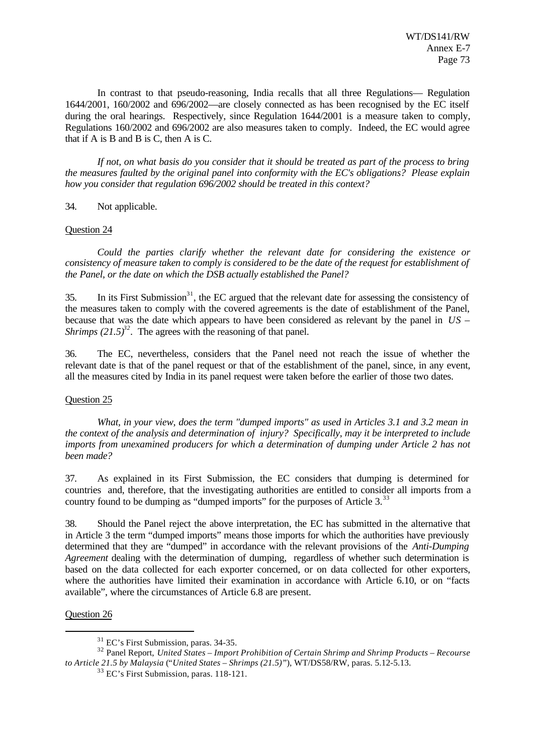In contrast to that pseudo-reasoning, India recalls that all three Regulations— Regulation 1644/2001, 160/2002 and 696/2002—are closely connected as has been recognised by the EC itself during the oral hearings. Respectively, since Regulation 1644/2001 is a measure taken to comply, Regulations 160/2002 and 696/2002 are also measures taken to comply. Indeed, the EC would agree that if A is B and B is C, then A is C.

*If not, on what basis do you consider that it should be treated as part of the process to bring the measures faulted by the original panel into conformity with the EC's obligations? Please explain how you consider that regulation 696/2002 should be treated in this context?*

34. Not applicable.

Question 24

*Could the parties clarify whether the relevant date for considering the existence or consistency of measure taken to comply is considered to be the date of the request for establishment of the Panel, or the date on which the DSB actually established the Panel?*

35. In its First Submission[31], the EC argued that the relevant date for assessing the consistency of the measures taken to comply with the covered agreements is the date of establishment of the Panel, because that was the date which appears to have been considered as relevant by the panel in *US – Shrimps (21.5)*[32]. The agrees with the reasoning of that panel.

36. The EC, nevertheless, considers that the Panel need not reach the issue of whether the relevant date is that of the panel request or that of the establishment of the panel, since, in any event, all the measures cited by India in its panel request were taken before the earlier of those two dates.

Question 25

*What, in your view, does the term "dumped imports" as used in Articles 3.1 and 3.2 mean in the context of the analysis and determination of injury? Specifically, may it be interpreted to include imports from unexamined producers for which a determination of dumping under Article 2 has not been made?*

37. As explained in its First Submission, the EC considers that dumping is determined for countries and, therefore, that the investigating authorities are entitled to consider all imports from a country found to be dumping as "dumped imports" for the purposes of Article 3.[33]

38. Should the Panel reject the above interpretation, the EC has submitted in the alternative that in Article 3 the term "dumped imports" means those imports for which the authorities have previously determined that they are "dumped" in accordance with the relevant provisions of the *Anti-Dumping Agreement* dealing with the determination of dumping, regardless of whether such determination is based on the data collected for each exporter concerned, or on data collected for other exporters, where the authorities have limited their examination in accordance with Article 6.10, or on "facts available", where the circumstances of Article 6.8 are present.

Question 26

---

[31] EC's First Submission, paras. 34-35.

[32] Panel Report, *United States – Import Prohibition of Certain Shrimp and Shrimp Products – Recourse to Article 21.5 by Malaysia* ("*United States – Shrimps (21.5)*"), WT/DS58/RW, paras. 5.12-5.13.

[33] EC's First Submission, paras. 118-121.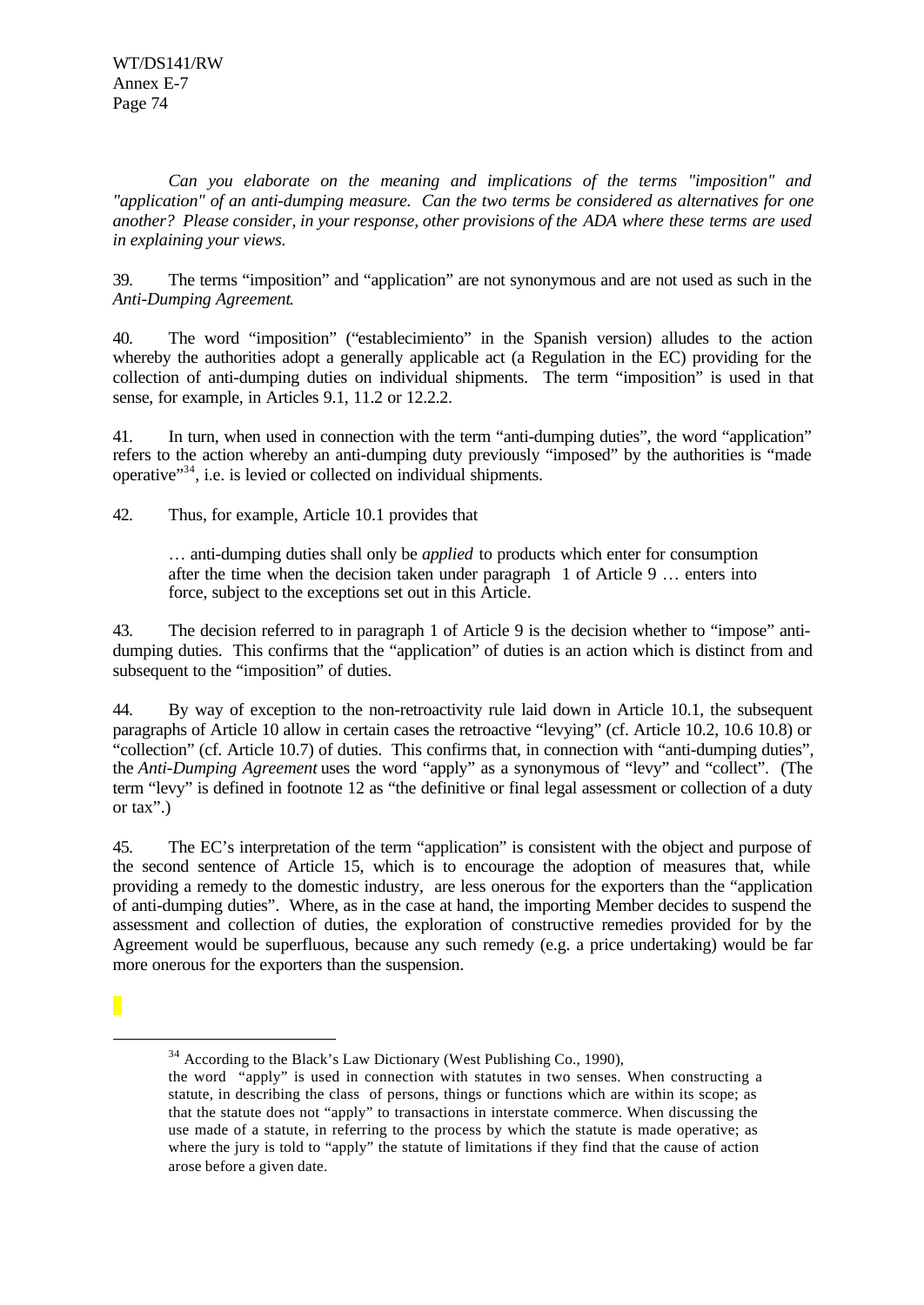*Can you elaborate on the meaning and implications of the terms "imposition" and "application" of an anti-dumping measure. Can the two terms be considered as alternatives for one another? Please consider, in your response, other provisions of the ADA where these terms are used in explaining your views.*

39. The terms "imposition" and "application" are not synonymous and are not used as such in the *Anti-Dumping Agreement*.

40. The word "imposition" ("establecimiento" in the Spanish version) alludes to the action whereby the authorities adopt a generally applicable act (a Regulation in the EC) providing for the collection of anti-dumping duties on individual shipments. The term "imposition" is used in that sense, for example, in Articles 9.1, 11.2 or 12.2.2.

41. In turn, when used in connection with the term "anti-dumping duties", the word "application" refers to the action whereby an anti-dumping duty previously "imposed" by the authorities is "made operative"[34], i.e. is levied or collected on individual shipments.

42. Thus, for example, Article 10.1 provides that

> … anti-dumping duties shall only be *applied* to products which enter for consumption after the time when the decision taken under paragraph 1 of Article 9 … enters into force, subject to the exceptions set out in this Article.

43. The decision referred to in paragraph 1 of Article 9 is the decision whether to "impose" anti-dumping duties. This confirms that the "application" of duties is an action which is distinct from and subsequent to the "imposition" of duties.

44. By way of exception to the non-retroactivity rule laid down in Article 10.1, the subsequent paragraphs of Article 10 allow in certain cases the retroactive "levying" (cf. Article 10.2, 10.6 10.8) or "collection" (cf. Article 10.7) of duties. This confirms that, in connection with "anti-dumping duties", the *Anti-Dumping Agreement* uses the word "apply" as a synonymous of "levy" and "collect". (The term "levy" is defined in footnote 12 as "the definitive or final legal assessment or collection of a duty or tax".)

45. The EC's interpretation of the term "application" is consistent with the object and purpose of the second sentence of Article 15, which is to encourage the adoption of measures that, while providing a remedy to the domestic industry, are less onerous for the exporters than the "application of anti-dumping duties". Where, as in the case at hand, the importing Member decides to suspend the assessment and collection of duties, the exploration of constructive remedies provided for by the Agreement would be superfluous, because any such remedy (e.g. a price undertaking) would be far more onerous for the exporters than the suspension.

---

[34] According to the Black's Law Dictionary (West Publishing Co., 1990),

the word "apply" is used in connection with statutes in two senses. When constructing a statute, in describing the class of persons, things or functions which are within its scope; as that the statute does not "apply" to transactions in interstate commerce. When discussing the use made of a statute, in referring to the process by which the statute is made operative; as where the jury is told to "apply" the statute of limitations if they find that the cause of action arose before a given date.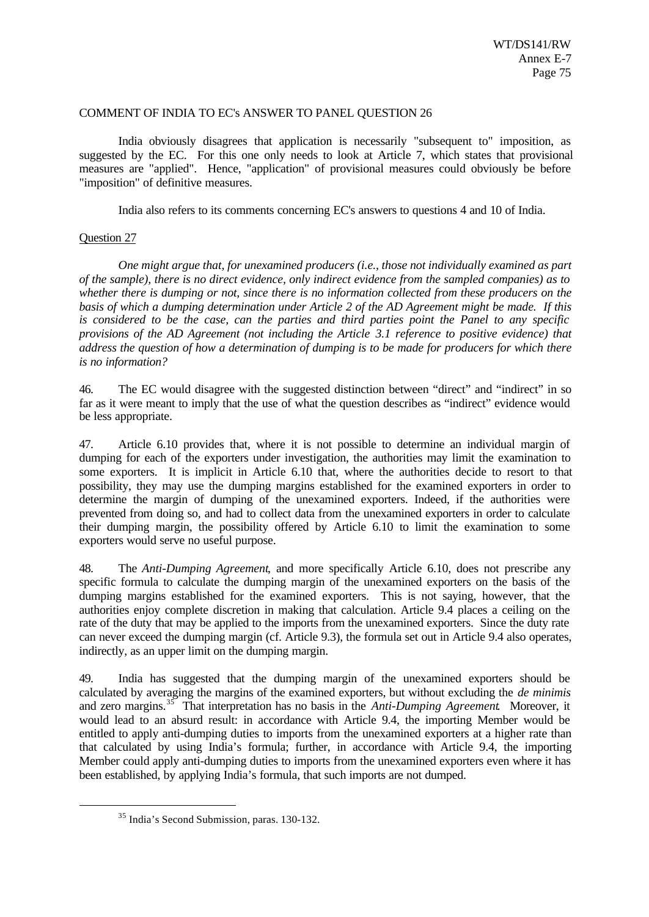COMMENT OF INDIA TO EC's ANSWER TO PANEL QUESTION 26

India obviously disagrees that application is necessarily "subsequent to" imposition, as suggested by the EC. For this one only needs to look at Article 7, which states that provisional measures are "applied". Hence, "application" of provisional measures could obviously be before "imposition" of definitive measures.

India also refers to its comments concerning EC's answers to questions 4 and 10 of India.

Question 27

*One might argue that, for unexamined producers (i.e., those not individually examined as part of the sample), there is no direct evidence, only indirect evidence from the sampled companies) as to whether there is dumping or not, since there is no information collected from these producers on the basis of which a dumping determination under Article 2 of the AD Agreement might be made. If this is considered to be the case, can the parties and third parties point the Panel to any specific provisions of the AD Agreement (not including the Article 3.1 reference to positive evidence) that address the question of how a determination of dumping is to be made for producers for which there is no information?*

46. The EC would disagree with the suggested distinction between "direct" and "indirect" in so far as it were meant to imply that the use of what the question describes as "indirect" evidence would be less appropriate.

47. Article 6.10 provides that, where it is not possible to determine an individual margin of dumping for each of the exporters under investigation, the authorities may limit the examination to some exporters. It is implicit in Article 6.10 that, where the authorities decide to resort to that possibility, they may use the dumping margins established for the examined exporters in order to determine the margin of dumping of the unexamined exporters. Indeed, if the authorities were prevented from doing so, and had to collect data from the unexamined exporters in order to calculate their dumping margin, the possibility offered by Article 6.10 to limit the examination to some exporters would serve no useful purpose.

48. The *Anti-Dumping Agreement*, and more specifically Article 6.10, does not prescribe any specific formula to calculate the dumping margin of the unexamined exporters on the basis of the dumping margins established for the examined exporters. This is not saying, however, that the authorities enjoy complete discretion in making that calculation. Article 9.4 places a ceiling on the rate of the duty that may be applied to the imports from the unexamined exporters. Since the duty rate can never exceed the dumping margin (cf. Article 9.3), the formula set out in Article 9.4 also operates, indirectly, as an upper limit on the dumping margin.

49. India has suggested that the dumping margin of the unexamined exporters should be calculated by averaging the margins of the examined exporters, but without excluding the *de minimis* and zero margins.[35] That interpretation has no basis in the *Anti-Dumping Agreement*. Moreover, it would lead to an absurd result: in accordance with Article 9.4, the importing Member would be entitled to apply anti-dumping duties to imports from the unexamined exporters at a higher rate than that calculated by using India's formula; further, in accordance with Article 9.4, the importing Member could apply anti-dumping duties to imports from the unexamined exporters even where it has been established, by applying India's formula, that such imports are not dumped.

[35] India's Second Submission, paras. 130-132.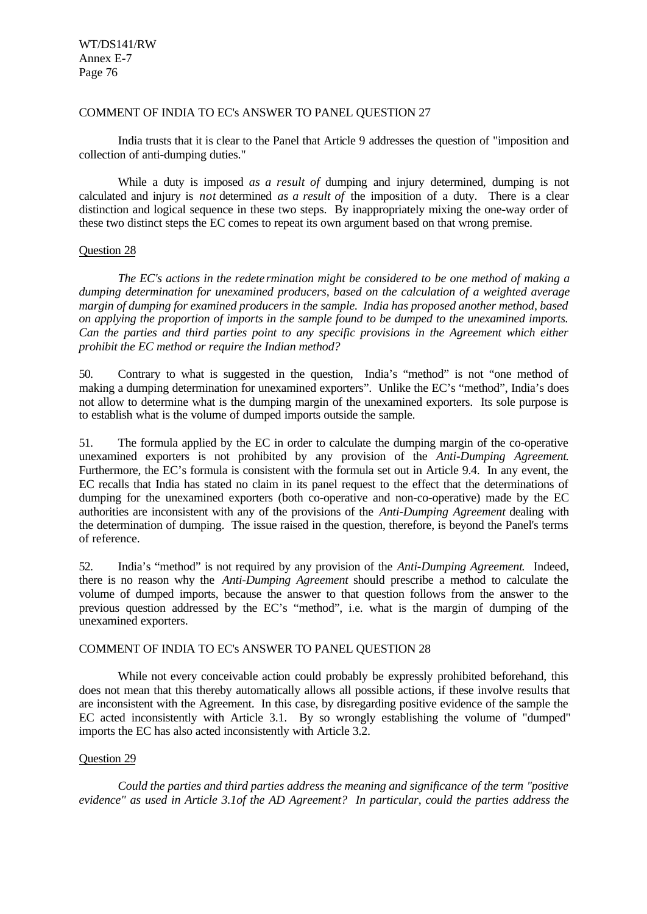COMMENT OF INDIA TO EC's ANSWER TO PANEL QUESTION 27

India trusts that it is clear to the Panel that Article 9 addresses the question of "imposition and collection of anti-dumping duties."

While a duty is imposed *as a result of* dumping and injury determined, dumping is not calculated and injury is *not* determined *as a result of* the imposition of a duty. There is a clear distinction and logical sequence in these two steps. By inappropriately mixing the one-way order of these two distinct steps the EC comes to repeat its own argument based on that wrong premise.

Question 28

*The EC's actions in the redetermination might be considered to be one method of making a dumping determination for unexamined producers, based on the calculation of a weighted average margin of dumping for examined producers in the sample. India has proposed another method, based on applying the proportion of imports in the sample found to be dumped to the unexamined imports. Can the parties and third parties point to any specific provisions in the Agreement which either prohibit the EC method or require the Indian method?*

50. Contrary to what is suggested in the question, India's "method" is not "one method of making a dumping determination for unexamined exporters". Unlike the EC's "method", India's does not allow to determine what is the dumping margin of the unexamined exporters. Its sole purpose is to establish what is the volume of dumped imports outside the sample.

51. The formula applied by the EC in order to calculate the dumping margin of the co-operative unexamined exporters is not prohibited by any provision of the *Anti-Dumping Agreement*. Furthermore, the EC's formula is consistent with the formula set out in Article 9.4. In any event, the EC recalls that India has stated no claim in its panel request to the effect that the determinations of dumping for the unexamined exporters (both co-operative and non-co-operative) made by the EC authorities are inconsistent with any of the provisions of the *Anti-Dumping Agreement* dealing with the determination of dumping. The issue raised in the question, therefore, is beyond the Panel's terms of reference.

52. India's "method" is not required by any provision of the *Anti-Dumping Agreement*. Indeed, there is no reason why the *Anti-Dumping Agreement* should prescribe a method to calculate the volume of dumped imports, because the answer to that question follows from the answer to the previous question addressed by the EC's "method", i.e. what is the margin of dumping of the unexamined exporters.

COMMENT OF INDIA TO EC's ANSWER TO PANEL QUESTION 28

While not every conceivable action could probably be expressly prohibited beforehand, this does not mean that this thereby automatically allows all possible actions, if these involve results that are inconsistent with the Agreement. In this case, by disregarding positive evidence of the sample the EC acted inconsistently with Article 3.1. By so wrongly establishing the volume of "dumped" imports the EC has also acted inconsistently with Article 3.2.

Question 29

*Could the parties and third parties address the meaning and significance of the term "positive evidence" as used in Article 3.1of the AD Agreement? In particular, could the parties address the*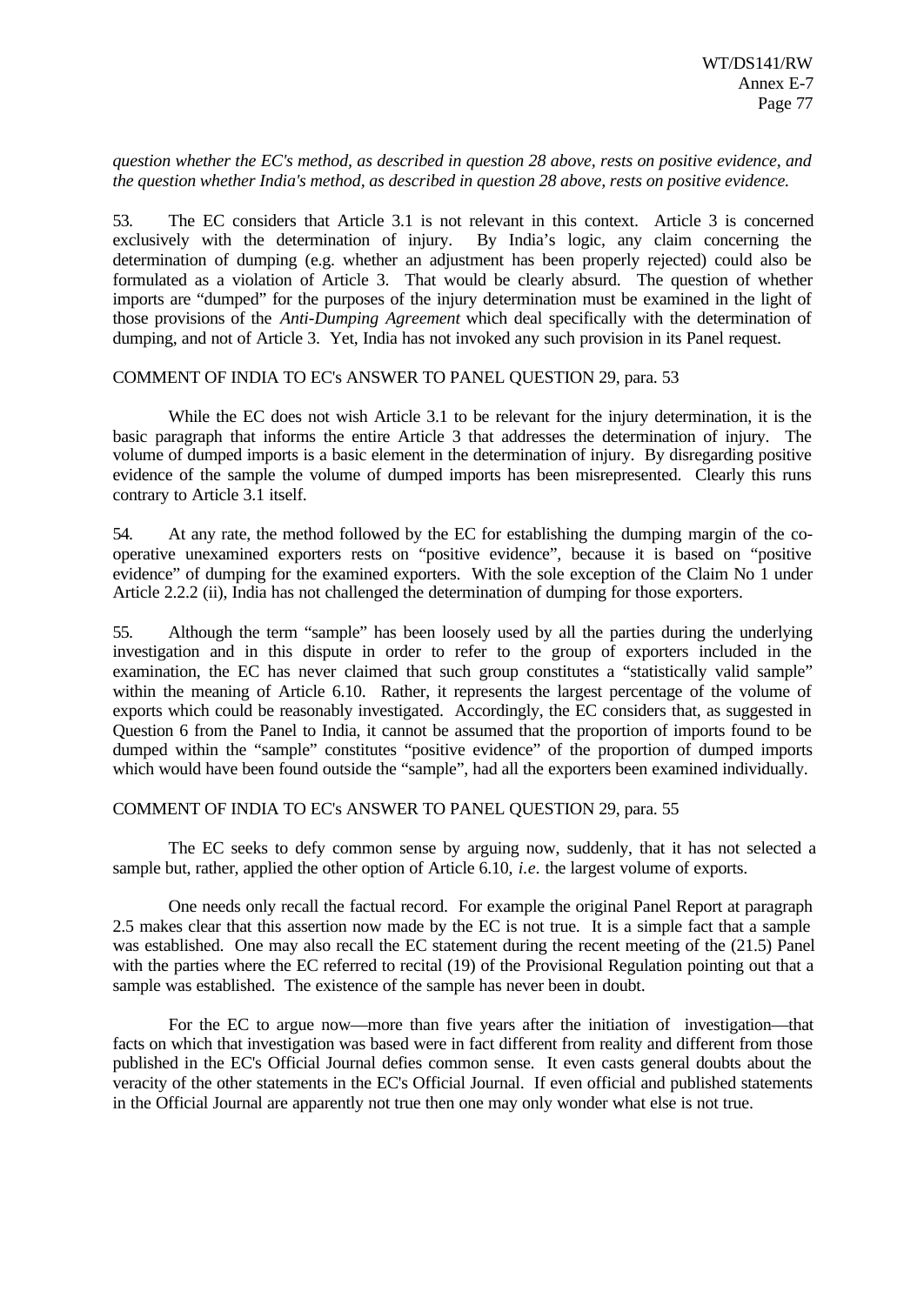*question whether the EC's method, as described in question 28 above, rests on positive evidence, and the question whether India's method, as described in question 28 above, rests on positive evidence.*

53. The EC considers that Article 3.1 is not relevant in this context. Article 3 is concerned exclusively with the determination of injury. By India's logic, any claim concerning the determination of dumping (e.g. whether an adjustment has been properly rejected) could also be formulated as a violation of Article 3. That would be clearly absurd. The question of whether imports are "dumped" for the purposes of the injury determination must be examined in the light of those provisions of the *Anti-Dumping Agreement* which deal specifically with the determination of dumping, and not of Article 3. Yet, India has not invoked any such provision in its Panel request.

COMMENT OF INDIA TO EC's ANSWER TO PANEL QUESTION 29, para. 53

While the EC does not wish Article 3.1 to be relevant for the injury determination, it is the basic paragraph that informs the entire Article 3 that addresses the determination of injury. The volume of dumped imports is a basic element in the determination of injury. By disregarding positive evidence of the sample the volume of dumped imports has been misrepresented. Clearly this runs contrary to Article 3.1 itself.

54. At any rate, the method followed by the EC for establishing the dumping margin of the co-operative unexamined exporters rests on "positive evidence", because it is based on "positive evidence" of dumping for the examined exporters. With the sole exception of the Claim No 1 under Article 2.2.2 (ii), India has not challenged the determination of dumping for those exporters.

55. Although the term "sample" has been loosely used by all the parties during the underlying investigation and in this dispute in order to refer to the group of exporters included in the examination, the EC has never claimed that such group constitutes a "statistically valid sample" within the meaning of Article 6.10. Rather, it represents the largest percentage of the volume of exports which could be reasonably investigated. Accordingly, the EC considers that, as suggested in Question 6 from the Panel to India, it cannot be assumed that the proportion of imports found to be dumped within the "sample" constitutes "positive evidence" of the proportion of dumped imports which would have been found outside the "sample", had all the exporters been examined individually.

COMMENT OF INDIA TO EC's ANSWER TO PANEL QUESTION 29, para. 55

The EC seeks to defy common sense by arguing now, suddenly, that it has not selected a sample but, rather, applied the other option of Article 6.10, *i.e.* the largest volume of exports.

One needs only recall the factual record. For example the original Panel Report at paragraph 2.5 makes clear that this assertion now made by the EC is not true. It is a simple fact that a sample was established. One may also recall the EC statement during the recent meeting of the (21.5) Panel with the parties where the EC referred to recital (19) of the Provisional Regulation pointing out that a sample was established. The existence of the sample has never been in doubt.

For the EC to argue now—more than five years after the initiation of investigation—that facts on which that investigation was based were in fact different from reality and different from those published in the EC's Official Journal defies common sense. It even casts general doubts about the veracity of the other statements in the EC's Official Journal. If even official and published statements in the Official Journal are apparently not true then one may only wonder what else is not true.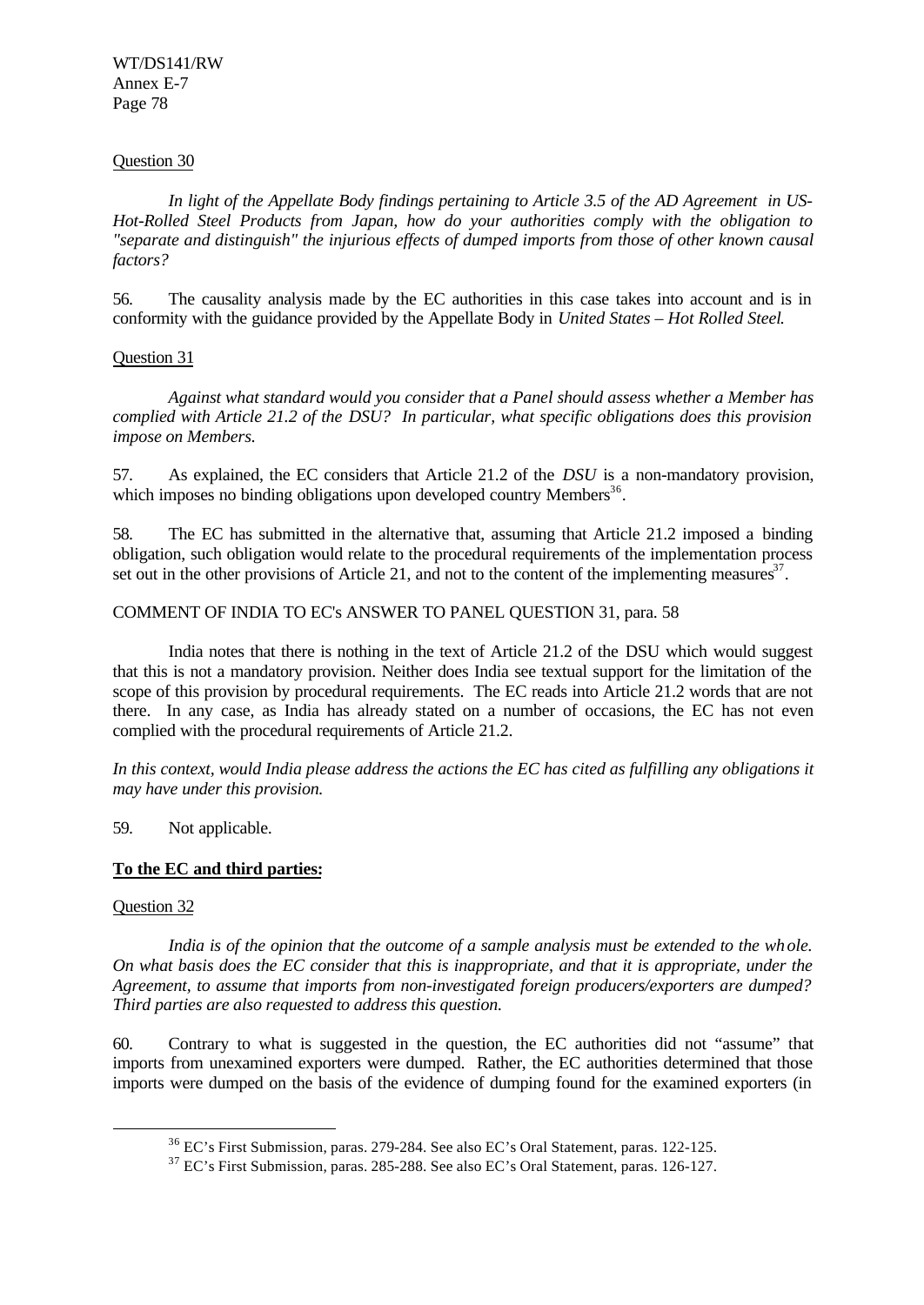Question 30

*In light of the Appellate Body findings pertaining to Article 3.5 of the AD Agreement in US-Hot-Rolled Steel Products from Japan, how do your authorities comply with the obligation to "separate and distinguish" the injurious effects of dumped imports from those of other known causal factors?*

56. The causality analysis made by the EC authorities in this case takes into account and is in conformity with the guidance provided by the Appellate Body in *United States – Hot Rolled Steel*.

Question 31

*Against what standard would you consider that a Panel should assess whether a Member has complied with Article 21.2 of the DSU? In particular, what specific obligations does this provision impose on Members.*

57. As explained, the EC considers that Article 21.2 of the *DSU* is a non-mandatory provision, which imposes no binding obligations upon developed country Members[36].

58. The EC has submitted in the alternative that, assuming that Article 21.2 imposed a binding obligation, such obligation would relate to the procedural requirements of the implementation process set out in the other provisions of Article 21, and not to the content of the implementing measures[37].

COMMENT OF INDIA TO EC's ANSWER TO PANEL QUESTION 31, para. 58

India notes that there is nothing in the text of Article 21.2 of the DSU which would suggest that this is not a mandatory provision. Neither does India see textual support for the limitation of the scope of this provision by procedural requirements. The EC reads into Article 21.2 words that are not there. In any case, as India has already stated on a number of occasions, the EC has not even complied with the procedural requirements of Article 21.2.

*In this context, would India please address the actions the EC has cited as fulfilling any obligations it may have under this provision.*

59. Not applicable.

**To the EC and third parties:**

Question 32

*India is of the opinion that the outcome of a sample analysis must be extended to the whole. On what basis does the EC consider that this is inappropriate, and that it is appropriate, under the Agreement, to assume that imports from non-investigated foreign producers/exporters are dumped? Third parties are also requested to address this question.*

60. Contrary to what is suggested in the question, the EC authorities did not "assume" that imports from unexamined exporters were dumped. Rather, the EC authorities determined that those imports were dumped on the basis of the evidence of dumping found for the examined exporters (in

[36] EC's First Submission, paras. 279-284. See also EC's Oral Statement, paras. 122-125.

[37] EC's First Submission, paras. 285-288. See also EC's Oral Statement, paras. 126-127.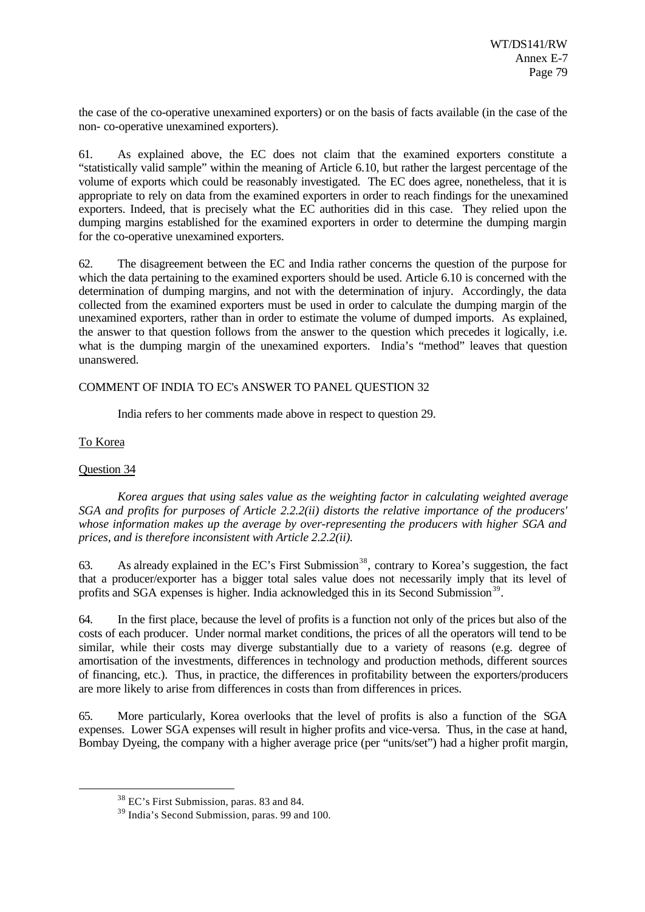the case of the co-operative unexamined exporters) or on the basis of facts available (in the case of the non- co-operative unexamined exporters).

61. As explained above, the EC does not claim that the examined exporters constitute a "statistically valid sample" within the meaning of Article 6.10, but rather the largest percentage of the volume of exports which could be reasonably investigated. The EC does agree, nonetheless, that it is appropriate to rely on data from the examined exporters in order to reach findings for the unexamined exporters. Indeed, that is precisely what the EC authorities did in this case. They relied upon the dumping margins established for the examined exporters in order to determine the dumping margin for the co-operative unexamined exporters.

62. The disagreement between the EC and India rather concerns the question of the purpose for which the data pertaining to the examined exporters should be used. Article 6.10 is concerned with the determination of dumping margins, and not with the determination of injury. Accordingly, the data collected from the examined exporters must be used in order to calculate the dumping margin of the unexamined exporters, rather than in order to estimate the volume of dumped imports. As explained, the answer to that question follows from the answer to the question which precedes it logically, i.e. what is the dumping margin of the unexamined exporters. India's "method" leaves that question unanswered.

COMMENT OF INDIA TO EC's ANSWER TO PANEL QUESTION 32

India refers to her comments made above in respect to question 29.

To Korea

Question 34

*Korea argues that using sales value as the weighting factor in calculating weighted average SGA and profits for purposes of Article 2.2.2(ii) distorts the relative importance of the producers' whose information makes up the average by over-representing the producers with higher SGA and prices, and is therefore inconsistent with Article 2.2.2(ii).*

63. As already explained in the EC's First Submission[38], contrary to Korea's suggestion, the fact that a producer/exporter has a bigger total sales value does not necessarily imply that its level of profits and SGA expenses is higher. India acknowledged this in its Second Submission[39].

64. In the first place, because the level of profits is a function not only of the prices but also of the costs of each producer. Under normal market conditions, the prices of all the operators will tend to be similar, while their costs may diverge substantially due to a variety of reasons (e.g. degree of amortisation of the investments, differences in technology and production methods, different sources of financing, etc.). Thus, in practice, the differences in profitability between the exporters/producers are more likely to arise from differences in costs than from differences in prices.

65. More particularly, Korea overlooks that the level of profits is also a function of the SGA expenses. Lower SGA expenses will result in higher profits and vice-versa. Thus, in the case at hand, Bombay Dyeing, the company with a higher average price (per "units/set") had a higher profit margin,

[38] EC's First Submission, paras. 83 and 84.

[39] India's Second Submission, paras. 99 and 100.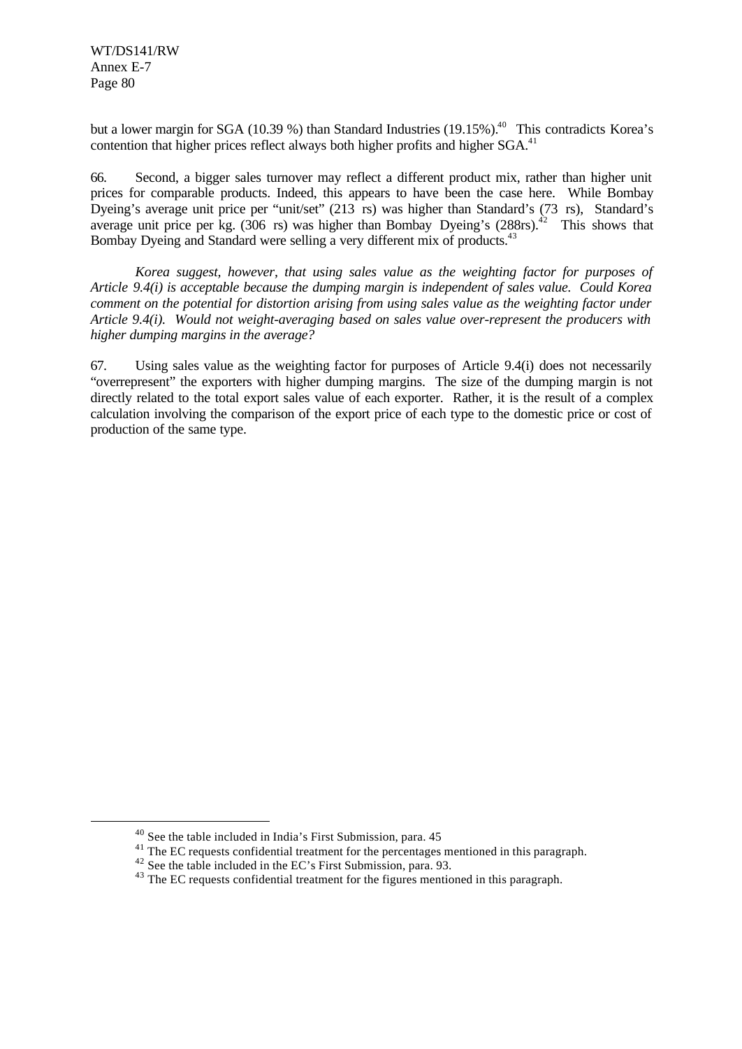but a lower margin for SGA (10.39 %) than Standard Industries (19.15%).[40] This contradicts Korea's contention that higher prices reflect always both higher profits and higher SGA.[41]

66. Second, a bigger sales turnover may reflect a different product mix, rather than higher unit prices for comparable products. Indeed, this appears to have been the case here. While Bombay Dyeing's average unit price per "unit/set" (213 rs) was higher than Standard's (73 rs), Standard's average unit price per kg. (306 rs) was higher than Bombay Dyeing's (288rs).[42] This shows that Bombay Dyeing and Standard were selling a very different mix of products.[43]

*Korea suggest, however, that using sales value as the weighting factor for purposes of Article 9.4(i) is acceptable because the dumping margin is independent of sales value. Could Korea comment on the potential for distortion arising from using sales value as the weighting factor under Article 9.4(i). Would not weight-averaging based on sales value over-represent the producers with higher dumping margins in the average?*

67. Using sales value as the weighting factor for purposes of Article 9.4(i) does not necessarily "overrepresent" the exporters with higher dumping margins. The size of the dumping margin is not directly related to the total export sales value of each exporter. Rather, it is the result of a complex calculation involving the comparison of the export price of each type to the domestic price or cost of production of the same type.

---

[40] See the table included in India's First Submission, para. 45

[41] The EC requests confidential treatment for the percentages mentioned in this paragraph.

[42] See the table included in the EC's First Submission, para. 93.

[43] The EC requests confidential treatment for the figures mentioned in this paragraph.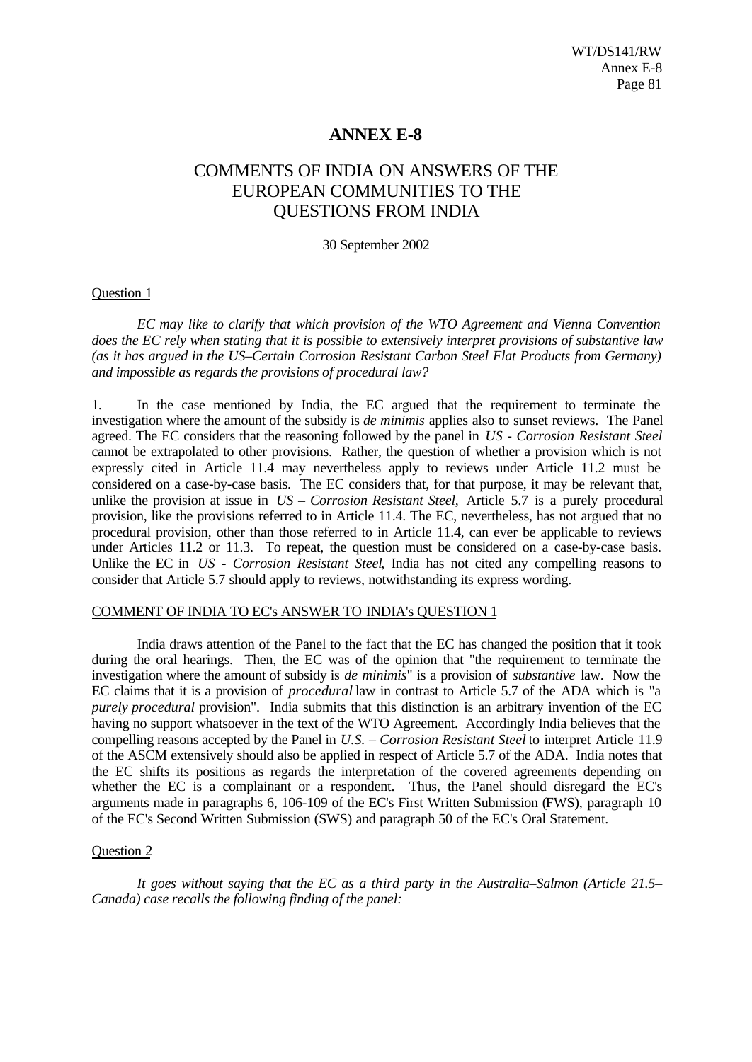# ANNEX E-8

## COMMENTS OF INDIA ON ANSWERS OF THE EUROPEAN COMMUNITIES TO THE QUESTIONS FROM INDIA

30 September 2002

Question 1

*EC may like to clarify that which provision of the WTO Agreement and Vienna Convention does the EC rely when stating that it is possible to extensively interpret provisions of substantive law (as it has argued in the US–Certain Corrosion Resistant Carbon Steel Flat Products from Germany) and impossible as regards the provisions of procedural law?*

1. In the case mentioned by India, the EC argued that the requirement to terminate the investigation where the amount of the subsidy is *de minimis* applies also to sunset reviews. The Panel agreed. The EC considers that the reasoning followed by the panel in *US - Corrosion Resistant Steel* cannot be extrapolated to other provisions. Rather, the question of whether a provision which is not expressly cited in Article 11.4 may nevertheless apply to reviews under Article 11.2 must be considered on a case-by-case basis. The EC considers that, for that purpose, it may be relevant that, unlike the provision at issue in *US – Corrosion Resistant Steel*, Article 5.7 is a purely procedural provision, like the provisions referred to in Article 11.4. The EC, nevertheless, has not argued that no procedural provision, other than those referred to in Article 11.4, can ever be applicable to reviews under Articles 11.2 or 11.3. To repeat, the question must be considered on a case-by-case basis. Unlike the EC in *US - Corrosion Resistant Steel*, India has not cited any compelling reasons to consider that Article 5.7 should apply to reviews, notwithstanding its express wording.

COMMENT OF INDIA TO EC's ANSWER TO INDIA's QUESTION 1

India draws attention of the Panel to the fact that the EC has changed the position that it took during the oral hearings. Then, the EC was of the opinion that "the requirement to terminate the investigation where the amount of subsidy is *de minimis*" is a provision of *substantive* law. Now the EC claims that it is a provision of *procedural* law in contrast to Article 5.7 of the ADA which is "a *purely procedural* provision". India submits that this distinction is an arbitrary invention of the EC having no support whatsoever in the text of the WTO Agreement. Accordingly India believes that the compelling reasons accepted by the Panel in *U.S. – Corrosion Resistant Steel* to interpret Article 11.9 of the ASCM extensively should also be applied in respect of Article 5.7 of the ADA. India notes that the EC shifts its positions as regards the interpretation of the covered agreements depending on whether the EC is a complainant or a respondent. Thus, the Panel should disregard the EC's arguments made in paragraphs 6, 106-109 of the EC's First Written Submission (FWS), paragraph 10 of the EC's Second Written Submission (SWS) and paragraph 50 of the EC's Oral Statement.

Question 2

*It goes without saying that the EC as a third party in the Australia–Salmon (Article 21.5–Canada) case recalls the following finding of the panel:*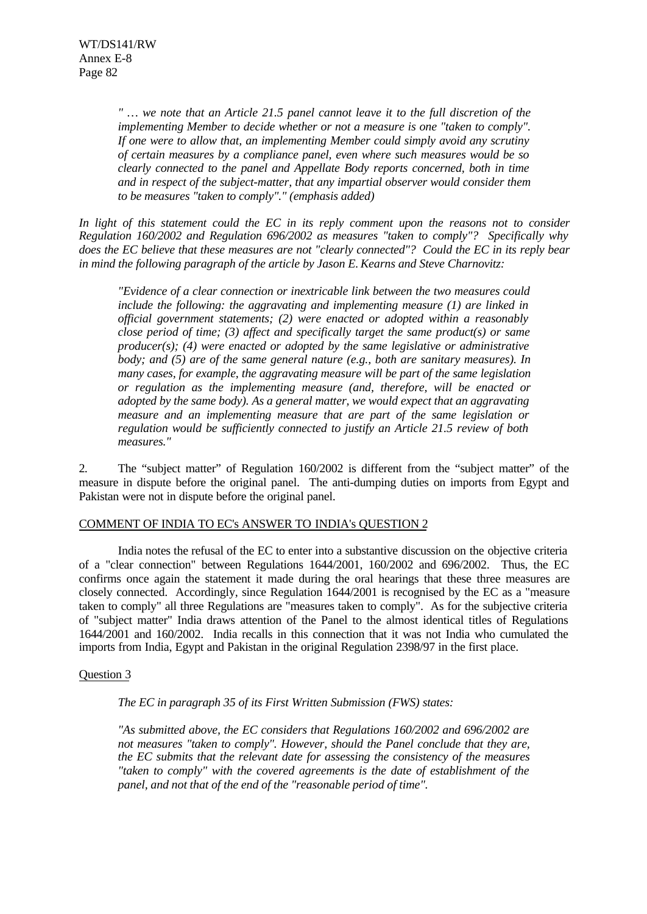*" … we note that an Article 21.5 panel cannot leave it to the full discretion of the implementing Member to decide whether or not a measure is one "taken to comply". If one were to allow that, an implementing Member could simply avoid any scrutiny of certain measures by a compliance panel, even where such measures would be so clearly connected to the panel and Appellate Body reports concerned, both in time and in respect of the subject-matter, that any impartial observer would consider them to be measures "taken to comply"." (emphasis added)*

*In light of this statement could the EC in its reply comment upon the reasons not to consider Regulation 160/2002 and Regulation 696/2002 as measures "taken to comply"? Specifically why does the EC believe that these measures are not "clearly connected"? Could the EC in its reply bear in mind the following paragraph of the article by Jason E. Kearns and Steve Charnovitz:*

*"Evidence of a clear connection or inextricable link between the two measures could include the following: the aggravating and implementing measure (1) are linked in official government statements; (2) were enacted or adopted within a reasonably close period of time; (3) affect and specifically target the same product(s) or same producer(s); (4) were enacted or adopted by the same legislative or administrative body; and (5) are of the same general nature (e.g., both are sanitary measures). In many cases, for example, the aggravating measure will be part of the same legislation or regulation as the implementing measure (and, therefore, will be enacted or adopted by the same body). As a general matter, we would expect that an aggravating measure and an implementing measure that are part of the same legislation or regulation would be sufficiently connected to justify an Article 21.5 review of both measures."*

2. The "subject matter" of Regulation 160/2002 is different from the "subject matter" of the measure in dispute before the original panel. The anti-dumping duties on imports from Egypt and Pakistan were not in dispute before the original panel.

COMMENT OF INDIA TO EC's ANSWER TO INDIA's QUESTION 2

India notes the refusal of the EC to enter into a substantive discussion on the objective criteria of a "clear connection" between Regulations 1644/2001, 160/2002 and 696/2002. Thus, the EC confirms once again the statement it made during the oral hearings that these three measures are closely connected. Accordingly, since Regulation 1644/2001 is recognised by the EC as a "measure taken to comply" all three Regulations are "measures taken to comply". As for the subjective criteria of "subject matter" India draws attention of the Panel to the almost identical titles of Regulations 1644/2001 and 160/2002. India recalls in this connection that it was not India who cumulated the imports from India, Egypt and Pakistan in the original Regulation 2398/97 in the first place.

Question 3

*The EC in paragraph 35 of its First Written Submission (FWS) states:*

*"As submitted above, the EC considers that Regulations 160/2002 and 696/2002 are not measures "taken to comply". However, should the Panel conclude that they are, the EC submits that the relevant date for assessing the consistency of the measures "taken to comply" with the covered agreements is the date of establishment of the panel, and not that of the end of the "reasonable period of time".*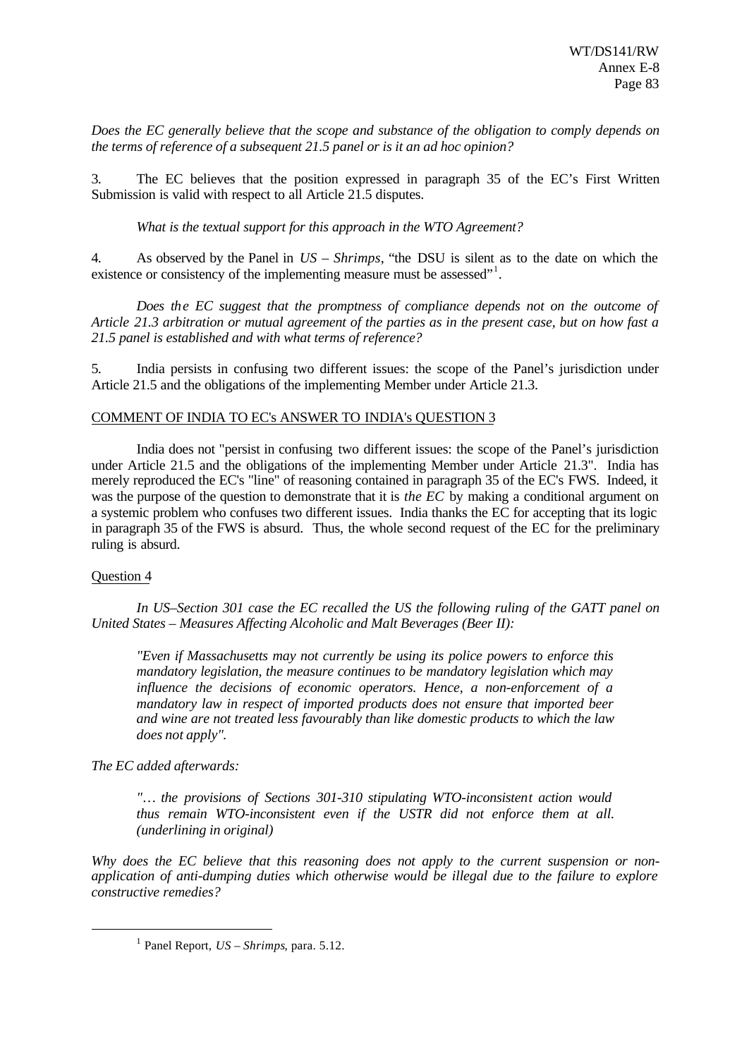*Does the EC generally believe that the scope and substance of the obligation to comply depends on the terms of reference of a subsequent 21.5 panel or is it an ad hoc opinion?*

3. The EC believes that the position expressed in paragraph 35 of the EC's First Written Submission is valid with respect to all Article 21.5 disputes.

*What is the textual support for this approach in the WTO Agreement?*

4. As observed by the Panel in *US – Shrimps*, "the DSU is silent as to the date on which the existence or consistency of the implementing measure must be assessed"[1].

*Does the EC suggest that the promptness of compliance depends not on the outcome of Article 21.3 arbitration or mutual agreement of the parties as in the present case, but on how fast a 21.5 panel is established and with what terms of reference?*

5. India persists in confusing two different issues: the scope of the Panel's jurisdiction under Article 21.5 and the obligations of the implementing Member under Article 21.3.

<u>COMMENT OF INDIA TO EC's ANSWER TO INDIA's QUESTION 3</u>

India does not "persist in confusing two different issues: the scope of the Panel's jurisdiction under Article 21.5 and the obligations of the implementing Member under Article 21.3". India has merely reproduced the EC's "line" of reasoning contained in paragraph 35 of the EC's FWS. Indeed, it was the purpose of the question to demonstrate that it is *the EC* by making a conditional argument on a systemic problem who confuses two different issues. India thanks the EC for accepting that its logic in paragraph 35 of the FWS is absurd. Thus, the whole second request of the EC for the preliminary ruling is absurd.

<u>Question 4</u>

*In US–Section 301 case the EC recalled the US the following ruling of the GATT panel on United States – Measures Affecting Alcoholic and Malt Beverages (Beer II):*

> *"Even if Massachusetts may not currently be using its police powers to enforce this mandatory legislation, the measure continues to be mandatory legislation which may influence the decisions of economic operators. Hence, a non-enforcement of a mandatory law in respect of imported products does not ensure that imported beer and wine are not treated less favourably than like domestic products to which the law does not apply".*

*The EC added afterwards:*

> *"… the provisions of Sections 301-310 stipulating WTO-inconsistent action would thus remain WTO-inconsistent even if the USTR did not enforce them at all. (underlining in original)*

*Why does the EC believe that this reasoning does not apply to the current suspension or non-application of anti-dumping duties which otherwise would be illegal due to the failure to explore constructive remedies?*

---

[1] Panel Report, *US – Shrimps*, para. 5.12.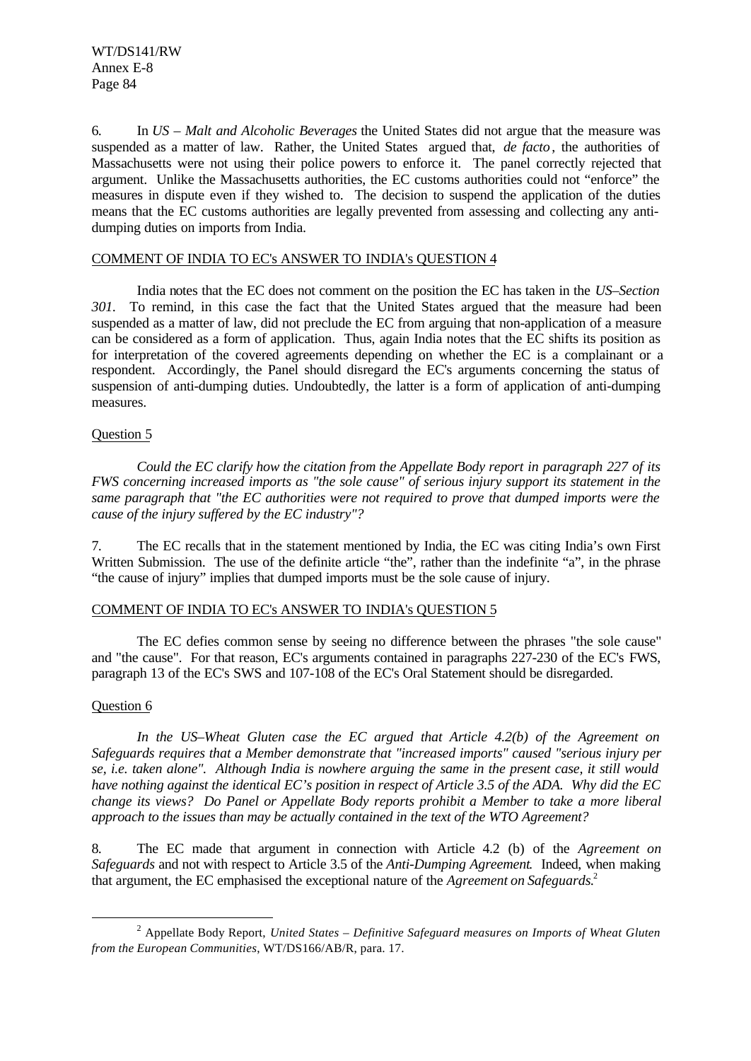6. In *US – Malt and Alcoholic Beverages* the United States did not argue that the measure was suspended as a matter of law. Rather, the United States argued that, *de facto*, the authorities of Massachusetts were not using their police powers to enforce it. The panel correctly rejected that argument. Unlike the Massachusetts authorities, the EC customs authorities could not "enforce" the measures in dispute even if they wished to. The decision to suspend the application of the duties means that the EC customs authorities are legally prevented from assessing and collecting any anti-dumping duties on imports from India.

COMMENT OF INDIA TO EC's ANSWER TO INDIA's QUESTION 4

India notes that the EC does not comment on the position the EC has taken in the *US–Section 301*. To remind, in this case the fact that the United States argued that the measure had been suspended as a matter of law, did not preclude the EC from arguing that non-application of a measure can be considered as a form of application. Thus, again India notes that the EC shifts its position as for interpretation of the covered agreements depending on whether the EC is a complainant or a respondent. Accordingly, the Panel should disregard the EC's arguments concerning the status of suspension of anti-dumping duties. Undoubtedly, the latter is a form of application of anti-dumping measures.

Question 5

*Could the EC clarify how the citation from the Appellate Body report in paragraph 227 of its FWS concerning increased imports as "the sole cause" of serious injury support its statement in the same paragraph that "the EC authorities were not required to prove that dumped imports were the cause of the injury suffered by the EC industry"?*

7. The EC recalls that in the statement mentioned by India, the EC was citing India's own First Written Submission. The use of the definite article "the", rather than the indefinite "a", in the phrase "the cause of injury" implies that dumped imports must be the sole cause of injury.

COMMENT OF INDIA TO EC's ANSWER TO INDIA's QUESTION 5

The EC defies common sense by seeing no difference between the phrases "the sole cause" and "the cause". For that reason, EC's arguments contained in paragraphs 227-230 of the EC's FWS, paragraph 13 of the EC's SWS and 107-108 of the EC's Oral Statement should be disregarded.

Question 6

*In the US–Wheat Gluten case the EC argued that Article 4.2(b) of the Agreement on Safeguards requires that a Member demonstrate that "increased imports" caused "serious injury per se, i.e. taken alone". Although India is nowhere arguing the same in the present case, it still would have nothing against the identical EC's position in respect of Article 3.5 of the ADA. Why did the EC change its views? Do Panel or Appellate Body reports prohibit a Member to take a more liberal approach to the issues than may be actually contained in the text of the WTO Agreement?*

8. The EC made that argument in connection with Article 4.2 (b) of the *Agreement on Safeguards* and not with respect to Article 3.5 of the *Anti-Dumping Agreement*. Indeed, when making that argument, the EC emphasised the exceptional nature of the *Agreement on Safeguards*.[2]

---

[2] Appellate Body Report, *United States – Definitive Safeguard measures on Imports of Wheat Gluten from the European Communities*, WT/DS166/AB/R, para. 17.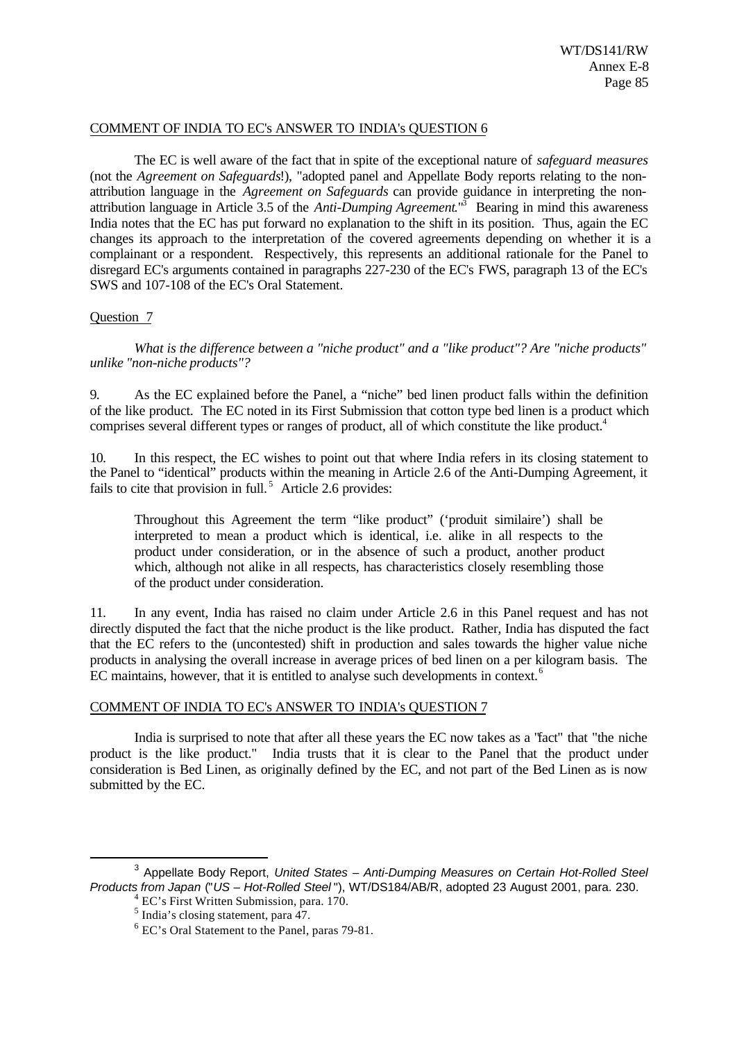COMMENT OF INDIA TO EC's ANSWER TO INDIA's QUESTION 6

The EC is well aware of the fact that in spite of the exceptional nature of *safeguard measures* (not the *Agreement on Safeguards*!), "adopted panel and Appellate Body reports relating to the non-attribution language in the *Agreement on Safeguards* can provide guidance in interpreting the non-attribution language in Article 3.5 of the *Anti-Dumping Agreement*."[3] Bearing in mind this awareness India notes that the EC has put forward no explanation to the shift in its position. Thus, again the EC changes its approach to the interpretation of the covered agreements depending on whether it is a complainant or a respondent. Respectively, this represents an additional rationale for the Panel to disregard EC's arguments contained in paragraphs 227-230 of the EC's FWS, paragraph 13 of the EC's SWS and 107-108 of the EC's Oral Statement.

Question 7

*What is the difference between a "niche product" and a "like product"? Are "niche products" unlike "non-niche products"?*

9. As the EC explained before the Panel, a "niche" bed linen product falls within the definition of the like product. The EC noted in its First Submission that cotton type bed linen is a product which comprises several different types or ranges of product, all of which constitute the like product.[4]

10. In this respect, the EC wishes to point out that where India refers in its closing statement to the Panel to "identical" products within the meaning in Article 2.6 of the Anti-Dumping Agreement, it fails to cite that provision in full.[5] Article 2.6 provides:

> Throughout this Agreement the term "like product" ('produit similaire') shall be interpreted to mean a product which is identical, i.e. alike in all respects to the product under consideration, or in the absence of such a product, another product which, although not alike in all respects, has characteristics closely resembling those of the product under consideration.

11. In any event, India has raised no claim under Article 2.6 in this Panel request and has not directly disputed the fact that the niche product is the like product. Rather, India has disputed the fact that the EC refers to the (uncontested) shift in production and sales towards the higher value niche products in analysing the overall increase in average prices of bed linen on a per kilogram basis. The EC maintains, however, that it is entitled to analyse such developments in context.[6]

COMMENT OF INDIA TO EC's ANSWER TO INDIA's QUESTION 7

India is surprised to note that after all these years the EC now takes as a "fact" that "the niche product is the like product." India trusts that it is clear to the Panel that the product under consideration is Bed Linen, as originally defined by the EC, and not part of the Bed Linen as is now submitted by the EC.

---

[3] Appellate Body Report, *United States – Anti-Dumping Measures on Certain Hot-Rolled Steel Products from Japan* ("*US – Hot-Rolled Steel*"), WT/DS184/AB/R, adopted 23 August 2001, para. 230.

[4] EC's First Written Submission, para. 170.

[5] India's closing statement, para 47.

[6] EC's Oral Statement to the Panel, paras 79-81.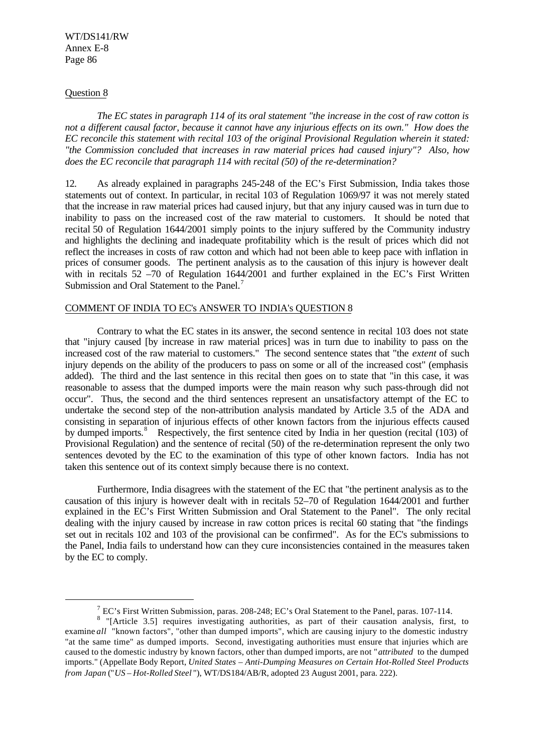Question 8

*The EC states in paragraph 114 of its oral statement "the increase in the cost of raw cotton is not a different causal factor, because it cannot have any injurious effects on its own." How does the EC reconcile this statement with recital 103 of the original Provisional Regulation wherein it stated: "the Commission concluded that increases in raw material prices had caused injury"? Also, how does the EC reconcile that paragraph 114 with recital (50) of the re-determination?*

12. As already explained in paragraphs 245-248 of the EC's First Submission, India takes those statements out of context. In particular, in recital 103 of Regulation 1069/97 it was not merely stated that the increase in raw material prices had caused injury, but that any injury caused was in turn due to inability to pass on the increased cost of the raw material to customers. It should be noted that recital 50 of Regulation 1644/2001 simply points to the injury suffered by the Community industry and highlights the declining and inadequate profitability which is the result of prices which did not reflect the increases in costs of raw cotton and which had not been able to keep pace with inflation in prices of consumer goods. The pertinent analysis as to the causation of this injury is however dealt with in recitals 52 –70 of Regulation 1644/2001 and further explained in the EC's First Written Submission and Oral Statement to the Panel.[7]

COMMENT OF INDIA TO EC's ANSWER TO INDIA's QUESTION 8

Contrary to what the EC states in its answer, the second sentence in recital 103 does not state that "injury caused [by increase in raw material prices] was in turn due to inability to pass on the increased cost of the raw material to customers." The second sentence states that "the *extent* of such injury depends on the ability of the producers to pass on some or all of the increased cost" (emphasis added). The third and the last sentence in this recital then goes on to state that "in this case, it was reasonable to assess that the dumped imports were the main reason why such pass-through did not occur". Thus, the second and the third sentences represent an unsatisfactory attempt of the EC to undertake the second step of the non-attribution analysis mandated by Article 3.5 of the ADA and consisting in separation of injurious effects of other known factors from the injurious effects caused by dumped imports.[8] Respectively, the first sentence cited by India in her question (recital (103) of Provisional Regulation) and the sentence of recital (50) of the re-determination represent the only two sentences devoted by the EC to the examination of this type of other known factors. India has not taken this sentence out of its context simply because there is no context.

Furthermore, India disagrees with the statement of the EC that "the pertinent analysis as to the causation of this injury is however dealt with in recitals 52–70 of Regulation 1644/2001 and further explained in the EC's First Written Submission and Oral Statement to the Panel". The only recital dealing with the injury caused by increase in raw cotton prices is recital 60 stating that "the findings set out in recitals 102 and 103 of the provisional can be confirmed". As for the EC's submissions to the Panel, India fails to understand how can they cure inconsistencies contained in the measures taken by the EC to comply.

[7] EC's First Written Submission, paras. 208-248; EC's Oral Statement to the Panel, paras. 107-114.

[8] "[Article 3.5] requires investigating authorities, as part of their causation analysis, first, to examine *all* "known factors", "other than dumped imports", which are causing injury to the domestic industry "at the same time" as dumped imports. Second, investigating authorities must ensure that injuries which are caused to the domestic industry by known factors, other than dumped imports, are not "*attributed* to the dumped imports." (Appellate Body Report, *United States – Anti-Dumping Measures on Certain Hot-Rolled Steel Products from Japan* ("*US – Hot-Rolled Steel*"), WT/DS184/AB/R, adopted 23 August 2001, para. 222).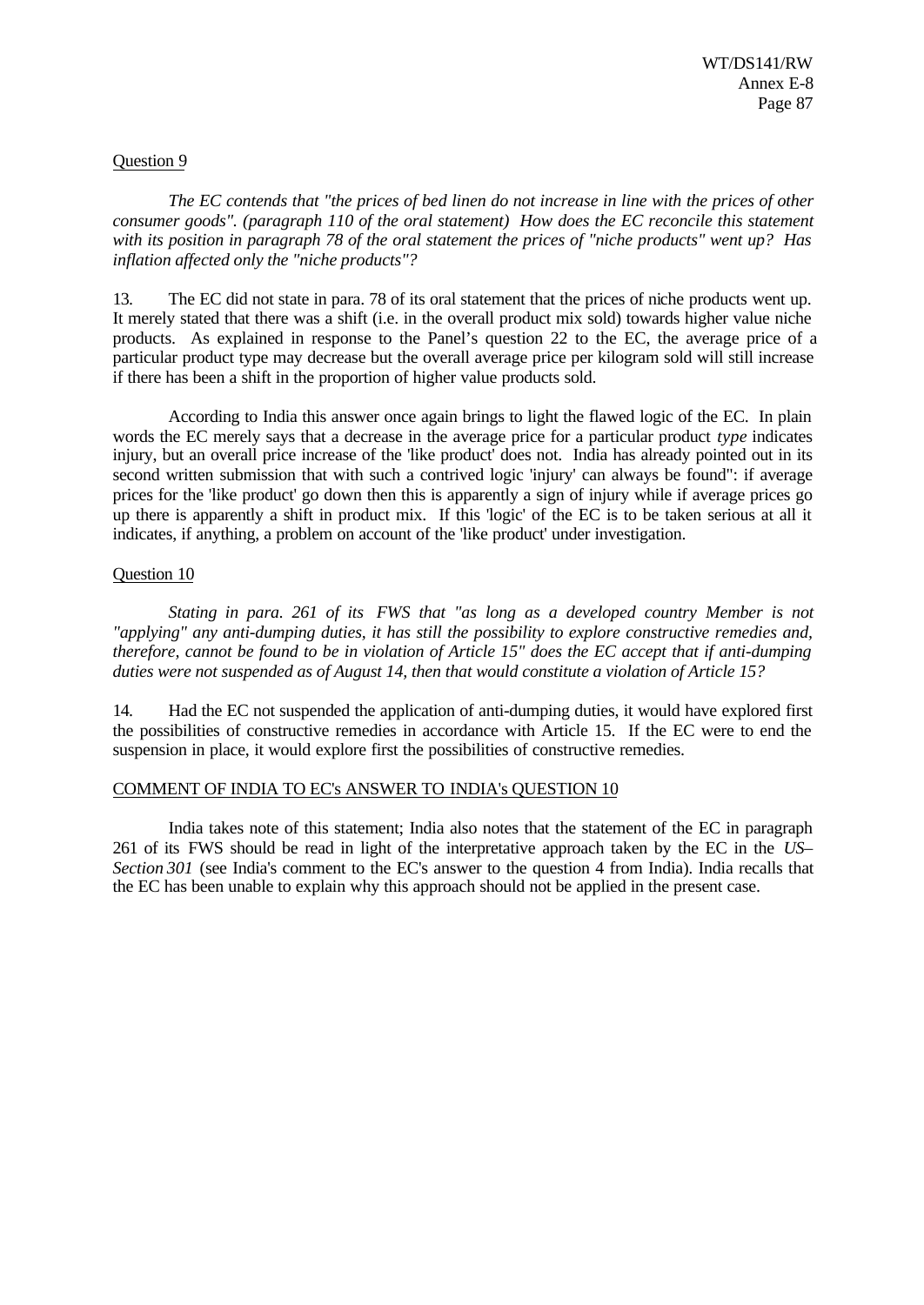Question 9

*The EC contends that "the prices of bed linen do not increase in line with the prices of other consumer goods". (paragraph 110 of the oral statement) How does the EC reconcile this statement with its position in paragraph 78 of the oral statement the prices of "niche products" went up? Has inflation affected only the "niche products"?*

13. The EC did not state in para. 78 of its oral statement that the prices of niche products went up. It merely stated that there was a shift (i.e. in the overall product mix sold) towards higher value niche products. As explained in response to the Panel's question 22 to the EC, the average price of a particular product type may decrease but the overall average price per kilogram sold will still increase if there has been a shift in the proportion of higher value products sold.

According to India this answer once again brings to light the flawed logic of the EC. In plain words the EC merely says that a decrease in the average price for a particular product *type* indicates injury, but an overall price increase of the 'like product' does not. India has already pointed out in its second written submission that with such a contrived logic 'injury' can always be found": if average prices for the 'like product' go down then this is apparently a sign of injury while if average prices go up there is apparently a shift in product mix. If this 'logic' of the EC is to be taken serious at all it indicates, if anything, a problem on account of the 'like product' under investigation.

Question 10

*Stating in para. 261 of its FWS that "as long as a developed country Member is not "applying" any anti-dumping duties, it has still the possibility to explore constructive remedies and, therefore, cannot be found to be in violation of Article 15" does the EC accept that if anti-dumping duties were not suspended as of August 14, then that would constitute a violation of Article 15?*

14. Had the EC not suspended the application of anti-dumping duties, it would have explored first the possibilities of constructive remedies in accordance with Article 15. If the EC were to end the suspension in place, it would explore first the possibilities of constructive remedies.

COMMENT OF INDIA TO EC's ANSWER TO INDIA's QUESTION 10

India takes note of this statement; India also notes that the statement of the EC in paragraph 261 of its FWS should be read in light of the interpretative approach taken by the EC in the *US–Section 301* (see India's comment to the EC's answer to the question 4 from India). India recalls that the EC has been unable to explain why this approach should not be applied in the present case.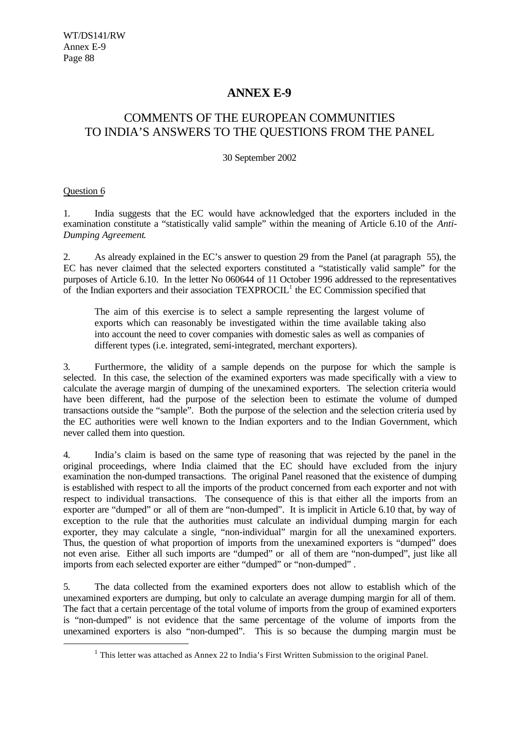# ANNEX E-9

## COMMENTS OF THE EUROPEAN COMMUNITIES TO INDIA'S ANSWERS TO THE QUESTIONS FROM THE PANEL

30 September 2002

Question 6

1. India suggests that the EC would have acknowledged that the exporters included in the examination constitute a "statistically valid sample" within the meaning of Article 6.10 of the *Anti-Dumping Agreement*.

2. As already explained in the EC's answer to question 29 from the Panel (at paragraph 55), the EC has never claimed that the selected exporters constituted a "statistically valid sample" for the purposes of Article 6.10. In the letter No 060644 of 11 October 1996 addressed to the representatives of the Indian exporters and their association TEXPROCIL[1] the EC Commission specified that

> The aim of this exercise is to select a sample representing the largest volume of exports which can reasonably be investigated within the time available taking also into account the need to cover companies with domestic sales as well as companies of different types (i.e. integrated, semi-integrated, merchant exporters).

3. Furthermore, the validity of a sample depends on the purpose for which the sample is selected. In this case, the selection of the examined exporters was made specifically with a view to calculate the average margin of dumping of the unexamined exporters. The selection criteria would have been different, had the purpose of the selection been to estimate the volume of dumped transactions outside the "sample". Both the purpose of the selection and the selection criteria used by the EC authorities were well known to the Indian exporters and to the Indian Government, which never called them into question.

4. India's claim is based on the same type of reasoning that was rejected by the panel in the original proceedings, where India claimed that the EC should have excluded from the injury examination the non-dumped transactions. The original Panel reasoned that the existence of dumping is established with respect to all the imports of the product concerned from each exporter and not with respect to individual transactions. The consequence of this is that either all the imports from an exporter are "dumped" or all of them are "non-dumped". It is implicit in Article 6.10 that, by way of exception to the rule that the authorities must calculate an individual dumping margin for each exporter, they may calculate a single, "non-individual" margin for all the unexamined exporters. Thus, the question of what proportion of imports from the unexamined exporters is "dumped" does not even arise. Either all such imports are "dumped" or all of them are "non-dumped", just like all imports from each selected exporter are either "dumped" or "non-dumped".

5. The data collected from the examined exporters does not allow to establish which of the unexamined exporters are dumping, but only to calculate an average dumping margin for all of them. The fact that a certain percentage of the total volume of imports from the group of examined exporters is "non-dumped" is not evidence that the same percentage of the volume of imports from the unexamined exporters is also "non-dumped". This is so because the dumping margin must be

[1] This letter was attached as Annex 22 to India's First Written Submission to the original Panel.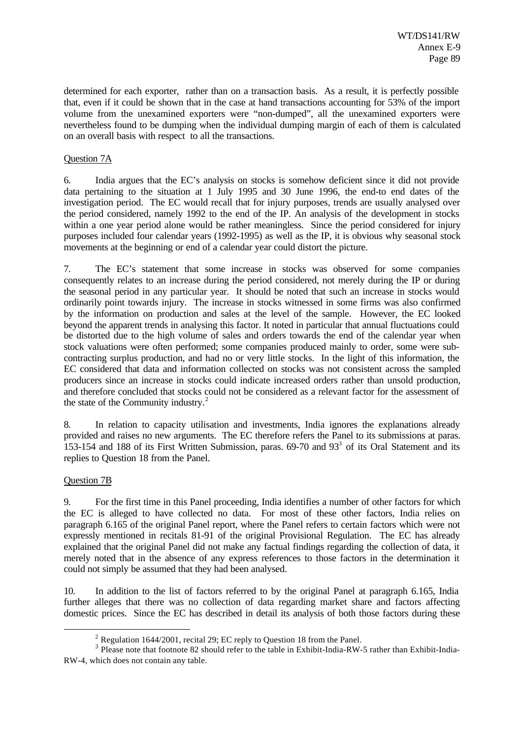determined for each exporter, rather than on a transaction basis. As a result, it is perfectly possible that, even if it could be shown that in the case at hand transactions accounting for 53% of the import volume from the unexamined exporters were "non-dumped", all the unexamined exporters were nevertheless found to be dumping when the individual dumping margin of each of them is calculated on an overall basis with respect to all the transactions.

Question 7A

6. India argues that the EC's analysis on stocks is somehow deficient since it did not provide data pertaining to the situation at 1 July 1995 and 30 June 1996, the end-to end dates of the investigation period. The EC would recall that for injury purposes, trends are usually analysed over the period considered, namely 1992 to the end of the IP. An analysis of the development in stocks within a one year period alone would be rather meaningless. Since the period considered for injury purposes included four calendar years (1992-1995) as well as the IP, it is obvious why seasonal stock movements at the beginning or end of a calendar year could distort the picture.

7. The EC's statement that some increase in stocks was observed for some companies consequently relates to an increase during the period considered, not merely during the IP or during the seasonal period in any particular year. It should be noted that such an increase in stocks would ordinarily point towards injury. The increase in stocks witnessed in some firms was also confirmed by the information on production and sales at the level of the sample. However, the EC looked beyond the apparent trends in analysing this factor. It noted in particular that annual fluctuations could be distorted due to the high volume of sales and orders towards the end of the calendar year when stock valuations were often performed; some companies produced mainly to order, some were sub-contracting surplus production, and had no or very little stocks. In the light of this information, the EC considered that data and information collected on stocks was not consistent across the sampled producers since an increase in stocks could indicate increased orders rather than unsold production, and therefore concluded that stocks could not be considered as a relevant factor for the assessment of the state of the Community industry.[2]

8. In relation to capacity utilisation and investments, India ignores the explanations already provided and raises no new arguments. The EC therefore refers the Panel to its submissions at paras. 153-154 and 188 of its First Written Submission, paras. 69-70 and 93[3] of its Oral Statement and its replies to Question 18 from the Panel.

Question 7B

9. For the first time in this Panel proceeding, India identifies a number of other factors for which the EC is alleged to have collected no data. For most of these other factors, India relies on paragraph 6.165 of the original Panel report, where the Panel refers to certain factors which were not expressly mentioned in recitals 81-91 of the original Provisional Regulation. The EC has already explained that the original Panel did not make any factual findings regarding the collection of data, it merely noted that in the absence of any express references to those factors in the determination it could not simply be assumed that they had been analysed.

10. In addition to the list of factors referred to by the original Panel at paragraph 6.165, India further alleges that there was no collection of data regarding market share and factors affecting domestic prices. Since the EC has described in detail its analysis of both those factors during these

[2] Regulation 1644/2001, recital 29; EC reply to Question 18 from the Panel.

[3] Please note that footnote 82 should refer to the table in Exhibit-India-RW-5 rather than Exhibit-India-RW-4, which does not contain any table.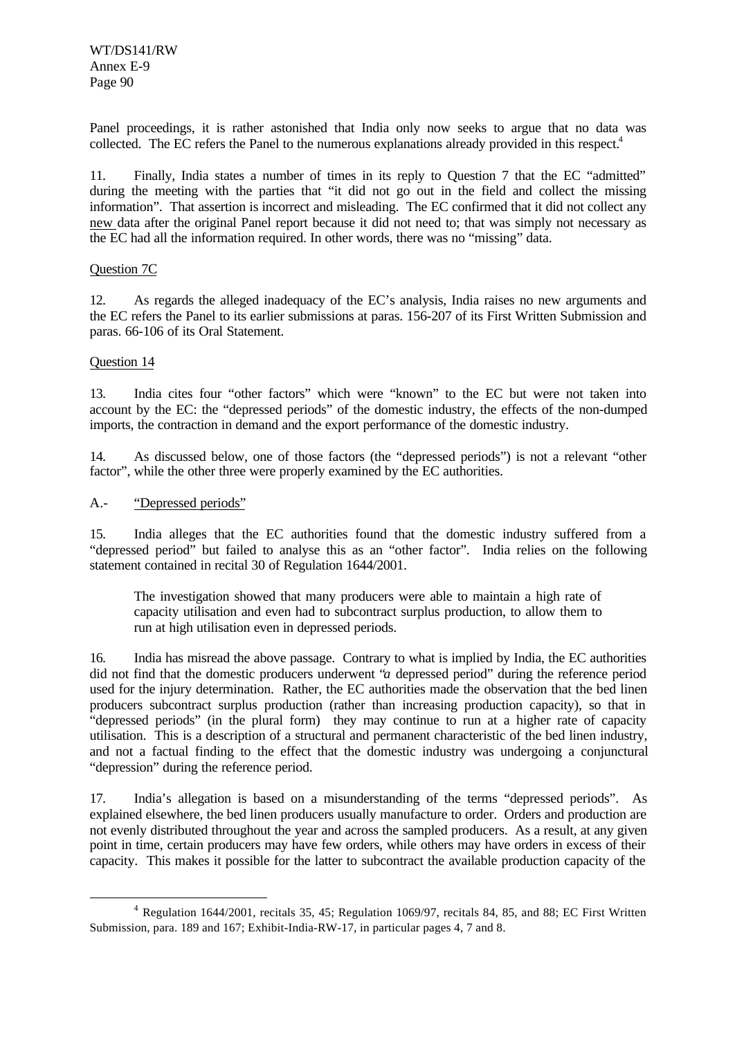Panel proceedings, it is rather astonished that India only now seeks to argue that no data was collected. The EC refers the Panel to the numerous explanations already provided in this respect.[4]

11. Finally, India states a number of times in its reply to Question 7 that the EC "admitted" during the meeting with the parties that "it did not go out in the field and collect the missing information". That assertion is incorrect and misleading. The EC confirmed that it did not collect any new data after the original Panel report because it did not need to; that was simply not necessary as the EC had all the information required. In other words, there was no "missing" data.

Question 7C

12. As regards the alleged inadequacy of the EC's analysis, India raises no new arguments and the EC refers the Panel to its earlier submissions at paras. 156-207 of its First Written Submission and paras. 66-106 of its Oral Statement.

Question 14

13. India cites four "other factors" which were "known" to the EC but were not taken into account by the EC: the "depressed periods" of the domestic industry, the effects of the non-dumped imports, the contraction in demand and the export performance of the domestic industry.

14. As discussed below, one of those factors (the "depressed periods") is not a relevant "other factor", while the other three were properly examined by the EC authorities.

A.- "Depressed periods"

15. India alleges that the EC authorities found that the domestic industry suffered from a "depressed period" but failed to analyse this as an "other factor". India relies on the following statement contained in recital 30 of Regulation 1644/2001.

> The investigation showed that many producers were able to maintain a high rate of capacity utilisation and even had to subcontract surplus production, to allow them to run at high utilisation even in depressed periods.

16. India has misread the above passage. Contrary to what is implied by India, the EC authorities did not find that the domestic producers underwent "*a* depressed period" during the reference period used for the injury determination. Rather, the EC authorities made the observation that the bed linen producers subcontract surplus production (rather than increasing production capacity), so that in "depressed periods" (in the plural form) they may continue to run at a higher rate of capacity utilisation. This is a description of a structural and permanent characteristic of the bed linen industry, and not a factual finding to the effect that the domestic industry was undergoing a conjunctural "depression" during the reference period.

17. India's allegation is based on a misunderstanding of the terms "depressed periods". As explained elsewhere, the bed linen producers usually manufacture to order. Orders and production are not evenly distributed throughout the year and across the sampled producers. As a result, at any given point in time, certain producers may have few orders, while others may have orders in excess of their capacity. This makes it possible for the latter to subcontract the available production capacity of the

---

[4] Regulation 1644/2001, recitals 35, 45; Regulation 1069/97, recitals 84, 85, and 88; EC First Written Submission, para. 189 and 167; Exhibit-India-RW-17, in particular pages 4, 7 and 8.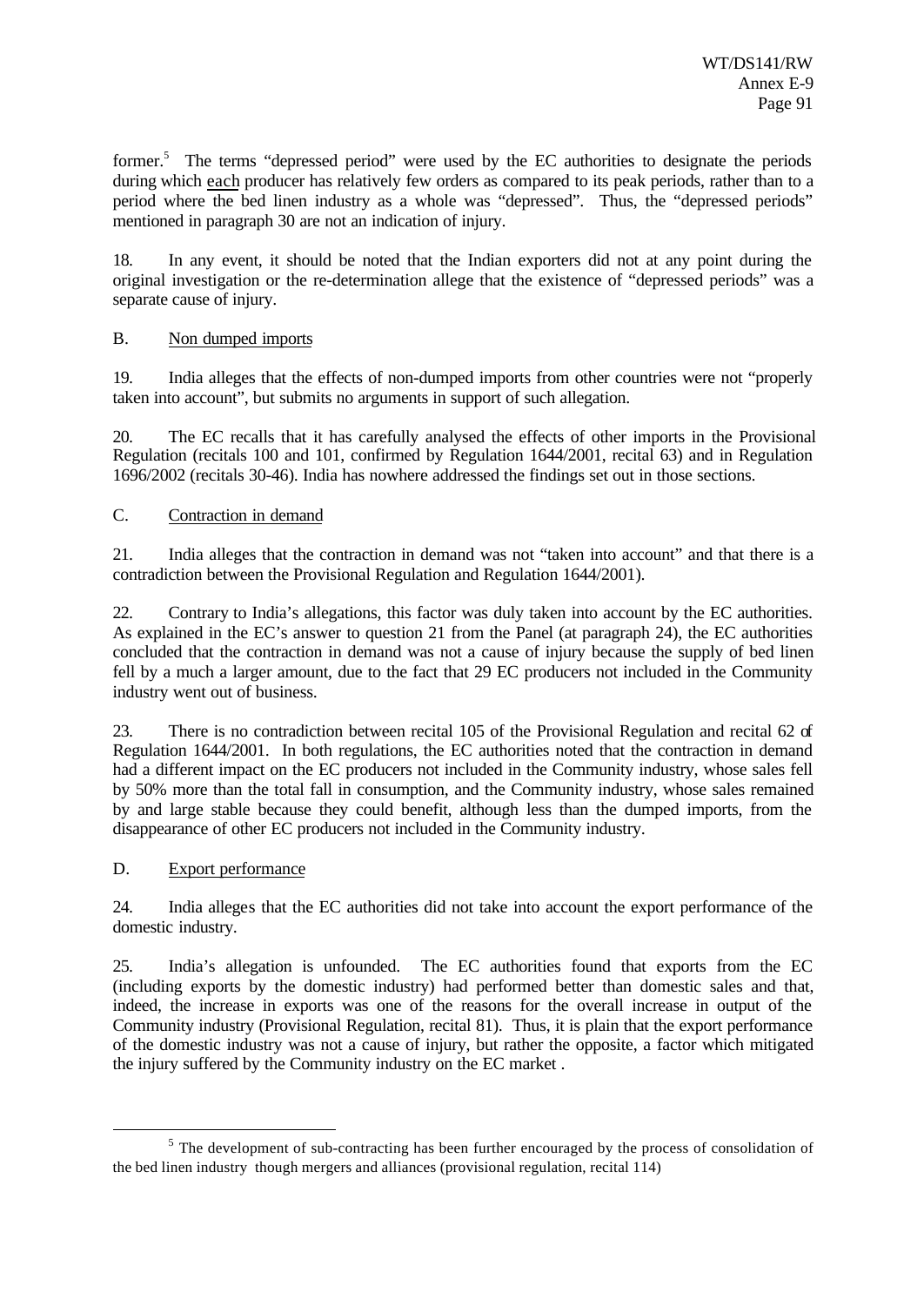former.[5] The terms "depressed period" were used by the EC authorities to designate the periods during which each producer has relatively few orders as compared to its peak periods, rather than to a period where the bed linen industry as a whole was "depressed". Thus, the "depressed periods" mentioned in paragraph 30 are not an indication of injury.

18. In any event, it should be noted that the Indian exporters did not at any point during the original investigation or the re-determination allege that the existence of "depressed periods" was a separate cause of injury.

B. Non dumped imports

19. India alleges that the effects of non-dumped imports from other countries were not "properly taken into account", but submits no arguments in support of such allegation.

20. The EC recalls that it has carefully analysed the effects of other imports in the Provisional Regulation (recitals 100 and 101, confirmed by Regulation 1644/2001, recital 63) and in Regulation 1696/2002 (recitals 30-46). India has nowhere addressed the findings set out in those sections.

C. Contraction in demand

21. India alleges that the contraction in demand was not "taken into account" and that there is a contradiction between the Provisional Regulation and Regulation 1644/2001).

22. Contrary to India's allegations, this factor was duly taken into account by the EC authorities. As explained in the EC's answer to question 21 from the Panel (at paragraph 24), the EC authorities concluded that the contraction in demand was not a cause of injury because the supply of bed linen fell by a much a larger amount, due to the fact that 29 EC producers not included in the Community industry went out of business.

23. There is no contradiction between recital 105 of the Provisional Regulation and recital 62 of Regulation 1644/2001. In both regulations, the EC authorities noted that the contraction in demand had a different impact on the EC producers not included in the Community industry, whose sales fell by 50% more than the total fall in consumption, and the Community industry, whose sales remained by and large stable because they could benefit, although less than the dumped imports, from the disappearance of other EC producers not included in the Community industry.

D. Export performance

24. India alleges that the EC authorities did not take into account the export performance of the domestic industry.

25. India's allegation is unfounded. The EC authorities found that exports from the EC (including exports by the domestic industry) had performed better than domestic sales and that, indeed, the increase in exports was one of the reasons for the overall increase in output of the Community industry (Provisional Regulation, recital 81). Thus, it is plain that the export performance of the domestic industry was not a cause of injury, but rather the opposite, a factor which mitigated the injury suffered by the Community industry on the EC market .

---

[5] The development of sub-contracting has been further encouraged by the process of consolidation of the bed linen industry though mergers and alliances (provisional regulation, recital 114)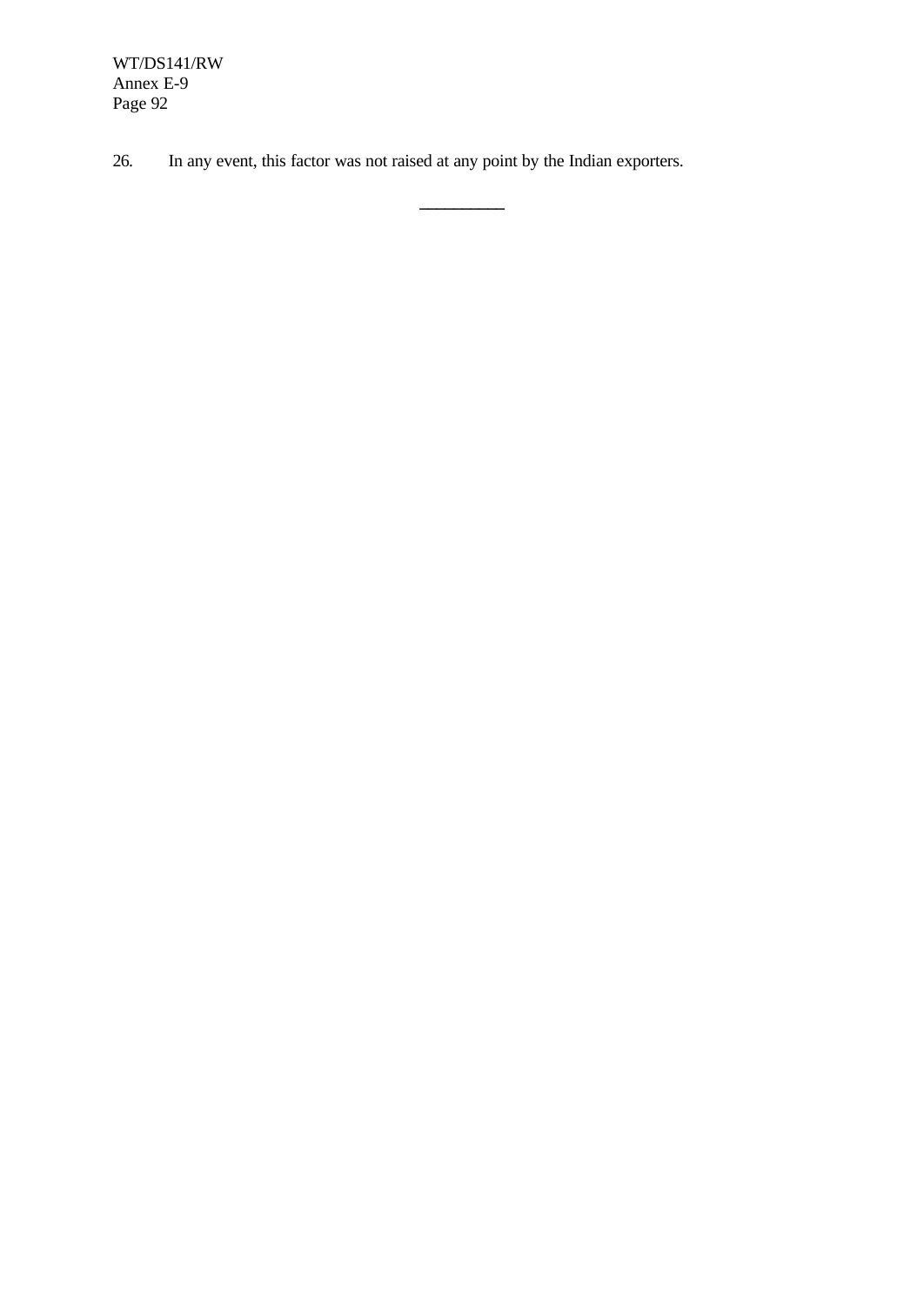26. In any event, this factor was not raised at any point by the Indian exporters.

__________